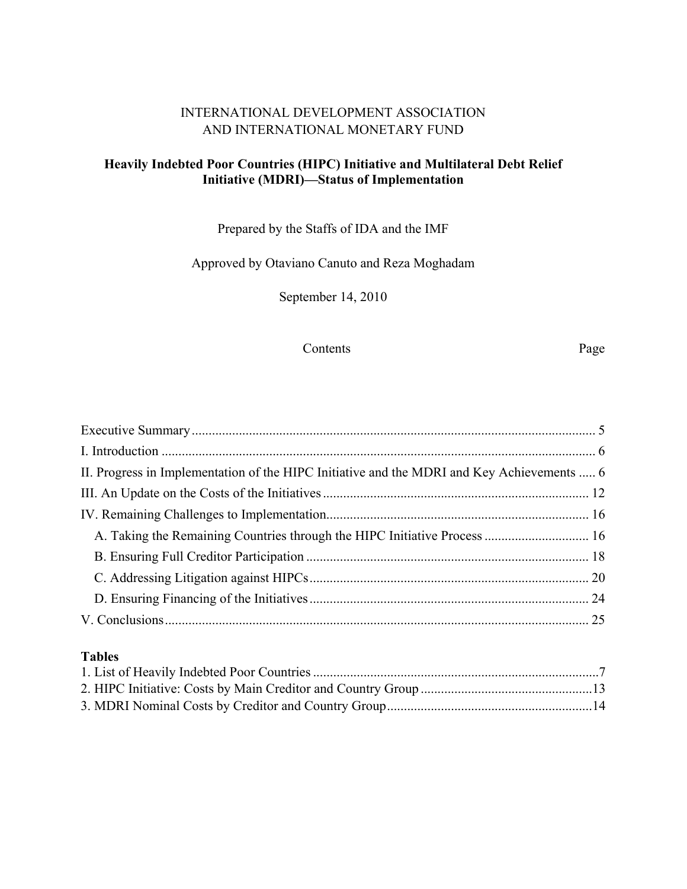INTERNATIONAL DEVELOPMENT ASSOCIATION
AND INTERNATIONAL MONETARY FUND

# Heavily Indebted Poor Countries (HIPC) Initiative and Multilateral Debt Relief Initiative (MDRI)—Status of Implementation

Prepared by the Staffs of IDA and the IMF

Approved by Otaviano Canuto and Reza Moghadam

September 14, 2010

Contents Page

Executive Summary ..... 5
I. Introduction ..... 6
II. Progress in Implementation of the HIPC Initiative and the MDRI and Key Achievements ..... 6
III. An Update on the Costs of the Initiatives ..... 12
IV. Remaining Challenges to Implementation ..... 16
  A. Taking the Remaining Countries through the HIPC Initiative Process ..... 16
  B. Ensuring Full Creditor Participation ..... 18
  C. Addressing Litigation against HIPCs ..... 20
  D. Ensuring Financing of the Initiatives ..... 24
V. Conclusions ..... 25

**Tables**
1. List of Heavily Indebted Poor Countries ..... 7
2. HIPC Initiative: Costs by Main Creditor and Country Group ..... 13
3. MDRI Nominal Costs by Creditor and Country Group ..... 14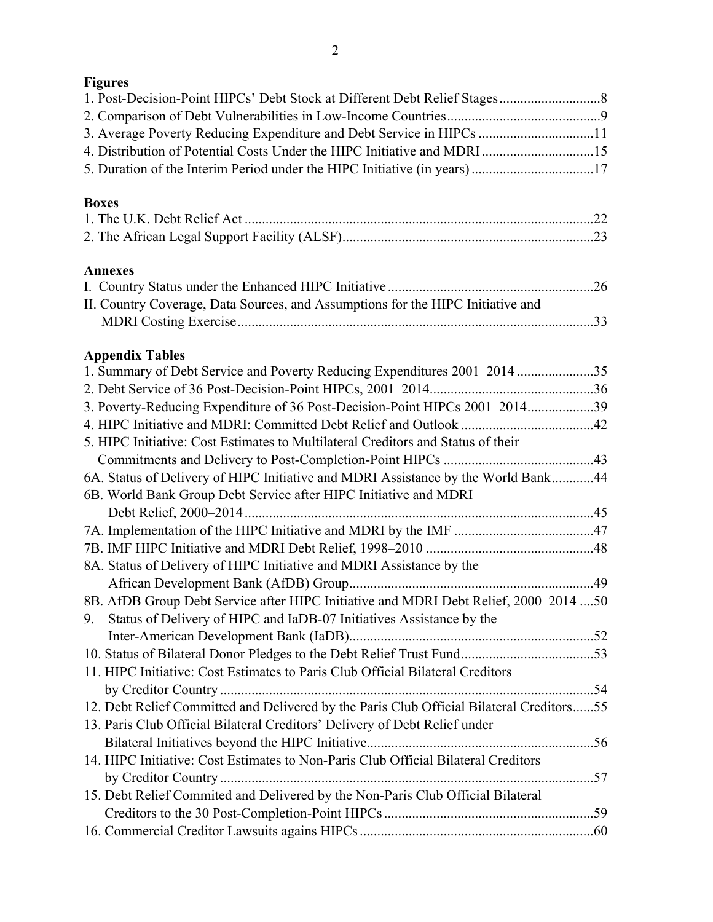**Figures**

1. Post-Decision-Point HIPCs' Debt Stock at Different Debt Relief Stages ............................8
2. Comparison of Debt Vulnerabilities in Low-Income Countries ...........................................9
3. Average Poverty Reducing Expenditure and Debt Service in HIPCs .................................11
4. Distribution of Potential Costs Under the HIPC Initiative and MDRI ................................15
5. Duration of the Interim Period under the HIPC Initiative (in years) ...................................17

**Boxes**

1. The U.K. Debt Relief Act ...................................................................................................22
2. The African Legal Support Facility (ALSF).......................................................................23

**Annexes**

I. Country Status under the Enhanced HIPC Initiative ..........................................................26
II. Country Coverage, Data Sources, and Assumptions for the HIPC Initiative and MDRI Costing Exercise .....................................................................................................33

**Appendix Tables**

1. Summary of Debt Service and Poverty Reducing Expenditures 2001–2014 ......................35
2. Debt Service of 36 Post-Decision-Point HIPCs, 2001–2014...............................................36
3. Poverty-Reducing Expenditure of 36 Post-Decision-Point HIPCs 2001–2014..................39
4. HIPC Initiative and MDRI: Committed Debt Relief and Outlook ......................................42
5. HIPC Initiative: Cost Estimates to Multilateral Creditors and Status of their Commitments and Delivery to Post-Completion-Point HIPCs ..........................................43

6A. Status of Delivery of HIPC Initiative and MDRI Assistance by the World Bank............44
6B. World Bank Group Debt Service after HIPC Initiative and MDRI Debt Relief, 2000–2014 ....................................................................................................45
7A. Implementation of the HIPC Initiative and MDRI by the IMF ........................................47
7B. IMF HIPC Initiative and MDRI Debt Relief, 1998–2010 ................................................48
8A. Status of Delivery of HIPC Initiative and MDRI Assistance by the African Development Bank (AfDB) Group.....................................................................49
8B. AfDB Group Debt Service after HIPC Initiative and MDRI Debt Relief, 2000–2014 ....50

9. Status of Delivery of HIPC and IaDB-07 Initiatives Assistance by the Inter-American Development Bank (IaDB).....................................................................52
10. Status of Bilateral Donor Pledges to the Debt Relief Trust Fund......................................53
11. HIPC Initiative: Cost Estimates to Paris Club Official Bilateral Creditors by Creditor Country ..........................................................................................................54
12. Debt Relief Committed and Delivered by the Paris Club Official Bilateral Creditors......55
13. Paris Club Official Bilateral Creditors' Delivery of Debt Relief under Bilateral Initiatives beyond the HIPC Initiative.................................................................56
14. HIPC Initiative: Cost Estimates to Non-Paris Club Official Bilateral Creditors by Creditor Country ..........................................................................................................57
15. Debt Relief Commited and Delivered by the Non-Paris Club Official Bilateral Creditors to the 30 Post-Completion-Point HIPCs ............................................................59
16. Commercial Creditor Lawsuits agains HIPCs ..................................................................60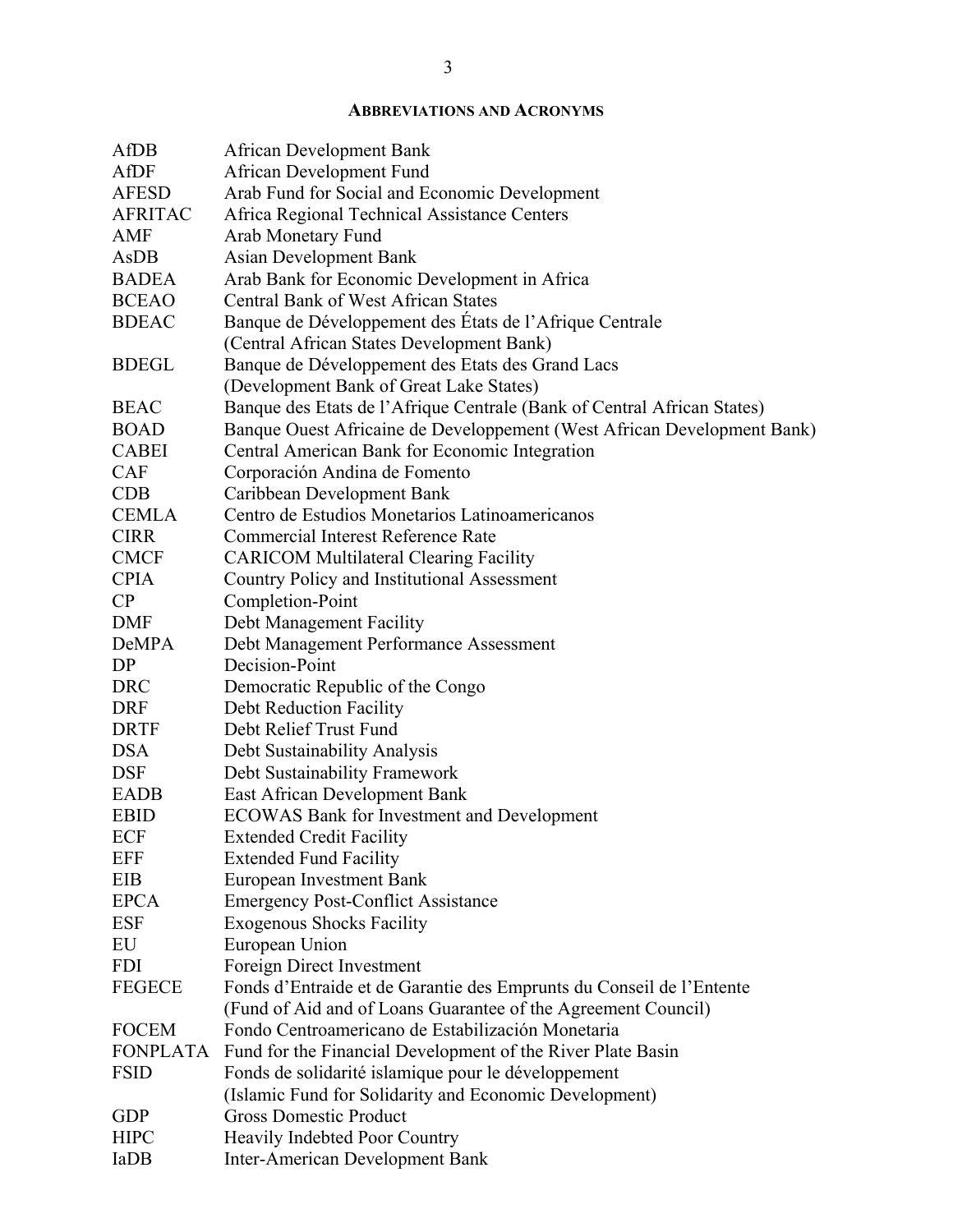## ABBREVIATIONS AND ACRONYMS

| | |
|---|---|
| AfDB | African Development Bank |
| AfDF | African Development Fund |
| AFESD | Arab Fund for Social and Economic Development |
| AFRITAC | Africa Regional Technical Assistance Centers |
| AMF | Arab Monetary Fund |
| AsDB | Asian Development Bank |
| BADEA | Arab Bank for Economic Development in Africa |
| BCEAO | Central Bank of West African States |
| BDEAC | Banque de Développement des États de l'Afrique Centrale (Central African States Development Bank) |
| BDEGL | Banque de Développement des Etats des Grand Lacs (Development Bank of Great Lake States) |
| BEAC | Banque des Etats de l'Afrique Centrale (Bank of Central African States) |
| BOAD | Banque Ouest Africaine de Developpement (West African Development Bank) |
| CABEI | Central American Bank for Economic Integration |
| CAF | Corporación Andina de Fomento |
| CDB | Caribbean Development Bank |
| CEMLA | Centro de Estudios Monetarios Latinoamericanos |
| CIRR | Commercial Interest Reference Rate |
| CMCF | CARICOM Multilateral Clearing Facility |
| CPIA | Country Policy and Institutional Assessment |
| CP | Completion-Point |
| DMF | Debt Management Facility |
| DeMPA | Debt Management Performance Assessment |
| DP | Decision-Point |
| DRC | Democratic Republic of the Congo |
| DRF | Debt Reduction Facility |
| DRTF | Debt Relief Trust Fund |
| DSA | Debt Sustainability Analysis |
| DSF | Debt Sustainability Framework |
| EADB | East African Development Bank |
| EBID | ECOWAS Bank for Investment and Development |
| ECF | Extended Credit Facility |
| EFF | Extended Fund Facility |
| EIB | European Investment Bank |
| EPCA | Emergency Post-Conflict Assistance |
| ESF | Exogenous Shocks Facility |
| EU | European Union |
| FDI | Foreign Direct Investment |
| FEGECE | Fonds d'Entraide et de Garantie des Emprunts du Conseil de l'Entente (Fund of Aid and of Loans Guarantee of the Agreement Council) |
| FOCEM | Fondo Centroamericano de Estabilización Monetaria |
| FONPLATA | Fund for the Financial Development of the River Plate Basin |
| FSID | Fonds de solidarité islamique pour le développement (Islamic Fund for Solidarity and Economic Development) |
| GDP | Gross Domestic Product |
| HIPC | Heavily Indebted Poor Country |
| IaDB | Inter-American Development Bank |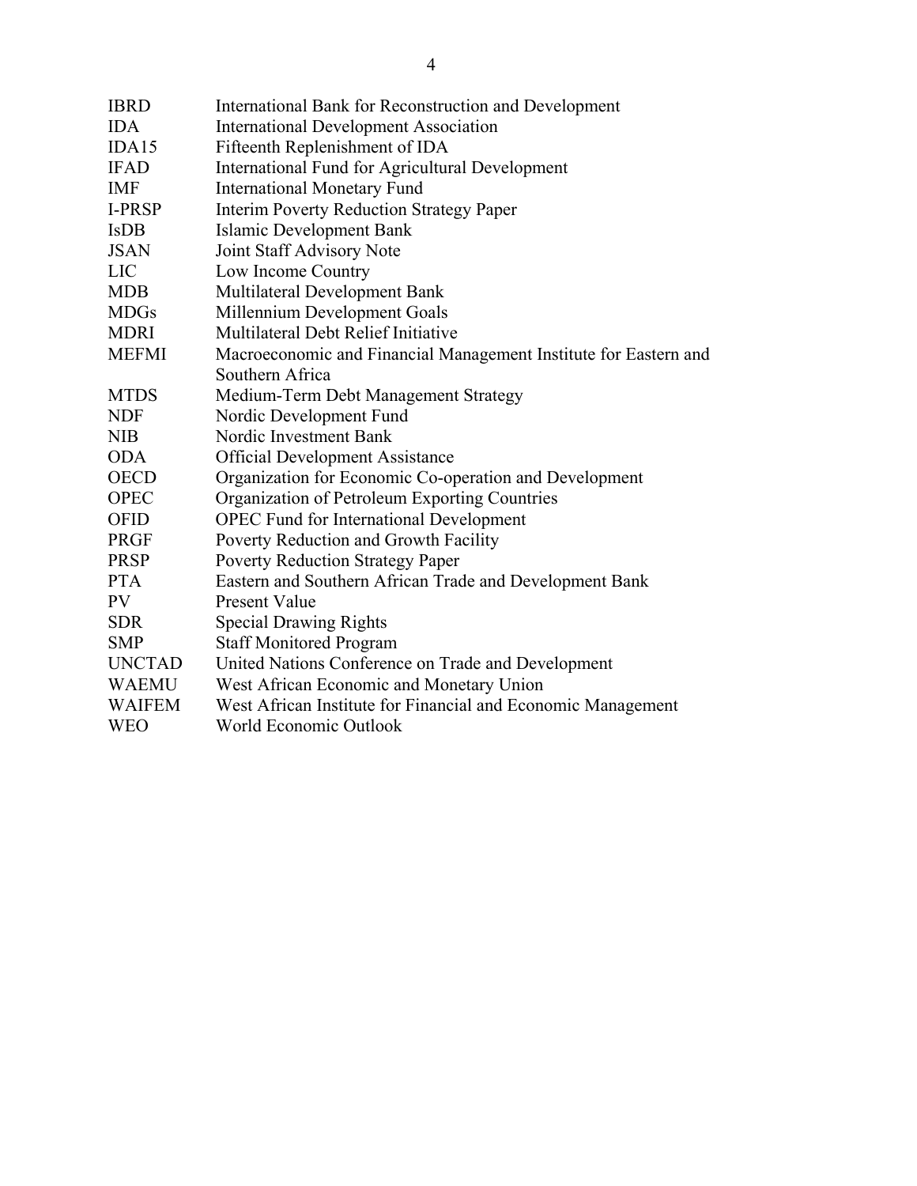| | |
|---|---|
| IBRD | International Bank for Reconstruction and Development |
| IDA | International Development Association |
| IDA15 | Fifteenth Replenishment of IDA |
| IFAD | International Fund for Agricultural Development |
| IMF | International Monetary Fund |
| I-PRSP | Interim Poverty Reduction Strategy Paper |
| IsDB | Islamic Development Bank |
| JSAN | Joint Staff Advisory Note |
| LIC | Low Income Country |
| MDB | Multilateral Development Bank |
| MDGs | Millennium Development Goals |
| MDRI | Multilateral Debt Relief Initiative |
| MEFMI | Macroeconomic and Financial Management Institute for Eastern and Southern Africa |
| MTDS | Medium-Term Debt Management Strategy |
| NDF | Nordic Development Fund |
| NIB | Nordic Investment Bank |
| ODA | Official Development Assistance |
| OECD | Organization for Economic Co-operation and Development |
| OPEC | Organization of Petroleum Exporting Countries |
| OFID | OPEC Fund for International Development |
| PRGF | Poverty Reduction and Growth Facility |
| PRSP | Poverty Reduction Strategy Paper |
| PTA | Eastern and Southern African Trade and Development Bank |
| PV | Present Value |
| SDR | Special Drawing Rights |
| SMP | Staff Monitored Program |
| UNCTAD | United Nations Conference on Trade and Development |
| WAEMU | West African Economic and Monetary Union |
| WAIFEM | West African Institute for Financial and Economic Management |
| WEO | World Economic Outlook |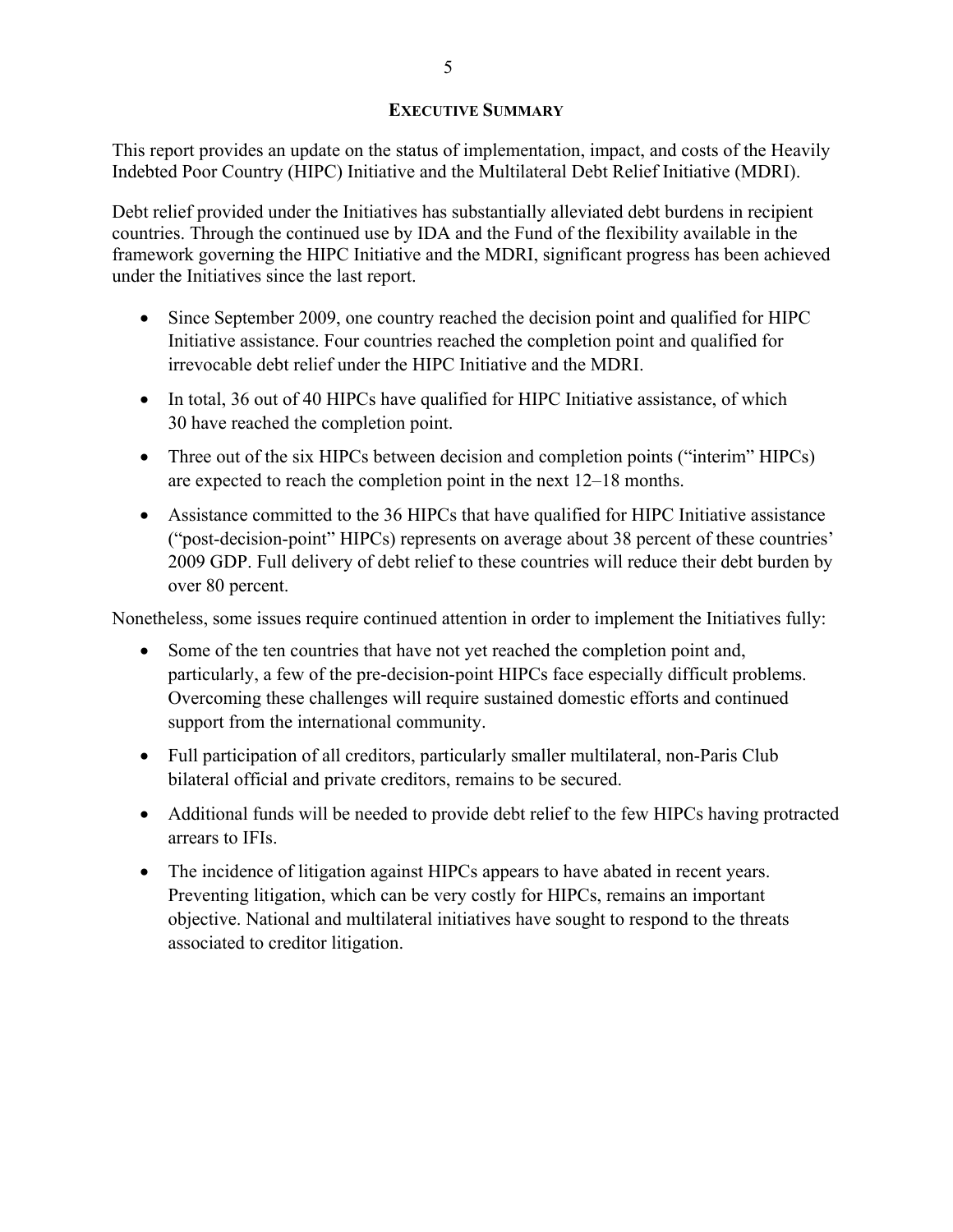## EXECUTIVE SUMMARY

This report provides an update on the status of implementation, impact, and costs of the Heavily Indebted Poor Country (HIPC) Initiative and the Multilateral Debt Relief Initiative (MDRI).

Debt relief provided under the Initiatives has substantially alleviated debt burdens in recipient countries. Through the continued use by IDA and the Fund of the flexibility available in the framework governing the HIPC Initiative and the MDRI, significant progress has been achieved under the Initiatives since the last report.

- Since September 2009, one country reached the decision point and qualified for HIPC Initiative assistance. Four countries reached the completion point and qualified for irrevocable debt relief under the HIPC Initiative and the MDRI.
- In total, 36 out of 40 HIPCs have qualified for HIPC Initiative assistance, of which 30 have reached the completion point.
- Three out of the six HIPCs between decision and completion points ("interim" HIPCs) are expected to reach the completion point in the next 12–18 months.
- Assistance committed to the 36 HIPCs that have qualified for HIPC Initiative assistance ("post-decision-point" HIPCs) represents on average about 38 percent of these countries' 2009 GDP. Full delivery of debt relief to these countries will reduce their debt burden by over 80 percent.

Nonetheless, some issues require continued attention in order to implement the Initiatives fully:

- Some of the ten countries that have not yet reached the completion point and, particularly, a few of the pre-decision-point HIPCs face especially difficult problems. Overcoming these challenges will require sustained domestic efforts and continued support from the international community.
- Full participation of all creditors, particularly smaller multilateral, non-Paris Club bilateral official and private creditors, remains to be secured.
- Additional funds will be needed to provide debt relief to the few HIPCs having protracted arrears to IFIs.
- The incidence of litigation against HIPCs appears to have abated in recent years. Preventing litigation, which can be very costly for HIPCs, remains an important objective. National and multilateral initiatives have sought to respond to the threats associated to creditor litigation.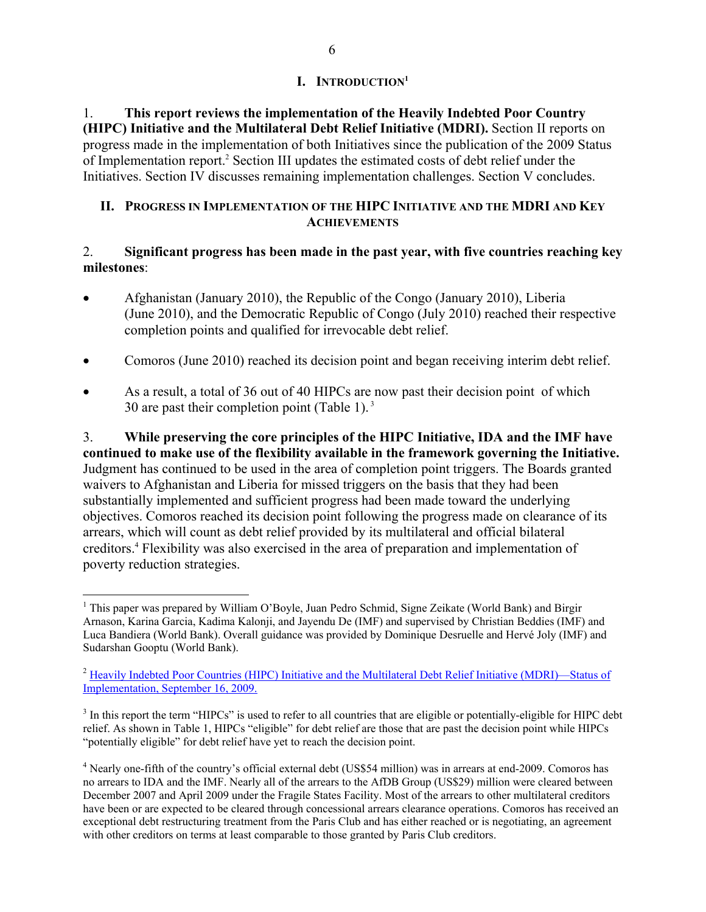# I. INTRODUCTION[1]

1. **This report reviews the implementation of the Heavily Indebted Poor Country (HIPC) Initiative and the Multilateral Debt Relief Initiative (MDRI).** Section II reports on progress made in the implementation of both Initiatives since the publication of the 2009 Status of Implementation report.[2] Section III updates the estimated costs of debt relief under the Initiatives. Section IV discusses remaining implementation challenges. Section V concludes.

# II. PROGRESS IN IMPLEMENTATION OF THE HIPC INITIATIVE AND THE MDRI AND KEY ACHIEVEMENTS

2. **Significant progress has been made in the past year, with five countries reaching key milestones**:

- Afghanistan (January 2010), the Republic of the Congo (January 2010), Liberia (June 2010), and the Democratic Republic of Congo (July 2010) reached their respective completion points and qualified for irrevocable debt relief.
- Comoros (June 2010) reached its decision point and began receiving interim debt relief.
- As a result, a total of 36 out of 40 HIPCs are now past their decision point of which 30 are past their completion point (Table 1).[3]

3. **While preserving the core principles of the HIPC Initiative, IDA and the IMF have continued to make use of the flexibility available in the framework governing the Initiative.** Judgment has continued to be used in the area of completion point triggers. The Boards granted waivers to Afghanistan and Liberia for missed triggers on the basis that they had been substantially implemented and sufficient progress had been made toward the underlying objectives. Comoros reached its decision point following the progress made on clearance of its arrears, which will count as debt relief provided by its multilateral and official bilateral creditors.[4] Flexibility was also exercised in the area of preparation and implementation of poverty reduction strategies.

---

[1] This paper was prepared by William O'Boyle, Juan Pedro Schmid, Signe Zeikate (World Bank) and Birgir Arnason, Karina Garcia, Kadima Kalonji, and Jayendu De (IMF) and supervised by Christian Beddies (IMF) and Luca Bandiera (World Bank). Overall guidance was provided by Dominique Desruelle and Hervé Joly (IMF) and Sudarshan Gooptu (World Bank).

[2] Heavily Indebted Poor Countries (HIPC) Initiative and the Multilateral Debt Relief Initiative (MDRI)—Status of Implementation, September 16, 2009.

[3] In this report the term "HIPCs" is used to refer to all countries that are eligible or potentially-eligible for HIPC debt relief. As shown in Table 1, HIPCs "eligible" for debt relief are those that are past the decision point while HIPCs "potentially eligible" for debt relief have yet to reach the decision point.

[4] Nearly one-fifth of the country's official external debt (US$54 million) was in arrears at end-2009. Comoros has no arrears to IDA and the IMF. Nearly all of the arrears to the AfDB Group (US$29) million were cleared between December 2007 and April 2009 under the Fragile States Facility. Most of the arrears to other multilateral creditors have been or are expected to be cleared through concessional arrears clearance operations. Comoros has received an exceptional debt restructuring treatment from the Paris Club and has either reached or is negotiating, an agreement with other creditors on terms at least comparable to those granted by Paris Club creditors.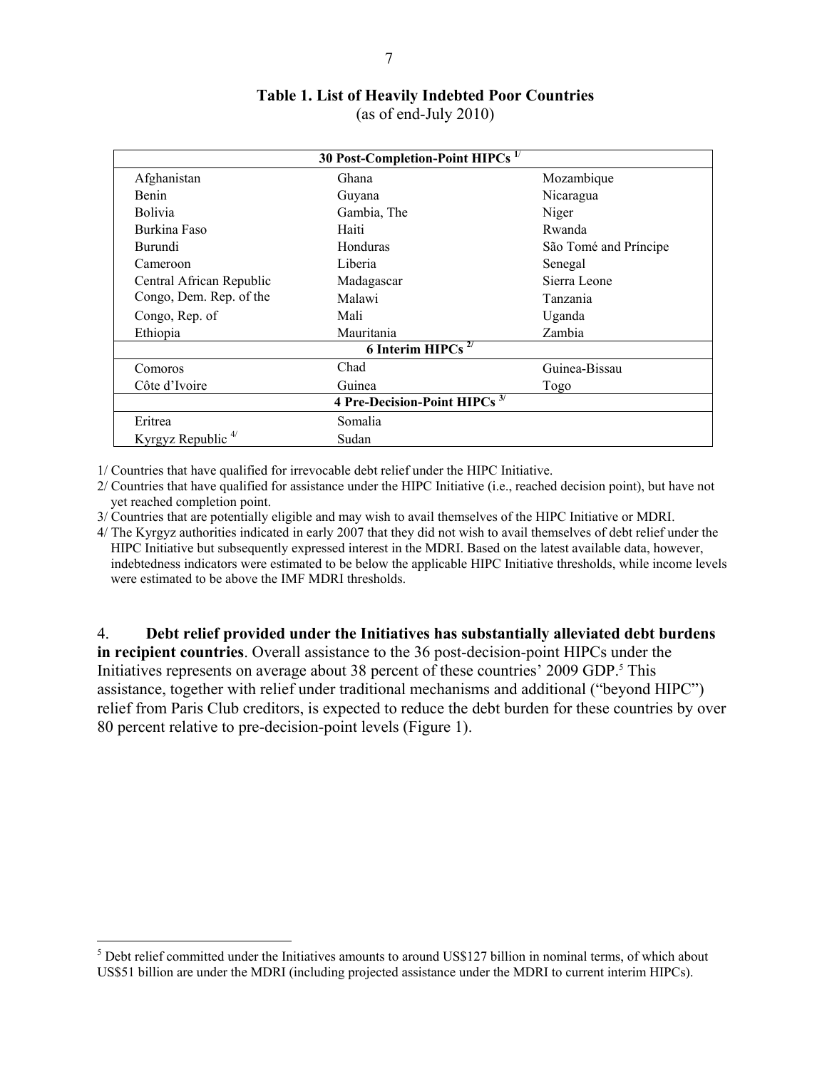**Table 1. List of Heavily Indebted Poor Countries**
(as of end-July 2010)

| 30 Post-Completion-Point HIPCs 1/ | | |
|---|---|---|
| Afghanistan | Ghana | Mozambique |
| Benin | Guyana | Nicaragua |
| Bolivia | Gambia, The | Niger |
| Burkina Faso | Haiti | Rwanda |
| Burundi | Honduras | São Tomé and Príncipe |
| Cameroon | Liberia | Senegal |
| Central African Republic | Madagascar | Sierra Leone |
| Congo, Dem. Rep. of the | Malawi | Tanzania |
| Congo, Rep. of | Mali | Uganda |
| Ethiopia | Mauritania | Zambia |
| **6 Interim HIPCs 2/** | | |
| Comoros | Chad | Guinea-Bissau |
| Côte d'Ivoire | Guinea | Togo |
| **4 Pre-Decision-Point HIPCs 3/** | | |
| Eritrea | Somalia | |
| Kyrgyz Republic 4/ | Sudan | |

1/ Countries that have qualified for irrevocable debt relief under the HIPC Initiative.

2/ Countries that have qualified for assistance under the HIPC Initiative (i.e., reached decision point), but have not yet reached completion point.

3/ Countries that are potentially eligible and may wish to avail themselves of the HIPC Initiative or MDRI.

4/ The Kyrgyz authorities indicated in early 2007 that they did not wish to avail themselves of debt relief under the HIPC Initiative but subsequently expressed interest in the MDRI. Based on the latest available data, however, indebtedness indicators were estimated to be below the applicable HIPC Initiative thresholds, while income levels were estimated to be above the IMF MDRI thresholds.

4. **Debt relief provided under the Initiatives has substantially alleviated debt burdens in recipient countries**. Overall assistance to the 36 post-decision-point HIPCs under the Initiatives represents on average about 38 percent of these countries' 2009 GDP.[5] This assistance, together with relief under traditional mechanisms and additional ("beyond HIPC") relief from Paris Club creditors, is expected to reduce the debt burden for these countries by over 80 percent relative to pre-decision-point levels (Figure 1).

[5] Debt relief committed under the Initiatives amounts to around US$127 billion in nominal terms, of which about US$51 billion are under the MDRI (including projected assistance under the MDRI to current interim HIPCs).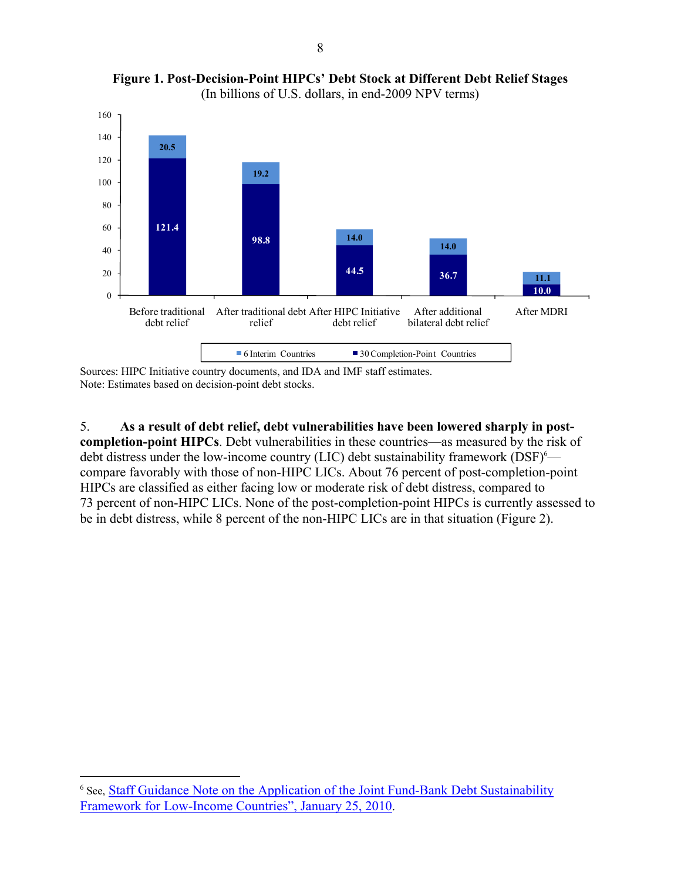**Figure 1. Post-Decision-Point HIPCs' Debt Stock at Different Debt Relief Stages**
(In billions of U.S. dollars, in end-2009 NPV terms)

| | 30 Completion-Point Countries | 6 Interim Countries |
|---|---|---|
| Before traditional debt relief | 121.4 | 20.5 |
| After traditional debt relief | 98.8 | 19.2 |
| After HIPC Initiative debt relief | 44.5 | 14.0 |
| After additional bilateral debt relief | 36.7 | 14.0 |
| After MDRI | 10.0 | 11.1 |

Sources: HIPC Initiative country documents, and IDA and IMF staff estimates.
Note: Estimates based on decision-point debt stocks.

5. **As a result of debt relief, debt vulnerabilities have been lowered sharply in post-completion-point HIPCs**. Debt vulnerabilities in these countries—as measured by the risk of debt distress under the low-income country (LIC) debt sustainability framework (DSF)[6]—compare favorably with those of non-HIPC LICs. About 76 percent of post-completion-point HIPCs are classified as either facing low or moderate risk of debt distress, compared to 73 percent of non-HIPC LICs. None of the post-completion-point HIPCs is currently assessed to be in debt distress, while 8 percent of the non-HIPC LICs are in that situation (Figure 2).

[6] See, Staff Guidance Note on the Application of the Joint Fund-Bank Debt Sustainability Framework for Low-Income Countries", January 25, 2010.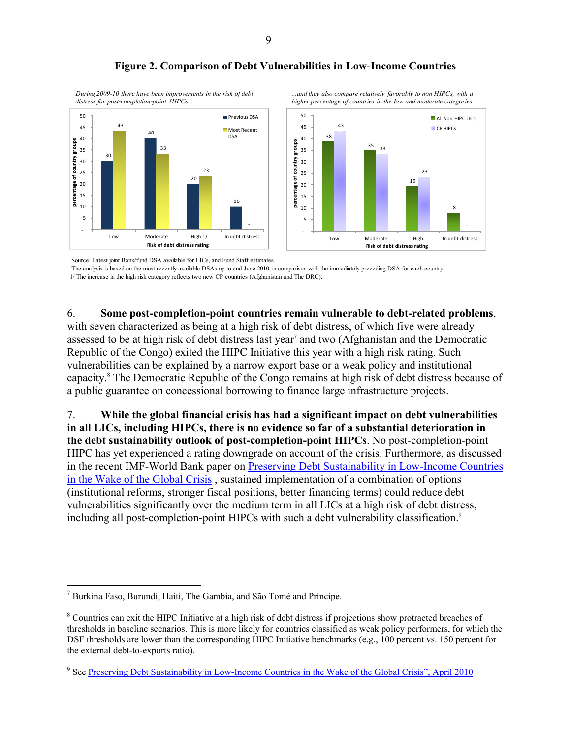**Figure 2. Comparison of Debt Vulnerabilities in Low-Income Countries**

*During 2009-10 there have been improvements in the risk of debt distress for post-completion-point HIPCs...*

| Risk of debt distress rating | Previous DSA | Most Recent DSA |
|---|---|---|
| Low | 30 | 43 |
| Moderate | 40 | 33 |
| High 1/ | 20 | 23 |
| In debt distress | 10 | - |

*...and they also compare relatively favorably to non HIPCs, with a higher percentage of countries in the low and moderate categories*

| Risk of debt distress rating | All Non HIPC LICs | CP HIPCs |
|---|---|---|
| Low | 38 | 43 |
| Moderate | 35 | 33 |
| High | 19 | 23 |
| In debt distress | 8 | - |

Source: Latest joint Bank/fund DSA available for LICs, and Fund Staff estimates
The analysis is based on the most recently available DSAs up to end-June 2010, in comparison with the immediately preceding DSA for each country.
1/ The increase in the high risk category reflects two new CP countries (Afghanistan and The DRC).

6. **Some post-completion-point countries remain vulnerable to debt-related problems**, with seven characterized as being at a high risk of debt distress, of which five were already assessed to be at high risk of debt distress last year[7] and two (Afghanistan and the Democratic Republic of the Congo) exited the HIPC Initiative this year with a high risk rating. Such vulnerabilities can be explained by a narrow export base or a weak policy and institutional capacity.[8] The Democratic Republic of the Congo remains at high risk of debt distress because of a public guarantee on concessional borrowing to finance large infrastructure projects.

7. **While the global financial crisis has had a significant impact on debt vulnerabilities in all LICs, including HIPCs, there is no evidence so far of a substantial deterioration in the debt sustainability outlook of post-completion-point HIPCs**. No post-completion-point HIPC has yet experienced a rating downgrade on account of the crisis. Furthermore, as discussed in the recent IMF-World Bank paper on Preserving Debt Sustainability in Low-Income Countries in the Wake of the Global Crisis , sustained implementation of a combination of options (institutional reforms, stronger fiscal positions, better financing terms) could reduce debt vulnerabilities significantly over the medium term in all LICs at a high risk of debt distress, including all post-completion-point HIPCs with such a debt vulnerability classification.[9]

---

[7] Burkina Faso, Burundi, Haiti, The Gambia, and São Tomé and Príncipe.

[8] Countries can exit the HIPC Initiative at a high risk of debt distress if projections show protracted breaches of thresholds in baseline scenarios. This is more likely for countries classified as weak policy performers, for which the DSF thresholds are lower than the corresponding HIPC Initiative benchmarks (e.g., 100 percent vs. 150 percent for the external debt-to-exports ratio).

[9] See Preserving Debt Sustainability in Low-Income Countries in the Wake of the Global Crisis", April 2010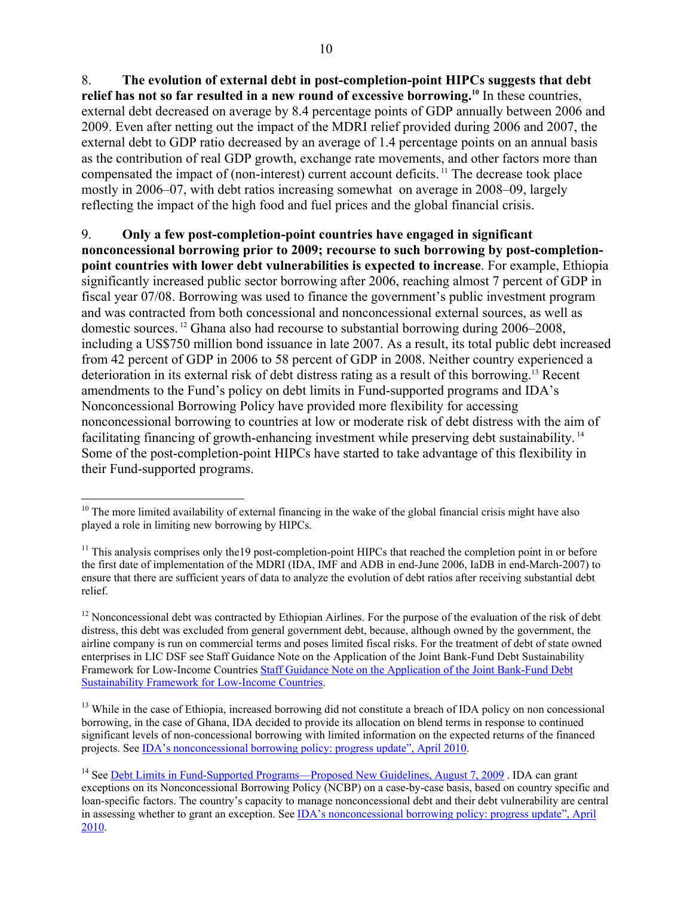8. **The evolution of external debt in post-completion-point HIPCs suggests that debt relief has not so far resulted in a new round of excessive borrowing.**[10] In these countries, external debt decreased on average by 8.4 percentage points of GDP annually between 2006 and 2009. Even after netting out the impact of the MDRI relief provided during 2006 and 2007, the external debt to GDP ratio decreased by an average of 1.4 percentage points on an annual basis as the contribution of real GDP growth, exchange rate movements, and other factors more than compensated the impact of (non-interest) current account deficits.[11] The decrease took place mostly in 2006–07, with debt ratios increasing somewhat on average in 2008–09, largely reflecting the impact of the high food and fuel prices and the global financial crisis.

9. **Only a few post-completion-point countries have engaged in significant nonconcessional borrowing prior to 2009; recourse to such borrowing by post-completion-point countries with lower debt vulnerabilities is expected to increase**. For example, Ethiopia significantly increased public sector borrowing after 2006, reaching almost 7 percent of GDP in fiscal year 07/08. Borrowing was used to finance the government's public investment program and was contracted from both concessional and nonconcessional external sources, as well as domestic sources.[12] Ghana also had recourse to substantial borrowing during 2006–2008, including a US$750 million bond issuance in late 2007. As a result, its total public debt increased from 42 percent of GDP in 2006 to 58 percent of GDP in 2008. Neither country experienced a deterioration in its external risk of debt distress rating as a result of this borrowing.[13] Recent amendments to the Fund's policy on debt limits in Fund-supported programs and IDA's Nonconcessional Borrowing Policy have provided more flexibility for accessing nonconcessional borrowing to countries at low or moderate risk of debt distress with the aim of facilitating financing of growth-enhancing investment while preserving debt sustainability.[14] Some of the post-completion-point HIPCs have started to take advantage of this flexibility in their Fund-supported programs.

---

[10] The more limited availability of external financing in the wake of the global financial crisis might have also played a role in limiting new borrowing by HIPCs.

[11] This analysis comprises only the19 post-completion-point HIPCs that reached the completion point in or before the first date of implementation of the MDRI (IDA, IMF and ADB in end-June 2006, IaDB in end-March-2007) to ensure that there are sufficient years of data to analyze the evolution of debt ratios after receiving substantial debt relief.

[12] Nonconcessional debt was contracted by Ethiopian Airlines. For the purpose of the evaluation of the risk of debt distress, this debt was excluded from general government debt, because, although owned by the government, the airline company is run on commercial terms and poses limited fiscal risks. For the treatment of debt of state owned enterprises in LIC DSF see Staff Guidance Note on the Application of the Joint Bank-Fund Debt Sustainability Framework for Low-Income Countries Staff Guidance Note on the Application of the Joint Bank-Fund Debt Sustainability Framework for Low-Income Countries.

[13] While in the case of Ethiopia, increased borrowing did not constitute a breach of IDA policy on non concessional borrowing, in the case of Ghana, IDA decided to provide its allocation on blend terms in response to continued significant levels of non-concessional borrowing with limited information on the expected returns of the financed projects. See IDA's nonconcessional borrowing policy: progress update", April 2010.

[14] See Debt Limits in Fund-Supported Programs—Proposed New Guidelines, August 7, 2009 . IDA can grant exceptions on its Nonconcessional Borrowing Policy (NCBP) on a case-by-case basis, based on country specific and loan-specific factors. The country's capacity to manage nonconcessional debt and their debt vulnerability are central in assessing whether to grant an exception. See IDA's nonconcessional borrowing policy: progress update", April 2010.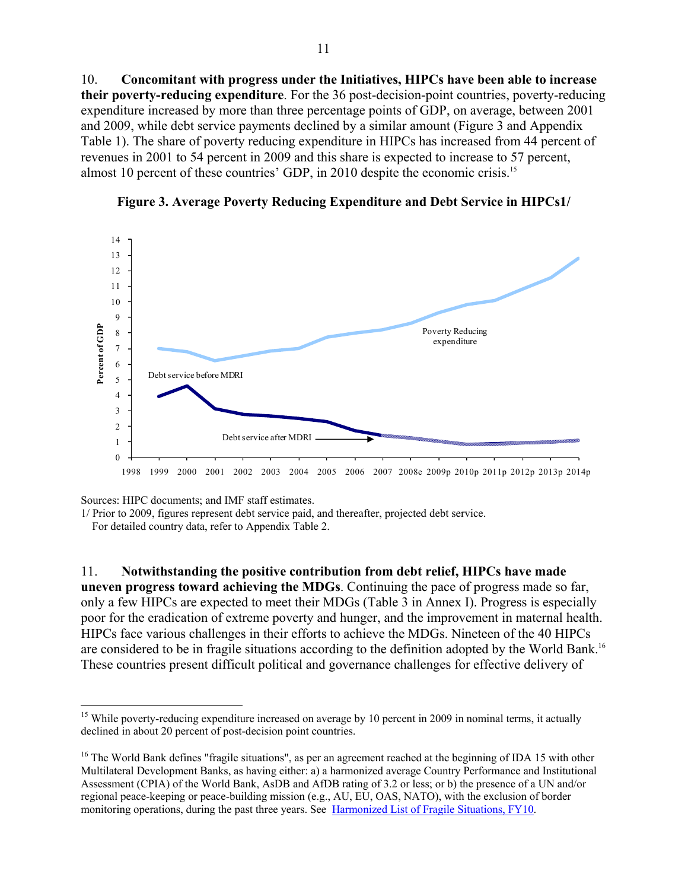10. **Concomitant with progress under the Initiatives, HIPCs have been able to increase their poverty-reducing expenditure**. For the 36 post-decision-point countries, poverty-reducing expenditure increased by more than three percentage points of GDP, on average, between 2001 and 2009, while debt service payments declined by a similar amount (Figure 3 and Appendix Table 1). The share of poverty reducing expenditure in HIPCs has increased from 44 percent of revenues in 2001 to 54 percent in 2009 and this share is expected to increase to 57 percent, almost 10 percent of these countries' GDP, in 2010 despite the economic crisis.[15]

**Figure 3. Average Poverty Reducing Expenditure and Debt Service in HIPCs1/**

Sources: HIPC documents; and IMF staff estimates.

1/ Prior to 2009, figures represent debt service paid, and thereafter, projected debt service. For detailed country data, refer to Appendix Table 2.

11. **Notwithstanding the positive contribution from debt relief, HIPCs have made uneven progress toward achieving the MDGs**. Continuing the pace of progress made so far, only a few HIPCs are expected to meet their MDGs (Table 3 in Annex I). Progress is especially poor for the eradication of extreme poverty and hunger, and the improvement in maternal health. HIPCs face various challenges in their efforts to achieve the MDGs. Nineteen of the 40 HIPCs are considered to be in fragile situations according to the definition adopted by the World Bank.[16] These countries present difficult political and governance challenges for effective delivery of

---

[15] While poverty-reducing expenditure increased on average by 10 percent in 2009 in nominal terms, it actually declined in about 20 percent of post-decision point countries.

[16] The World Bank defines "fragile situations", as per an agreement reached at the beginning of IDA 15 with other Multilateral Development Banks, as having either: a) a harmonized average Country Performance and Institutional Assessment (CPIA) of the World Bank, AsDB and AfDB rating of 3.2 or less; or b) the presence of a UN and/or regional peace-keeping or peace-building mission (e.g., AU, EU, OAS, NATO), with the exclusion of border monitoring operations, during the past three years. See Harmonized List of Fragile Situations, FY10.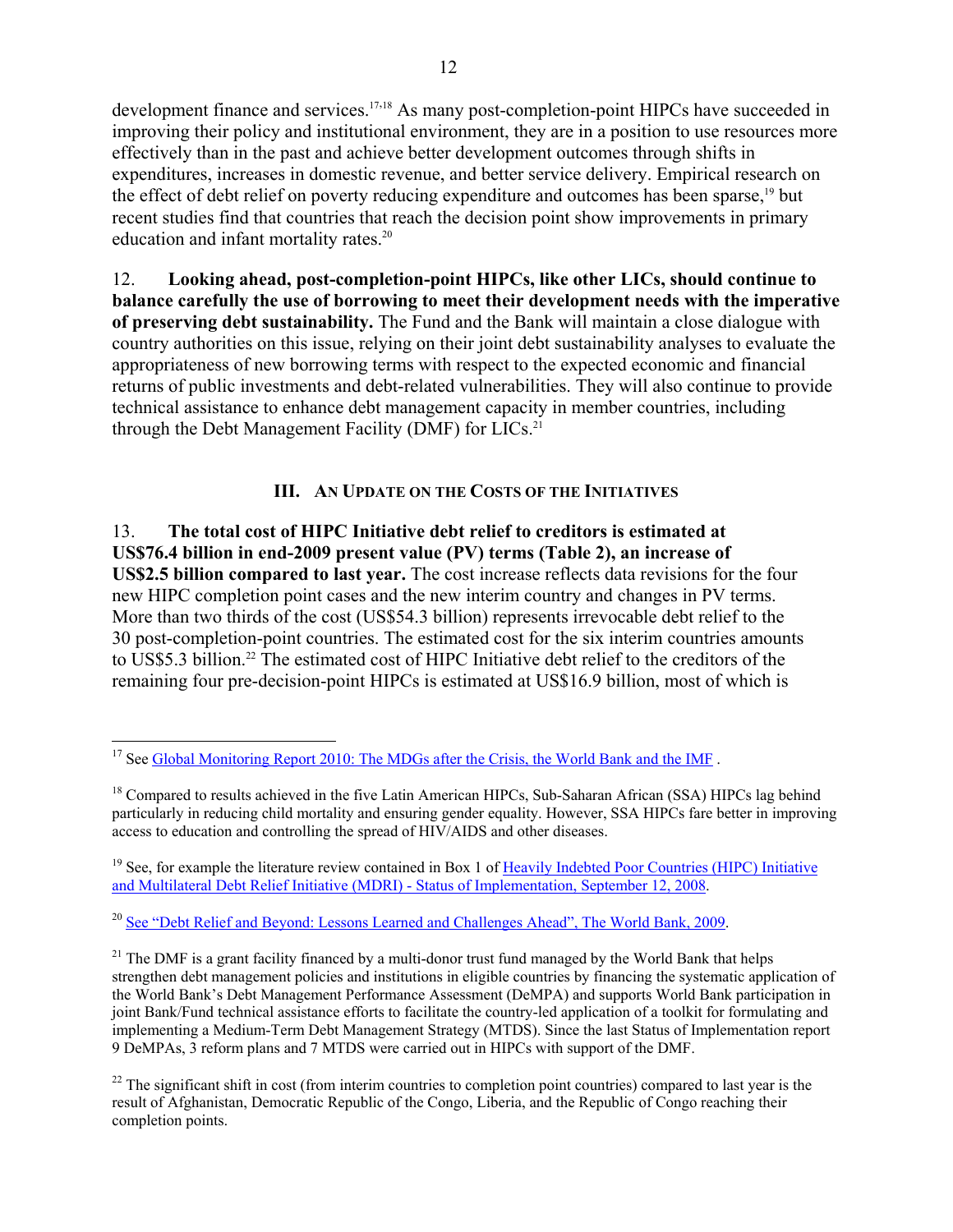development finance and services.[17,18] As many post-completion-point HIPCs have succeeded in improving their policy and institutional environment, they are in a position to use resources more effectively than in the past and achieve better development outcomes through shifts in expenditures, increases in domestic revenue, and better service delivery. Empirical research on the effect of debt relief on poverty reducing expenditure and outcomes has been sparse,[19] but recent studies find that countries that reach the decision point show improvements in primary education and infant mortality rates.[20]

12. **Looking ahead, post-completion-point HIPCs, like other LICs, should continue to balance carefully the use of borrowing to meet their development needs with the imperative of preserving debt sustainability.** The Fund and the Bank will maintain a close dialogue with country authorities on this issue, relying on their joint debt sustainability analyses to evaluate the appropriateness of new borrowing terms with respect to the expected economic and financial returns of public investments and debt-related vulnerabilities. They will also continue to provide technical assistance to enhance debt management capacity in member countries, including through the Debt Management Facility (DMF) for LICs.[21]

## III. An Update on the Costs of the Initiatives

13. **The total cost of HIPC Initiative debt relief to creditors is estimated at US$76.4 billion in end-2009 present value (PV) terms (Table 2), an increase of US$2.5 billion compared to last year.** The cost increase reflects data revisions for the four new HIPC completion point cases and the new interim country and changes in PV terms. More than two thirds of the cost (US$54.3 billion) represents irrevocable debt relief to the 30 post-completion-point countries. The estimated cost for the six interim countries amounts to US$5.3 billion.[22] The estimated cost of HIPC Initiative debt relief to the creditors of the remaining four pre-decision-point HIPCs is estimated at US$16.9 billion, most of which is

---

[17] See Global Monitoring Report 2010: The MDGs after the Crisis, the World Bank and the IMF .

[18] Compared to results achieved in the five Latin American HIPCs, Sub-Saharan African (SSA) HIPCs lag behind particularly in reducing child mortality and ensuring gender equality. However, SSA HIPCs fare better in improving access to education and controlling the spread of HIV/AIDS and other diseases.

[19] See, for example the literature review contained in Box 1 of Heavily Indebted Poor Countries (HIPC) Initiative and Multilateral Debt Relief Initiative (MDRI) - Status of Implementation, September 12, 2008.

[20] See "Debt Relief and Beyond: Lessons Learned and Challenges Ahead", The World Bank, 2009.

[21] The DMF is a grant facility financed by a multi-donor trust fund managed by the World Bank that helps strengthen debt management policies and institutions in eligible countries by financing the systematic application of the World Bank's Debt Management Performance Assessment (DeMPA) and supports World Bank participation in joint Bank/Fund technical assistance efforts to facilitate the country-led application of a toolkit for formulating and implementing a Medium-Term Debt Management Strategy (MTDS). Since the last Status of Implementation report 9 DeMPAs, 3 reform plans and 7 MTDS were carried out in HIPCs with support of the DMF.

[22] The significant shift in cost (from interim countries to completion point countries) compared to last year is the result of Afghanistan, Democratic Republic of the Congo, Liberia, and the Republic of Congo reaching their completion points.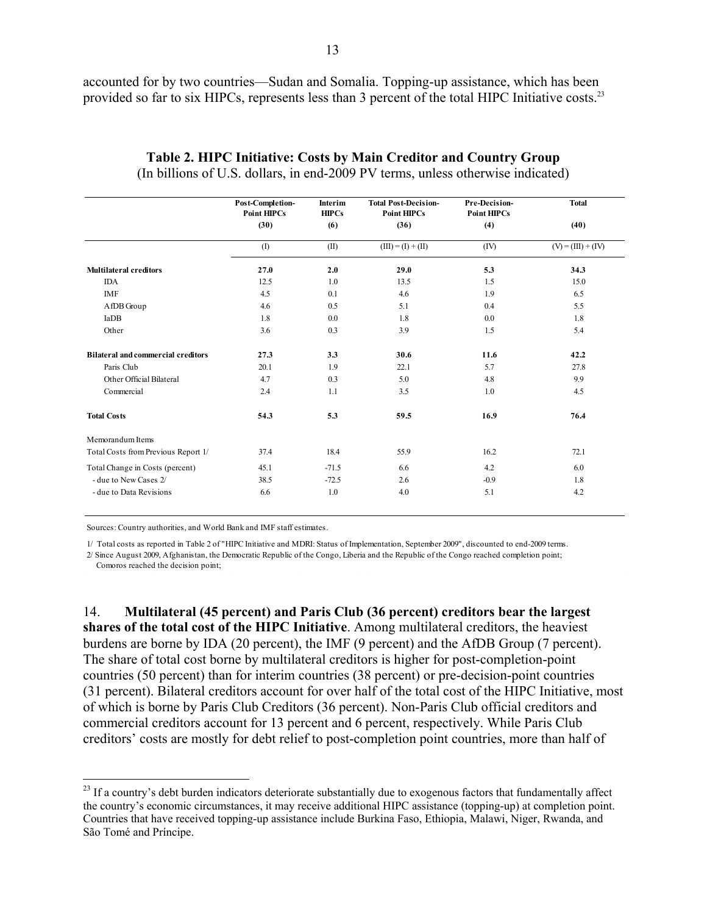accounted for by two countries—Sudan and Somalia. Topping-up assistance, which has been provided so far to six HIPCs, represents less than 3 percent of the total HIPC Initiative costs.[23]

**Table 2. HIPC Initiative: Costs by Main Creditor and Country Group**
(In billions of U.S. dollars, in end-2009 PV terms, unless otherwise indicated)

| | Post-Completion-Point HIPCs (30) | Interim HIPCs (6) | Total Post-Decision-Point HIPCs (36) | Pre-Decision-Point HIPCs (4) | Total (40) |
|---|---|---|---|---|---|
| | (I) | (II) | (III) = (I) + (II) | (IV) | (V) = (III) + (IV) |
| **Multilateral creditors** | **27.0** | **2.0** | **29.0** | **5.3** | **34.3** |
| IDA | 12.5 | 1.0 | 13.5 | 1.5 | 15.0 |
| IMF | 4.5 | 0.1 | 4.6 | 1.9 | 6.5 |
| AfDB Group | 4.6 | 0.5 | 5.1 | 0.4 | 5.5 |
| IaDB | 1.8 | 0.0 | 1.8 | 0.0 | 1.8 |
| Other | 3.6 | 0.3 | 3.9 | 1.5 | 5.4 |
| **Bilateral and commercial creditors** | **27.3** | **3.3** | **30.6** | **11.6** | **42.2** |
| Paris Club | 20.1 | 1.9 | 22.1 | 5.7 | 27.8 |
| Other Official Bilateral | 4.7 | 0.3 | 5.0 | 4.8 | 9.9 |
| Commercial | 2.4 | 1.1 | 3.5 | 1.0 | 4.5 |
| **Total Costs** | **54.3** | **5.3** | **59.5** | **16.9** | **76.4** |
| Memorandum Items | | | | | |
| Total Costs from Previous Report 1/ | 37.4 | 18.4 | 55.9 | 16.2 | 72.1 |
| Total Change in Costs (percent) | 45.1 | -71.5 | 6.6 | 4.2 | 6.0 |
| - due to New Cases 2/ | 38.5 | -72.5 | 2.6 | -0.9 | 1.8 |
| - due to Data Revisions | 6.6 | 1.0 | 4.0 | 5.1 | 4.2 |

Sources: Country authorities, and World Bank and IMF staff estimates.

1/ Total costs as reported in Table 2 of "HIPC Initiative and MDRI: Status of Implementation, September 2009", discounted to end-2009 terms.
2/ Since August 2009, Afghanistan, the Democratic Republic of the Congo, Liberia and the Republic of the Congo reached completion point; Comoros reached the decision point;

14. **Multilateral (45 percent) and Paris Club (36 percent) creditors bear the largest shares of the total cost of the HIPC Initiative**. Among multilateral creditors, the heaviest burdens are borne by IDA (20 percent), the IMF (9 percent) and the AfDB Group (7 percent). The share of total cost borne by multilateral creditors is higher for post-completion-point countries (50 percent) than for interim countries (38 percent) or pre-decision-point countries (31 percent). Bilateral creditors account for over half of the total cost of the HIPC Initiative, most of which is borne by Paris Club Creditors (36 percent). Non-Paris Club official creditors and commercial creditors account for 13 percent and 6 percent, respectively. While Paris Club creditors' costs are mostly for debt relief to post-completion point countries, more than half of

[23] If a country's debt burden indicators deteriorate substantially due to exogenous factors that fundamentally affect the country's economic circumstances, it may receive additional HIPC assistance (topping-up) at completion point. Countries that have received topping-up assistance include Burkina Faso, Ethiopia, Malawi, Niger, Rwanda, and São Tomé and Príncipe.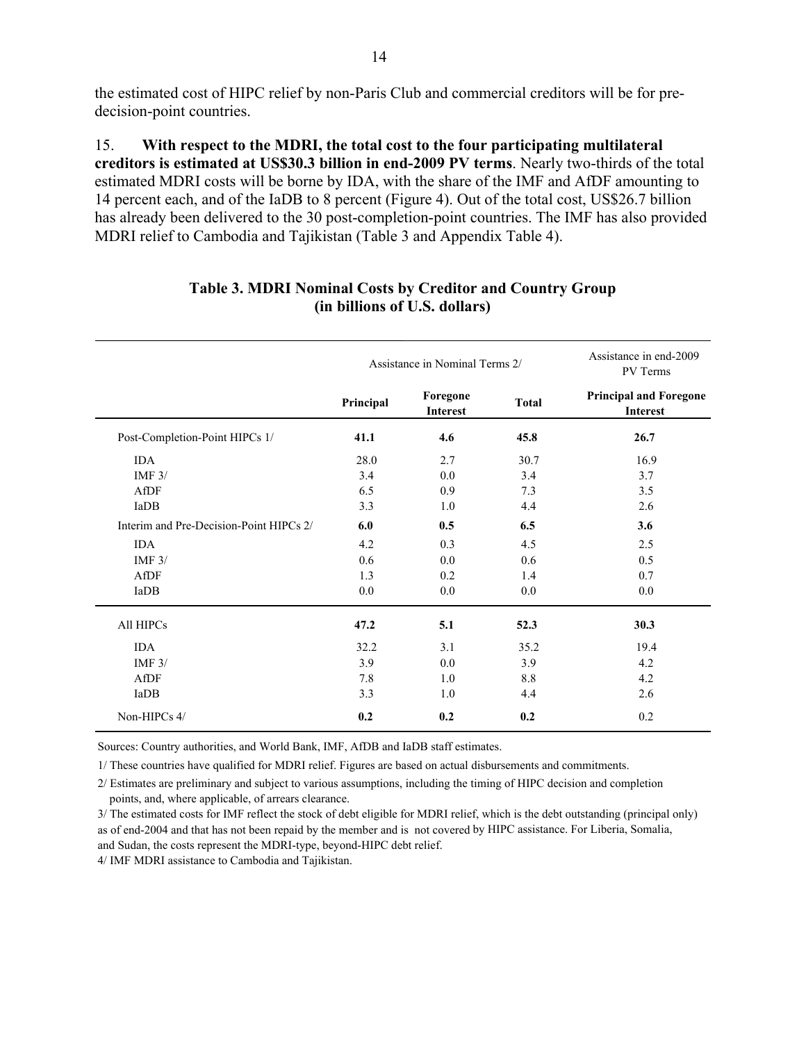the estimated cost of HIPC relief by non-Paris Club and commercial creditors will be for pre-decision-point countries.

15. **With respect to the MDRI, the total cost to the four participating multilateral creditors is estimated at US$30.3 billion in end-2009 PV terms**. Nearly two-thirds of the total estimated MDRI costs will be borne by IDA, with the share of the IMF and AfDF amounting to 14 percent each, and of the IaDB to 8 percent (Figure 4). Out of the total cost, US$26.7 billion has already been delivered to the 30 post-completion-point countries. The IMF has also provided MDRI relief to Cambodia and Tajikistan (Table 3 and Appendix Table 4).

**Table 3. MDRI Nominal Costs by Creditor and Country Group (in billions of U.S. dollars)**

| | Assistance in Nominal Terms 2/ | | | Assistance in end-2009 PV Terms |
|---|---|---|---|---|
| | **Principal** | **Foregone Interest** | **Total** | **Principal and Foregone Interest** |
| Post-Completion-Point HIPCs 1/ | **41.1** | **4.6** | **45.8** | **26.7** |
| IDA | 28.0 | 2.7 | 30.7 | 16.9 |
| IMF 3/ | 3.4 | 0.0 | 3.4 | 3.7 |
| AfDF | 6.5 | 0.9 | 7.3 | 3.5 |
| IaDB | 3.3 | 1.0 | 4.4 | 2.6 |
| Interim and Pre-Decision-Point HIPCs 2/ | **6.0** | **0.5** | **6.5** | **3.6** |
| IDA | 4.2 | 0.3 | 4.5 | 2.5 |
| IMF 3/ | 0.6 | 0.0 | 0.6 | 0.5 |
| AfDF | 1.3 | 0.2 | 1.4 | 0.7 |
| IaDB | 0.0 | 0.0 | 0.0 | 0.0 |
| All HIPCs | **47.2** | **5.1** | **52.3** | **30.3** |
| IDA | 32.2 | 3.1 | 35.2 | 19.4 |
| IMF 3/ | 3.9 | 0.0 | 3.9 | 4.2 |
| AfDF | 7.8 | 1.0 | 8.8 | 4.2 |
| IaDB | 3.3 | 1.0 | 4.4 | 2.6 |
| Non-HIPCs 4/ | **0.2** | **0.2** | **0.2** | 0.2 |

Sources: Country authorities, and World Bank, IMF, AfDB and IaDB staff estimates.

1/ These countries have qualified for MDRI relief. Figures are based on actual disbursements and commitments.

2/ Estimates are preliminary and subject to various assumptions, including the timing of HIPC decision and completion points, and, where applicable, of arrears clearance.

3/ The estimated costs for IMF reflect the stock of debt eligible for MDRI relief, which is the debt outstanding (principal only) as of end-2004 and that has not been repaid by the member and is not covered by HIPC assistance. For Liberia, Somalia, and Sudan, the costs represent the MDRI-type, beyond-HIPC debt relief.

4/ IMF MDRI assistance to Cambodia and Tajikistan.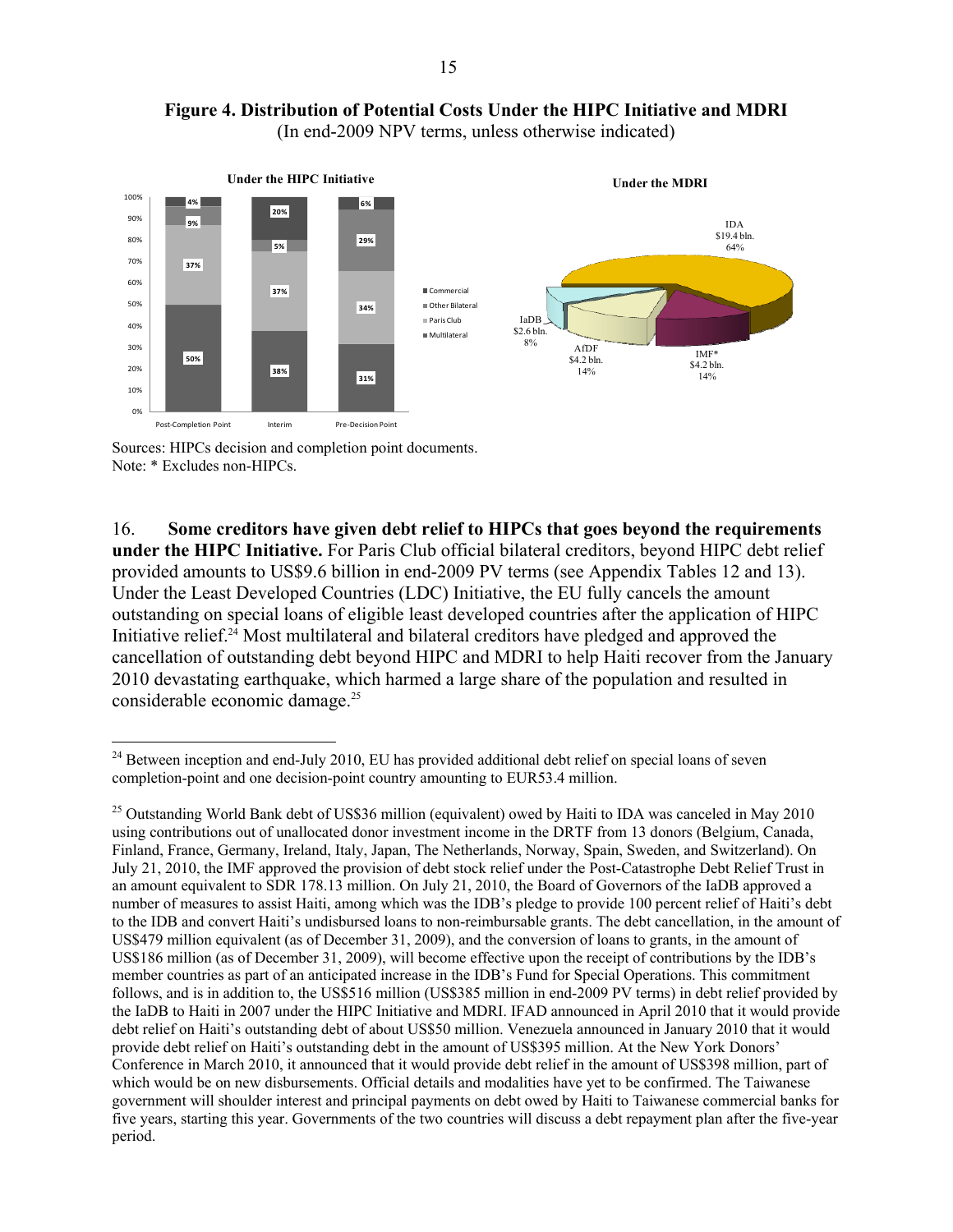**Figure 4. Distribution of Potential Costs Under the HIPC Initiative and MDRI**
(In end-2009 NPV terms, unless otherwise indicated)

**Under the HIPC Initiative**

| | Post-Completion Point | Interim | Pre-Decision Point |
|---|---|---|---|
| Commercial | 4% | 20% | 6% |
| Other Bilateral | 9% | 5% | 29% |
| Paris Club | 37% | 37% | 34% |
| Multilateral | 50% | 38% | 31% |

**Under the MDRI**

| Creditor | Amount | Share |
|---|---|---|
| IDA | $19.4 bln. | 64% |
| IMF* | $4.2 bln. | 14% |
| AfDF | $4.2 bln. | 14% |
| IaDB | $2.6 bln. | 8% |

Sources: HIPCs decision and completion point documents.
Note: * Excludes non-HIPCs.

16. **Some creditors have given debt relief to HIPCs that goes beyond the requirements under the HIPC Initiative.** For Paris Club official bilateral creditors, beyond HIPC debt relief provided amounts to US$9.6 billion in end-2009 PV terms (see Appendix Tables 12 and 13). Under the Least Developed Countries (LDC) Initiative, the EU fully cancels the amount outstanding on special loans of eligible least developed countries after the application of HIPC Initiative relief.[24] Most multilateral and bilateral creditors have pledged and approved the cancellation of outstanding debt beyond HIPC and MDRI to help Haiti recover from the January 2010 devastating earthquake, which harmed a large share of the population and resulted in considerable economic damage.[25]

---

[24] Between inception and end-July 2010, EU has provided additional debt relief on special loans of seven completion-point and one decision-point country amounting to EUR53.4 million.

[25] Outstanding World Bank debt of US$36 million (equivalent) owed by Haiti to IDA was canceled in May 2010 using contributions out of unallocated donor investment income in the DRTF from 13 donors (Belgium, Canada, Finland, France, Germany, Ireland, Italy, Japan, The Netherlands, Norway, Spain, Sweden, and Switzerland). On July 21, 2010, the IMF approved the provision of debt stock relief under the Post-Catastrophe Debt Relief Trust in an amount equivalent to SDR 178.13 million. On July 21, 2010, the Board of Governors of the IaDB approved a number of measures to assist Haiti, among which was the IDB's pledge to provide 100 percent relief of Haiti's debt to the IDB and convert Haiti's undisbursed loans to non-reimbursable grants. The debt cancellation, in the amount of US$479 million equivalent (as of December 31, 2009), and the conversion of loans to grants, in the amount of US$186 million (as of December 31, 2009), will become effective upon the receipt of contributions by the IDB's member countries as part of an anticipated increase in the IDB's Fund for Special Operations. This commitment follows, and is in addition to, the US$516 million (US$385 million in end-2009 PV terms) in debt relief provided by the IaDB to Haiti in 2007 under the HIPC Initiative and MDRI. IFAD announced in April 2010 that it would provide debt relief on Haiti's outstanding debt of about US$50 million. Venezuela announced in January 2010 that it would provide debt relief on Haiti's outstanding debt in the amount of US$395 million. At the New York Donors' Conference in March 2010, it announced that it would provide debt relief in the amount of US$398 million, part of which would be on new disbursements. Official details and modalities have yet to be confirmed. The Taiwanese government will shoulder interest and principal payments on debt owed by Haiti to Taiwanese commercial banks for five years, starting this year. Governments of the two countries will discuss a debt repayment plan after the five-year period.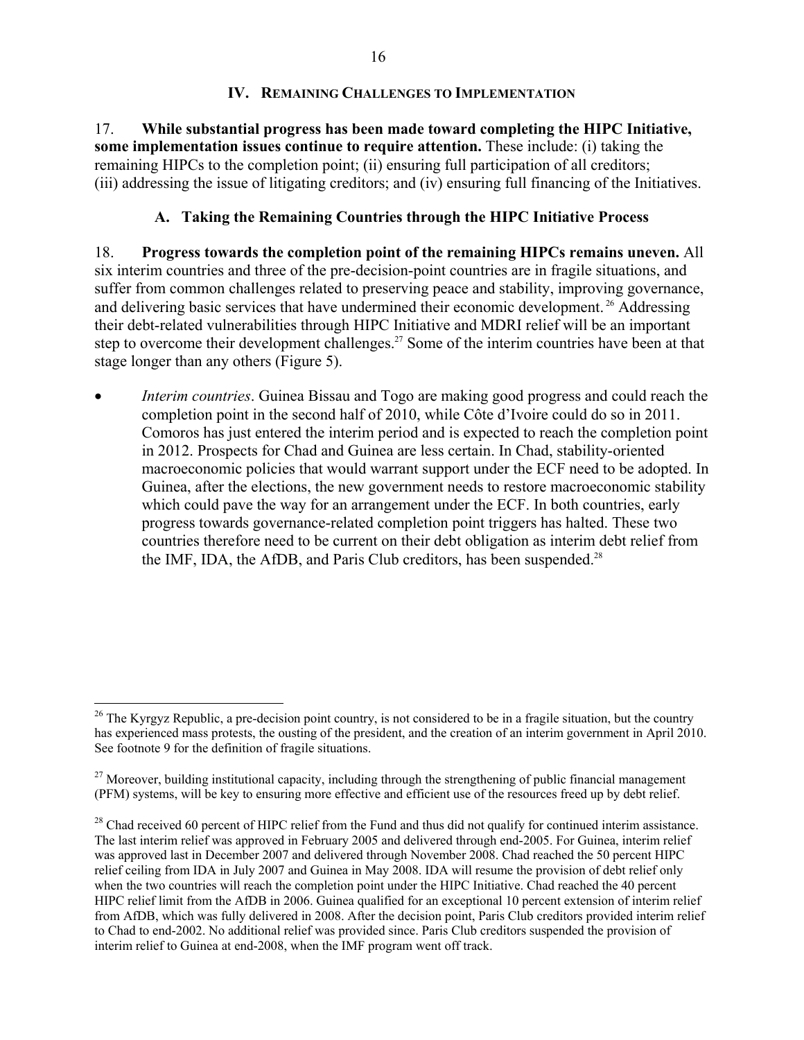## IV. REMAINING CHALLENGES TO IMPLEMENTATION

17. **While substantial progress has been made toward completing the HIPC Initiative, some implementation issues continue to require attention.** These include: (i) taking the remaining HIPCs to the completion point; (ii) ensuring full participation of all creditors; (iii) addressing the issue of litigating creditors; and (iv) ensuring full financing of the Initiatives.

### A. Taking the Remaining Countries through the HIPC Initiative Process

18. **Progress towards the completion point of the remaining HIPCs remains uneven.** All six interim countries and three of the pre-decision-point countries are in fragile situations, and suffer from common challenges related to preserving peace and stability, improving governance, and delivering basic services that have undermined their economic development.[26] Addressing their debt-related vulnerabilities through HIPC Initiative and MDRI relief will be an important step to overcome their development challenges.[27] Some of the interim countries have been at that stage longer than any others (Figure 5).

- *Interim countries*. Guinea Bissau and Togo are making good progress and could reach the completion point in the second half of 2010, while Côte d'Ivoire could do so in 2011. Comoros has just entered the interim period and is expected to reach the completion point in 2012. Prospects for Chad and Guinea are less certain. In Chad, stability-oriented macroeconomic policies that would warrant support under the ECF need to be adopted. In Guinea, after the elections, the new government needs to restore macroeconomic stability which could pave the way for an arrangement under the ECF. In both countries, early progress towards governance-related completion point triggers has halted. These two countries therefore need to be current on their debt obligation as interim debt relief from the IMF, IDA, the AfDB, and Paris Club creditors, has been suspended.[28]

---

[26] The Kyrgyz Republic, a pre-decision point country, is not considered to be in a fragile situation, but the country has experienced mass protests, the ousting of the president, and the creation of an interim government in April 2010. See footnote 9 for the definition of fragile situations.

[27] Moreover, building institutional capacity, including through the strengthening of public financial management (PFM) systems, will be key to ensuring more effective and efficient use of the resources freed up by debt relief.

[28] Chad received 60 percent of HIPC relief from the Fund and thus did not qualify for continued interim assistance. The last interim relief was approved in February 2005 and delivered through end-2005. For Guinea, interim relief was approved last in December 2007 and delivered through November 2008. Chad reached the 50 percent HIPC relief ceiling from IDA in July 2007 and Guinea in May 2008. IDA will resume the provision of debt relief only when the two countries will reach the completion point under the HIPC Initiative. Chad reached the 40 percent HIPC relief limit from the AfDB in 2006. Guinea qualified for an exceptional 10 percent extension of interim relief from AfDB, which was fully delivered in 2008. After the decision point, Paris Club creditors provided interim relief to Chad to end-2002. No additional relief was provided since. Paris Club creditors suspended the provision of interim relief to Guinea at end-2008, when the IMF program went off track.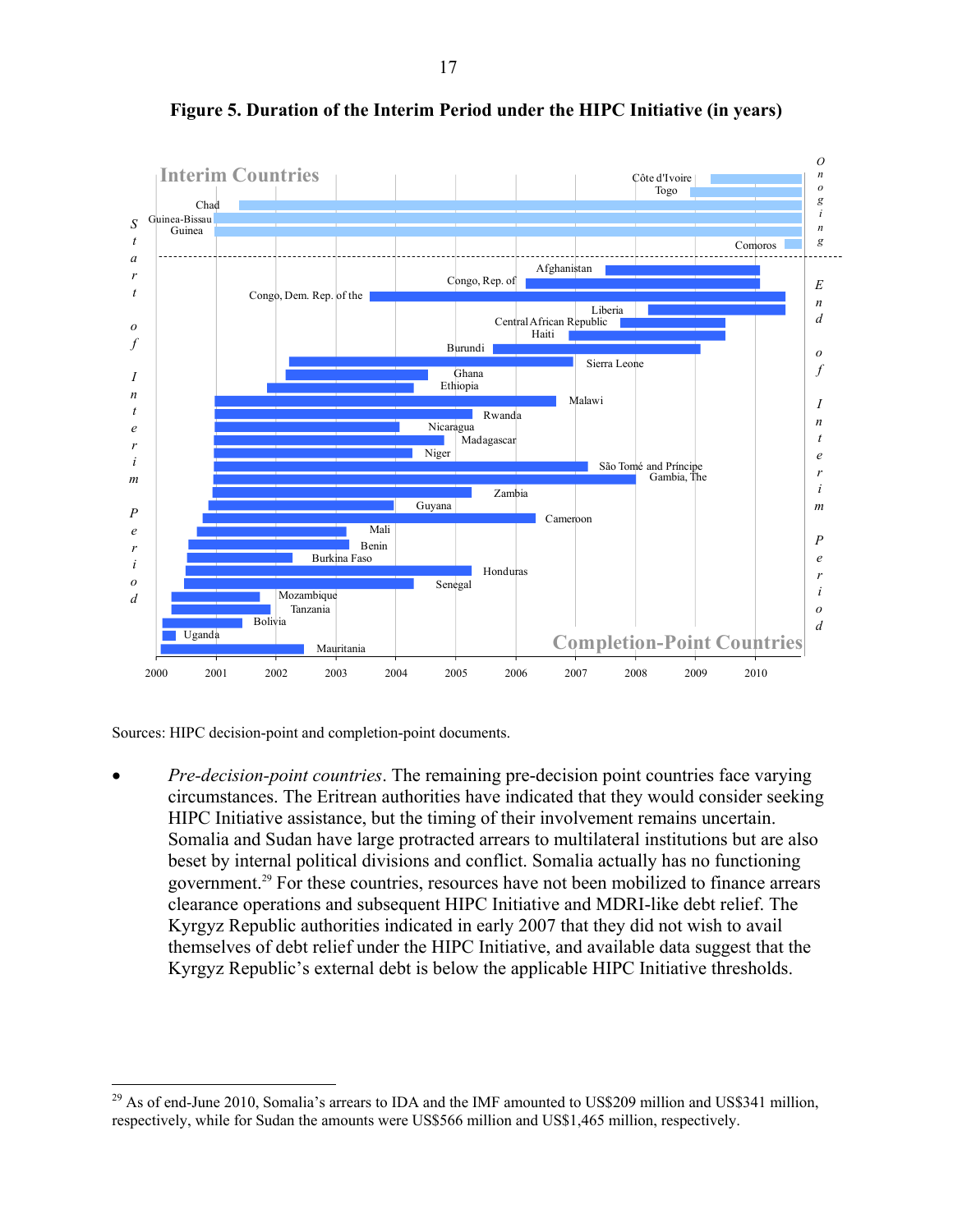**Figure 5. Duration of the Interim Period under the HIPC Initiative (in years)**

Sources: HIPC decision-point and completion-point documents.

- *Pre-decision-point countries*. The remaining pre-decision point countries face varying circumstances. The Eritrean authorities have indicated that they would consider seeking HIPC Initiative assistance, but the timing of their involvement remains uncertain. Somalia and Sudan have large protracted arrears to multilateral institutions but are also beset by internal political divisions and conflict. Somalia actually has no functioning government.[29] For these countries, resources have not been mobilized to finance arrears clearance operations and subsequent HIPC Initiative and MDRI-like debt relief. The Kyrgyz Republic authorities indicated in early 2007 that they did not wish to avail themselves of debt relief under the HIPC Initiative, and available data suggest that the Kyrgyz Republic's external debt is below the applicable HIPC Initiative thresholds.

[29] As of end-June 2010, Somalia's arrears to IDA and the IMF amounted to US$209 million and US$341 million, respectively, while for Sudan the amounts were US$566 million and US$1,465 million, respectively.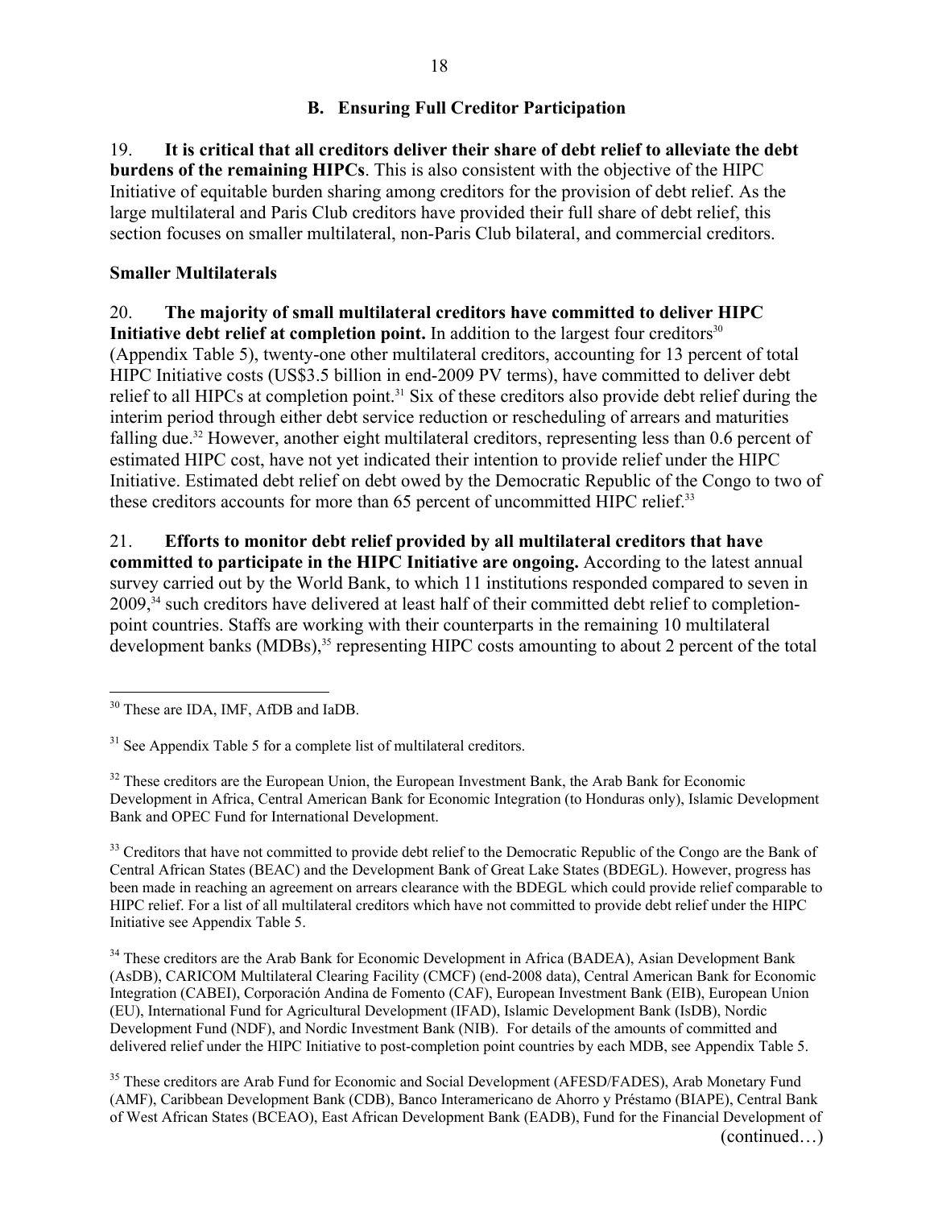## B. Ensuring Full Creditor Participation

19. **It is critical that all creditors deliver their share of debt relief to alleviate the debt burdens of the remaining HIPCs**. This is also consistent with the objective of the HIPC Initiative of equitable burden sharing among creditors for the provision of debt relief. As the large multilateral and Paris Club creditors have provided their full share of debt relief, this section focuses on smaller multilateral, non-Paris Club bilateral, and commercial creditors.

### Smaller Multilaterals

20. **The majority of small multilateral creditors have committed to deliver HIPC Initiative debt relief at completion point.** In addition to the largest four creditors[30] (Appendix Table 5), twenty-one other multilateral creditors, accounting for 13 percent of total HIPC Initiative costs (US$3.5 billion in end-2009 PV terms), have committed to deliver debt relief to all HIPCs at completion point.[31] Six of these creditors also provide debt relief during the interim period through either debt service reduction or rescheduling of arrears and maturities falling due.[32] However, another eight multilateral creditors, representing less than 0.6 percent of estimated HIPC cost, have not yet indicated their intention to provide relief under the HIPC Initiative. Estimated debt relief on debt owed by the Democratic Republic of the Congo to two of these creditors accounts for more than 65 percent of uncommitted HIPC relief.[33]

21. **Efforts to monitor debt relief provided by all multilateral creditors that have committed to participate in the HIPC Initiative are ongoing.** According to the latest annual survey carried out by the World Bank, to which 11 institutions responded compared to seven in 2009,[34] such creditors have delivered at least half of their committed debt relief to completion-point countries. Staffs are working with their counterparts in the remaining 10 multilateral development banks (MDBs),[35] representing HIPC costs amounting to about 2 percent of the total

---

[30] These are IDA, IMF, AfDB and IaDB.

[31] See Appendix Table 5 for a complete list of multilateral creditors.

[32] These creditors are the European Union, the European Investment Bank, the Arab Bank for Economic Development in Africa, Central American Bank for Economic Integration (to Honduras only), Islamic Development Bank and OPEC Fund for International Development.

[33] Creditors that have not committed to provide debt relief to the Democratic Republic of the Congo are the Bank of Central African States (BEAC) and the Development Bank of Great Lake States (BDEGL). However, progress has been made in reaching an agreement on arrears clearance with the BDEGL which could provide relief comparable to HIPC relief. For a list of all multilateral creditors which have not committed to provide debt relief under the HIPC Initiative see Appendix Table 5.

[34] These creditors are the Arab Bank for Economic Development in Africa (BADEA), Asian Development Bank (AsDB), CARICOM Multilateral Clearing Facility (CMCF) (end-2008 data), Central American Bank for Economic Integration (CABEI), Corporación Andina de Fomento (CAF), European Investment Bank (EIB), European Union (EU), International Fund for Agricultural Development (IFAD), Islamic Development Bank (IsDB), Nordic Development Fund (NDF), and Nordic Investment Bank (NIB). For details of the amounts of committed and delivered relief under the HIPC Initiative to post-completion point countries by each MDB, see Appendix Table 5.

[35] These creditors are Arab Fund for Economic and Social Development (AFESD/FADES), Arab Monetary Fund (AMF), Caribbean Development Bank (CDB), Banco Interamericano de Ahorro y Préstamo (BIAPE), Central Bank of West African States (BCEAO), East African Development Bank (EADB), Fund for the Financial Development of

(continued…)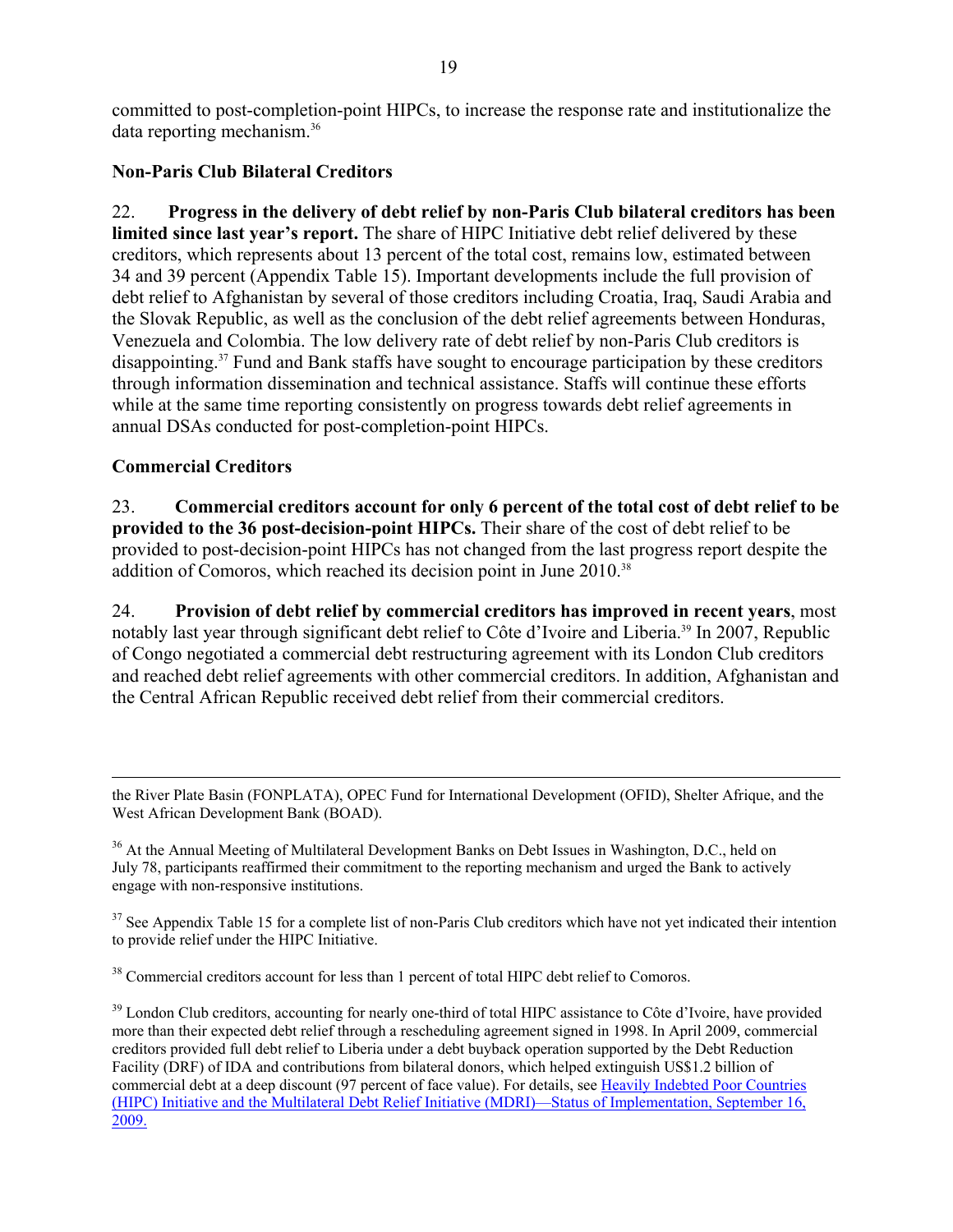committed to post-completion-point HIPCs, to increase the response rate and institutionalize the data reporting mechanism.[36]

### Non-Paris Club Bilateral Creditors

22. **Progress in the delivery of debt relief by non-Paris Club bilateral creditors has been limited since last year's report.** The share of HIPC Initiative debt relief delivered by these creditors, which represents about 13 percent of the total cost, remains low, estimated between 34 and 39 percent (Appendix Table 15). Important developments include the full provision of debt relief to Afghanistan by several of those creditors including Croatia, Iraq, Saudi Arabia and the Slovak Republic, as well as the conclusion of the debt relief agreements between Honduras, Venezuela and Colombia. The low delivery rate of debt relief by non-Paris Club creditors is disappointing.[37] Fund and Bank staffs have sought to encourage participation by these creditors through information dissemination and technical assistance. Staffs will continue these efforts while at the same time reporting consistently on progress towards debt relief agreements in annual DSAs conducted for post-completion-point HIPCs.

### Commercial Creditors

23. **Commercial creditors account for only 6 percent of the total cost of debt relief to be provided to the 36 post-decision-point HIPCs.** Their share of the cost of debt relief to be provided to post-decision-point HIPCs has not changed from the last progress report despite the addition of Comoros, which reached its decision point in June 2010.[38]

24. **Provision of debt relief by commercial creditors has improved in recent years**, most notably last year through significant debt relief to Côte d'Ivoire and Liberia.[39] In 2007, Republic of Congo negotiated a commercial debt restructuring agreement with its London Club creditors and reached debt relief agreements with other commercial creditors. In addition, Afghanistan and the Central African Republic received debt relief from their commercial creditors.

---

the River Plate Basin (FONPLATA), OPEC Fund for International Development (OFID), Shelter Afrique, and the West African Development Bank (BOAD).

[36] At the Annual Meeting of Multilateral Development Banks on Debt Issues in Washington, D.C., held on July 78, participants reaffirmed their commitment to the reporting mechanism and urged the Bank to actively engage with non-responsive institutions.

[37] See Appendix Table 15 for a complete list of non-Paris Club creditors which have not yet indicated their intention to provide relief under the HIPC Initiative.

[38] Commercial creditors account for less than 1 percent of total HIPC debt relief to Comoros.

[39] London Club creditors, accounting for nearly one-third of total HIPC assistance to Côte d'Ivoire, have provided more than their expected debt relief through a rescheduling agreement signed in 1998. In April 2009, commercial creditors provided full debt relief to Liberia under a debt buyback operation supported by the Debt Reduction Facility (DRF) of IDA and contributions from bilateral donors, which helped extinguish US$1.2 billion of commercial debt at a deep discount (97 percent of face value). For details, see Heavily Indebted Poor Countries (HIPC) Initiative and the Multilateral Debt Relief Initiative (MDRI)—Status of Implementation, September 16, 2009.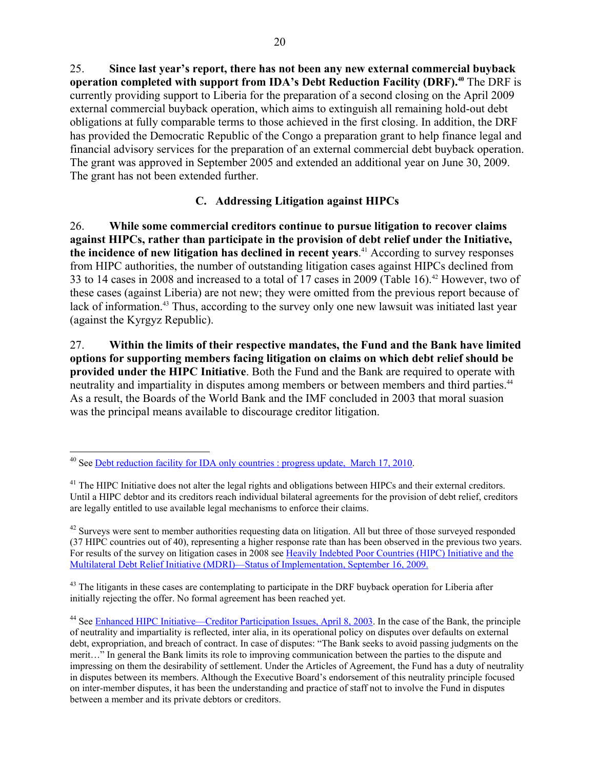25. **Since last year's report, there has not been any new external commercial buyback operation completed with support from IDA's Debt Reduction Facility (DRF).**[40] The DRF is currently providing support to Liberia for the preparation of a second closing on the April 2009 external commercial buyback operation, which aims to extinguish all remaining hold-out debt obligations at fully comparable terms to those achieved in the first closing. In addition, the DRF has provided the Democratic Republic of the Congo a preparation grant to help finance legal and financial advisory services for the preparation of an external commercial debt buyback operation. The grant was approved in September 2005 and extended an additional year on June 30, 2009. The grant has not been extended further.

### C. Addressing Litigation against HIPCs

26. **While some commercial creditors continue to pursue litigation to recover claims against HIPCs, rather than participate in the provision of debt relief under the Initiative, the incidence of new litigation has declined in recent years**.[41] According to survey responses from HIPC authorities, the number of outstanding litigation cases against HIPCs declined from 33 to 14 cases in 2008 and increased to a total of 17 cases in 2009 (Table 16).[42] However, two of these cases (against Liberia) are not new; they were omitted from the previous report because of lack of information.[43] Thus, according to the survey only one new lawsuit was initiated last year (against the Kyrgyz Republic).

27. **Within the limits of their respective mandates, the Fund and the Bank have limited options for supporting members facing litigation on claims on which debt relief should be provided under the HIPC Initiative**. Both the Fund and the Bank are required to operate with neutrality and impartiality in disputes among members or between members and third parties.[44] As a result, the Boards of the World Bank and the IMF concluded in 2003 that moral suasion was the principal means available to discourage creditor litigation.

---

[40] See Debt reduction facility for IDA only countries : progress update, March 17, 2010.

[41] The HIPC Initiative does not alter the legal rights and obligations between HIPCs and their external creditors. Until a HIPC debtor and its creditors reach individual bilateral agreements for the provision of debt relief, creditors are legally entitled to use available legal mechanisms to enforce their claims.

[42] Surveys were sent to member authorities requesting data on litigation. All but three of those surveyed responded (37 HIPC countries out of 40), representing a higher response rate than has been observed in the previous two years. For results of the survey on litigation cases in 2008 see Heavily Indebted Poor Countries (HIPC) Initiative and the Multilateral Debt Relief Initiative (MDRI)—Status of Implementation, September 16, 2009.

[43] The litigants in these cases are contemplating to participate in the DRF buyback operation for Liberia after initially rejecting the offer. No formal agreement has been reached yet.

[44] See Enhanced HIPC Initiative—Creditor Participation Issues, April 8, 2003. In the case of the Bank, the principle of neutrality and impartiality is reflected, inter alia, in its operational policy on disputes over defaults on external debt, expropriation, and breach of contract. In case of disputes: "The Bank seeks to avoid passing judgments on the merit…" In general the Bank limits its role to improving communication between the parties to the dispute and impressing on them the desirability of settlement. Under the Articles of Agreement, the Fund has a duty of neutrality in disputes between its members. Although the Executive Board's endorsement of this neutrality principle focused on inter-member disputes, it has been the understanding and practice of staff not to involve the Fund in disputes between a member and its private debtors or creditors.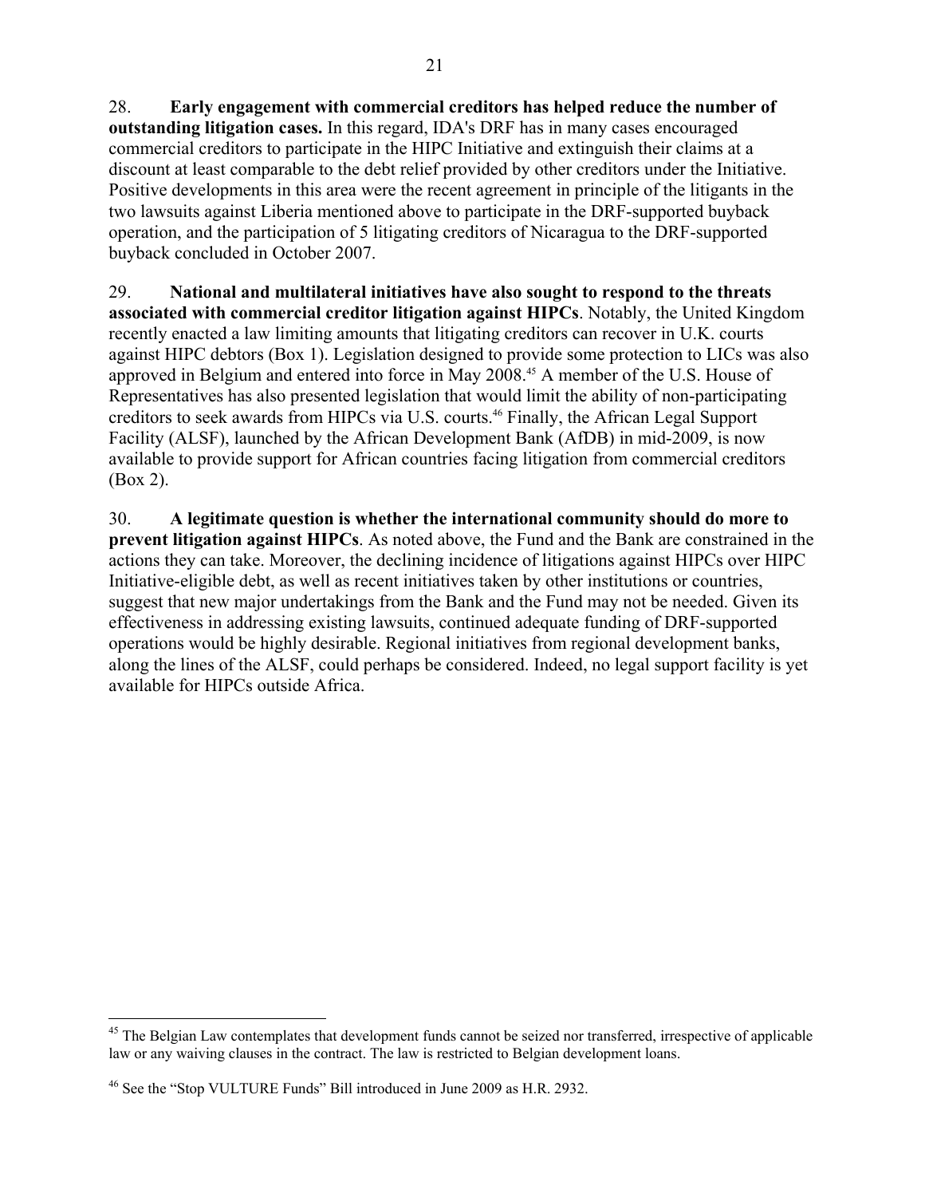28. **Early engagement with commercial creditors has helped reduce the number of outstanding litigation cases.** In this regard, IDA's DRF has in many cases encouraged commercial creditors to participate in the HIPC Initiative and extinguish their claims at a discount at least comparable to the debt relief provided by other creditors under the Initiative. Positive developments in this area were the recent agreement in principle of the litigants in the two lawsuits against Liberia mentioned above to participate in the DRF-supported buyback operation, and the participation of 5 litigating creditors of Nicaragua to the DRF-supported buyback concluded in October 2007.

29. **National and multilateral initiatives have also sought to respond to the threats associated with commercial creditor litigation against HIPCs**. Notably, the United Kingdom recently enacted a law limiting amounts that litigating creditors can recover in U.K. courts against HIPC debtors (Box 1). Legislation designed to provide some protection to LICs was also approved in Belgium and entered into force in May 2008.[45] A member of the U.S. House of Representatives has also presented legislation that would limit the ability of non-participating creditors to seek awards from HIPCs via U.S. courts.[46] Finally, the African Legal Support Facility (ALSF), launched by the African Development Bank (AfDB) in mid-2009, is now available to provide support for African countries facing litigation from commercial creditors (Box 2).

30. **A legitimate question is whether the international community should do more to prevent litigation against HIPCs**. As noted above, the Fund and the Bank are constrained in the actions they can take. Moreover, the declining incidence of litigations against HIPCs over HIPC Initiative-eligible debt, as well as recent initiatives taken by other institutions or countries, suggest that new major undertakings from the Bank and the Fund may not be needed. Given its effectiveness in addressing existing lawsuits, continued adequate funding of DRF-supported operations would be highly desirable. Regional initiatives from regional development banks, along the lines of the ALSF, could perhaps be considered. Indeed, no legal support facility is yet available for HIPCs outside Africa.

---

[45] The Belgian Law contemplates that development funds cannot be seized nor transferred, irrespective of applicable law or any waiving clauses in the contract. The law is restricted to Belgian development loans.

[46] See the "Stop VULTURE Funds" Bill introduced in June 2009 as H.R. 2932.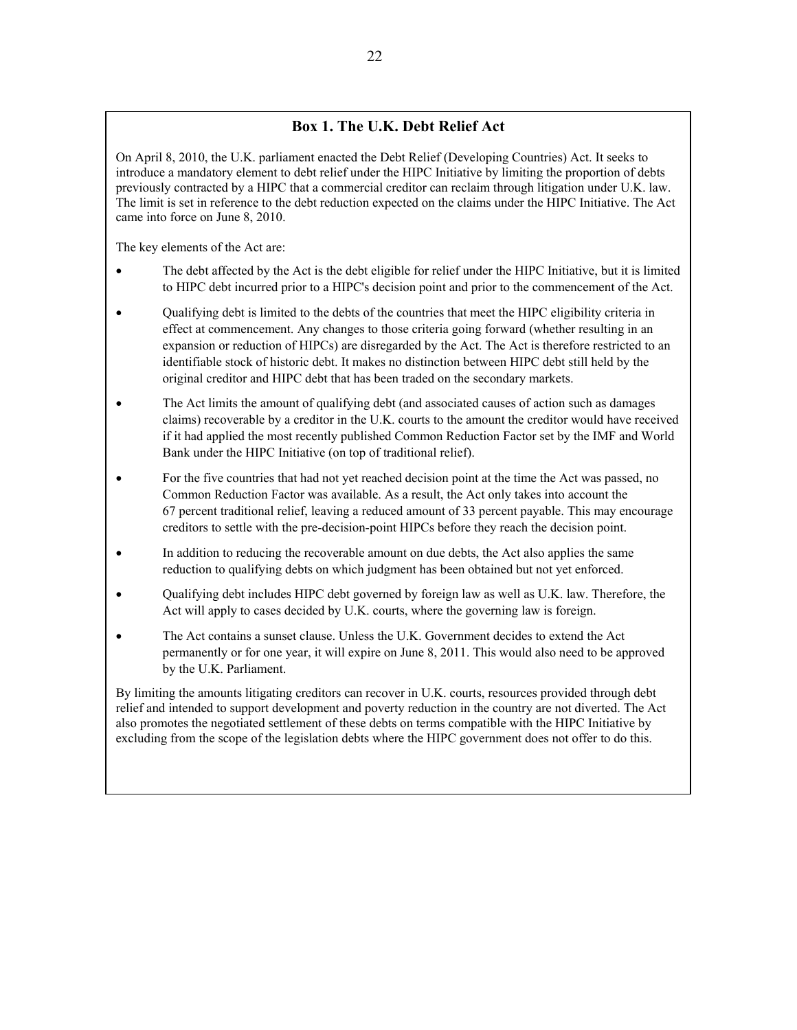## Box 1. The U.K. Debt Relief Act

On April 8, 2010, the U.K. parliament enacted the Debt Relief (Developing Countries) Act. It seeks to introduce a mandatory element to debt relief under the HIPC Initiative by limiting the proportion of debts previously contracted by a HIPC that a commercial creditor can reclaim through litigation under U.K. law. The limit is set in reference to the debt reduction expected on the claims under the HIPC Initiative. The Act came into force on June 8, 2010.

The key elements of the Act are:

- The debt affected by the Act is the debt eligible for relief under the HIPC Initiative, but it is limited to HIPC debt incurred prior to a HIPC's decision point and prior to the commencement of the Act.
- Qualifying debt is limited to the debts of the countries that meet the HIPC eligibility criteria in effect at commencement. Any changes to those criteria going forward (whether resulting in an expansion or reduction of HIPCs) are disregarded by the Act. The Act is therefore restricted to an identifiable stock of historic debt. It makes no distinction between HIPC debt still held by the original creditor and HIPC debt that has been traded on the secondary markets.
- The Act limits the amount of qualifying debt (and associated causes of action such as damages claims) recoverable by a creditor in the U.K. courts to the amount the creditor would have received if it had applied the most recently published Common Reduction Factor set by the IMF and World Bank under the HIPC Initiative (on top of traditional relief).
- For the five countries that had not yet reached decision point at the time the Act was passed, no Common Reduction Factor was available. As a result, the Act only takes into account the 67 percent traditional relief, leaving a reduced amount of 33 percent payable. This may encourage creditors to settle with the pre-decision-point HIPCs before they reach the decision point.
- In addition to reducing the recoverable amount on due debts, the Act also applies the same reduction to qualifying debts on which judgment has been obtained but not yet enforced.
- Qualifying debt includes HIPC debt governed by foreign law as well as U.K. law. Therefore, the Act will apply to cases decided by U.K. courts, where the governing law is foreign.
- The Act contains a sunset clause. Unless the U.K. Government decides to extend the Act permanently or for one year, it will expire on June 8, 2011. This would also need to be approved by the U.K. Parliament.

By limiting the amounts litigating creditors can recover in U.K. courts, resources provided through debt relief and intended to support development and poverty reduction in the country are not diverted. The Act also promotes the negotiated settlement of these debts on terms compatible with the HIPC Initiative by excluding from the scope of the legislation debts where the HIPC government does not offer to do this.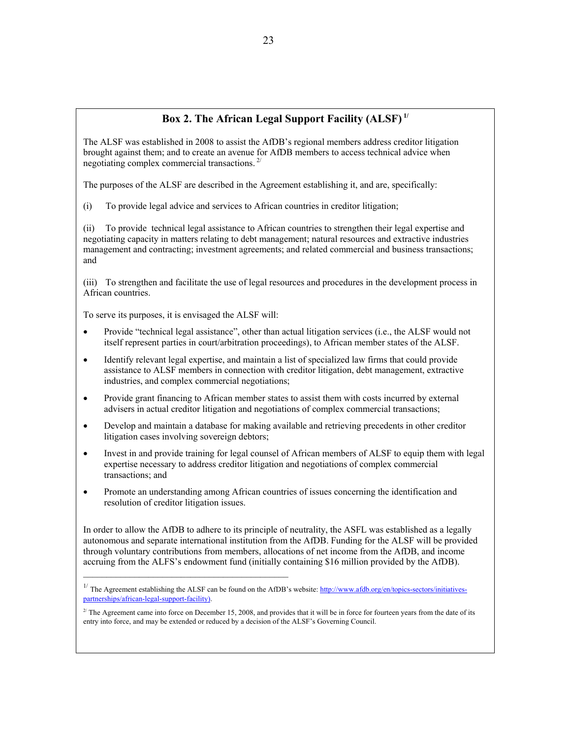## Box 2. The African Legal Support Facility (ALSF) [1/]

The ALSF was established in 2008 to assist the AfDB's regional members address creditor litigation brought against them; and to create an avenue for AfDB members to access technical advice when negotiating complex commercial transactions. [2/]

The purposes of the ALSF are described in the Agreement establishing it, and are, specifically:

(i) To provide legal advice and services to African countries in creditor litigation;

(ii) To provide technical legal assistance to African countries to strengthen their legal expertise and negotiating capacity in matters relating to debt management; natural resources and extractive industries management and contracting; investment agreements; and related commercial and business transactions; and

(iii) To strengthen and facilitate the use of legal resources and procedures in the development process in African countries.

To serve its purposes, it is envisaged the ALSF will:

- Provide "technical legal assistance", other than actual litigation services (i.e., the ALSF would not itself represent parties in court/arbitration proceedings), to African member states of the ALSF.
- Identify relevant legal expertise, and maintain a list of specialized law firms that could provide assistance to ALSF members in connection with creditor litigation, debt management, extractive industries, and complex commercial negotiations;
- Provide grant financing to African member states to assist them with costs incurred by external advisers in actual creditor litigation and negotiations of complex commercial transactions;
- Develop and maintain a database for making available and retrieving precedents in other creditor litigation cases involving sovereign debtors;
- Invest in and provide training for legal counsel of African members of ALSF to equip them with legal expertise necessary to address creditor litigation and negotiations of complex commercial transactions; and
- Promote an understanding among African countries of issues concerning the identification and resolution of creditor litigation issues.

In order to allow the AfDB to adhere to its principle of neutrality, the ASFL was established as a legally autonomous and separate international institution from the AfDB. Funding for the ALSF will be provided through voluntary contributions from members, allocations of net income from the AfDB, and income accruing from the ALFS's endowment fund (initially containing $16 million provided by the AfDB).

---

[1/] The Agreement establishing the ALSF can be found on the AfDB's website: http://www.afdb.org/en/topics-sectors/initiatives-partnerships/african-legal-support-facility).

[2/] The Agreement came into force on December 15, 2008, and provides that it will be in force for fourteen years from the date of its entry into force, and may be extended or reduced by a decision of the ALSF's Governing Council.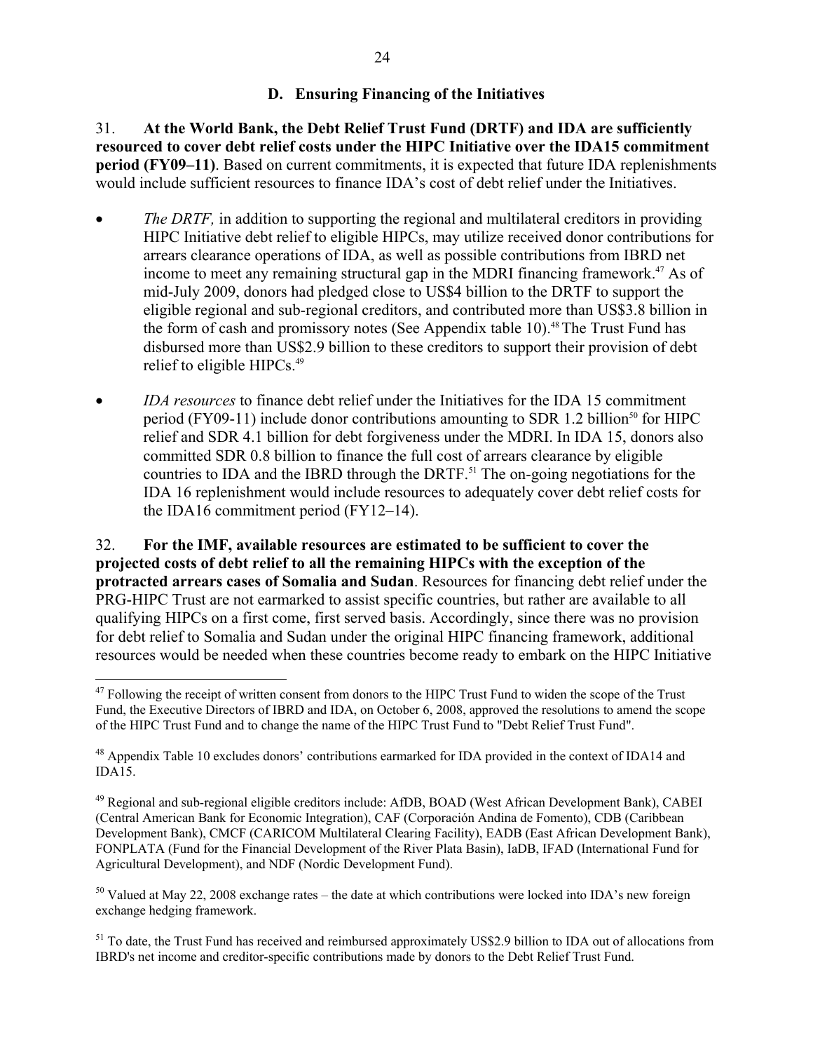## D. Ensuring Financing of the Initiatives

31. **At the World Bank, the Debt Relief Trust Fund (DRTF) and IDA are sufficiently resourced to cover debt relief costs under the HIPC Initiative over the IDA15 commitment period (FY09–11)**. Based on current commitments, it is expected that future IDA replenishments would include sufficient resources to finance IDA's cost of debt relief under the Initiatives.

- *The DRTF,* in addition to supporting the regional and multilateral creditors in providing HIPC Initiative debt relief to eligible HIPCs, may utilize received donor contributions for arrears clearance operations of IDA, as well as possible contributions from IBRD net income to meet any remaining structural gap in the MDRI financing framework.[47] As of mid-July 2009, donors had pledged close to US$4 billion to the DRTF to support the eligible regional and sub-regional creditors, and contributed more than US$3.8 billion in the form of cash and promissory notes (See Appendix table 10).[48] The Trust Fund has disbursed more than US$2.9 billion to these creditors to support their provision of debt relief to eligible HIPCs.[49]

- *IDA resources* to finance debt relief under the Initiatives for the IDA 15 commitment period (FY09-11) include donor contributions amounting to SDR 1.2 billion[50] for HIPC relief and SDR 4.1 billion for debt forgiveness under the MDRI. In IDA 15, donors also committed SDR 0.8 billion to finance the full cost of arrears clearance by eligible countries to IDA and the IBRD through the DRTF.[51] The on-going negotiations for the IDA 16 replenishment would include resources to adequately cover debt relief costs for the IDA16 commitment period (FY12–14).

32. **For the IMF, available resources are estimated to be sufficient to cover the projected costs of debt relief to all the remaining HIPCs with the exception of the protracted arrears cases of Somalia and Sudan**. Resources for financing debt relief under the PRG-HIPC Trust are not earmarked to assist specific countries, but rather are available to all qualifying HIPCs on a first come, first served basis. Accordingly, since there was no provision for debt relief to Somalia and Sudan under the original HIPC financing framework, additional resources would be needed when these countries become ready to embark on the HIPC Initiative

---

[47] Following the receipt of written consent from donors to the HIPC Trust Fund to widen the scope of the Trust Fund, the Executive Directors of IBRD and IDA, on October 6, 2008, approved the resolutions to amend the scope of the HIPC Trust Fund and to change the name of the HIPC Trust Fund to "Debt Relief Trust Fund".

[48] Appendix Table 10 excludes donors' contributions earmarked for IDA provided in the context of IDA14 and IDA15.

[49] Regional and sub-regional eligible creditors include: AfDB, BOAD (West African Development Bank), CABEI (Central American Bank for Economic Integration), CAF (Corporación Andina de Fomento), CDB (Caribbean Development Bank), CMCF (CARICOM Multilateral Clearing Facility), EADB (East African Development Bank), FONPLATA (Fund for the Financial Development of the River Plata Basin), IaDB, IFAD (International Fund for Agricultural Development), and NDF (Nordic Development Fund).

[50] Valued at May 22, 2008 exchange rates – the date at which contributions were locked into IDA's new foreign exchange hedging framework.

[51] To date, the Trust Fund has received and reimbursed approximately US$2.9 billion to IDA out of allocations from IBRD's net income and creditor-specific contributions made by donors to the Debt Relief Trust Fund.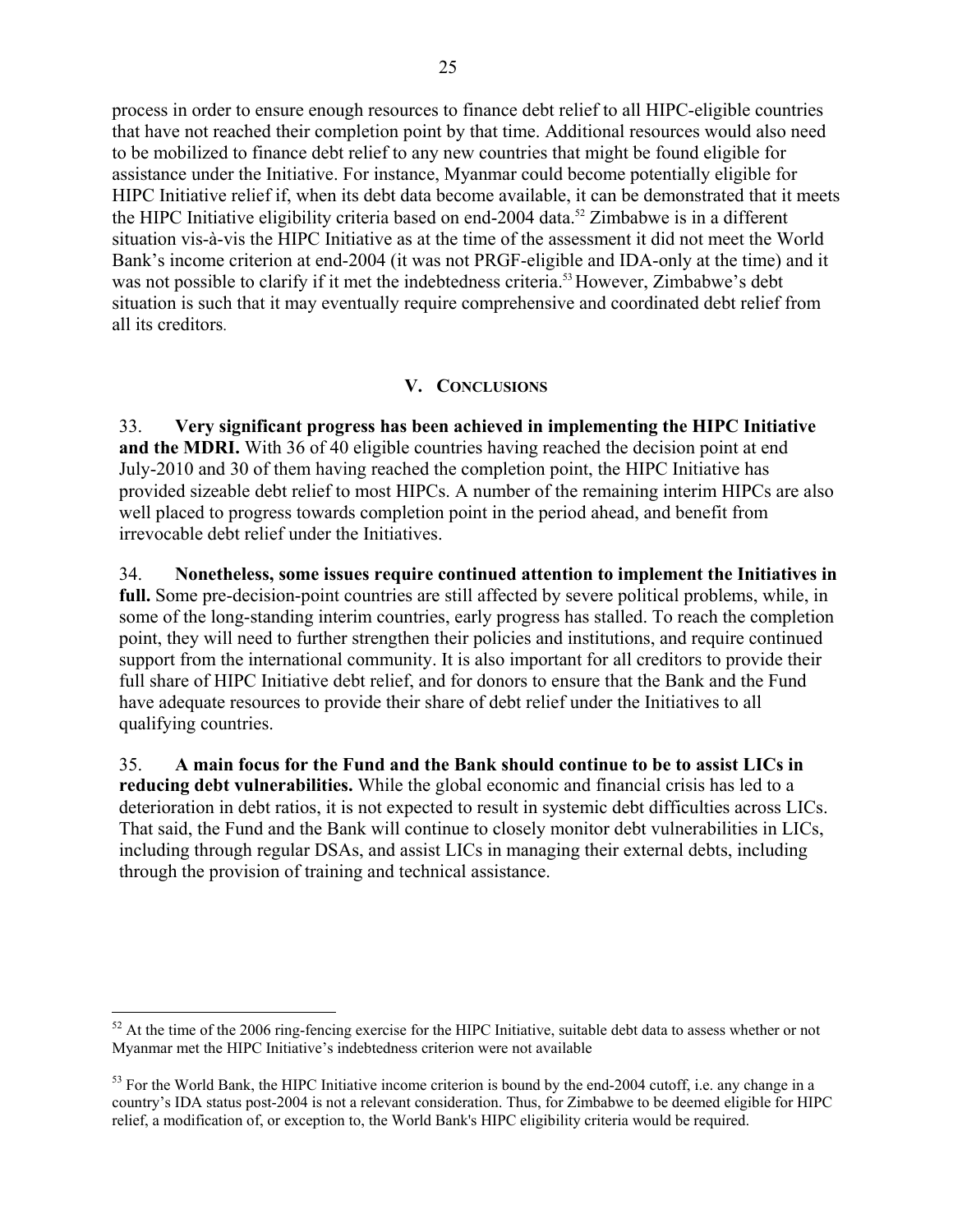process in order to ensure enough resources to finance debt relief to all HIPC-eligible countries that have not reached their completion point by that time. Additional resources would also need to be mobilized to finance debt relief to any new countries that might be found eligible for assistance under the Initiative. For instance, Myanmar could become potentially eligible for HIPC Initiative relief if, when its debt data become available, it can be demonstrated that it meets the HIPC Initiative eligibility criteria based on end-2004 data.[52] Zimbabwe is in a different situation vis-à-vis the HIPC Initiative as at the time of the assessment it did not meet the World Bank's income criterion at end-2004 (it was not PRGF-eligible and IDA-only at the time) and it was not possible to clarify if it met the indebtedness criteria.[53] However, Zimbabwe's debt situation is such that it may eventually require comprehensive and coordinated debt relief from all its creditors.

## V. Conclusions

33. **Very significant progress has been achieved in implementing the HIPC Initiative and the MDRI.** With 36 of 40 eligible countries having reached the decision point at end July-2010 and 30 of them having reached the completion point, the HIPC Initiative has provided sizeable debt relief to most HIPCs. A number of the remaining interim HIPCs are also well placed to progress towards completion point in the period ahead, and benefit from irrevocable debt relief under the Initiatives.

34. **Nonetheless, some issues require continued attention to implement the Initiatives in full.** Some pre-decision-point countries are still affected by severe political problems, while, in some of the long-standing interim countries, early progress has stalled. To reach the completion point, they will need to further strengthen their policies and institutions, and require continued support from the international community. It is also important for all creditors to provide their full share of HIPC Initiative debt relief, and for donors to ensure that the Bank and the Fund have adequate resources to provide their share of debt relief under the Initiatives to all qualifying countries.

35. **A main focus for the Fund and the Bank should continue to be to assist LICs in reducing debt vulnerabilities.** While the global economic and financial crisis has led to a deterioration in debt ratios, it is not expected to result in systemic debt difficulties across LICs. That said, the Fund and the Bank will continue to closely monitor debt vulnerabilities in LICs, including through regular DSAs, and assist LICs in managing their external debts, including through the provision of training and technical assistance.

---

[52] At the time of the 2006 ring-fencing exercise for the HIPC Initiative, suitable debt data to assess whether or not Myanmar met the HIPC Initiative's indebtedness criterion were not available

[53] For the World Bank, the HIPC Initiative income criterion is bound by the end-2004 cutoff, i.e. any change in a country's IDA status post-2004 is not a relevant consideration. Thus, for Zimbabwe to be deemed eligible for HIPC relief, a modification of, or exception to, the World Bank's HIPC eligibility criteria would be required.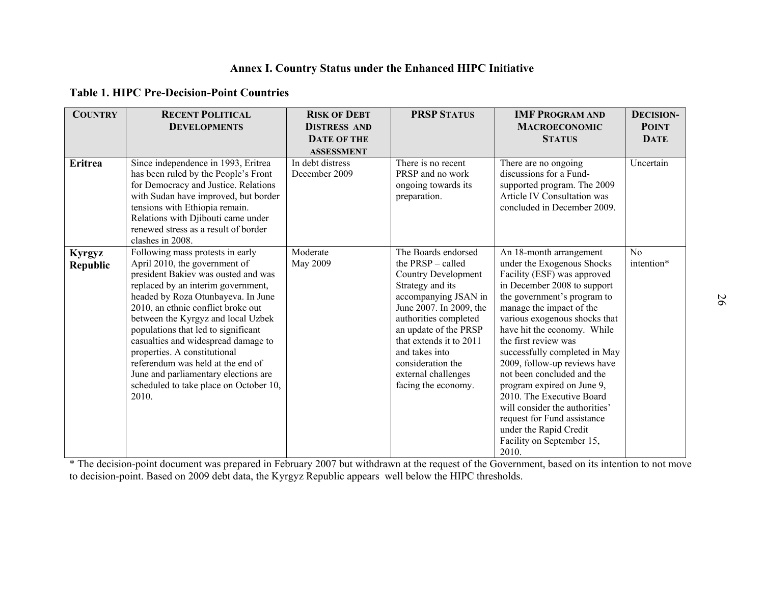## Annex I. Country Status under the Enhanced HIPC Initiative

### Table 1. HIPC Pre-Decision-Point Countries

| COUNTRY | RECENT POLITICAL DEVELOPMENTS | RISK OF DEBT DISTRESS AND DATE OF THE ASSESSMENT | PRSP STATUS | IMF PROGRAM AND MACROECONOMIC STATUS | DECISION-POINT DATE |
|---|---|---|---|---|---|
| **Eritrea** | Since independence in 1993, Eritrea has been ruled by the People's Front for Democracy and Justice. Relations with Sudan have improved, but border tensions with Ethiopia remain. Relations with Djibouti came under renewed stress as a result of border clashes in 2008. | In debt distress December 2009 | There is no recent PRSP and no work ongoing towards its preparation. | There are no ongoing discussions for a Fund-supported program. The 2009 Article IV Consultation was concluded in December 2009. | Uncertain |
| **Kyrgyz Republic** | Following mass protests in early April 2010, the government of president Bakiev was ousted and was replaced by an interim government, headed by Roza Otunbayeva. In June 2010, an ethnic conflict broke out between the Kyrgyz and local Uzbek populations that led to significant casualties and widespread damage to properties. A constitutional referendum was held at the end of June and parliamentary elections are scheduled to take place on October 10, 2010. | Moderate May 2009 | The Boards endorsed the PRSP – called Country Development Strategy and its accompanying JSAN in June 2007. In 2009, the authorities completed an update of the PRSP that extends it to 2011 and takes into consideration the external challenges facing the economy. | An 18-month arrangement under the Exogenous Shocks Facility (ESF) was approved in December 2008 to support the government's program to manage the impact of the various exogenous shocks that have hit the economy. While the first review was successfully completed in May 2009, follow-up reviews have not been concluded and the program expired on June 9, 2010. The Executive Board will consider the authorities' request for Fund assistance under the Rapid Credit Facility on September 15, 2010. | No intention* |

\* The decision-point document was prepared in February 2007 but withdrawn at the request of the Government, based on its intention to not move to decision-point. Based on 2009 debt data, the Kyrgyz Republic appears well below the HIPC thresholds.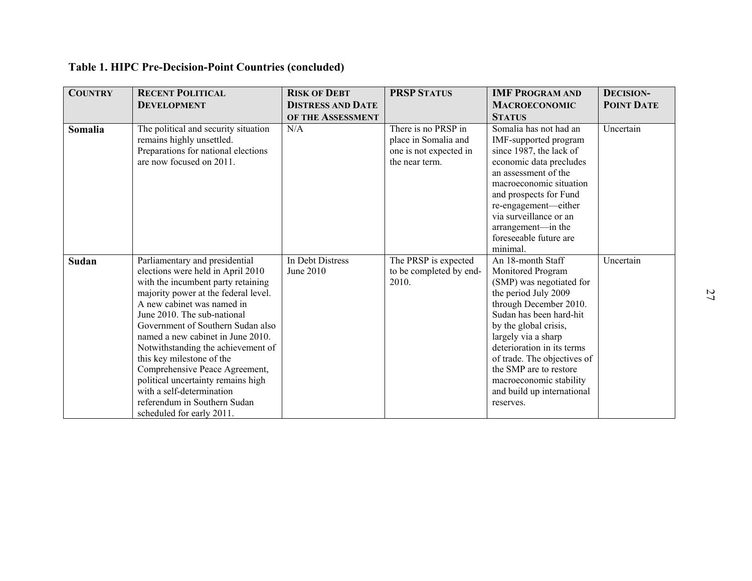**Table 1. HIPC Pre-Decision-Point Countries (concluded)**

| COUNTRY | RECENT POLITICAL DEVELOPMENT | RISK OF DEBT DISTRESS AND DATE OF THE ASSESSMENT | PRSP STATUS | IMF PROGRAM AND MACROECONOMIC STATUS | DECISION-POINT DATE |
|---|---|---|---|---|---|
| **Somalia** | The political and security situation remains highly unsettled. Preparations for national elections are now focused on 2011. | N/A | There is no PRSP in place in Somalia and one is not expected in the near term. | Somalia has not had an IMF-supported program since 1987, the lack of economic data precludes an assessment of the macroeconomic situation and prospects for Fund re-engagement—either via surveillance or an arrangement—in the foreseeable future are minimal. | Uncertain |
| **Sudan** | Parliamentary and presidential elections were held in April 2010 with the incumbent party retaining majority power at the federal level. A new cabinet was named in June 2010. The sub-national Government of Southern Sudan also named a new cabinet in June 2010. Notwithstanding the achievement of this key milestone of the Comprehensive Peace Agreement, political uncertainty remains high with a self-determination referendum in Southern Sudan scheduled for early 2011. | In Debt Distress June 2010 | The PRSP is expected to be completed by end-2010. | An 18-month Staff Monitored Program (SMP) was negotiated for the period July 2009 through December 2010. Sudan has been hard-hit by the global crisis, largely via a sharp deterioration in its terms of trade. The objectives of the SMP are to restore macroeconomic stability and build up international reserves. | Uncertain |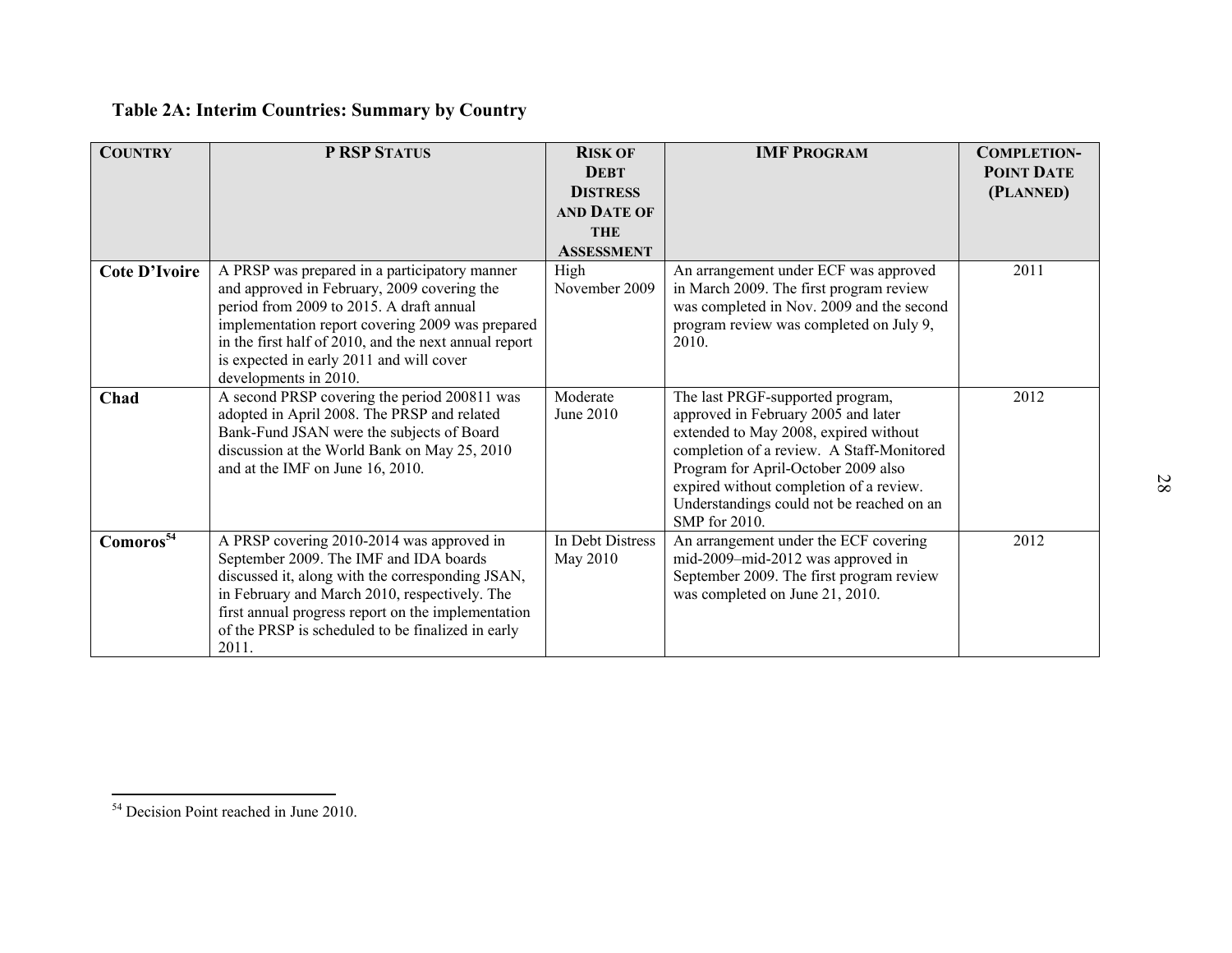## Table 2A: Interim Countries: Summary by Country

| COUNTRY | P RSP STATUS | RISK OF DEBT DISTRESS AND DATE OF THE ASSESSMENT | IMF PROGRAM | COMPLETION-POINT DATE (PLANNED) |
|---|---|---|---|---|
| **Cote D'Ivoire** | A PRSP was prepared in a participatory manner and approved in February, 2009 covering the period from 2009 to 2015. A draft annual implementation report covering 2009 was prepared in the first half of 2010, and the next annual report is expected in early 2011 and will cover developments in 2010. | High November 2009 | An arrangement under ECF was approved in March 2009. The first program review was completed in Nov. 2009 and the second program review was completed on July 9, 2010. | 2011 |
| **Chad** | A second PRSP covering the period 200811 was adopted in April 2008. The PRSP and related Bank-Fund JSAN were the subjects of Board discussion at the World Bank on May 25, 2010 and at the IMF on June 16, 2010. | Moderate June 2010 | The last PRGF-supported program, approved in February 2005 and later extended to May 2008, expired without completion of a review. A Staff-Monitored Program for April-October 2009 also expired without completion of a review. Understandings could not be reached on an SMP for 2010. | 2012 |
| **Comoros**[54] | A PRSP covering 2010-2014 was approved in September 2009. The IMF and IDA boards discussed it, along with the corresponding JSAN, in February and March 2010, respectively. The first annual progress report on the implementation of the PRSP is scheduled to be finalized in early 2011. | In Debt Distress May 2010 | An arrangement under the ECF covering mid-2009–mid-2012 was approved in September 2009. The first program review was completed on June 21, 2010. | 2012 |

[54] Decision Point reached in June 2010.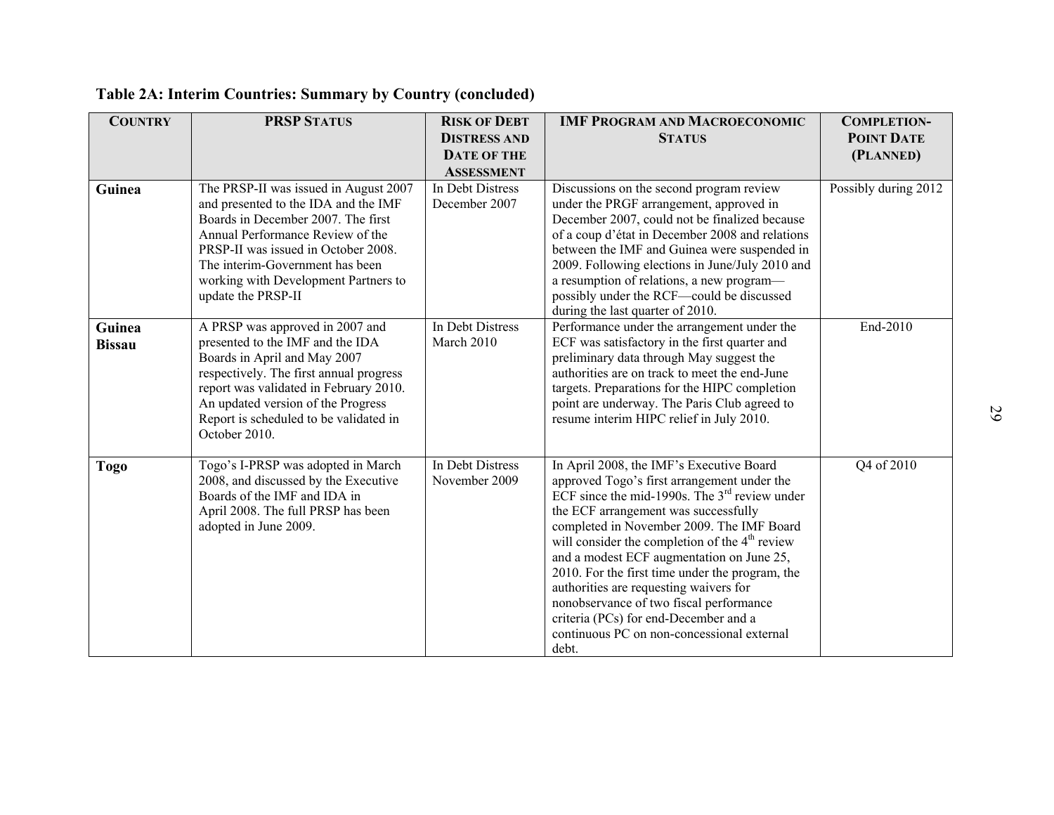**Table 2A: Interim Countries: Summary by Country (concluded)**

| Country | PRSP Status | Risk of Debt Distress and Date of the Assessment | IMF Program and Macroeconomic Status | Completion-Point Date (Planned) |
|---|---|---|---|---|
| **Guinea** | The PRSP-II was issued in August 2007 and presented to the IDA and the IMF Boards in December 2007. The first Annual Performance Review of the PRSP-II was issued in October 2008. The interim-Government has been working with Development Partners to update the PRSP-II | In Debt Distress December 2007 | Discussions on the second program review under the PRGF arrangement, approved in December 2007, could not be finalized because of a coup d'état in December 2008 and relations between the IMF and Guinea were suspended in 2009. Following elections in June/July 2010 and a resumption of relations, a new program—possibly under the RCF—could be discussed during the last quarter of 2010. | Possibly during 2012 |
| **Guinea Bissau** | A PRSP was approved in 2007 and presented to the IMF and the IDA Boards in April and May 2007 respectively. The first annual progress report was validated in February 2010. An updated version of the Progress Report is scheduled to be validated in October 2010. | In Debt Distress March 2010 | Performance under the arrangement under the ECF was satisfactory in the first quarter and preliminary data through May suggest the authorities are on track to meet the end-June targets. Preparations for the HIPC completion point are underway. The Paris Club agreed to resume interim HIPC relief in July 2010. | End-2010 |
| **Togo** | Togo's I-PRSP was adopted in March 2008, and discussed by the Executive Boards of the IMF and IDA in April 2008. The full PRSP has been adopted in June 2009. | In Debt Distress November 2009 | In April 2008, the IMF's Executive Board approved Togo's first arrangement under the ECF since the mid-1990s. The 3rd review under the ECF arrangement was successfully completed in November 2009. The IMF Board will consider the completion of the 4th review and a modest ECF augmentation on June 25, 2010. For the first time under the program, the authorities are requesting waivers for nonobservance of two fiscal performance criteria (PCs) for end-December and a continuous PC on non-concessional external debt. | Q4 of 2010 |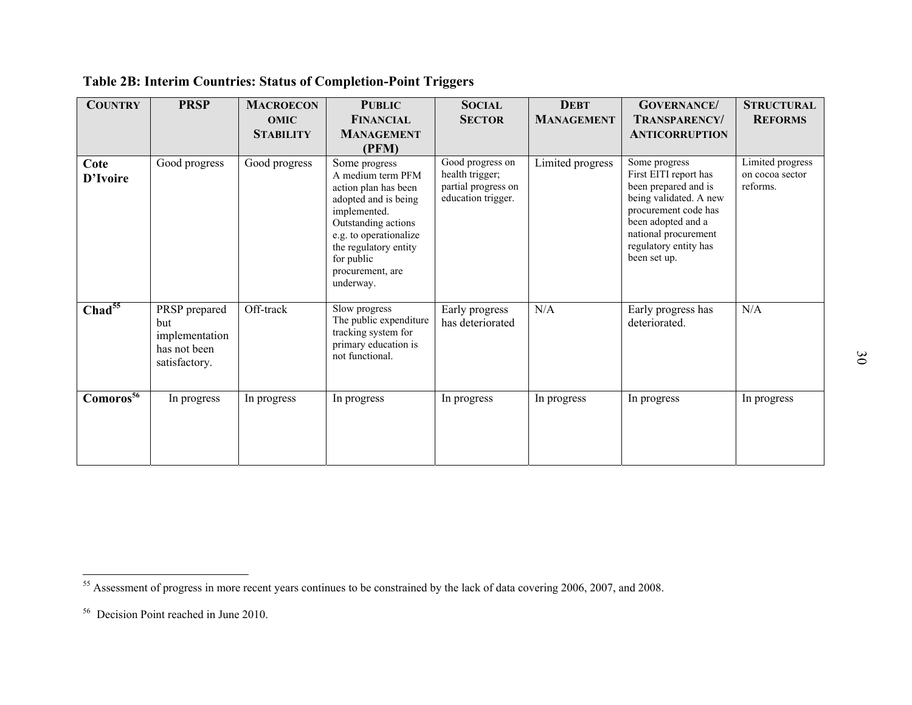**Table 2B: Interim Countries: Status of Completion-Point Triggers**

| COUNTRY | PRSP | MACROECONOMIC STABILITY | PUBLIC FINANCIAL MANAGEMENT (PFM) | SOCIAL SECTOR | DEBT MANAGEMENT | GOVERNANCE/ TRANSPARENCY/ ANTICORRUPTION | STRUCTURAL REFORMS |
|---|---|---|---|---|---|---|---|
| **Cote D'Ivoire** | Good progress | Good progress | Some progress A medium term PFM action plan has been adopted and is being implemented. Outstanding actions e.g. to operationalize the regulatory entity for public procurement, are underway. | Good progress on health trigger; partial progress on education trigger. | Limited progress | Some progress First EITI report has been prepared and is being validated. A new procurement code has been adopted and a national procurement regulatory entity has been set up. | Limited progress on cocoa sector reforms. |
| **Chad**[55] | PRSP prepared but implementation has not been satisfactory. | Off-track | Slow progress The public expenditure tracking system for primary education is not functional. | Early progress has deteriorated | N/A | Early progress has deteriorated. | N/A |
| **Comoros**[56] | In progress | In progress | In progress | In progress | In progress | In progress | In progress |

[55] Assessment of progress in more recent years continues to be constrained by the lack of data covering 2006, 2007, and 2008.

[56] Decision Point reached in June 2010.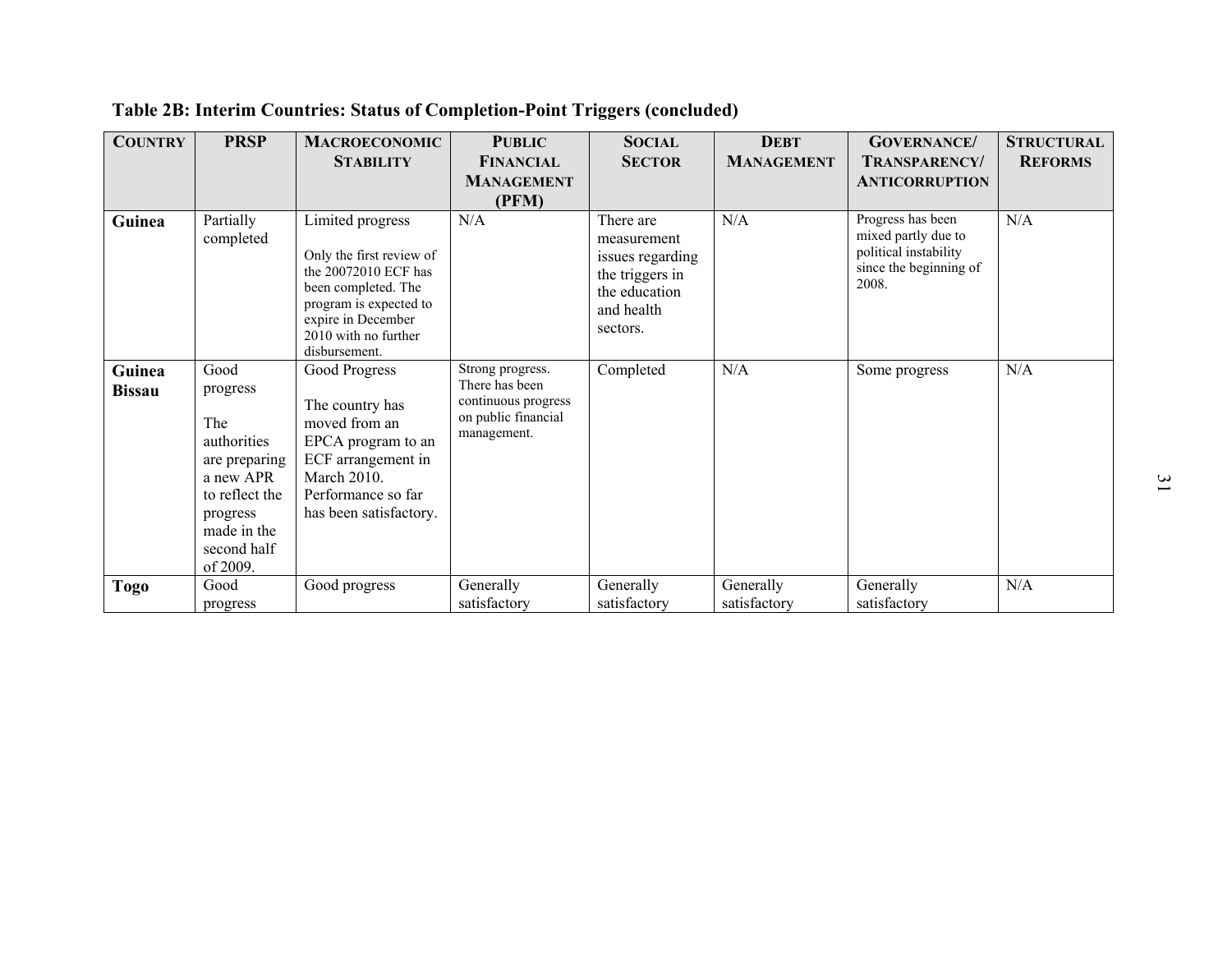**Table 2B: Interim Countries: Status of Completion-Point Triggers (concluded)**

| COUNTRY | PRSP | MACROECONOMIC STABILITY | PUBLIC FINANCIAL MANAGEMENT (PFM) | SOCIAL SECTOR | DEBT MANAGEMENT | GOVERNANCE/ TRANSPARENCY/ ANTICORRUPTION | STRUCTURAL REFORMS |
|---|---|---|---|---|---|---|---|
| **Guinea** | Partially completed | Limited progress<br><br>Only the first review of the 20072010 ECF has been completed. The program is expected to expire in December 2010 with no further disbursement. | N/A | There are measurement issues regarding the triggers in the education and health sectors. | N/A | Progress has been mixed partly due to political instability since the beginning of 2008. | N/A |
| **Guinea Bissau** | Good progress<br><br>The authorities are preparing a new APR to reflect the progress made in the second half of 2009. | Good Progress<br><br>The country has moved from an EPCA program to an ECF arrangement in March 2010. Performance so far has been satisfactory. | Strong progress. There has been continuous progress on public financial management. | Completed | N/A | Some progress | N/A |
| **Togo** | Good progress | Good progress | Generally satisfactory | Generally satisfactory | Generally satisfactory | Generally satisfactory | N/A |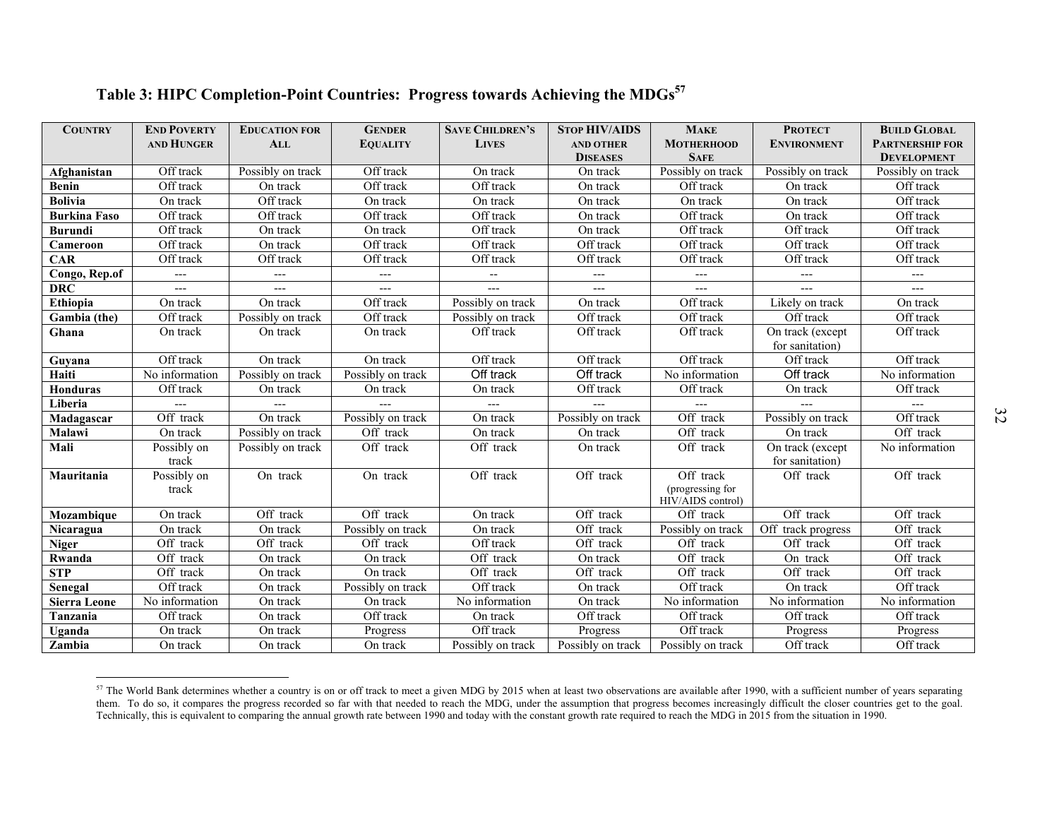### Table 3: HIPC Completion-Point Countries: Progress towards Achieving the MDGs[57]

| COUNTRY | END POVERTY AND HUNGER | EDUCATION FOR ALL | GENDER EQUALITY | SAVE CHILDREN'S LIVES | STOP HIV/AIDS AND OTHER DISEASES | MAKE MOTHERHOOD SAFE | PROTECT ENVIRONMENT | BUILD GLOBAL PARTNERSHIP FOR DEVELOPMENT |
|---|---|---|---|---|---|---|---|---|
| **Afghanistan** | Off track | Possibly on track | Off track | On track | On track | Possibly on track | Possibly on track | Possibly on track |
| **Benin** | Off track | On track | Off track | Off track | On track | Off track | On track | Off track |
| **Bolivia** | On track | Off track | On track | On track | On track | On track | On track | Off track |
| **Burkina Faso** | Off track | Off track | Off track | Off track | On track | Off track | On track | Off track |
| **Burundi** | Off track | On track | On track | Off track | On track | Off track | Off track | Off track |
| **Cameroon** | Off track | On track | Off track | Off track | Off track | Off track | Off track | Off track |
| **CAR** | Off track | Off track | Off track | Off track | Off track | Off track | Off track | Off track |
| **Congo, Rep.of** | --- | --- | --- | -- | --- | --- | --- | --- |
| **DRC** | --- | --- | --- | --- | --- | --- | --- | --- |
| **Ethiopia** | On track | On track | Off track | Possibly on track | On track | Off track | Likely on track | On track |
| **Gambia (the)** | Off track | Possibly on track | Off track | Possibly on track | Off track | Off track | Off track | Off track |
| **Ghana** | On track | On track | On track | Off track | Off track | Off track | On track (except for sanitation) | Off track |
| **Guyana** | Off track | On track | On track | Off track | Off track | Off track | Off track | Off track |
| **Haiti** | No information | Possibly on track | Possibly on track | Off track | Off track | No information | Off track | No information |
| **Honduras** | Off track | On track | On track | On track | Off track | Off track | On track | Off track |
| **Liberia** | --- | --- | --- | --- | --- | --- | --- | --- |
| **Madagascar** | Off track | On track | Possibly on track | On track | Possibly on track | Off track | Possibly on track | Off track |
| **Malawi** | On track | Possibly on track | Off track | On track | On track | Off track | On track | Off track |
| **Mali** | Possibly on track | Possibly on track | Off track | Off track | On track | Off track | On track (except for sanitation) | No information |
| **Mauritania** | Possibly on track | On track | On track | Off track | Off track | Off track (progressing for HIV/AIDS control) | Off track | Off track |
| **Mozambique** | On track | Off track | Off track | On track | Off track | Off track | Off track | Off track |
| **Nicaragua** | On track | On track | Possibly on track | On track | Off track | Possibly on track | Off track progress | Off track |
| **Niger** | Off track | Off track | Off track | Off track | Off track | Off track | Off track | Off track |
| **Rwanda** | Off track | On track | On track | Off track | On track | Off track | On track | Off track |
| **STP** | Off track | On track | On track | Off track | Off track | Off track | Off track | Off track |
| **Senegal** | Off track | On track | Possibly on track | Off track | On track | Off track | On track | Off track |
| **Sierra Leone** | No information | On track | On track | No information | On track | No information | No information | No information |
| **Tanzania** | Off track | On track | Off track | On track | Off track | Off track | Off track | Off track |
| **Uganda** | On track | On track | Progress | Off track | Progress | Off track | Progress | Progress |
| **Zambia** | On track | On track | On track | Possibly on track | Possibly on track | Possibly on track | Off track | Off track |

[57] The World Bank determines whether a country is on or off track to meet a given MDG by 2015 when at least two observations are available after 1990, with a sufficient number of years separating them. To do so, it compares the progress recorded so far with that needed to reach the MDG, under the assumption that progress becomes increasingly difficult the closer countries get to the goal. Technically, this is equivalent to comparing the annual growth rate between 1990 and today with the constant growth rate required to reach the MDG in 2015 from the situation in 1990.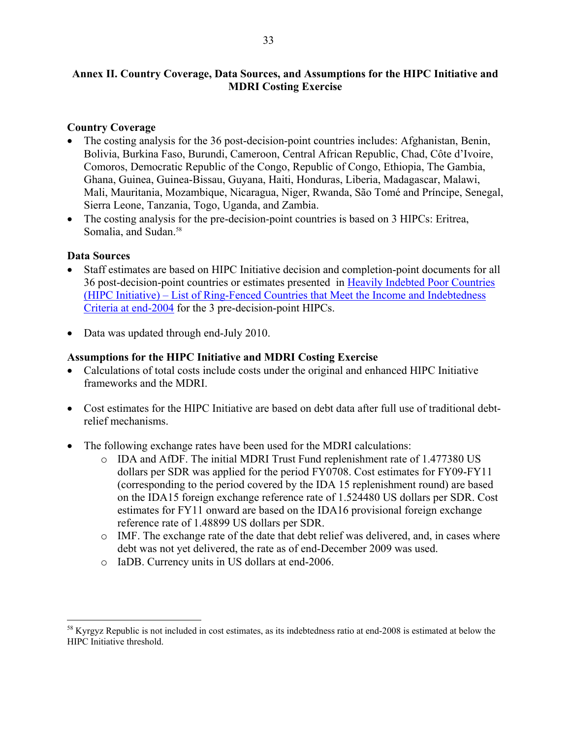## Annex II. Country Coverage, Data Sources, and Assumptions for the HIPC Initiative and MDRI Costing Exercise

### Country Coverage

- The costing analysis for the 36 post-decision-point countries includes: Afghanistan, Benin, Bolivia, Burkina Faso, Burundi, Cameroon, Central African Republic, Chad, Côte d'Ivoire, Comoros, Democratic Republic of the Congo, Republic of Congo, Ethiopia, The Gambia, Ghana, Guinea, Guinea-Bissau, Guyana, Haiti, Honduras, Liberia, Madagascar, Malawi, Mali, Mauritania, Mozambique, Nicaragua, Niger, Rwanda, São Tomé and Príncipe, Senegal, Sierra Leone, Tanzania, Togo, Uganda, and Zambia.
- The costing analysis for the pre-decision-point countries is based on 3 HIPCs: Eritrea, Somalia, and Sudan.[58]

### Data Sources

- Staff estimates are based on HIPC Initiative decision and completion-point documents for all 36 post-decision-point countries or estimates presented in Heavily Indebted Poor Countries (HIPC Initiative) – List of Ring-Fenced Countries that Meet the Income and Indebtedness Criteria at end-2004 for the 3 pre-decision-point HIPCs.

- Data was updated through end-July 2010.

### Assumptions for the HIPC Initiative and MDRI Costing Exercise

- Calculations of total costs include costs under the original and enhanced HIPC Initiative frameworks and the MDRI.

- Cost estimates for the HIPC Initiative are based on debt data after full use of traditional debt-relief mechanisms.

- The following exchange rates have been used for the MDRI calculations:
  - IDA and AfDF. The initial MDRI Trust Fund replenishment rate of 1.477380 US dollars per SDR was applied for the period FY0708. Cost estimates for FY09-FY11 (corresponding to the period covered by the IDA 15 replenishment round) are based on the IDA15 foreign exchange reference rate of 1.524480 US dollars per SDR. Cost estimates for FY11 onward are based on the IDA16 provisional foreign exchange reference rate of 1.48899 US dollars per SDR.
  - IMF. The exchange rate of the date that debt relief was delivered, and, in cases where debt was not yet delivered, the rate as of end-December 2009 was used.
  - IaDB. Currency units in US dollars at end-2006.

---

[58] Kyrgyz Republic is not included in cost estimates, as its indebtedness ratio at end-2008 is estimated at below the HIPC Initiative threshold.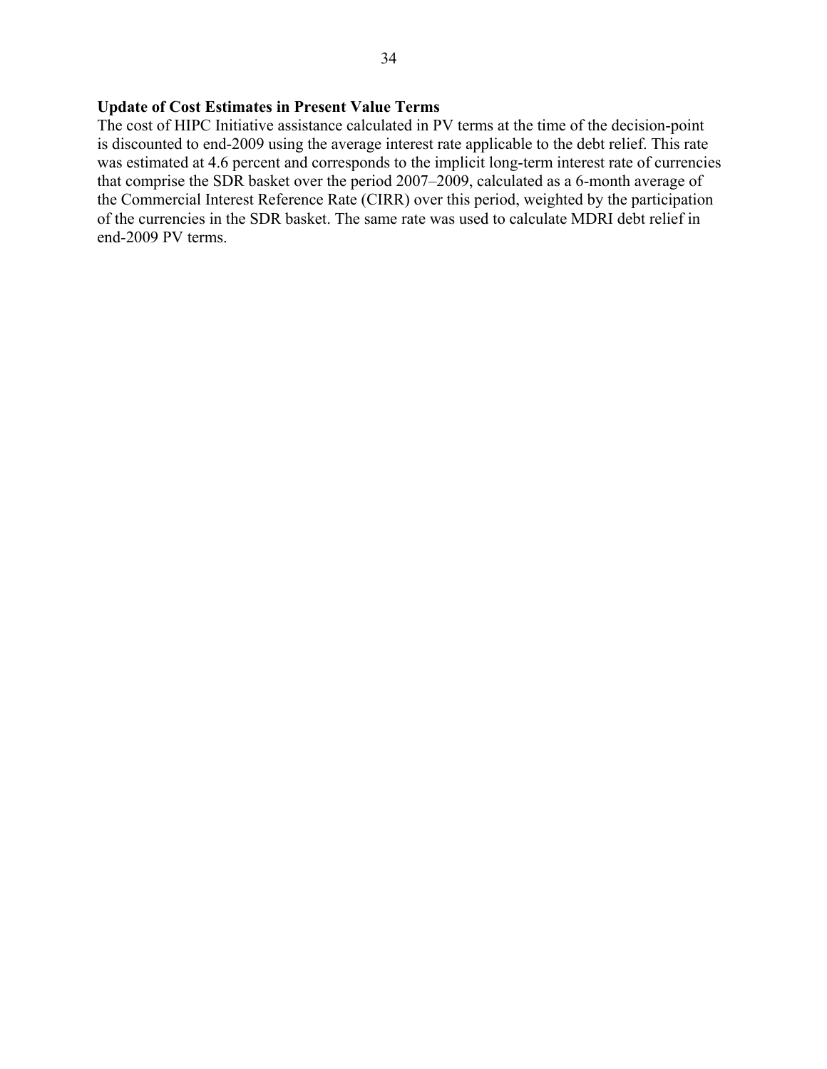**Update of Cost Estimates in Present Value Terms**

The cost of HIPC Initiative assistance calculated in PV terms at the time of the decision-point is discounted to end-2009 using the average interest rate applicable to the debt relief. This rate was estimated at 4.6 percent and corresponds to the implicit long-term interest rate of currencies that comprise the SDR basket over the period 2007–2009, calculated as a 6-month average of the Commercial Interest Reference Rate (CIRR) over this period, weighted by the participation of the currencies in the SDR basket. The same rate was used to calculate MDRI debt relief in end-2009 PV terms.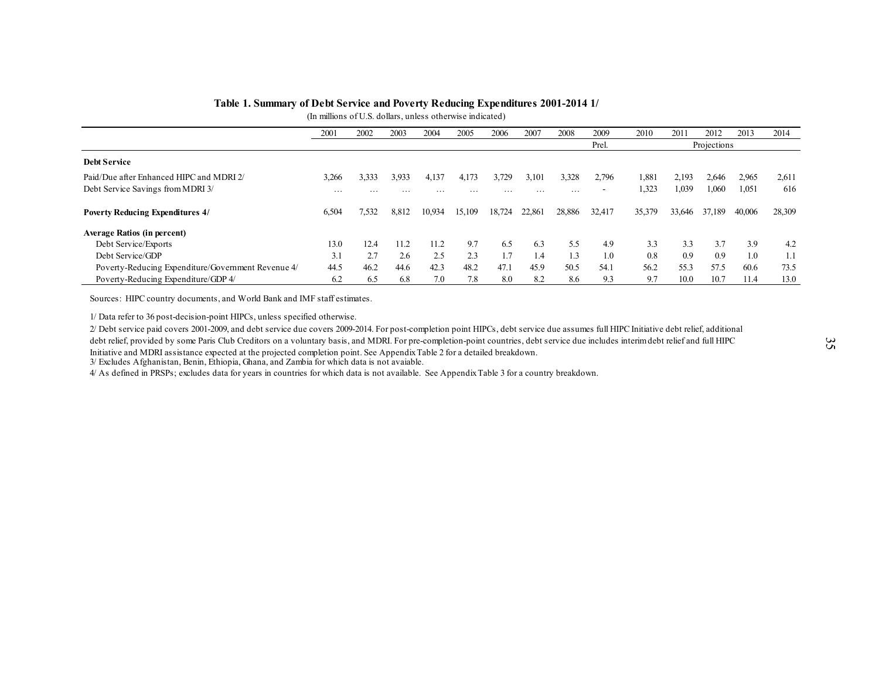**Table 1. Summary of Debt Service and Poverty Reducing Expenditures 2001-2014 1/**

(In millions of U.S. dollars, unless otherwise indicated)

| | 2001 | 2002 | 2003 | 2004 | 2005 | 2006 | 2007 | 2008 | 2009 | 2010 | 2011 | 2012 | 2013 | 2014 |
|---|---|---|---|---|---|---|---|---|---|---|---|---|---|---|
| | | | | | | | | | Prel. | | | Projections | | |
| **Debt Service** | | | | | | | | | | | | | | |
| Paid/Due after Enhanced HIPC and MDRI 2/ | 3,266 | 3,333 | 3,933 | 4,137 | 4,173 | 3,729 | 3,101 | 3,328 | 2,796 | 1,881 | 2,193 | 2,646 | 2,965 | 2,611 |
| Debt Service Savings from MDRI 3/ | … | … | … | … | … | … | … | … | - | 1,323 | 1,039 | 1,060 | 1,051 | 616 |
| **Poverty Reducing Expenditures 4/** | 6,504 | 7,532 | 8,812 | 10,934 | 15,109 | 18,724 | 22,861 | 28,886 | 32,417 | 35,379 | 33,646 | 37,189 | 40,006 | 28,309 |
| **Average Ratios (in percent)** | | | | | | | | | | | | | | |
| Debt Service/Exports | 13.0 | 12.4 | 11.2 | 11.2 | 9.7 | 6.5 | 6.3 | 5.5 | 4.9 | 3.3 | 3.3 | 3.7 | 3.9 | 4.2 |
| Debt Service/GDP | 3.1 | 2.7 | 2.6 | 2.5 | 2.3 | 1.7 | 1.4 | 1.3 | 1.0 | 0.8 | 0.9 | 0.9 | 1.0 | 1.1 |
| Poverty-Reducing Expenditure/Government Revenue 4/ | 44.5 | 46.2 | 44.6 | 42.3 | 48.2 | 47.1 | 45.9 | 50.5 | 54.1 | 56.2 | 55.3 | 57.5 | 60.6 | 73.5 |
| Poverty-Reducing Expenditure/GDP 4/ | 6.2 | 6.5 | 6.8 | 7.0 | 7.8 | 8.0 | 8.2 | 8.6 | 9.3 | 9.7 | 10.0 | 10.7 | 11.4 | 13.0 |

Sources: HIPC country documents, and World Bank and IMF staff estimates.

1/ Data refer to 36 post-decision-point HIPCs, unless specified otherwise.

2/ Debt service paid covers 2001-2009, and debt service due covers 2009-2014. For post-completion point HIPCs, debt service due assumes full HIPC Initiative debt relief, additional debt relief, provided by some Paris Club Creditors on a voluntary basis, and MDRI. For pre-completion-point countries, debt service due includes interim debt relief and full HIPC Initiative and MDRI assistance expected at the projected completion point. See Appendix Table 2 for a detailed breakdown.

3/ Excludes Afghanistan, Benin, Ethiopia, Ghana, and Zambia for which data is not avaiable.

4/ As defined in PRSPs; excludes data for years in countries for which data is not available. See Appendix Table 3 for a country breakdown.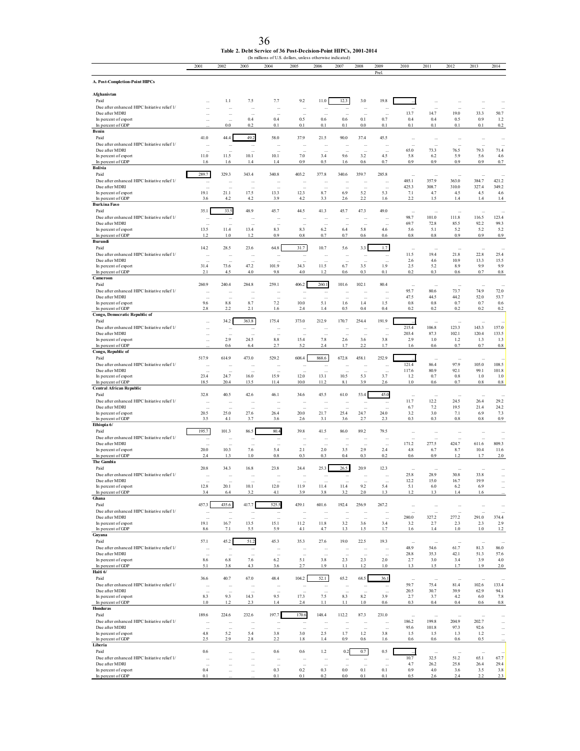**Table 2. Debt Service of 36 Post-Decision-Point HIPCs, 2001-2014**

(In millions of U.S. dollars, unless otherwise indicated)

| | 2001 | 2002 | 2003 | 2004 | 2005 | 2006 | 2007 | 2008 | 2009 Prel. | 2010 | 2011 | 2012 | 2013 | 2014 |
|---|---|---|---|---|---|---|---|---|---|---|---|---|---|---|
| **A. Post-Completion-Point HIPCs** | | | | | | | | | | | | | | |
| **Afghanistan** | | | | | | | | | | | | | | |
| Paid | ... | 1.1 | 7.5 | 7.7 | 9.2 | 11.0 | 12.3 | 3.0 | 19.8 | ... | ... | ... | ... | ... |
| Due after enhanced HIPC Initiative relief 1/ | ... | ... | ... | ... | ... | ... | ... | ... | ... | ... | ... | ... | ... | ... |
| Due after MDRI | ... | ... | ... | ... | ... | ... | ... | ... | ... | 13.7 | 14.7 | 19.0 | 33.3 | 50.7 |
| In percent of export | ... | ... | 0.4 | 0.4 | 0.5 | 0.6 | 0.6 | 0.1 | 0.7 | 0.4 | 0.4 | 0.5 | 0.9 | 1.2 |
| In percent of GDP | ... | 0.0 | 0.2 | 0.1 | 0.1 | 0.1 | 0.1 | 0.0 | 0.1 | 0.1 | 0.1 | 0.1 | 0.1 | 0.2 |
| **Benin** | | | | | | | | | | | | | | |
| Paid | 41.0 | 44.4 | 49.2 | 58.0 | 37.9 | 21.5 | 90.0 | 37.4 | 45.5 | ... | ... | ... | ... | ... |
| Due after enhanced HIPC Initiative relief 1/ | ... | ... | ... | ... | ... | ... | ... | ... | ... | ... | ... | ... | ... | ... |
| Due after MDRI | ... | ... | ... | ... | ... | ... | ... | ... | ... | 65.0 | 73.3 | 76.5 | 79.3 | 71.4 |
| In percent of export | 11.0 | 11.5 | 10.1 | 10.1 | 7.0 | 3.4 | 9.6 | 3.2 | 4.5 | 5.8 | 6.2 | 5.9 | 5.6 | 4.6 |
| In percent of GDP | 1.6 | 1.6 | 1.4 | 1.4 | 0.9 | 0.5 | 1.6 | 0.6 | 0.7 | 0.9 | 0.9 | 0.9 | 0.9 | 0.7 |
| **Bolivia** | | | | | | | | | | | | | | |
| Paid | 289.7 | 329.3 | 343.4 | 340.8 | 403.2 | 377.8 | 340.6 | 359.7 | 285.8 | ... | ... | ... | ... | ... |
| Due after enhanced HIPC Initiative relief 1/ | ... | ... | ... | ... | ... | ... | ... | ... | ... | 485.1 | 357.9 | 363.0 | 384.7 | 421.2 |
| Due after MDRI | ... | ... | ... | ... | ... | ... | ... | ... | ... | 425.3 | 308.7 | 310.0 | 327.4 | 349.2 |
| In percent of export | 19.1 | 21.1 | 17.5 | 13.3 | 12.3 | 8.7 | 6.9 | 5.2 | 5.3 | 7.1 | 4.7 | 4.5 | 4.5 | 4.6 |
| In percent of GDP | 3.6 | 4.2 | 4.2 | 3.9 | 4.2 | 3.3 | 2.6 | 2.2 | 1.6 | 2.2 | 1.5 | 1.4 | 1.4 | 1.4 |
| **Burkina Faso** | | | | | | | | | | | | | | |
| Paid | 35.1 | 33.5 | 48.9 | 45.7 | 44.5 | 41.3 | 45.7 | 47.3 | 49.0 | ... | ... | ... | ... | ... |
| Due after enhanced HIPC Initiative relief 1/ | ... | ... | ... | ... | ... | ... | ... | ... | ... | 98.7 | 101.0 | 111.8 | 116.5 | 123.4 |
| Due after MDRI | ... | ... | ... | ... | ... | ... | ... | ... | ... | 69.7 | 72.8 | 85.5 | 92.2 | 99.3 |
| In percent of export | 13.5 | 11.4 | 13.4 | 8.3 | 8.3 | 6.2 | 6.4 | 5.8 | 4.6 | 5.6 | 5.1 | 5.2 | 5.2 | 5.2 |
| In percent of GDP | 1.2 | 1.0 | 1.2 | 0.9 | 0.8 | 0.7 | 0.7 | 0.6 | 0.6 | 0.8 | 0.8 | 0.9 | 0.9 | 0.9 |
| **Burundi** | | | | | | | | | | | | | | |
| Paid | 14.2 | 28.5 | 23.6 | 64.8 | 31.7 | 10.7 | 5.6 | 3.3 | 1.7 | ... | ... | ... | ... | ... |
| Due after enhanced HIPC Initiative relief 1/ | ... | ... | ... | ... | ... | ... | ... | ... | ... | 11.5 | 19.4 | 21.8 | 22.8 | 25.4 |
| Due after MDRI | ... | ... | ... | ... | ... | ... | ... | ... | ... | 2.6 | 4.6 | 10.9 | 13.3 | 15.5 |
| In percent of export | 31.4 | 73.6 | 47.2 | 101.9 | 34.3 | 11.5 | 6.7 | 3.5 | 1.9 | 2.5 | 5.2 | 8.9 | 9.9 | 9.9 |
| In percent of GDP | 2.1 | 4.5 | 4.0 | 9.8 | 4.0 | 1.2 | 0.6 | 0.3 | 0.1 | 0.2 | 0.3 | 0.6 | 0.7 | 0.8 |
| **Cameroon** | | | | | | | | | | | | | | |
| Paid | 260.9 | 240.4 | 284.8 | 259.1 | 406.2 | 260.1 | 101.6 | 102.1 | 80.4 | ... | ... | ... | ... | ... |
| Due after enhanced HIPC Initiative relief 1/ | ... | ... | ... | ... | ... | ... | ... | ... | ... | 95.7 | 80.6 | 73.7 | 74.9 | 72.0 |
| Due after MDRI | ... | ... | ... | ... | ... | ... | ... | ... | ... | 47.5 | 44.5 | 44.2 | 52.0 | 53.7 |
| In percent of export | 9.6 | 8.8 | 8.7 | 7.2 | 10.0 | 5.1 | 1.6 | 1.4 | 1.5 | 0.8 | 0.8 | 0.7 | 0.7 | 0.6 |
| In percent of GDP | 2.8 | 2.2 | 2.1 | 1.6 | 2.4 | 1.4 | 0.5 | 0.4 | 0.4 | 0.2 | 0.2 | 0.2 | 0.2 | 0.2 |
| **Congo, Democratic Republic of** | | | | | | | | | | | | | | |
| Paid | ... | 34.2 | 363.8 | 175.4 | 373.0 | 212.9 | 170.7 | 254.4 | 191.9 | ... | ... | ... | ... | ... |
| Due after enhanced HIPC Initiative relief 1/ | ... | ... | ... | ... | ... | ... | ... | ... | ... | 215.4 | 106.8 | 123.3 | 143.3 | 157.0 |
| Due after MDRI | ... | ... | ... | ... | ... | ... | ... | ... | ... | 203.4 | 87.3 | 102.1 | 120.4 | 133.5 |
| In percent of export | ... | 2.9 | 24.5 | 8.8 | 15.4 | 7.8 | 2.6 | 3.6 | 3.8 | 2.9 | 1.0 | 1.2 | 1.3 | 1.3 |
| In percent of GDP | ... | 0.6 | 6.4 | 2.7 | 5.2 | 2.4 | 1.7 | 2.2 | 1.7 | 1.6 | 0.6 | 0.7 | 0.7 | 0.8 |
| **Congo, Republic of** | | | | | | | | | | | | | | |
| Paid | 517.9 | 614.9 | 473.0 | 529.2 | 608.4 | 868.6 | 672.8 | 458.1 | 252.9 | ... | ... | ... | ... | ... |
| Due after enhanced HIPC Initiative relief 1/ | ... | ... | ... | ... | ... | ... | ... | ... | ... | 121.4 | 86.4 | 97.9 | 105.0 | 108.5 |
| Due after MDRI | ... | ... | ... | ... | ... | ... | ... | ... | ... | 117.6 | 80.9 | 92.1 | 99.1 | 101.8 |
| In percent of export | 23.4 | 24.7 | 16.0 | 15.9 | 12.0 | 13.1 | 10.5 | 5.3 | 3.7 | 1.2 | 0.7 | 0.8 | 1.0 | 1.0 |
| In percent of GDP | 18.5 | 20.4 | 13.5 | 11.4 | 10.0 | 11.2 | 8.1 | 3.9 | 2.6 | 1.0 | 0.6 | 0.7 | 0.8 | 0.8 |
| **Central African Republic** | | | | | | | | | | | | | | |
| Paid | 32.8 | 40.5 | 42.6 | 46.1 | 34.6 | 45.5 | 61.0 | 53.4 | 45.0 | ... | ... | ... | ... | ... |
| Due after enhanced HIPC Initiative relief 1/ | ... | ... | ... | ... | ... | ... | ... | ... | ... | 11.7 | 12.2 | 24.5 | 26.4 | 29.2 |
| Due after MDRI | ... | ... | ... | ... | ... | ... | ... | ... | ... | 6.7 | 7.2 | 19.5 | 21.4 | 24.2 |
| In percent of export | 20.5 | 25.0 | 27.6 | 26.4 | 20.0 | 21.7 | 25.4 | 24.7 | 24.0 | 3.2 | 3.0 | 7.1 | 6.9 | 7.3 |
| In percent of GDP | 3.5 | 4.1 | 3.7 | 3.6 | 2.6 | 3.1 | 3.6 | 2.7 | 2.3 | 0.3 | 0.3 | 0.8 | 0.8 | 0.9 |
| **Ethiopia 6/** | | | | | | | | | | | | | | |
| Paid | 195.7 | 101.3 | 86.5 | 80.4 | 39.8 | 41.5 | 86.0 | 89.2 | 79.5 | ... | ... | ... | ... | ... |
| Due after enhanced HIPC Initiative relief 1/ | ... | ... | ... | ... | ... | ... | ... | ... | ... | ... | ... | ... | ... | ... |
| Due after MDRI | ... | ... | ... | ... | ... | ... | ... | ... | ... | 171.2 | 277.5 | 424.7 | 611.6 | 809.3 |
| In percent of export | 20.0 | 10.3 | 7.6 | 5.4 | 2.1 | 2.0 | 3.5 | 2.9 | 2.4 | 4.8 | 6.7 | 8.7 | 10.4 | 11.6 |
| In percent of GDP | 2.4 | 1.3 | 1.0 | 0.8 | 0.3 | 0.3 | 0.4 | 0.3 | 0.2 | 0.6 | 0.9 | 1.2 | 1.7 | 2.0 |
| **The Gambia** | | | | | | | | | | | | | | |
| Paid | 20.8 | 34.3 | 16.8 | 23.8 | 24.4 | 25.3 | 26.5 | 20.9 | 12.3 | ... | ... | ... | ... | ... |
| Due after enhanced HIPC Initiative relief 1/ | ... | ... | ... | ... | ... | ... | ... | ... | ... | 25.8 | 28.9 | 30.8 | 33.8 | ... |
| Due after MDRI | ... | ... | ... | ... | ... | ... | ... | ... | ... | 12.2 | 15.0 | 16.7 | 19.9 | ... |
| In percent of export | 12.8 | 20.1 | 10.1 | 12.0 | 11.9 | 11.4 | 11.4 | 9.2 | 5.4 | 5.1 | 6.0 | 6.2 | 6.9 | ... |
| In percent of GDP | 3.4 | 6.4 | 3.2 | 4.1 | 3.9 | 3.8 | 3.2 | 2.0 | 1.3 | 1.2 | 1.3 | 1.4 | 1.6 | ... |
| **Ghana** | | | | | | | | | | | | | | |
| Paid | 457.3 | 435.6 | 417.7 | 525.5 | 439.1 | 601.6 | 192.4 | 256.9 | 267.2 | ... | ... | ... | ... | ... |
| Due after enhanced HIPC Initiative relief 1/ | ... | ... | ... | ... | ... | ... | ... | ... | ... | ... | ... | ... | ... | ... |
| Due after MDRI | ... | ... | ... | ... | ... | ... | ... | ... | ... | 280.0 | 327.2 | 277.2 | 291.0 | 374.4 |
| In percent of export | 19.1 | 16.7 | 13.5 | 15.1 | 11.2 | 11.8 | 3.2 | 3.6 | 3.4 | 3.2 | 2.7 | 2.3 | 2.3 | 2.9 |
| In percent of GDP | 8.6 | 7.1 | 5.5 | 5.9 | 4.1 | 4.7 | 1.3 | 1.5 | 1.7 | 1.6 | 1.4 | 1.0 | 1.0 | 1.2 |
| **Guyana** | | | | | | | | | | | | | | |
| Paid | 57.1 | 45.2 | 51.2 | 45.3 | 35.3 | 27.6 | 19.0 | 22.5 | 19.3 | ... | ... | ... | ... | ... |
| Due after enhanced HIPC Initiative relief 1/ | ... | ... | ... | ... | ... | ... | ... | ... | ... | 48.9 | 54.6 | 61.7 | 81.3 | 86.0 |
| Due after MDRI | ... | ... | ... | ... | ... | ... | ... | ... | ... | 28.8 | 35.3 | 42.1 | 51.3 | 57.6 |
| In percent of export | 8.6 | 6.8 | 7.6 | 6.2 | 5.1 | 3.8 | 2.3 | 2.3 | 2.0 | 2.7 | 3.0 | 3.4 | 3.9 | 4.0 |
| In percent of GDP | 5.1 | 3.8 | 4.3 | 3.6 | 2.7 | 1.9 | 1.1 | 1.2 | 1.0 | 1.3 | 1.5 | 1.7 | 1.9 | 2.0 |
| **Haiti 6/** | | | | | | | | | | | | | | |
| Paid | 36.6 | 40.7 | 67.0 | 48.4 | 104.2 | 52.1 | 65.2 | 68.5 | 36.1 | ... | ... | ... | ... | ... |
| Due after enhanced HIPC Initiative relief 1/ | ... | ... | ... | ... | ... | ... | ... | ... | ... | 59.7 | 75.4 | 81.4 | 102.6 | 133.4 |
| Due after MDRI | ... | ... | ... | ... | ... | ... | ... | ... | ... | 20.5 | 30.7 | 39.9 | 62.9 | 94.1 |
| In percent of export | 8.3 | 9.3 | 14.3 | 9.5 | 17.3 | 7.5 | 8.3 | 8.2 | 3.9 | 2.7 | 3.7 | 4.2 | 6.0 | 7.8 |
| In percent of GDP | 1.0 | 1.2 | 2.3 | 1.4 | 2.4 | 1.1 | 1.1 | 1.0 | 0.6 | 0.3 | 0.4 | 0.4 | 0.6 | 0.8 |
| **Honduras** | | | | | | | | | | | | | | |
| Paid | 189.6 | 224.6 | 232.6 | 197.7 | 170.6 | 148.4 | 112.2 | 87.3 | 231.0 | ... | ... | ... | ... | ... |
| Due after enhanced HIPC Initiative relief 1/ | ... | ... | ... | ... | ... | ... | ... | ... | ... | 186.2 | 199.8 | 204.9 | 202.7 | ... |
| Due after MDRI | ... | ... | ... | ... | ... | ... | ... | ... | ... | 95.6 | 101.8 | 97.3 | 92.6 | ... |
| In percent of export | 4.8 | 5.2 | 5.4 | 3.8 | 3.0 | 2.5 | 1.7 | 1.2 | 3.8 | 1.5 | 1.5 | 1.3 | 1.2 | ... |
| In percent of GDP | 2.5 | 2.9 | 2.8 | 2.2 | 1.8 | 1.4 | 0.9 | 0.6 | 1.6 | 0.6 | 0.6 | 0.6 | 0.5 | ... |
| **Liberia** | | | | | | | | | | | | | | |
| Paid | 0.6 | ... | ... | 0.6 | 0.6 | 1.2 | 0.2 | 0.7 | 0.5 | ... | ... | ... | ... | ... |
| Due after enhanced HIPC Initiative relief 1/ | ... | ... | ... | ... | ... | ... | ... | ... | ... | 10.7 | 32.5 | 51.2 | 65.1 | 67.7 |
| Due after MDRI | ... | ... | ... | ... | ... | ... | ... | ... | ... | 4.7 | 26.2 | 25.8 | 26.4 | 29.4 |
| In percent of export | 0.4 | ... | ... | 0.3 | 0.2 | 0.3 | 0.0 | 0.1 | 0.1 | 0.9 | 4.0 | 3.6 | 3.5 | 3.8 |
| In percent of GDP | 0.1 | ... | ... | 0.1 | 0.1 | 0.2 | 0.0 | 0.1 | 0.1 | 0.5 | 2.6 | 2.4 | 2.2 | 2.3 |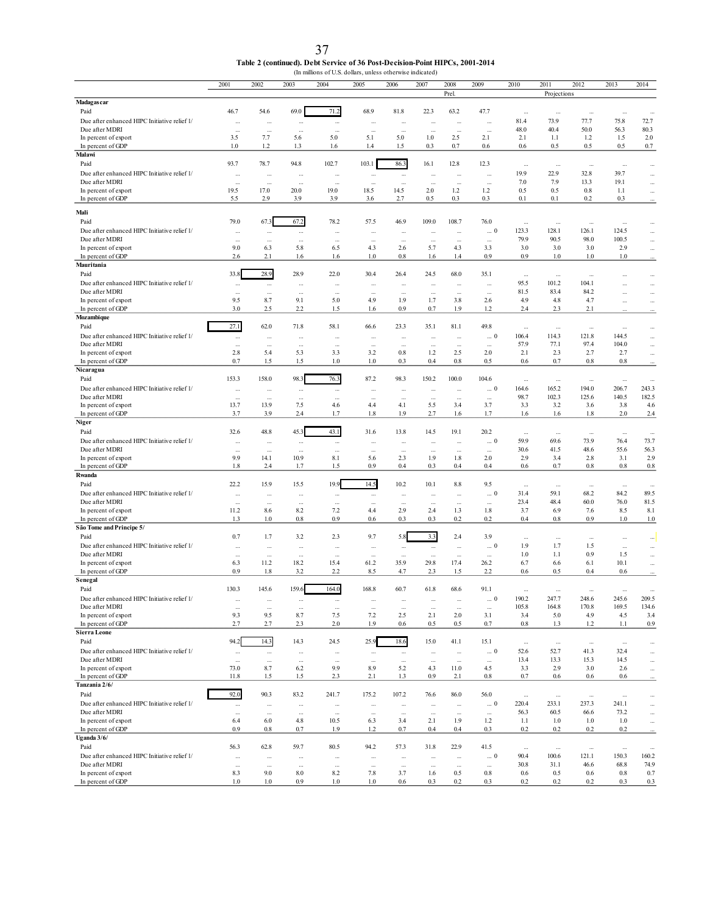Table 2 (continued). Debt Service of 36 Post-Decision-Point HIPCs, 2001-2014

(In millions of U.S. dollars, unless otherwise indicated)

| | 2001 | 2002 | 2003 | 2004 | 2005 | 2006 | 2007 | 2008 | 2009 | 2010 | 2011 | 2012 | 2013 | 2014 |
|---|---|---|---|---|---|---|---|---|---|---|---|---|---|---|
| | | | | | | | | Prel. | | | Projections | | | |
| **Madagascar** | | | | | | | | | | | | | | |
| Paid | 46.7 | 54.6 | 69.0 | 71.2 | 68.9 | 81.8 | 22.3 | 63.2 | 47.7 | ... | ... | ... | ... | ... |
| Due after enhanced HIPC Initiative relief 1/ | ... | ... | ... | ... | ... | ... | ... | ... | ... | 81.4 | 73.9 | 77.7 | 75.8 | 72.7 |
| Due after MDRI | ... | ... | ... | ... | ... | ... | ... | ... | ... | 48.0 | 40.4 | 50.0 | 56.3 | 80.3 |
| In percent of export | 3.5 | 7.7 | 5.6 | 5.0 | 5.1 | 5.0 | 1.0 | 2.5 | 2.1 | 2.1 | 1.1 | 1.2 | 1.5 | 2.0 |
| In percent of GDP | 1.0 | 1.2 | 1.3 | 1.6 | 1.4 | 1.5 | 0.3 | 0.7 | 0.6 | 0.6 | 0.5 | 0.5 | 0.5 | 0.7 |
| **Malawi** | | | | | | | | | | | | | | |
| Paid | 93.7 | 78.7 | 94.8 | 102.7 | 103.1 | 86.3 | 16.1 | 12.8 | 12.3 | ... | ... | ... | ... | ... |
| Due after enhanced HIPC Initiative relief 1/ | ... | ... | ... | ... | ... | ... | ... | ... | ... | 19.9 | 22.9 | 32.8 | 39.7 | ... |
| Due after MDRI | ... | ... | ... | ... | ... | ... | ... | ... | ... | 7.0 | 7.9 | 13.3 | 19.1 | ... |
| In percent of export | 19.5 | 17.0 | 20.0 | 19.0 | 18.5 | 14.5 | 2.0 | 1.2 | 1.2 | 0.5 | 0.5 | 0.8 | 1.1 | ... |
| In percent of GDP | 5.5 | 2.9 | 3.9 | 3.9 | 3.6 | 2.7 | 0.5 | 0.3 | 0.3 | 0.1 | 0.1 | 0.2 | 0.3 | ... |
| **Mali** | | | | | | | | | | | | | | |
| Paid | 79.0 | 67.3 | 67.2 | 78.2 | 57.5 | 46.9 | 109.0 | 108.7 | 76.0 | ... | ... | ... | ... | ... |
| Due after enhanced HIPC Initiative relief 1/ | ... | ... | ... | ... | ... | ... | ... | ... | ... 0 | 123.3 | 128.1 | 126.1 | 124.5 | ... |
| Due after MDRI | ... | ... | ... | ... | ... | ... | ... | ... | ... | 79.9 | 90.5 | 98.0 | 100.5 | ... |
| In percent of export | 9.0 | 6.3 | 5.8 | 6.5 | 4.3 | 2.6 | 5.7 | 4.3 | 3.3 | 3.0 | 3.0 | 3.0 | 2.9 | ... |
| In percent of GDP | 2.6 | 2.1 | 1.6 | 1.6 | 1.0 | 0.8 | 1.6 | 1.4 | 0.9 | 0.9 | 1.0 | 1.0 | 1.0 | ... |
| **Mauritania** | | | | | | | | | | | | | | |
| Paid | 33.8 | 28.9 | 28.9 | 22.0 | 30.4 | 26.4 | 24.5 | 68.0 | 35.1 | ... | ... | ... | ... | ... |
| Due after enhanced HIPC Initiative relief 1/ | ... | ... | ... | ... | ... | ... | ... | ... | ... | 95.5 | 101.2 | 104.1 | ... | ... |
| Due after MDRI | ... | ... | ... | ... | ... | ... | ... | ... | ... | 81.5 | 83.4 | 84.2 | ... | ... |
| In percent of export | 9.5 | 8.7 | 9.1 | 5.0 | 4.9 | 1.9 | 1.7 | 3.8 | 2.6 | 4.9 | 4.8 | 4.7 | ... | ... |
| In percent of GDP | 3.0 | 2.5 | 2.2 | 1.5 | 1.6 | 0.9 | 0.7 | 1.9 | 1.2 | 2.4 | 2.3 | 2.1 | ... | ... |
| **Mozambique** | | | | | | | | | | | | | | |
| Paid | 27.1 | 62.0 | 71.8 | 58.1 | 66.6 | 23.3 | 35.1 | 81.1 | 49.8 | ... | ... | ... | ... | ... |
| Due after enhanced HIPC Initiative relief 1/ | ... | ... | ... | ... | ... | ... | ... | ... | ... 0 | 106.4 | 114.3 | 121.8 | 144.5 | ... |
| Due after MDRI | ... | ... | ... | ... | ... | ... | ... | ... | ... | 57.9 | 77.1 | 97.4 | 104.0 | ... |
| In percent of export | 2.8 | 5.4 | 5.3 | 3.3 | 3.2 | 0.8 | 1.2 | 2.5 | 2.0 | 2.1 | 2.3 | 2.7 | 2.7 | ... |
| In percent of GDP | 0.7 | 1.5 | 1.5 | 1.0 | 1.0 | 0.3 | 0.4 | 0.8 | 0.5 | 0.6 | 0.7 | 0.8 | 0.8 | ... |
| **Nicaragua** | | | | | | | | | | | | | | |
| Paid | 153.3 | 158.0 | 98.3 | 76.3 | 87.2 | 98.3 | 150.2 | 100.0 | 104.6 | ... | ... | ... | ... | ... |
| Due after enhanced HIPC Initiative relief 1/ | ... | ... | ... | ... | ... | ... | ... | ... | ... 0 | 164.6 | 165.2 | 194.0 | 206.7 | 243.3 |
| Due after MDRI | ... | ... | ... | ... | ... | ... | ... | ... | ... | 98.7 | 102.3 | 125.6 | 140.5 | 182.5 |
| In percent of export | 13.7 | 13.9 | 7.5 | 4.6 | 4.4 | 4.1 | 5.5 | 3.4 | 3.7 | 3.3 | 3.2 | 3.6 | 3.8 | 4.6 |
| In percent of GDP | 3.7 | 3.9 | 2.4 | 1.7 | 1.8 | 1.9 | 2.7 | 1.6 | 1.7 | 1.6 | 1.6 | 1.8 | 2.0 | 2.4 |
| **Niger** | | | | | | | | | | | | | | |
| Paid | 32.6 | 48.8 | 45.3 | 43.1 | 31.6 | 13.8 | 14.5 | 19.1 | 20.2 | ... | ... | ... | ... | ... |
| Due after enhanced HIPC Initiative relief 1/ | ... | ... | ... | ... | ... | ... | ... | ... | ... 0 | 59.9 | 69.6 | 73.9 | 76.4 | 73.7 |
| Due after MDRI | ... | ... | ... | ... | ... | ... | ... | ... | ... | 30.6 | 41.5 | 48.6 | 55.6 | 56.3 |
| In percent of export | 9.9 | 14.1 | 10.9 | 8.1 | 5.6 | 2.3 | 1.9 | 1.8 | 2.0 | 2.9 | 3.4 | 2.8 | 3.1 | 2.9 |
| In percent of GDP | 1.8 | 2.4 | 1.7 | 1.5 | 0.9 | 0.4 | 0.3 | 0.4 | 0.4 | 0.6 | 0.7 | 0.8 | 0.8 | 0.8 |
| **Rwanda** | | | | | | | | | | | | | | |
| Paid | 22.2 | 15.9 | 15.5 | 19.9 | 14.5 | 10.2 | 10.1 | 8.8 | 9.5 | ... | ... | ... | ... | ... |
| Due after enhanced HIPC Initiative relief 1/ | ... | ... | ... | ... | ... | ... | ... | ... | ... 0 | 31.4 | 59.1 | 68.2 | 84.2 | 89.5 |
| Due after MDRI | ... | ... | ... | ... | ... | ... | ... | ... | ... | 23.4 | 48.4 | 60.0 | 76.0 | 81.5 |
| In percent of export | 11.2 | 8.6 | 8.2 | 7.2 | 4.4 | 2.9 | 2.4 | 1.3 | 1.8 | 3.7 | 6.9 | 7.6 | 8.5 | 8.1 |
| In percent of GDP | 1.3 | 1.0 | 0.8 | 0.9 | 0.6 | 0.3 | 0.3 | 0.2 | 0.2 | 0.4 | 0.8 | 0.9 | 1.0 | 1.0 |
| **São Tome and Principe 5/** | | | | | | | | | | | | | | |
| Paid | 0.7 | 1.7 | 3.2 | 2.3 | 9.7 | 5.8 | 3.3 | 2.4 | 3.9 | ... | ... | ... | ... | ... |
| Due after enhanced HIPC Initiative relief 1/ | ... | ... | ... | ... | ... | ... | ... | ... | ... 0 | 1.9 | 1.7 | 1.5 | ... | ... |
| Due after MDRI | ... | ... | ... | ... | ... | ... | ... | ... | ... | 1.0 | 1.1 | 0.9 | 1.5 | ... |
| In percent of export | 6.3 | 11.2 | 18.2 | 15.4 | 61.2 | 35.9 | 29.8 | 17.4 | 26.2 | 6.7 | 6.6 | 6.1 | 10.1 | ... |
| In percent of GDP | 0.9 | 1.8 | 3.2 | 2.2 | 8.5 | 4.7 | 2.3 | 1.5 | 2.2 | 0.6 | 0.5 | 0.4 | 0.6 | ... |
| **Senegal** | | | | | | | | | | | | | | |
| Paid | 130.3 | 145.6 | 159.6 | 164.0 | 168.8 | 60.7 | 61.8 | 68.6 | 91.1 | ... | ... | ... | ... | ... |
| Due after enhanced HIPC Initiative relief 1/ | ... | ... | ... | ... | ... | ... | ... | ... | ... 0 | 190.2 | 247.7 | 248.6 | 245.6 | 209.5 |
| Due after MDRI | ... | ... | ... | ... | ... | ... | ... | ... | ... | 105.8 | 164.8 | 170.8 | 169.5 | 134.6 |
| In percent of export | 9.3 | 9.5 | 8.7 | 7.5 | 7.2 | 2.5 | 2.1 | 2.0 | 3.1 | 3.4 | 5.0 | 4.9 | 4.5 | 3.4 |
| In percent of GDP | 2.7 | 2.7 | 2.3 | 2.0 | 1.9 | 0.6 | 0.5 | 0.5 | 0.7 | 0.8 | 1.3 | 1.2 | 1.1 | 0.9 |
| **Sierra Leone** | | | | | | | | | | | | | | |
| Paid | 94.2 | 14.3 | 14.3 | 24.5 | 25.9 | 18.6 | 15.0 | 41.1 | 15.1 | ... | ... | ... | ... | ... |
| Due after enhanced HIPC Initiative relief 1/ | ... | ... | ... | ... | ... | ... | ... | ... | ... 0 | 52.6 | 52.7 | 41.3 | 32.4 | ... |
| Due after MDRI | ... | ... | ... | ... | ... | ... | ... | ... | ... | 13.4 | 13.3 | 15.3 | 14.5 | ... |
| In percent of export | 73.0 | 8.7 | 6.2 | 9.9 | 8.9 | 5.2 | 4.3 | 11.0 | 4.5 | 3.3 | 2.9 | 3.0 | 2.6 | ... |
| In percent of GDP | 11.8 | 1.5 | 1.5 | 2.3 | 2.1 | 1.3 | 0.9 | 2.1 | 0.8 | 0.7 | 0.6 | 0.6 | 0.6 | ... |
| **Tanzania 2/6/** | | | | | | | | | | | | | | |
| Paid | 92.0 | 90.3 | 83.2 | 241.7 | 175.2 | 107.2 | 76.6 | 86.0 | 56.0 | ... | ... | ... | ... | ... |
| Due after enhanced HIPC Initiative relief 1/ | ... | ... | ... | ... | ... | ... | ... | ... | ... 0 | 220.4 | 233.1 | 237.3 | 241.1 | ... |
| Due after MDRI | ... | ... | ... | ... | ... | ... | ... | ... | ... | 56.3 | 60.5 | 66.6 | 73.2 | ... |
| In percent of export | 6.4 | 6.0 | 4.8 | 10.5 | 6.3 | 3.4 | 2.1 | 1.9 | 1.2 | 1.1 | 1.0 | 1.0 | 1.0 | ... |
| In percent of GDP | 0.9 | 0.8 | 0.7 | 1.9 | 1.2 | 0.7 | 0.4 | 0.4 | 0.3 | 0.2 | 0.2 | 0.2 | 0.2 | ... |
| **Uganda 3/6/** | | | | | | | | | | | | | | |
| Paid | 56.3 | 62.8 | 59.7 | 80.5 | 94.2 | 57.3 | 31.8 | 22.9 | 41.5 | ... | ... | ... | ... | ... |
| Due after enhanced HIPC Initiative relief 1/ | ... | ... | ... | ... | ... | ... | ... | ... | ... 0 | 90.4 | 100.6 | 121.1 | 150.3 | 160.2 |
| Due after MDRI | ... | ... | ... | ... | ... | ... | ... | ... | ... | 30.8 | 31.1 | 46.6 | 68.8 | 74.9 |
| In percent of export | 8.3 | 9.0 | 8.0 | 8.2 | 7.8 | 3.7 | 1.6 | 0.5 | 0.8 | 0.6 | 0.5 | 0.6 | 0.8 | 0.7 |
| In percent of GDP | 1.0 | 1.0 | 0.9 | 1.0 | 1.0 | 0.6 | 0.3 | 0.2 | 0.3 | 0.2 | 0.2 | 0.2 | 0.3 | 0.3 |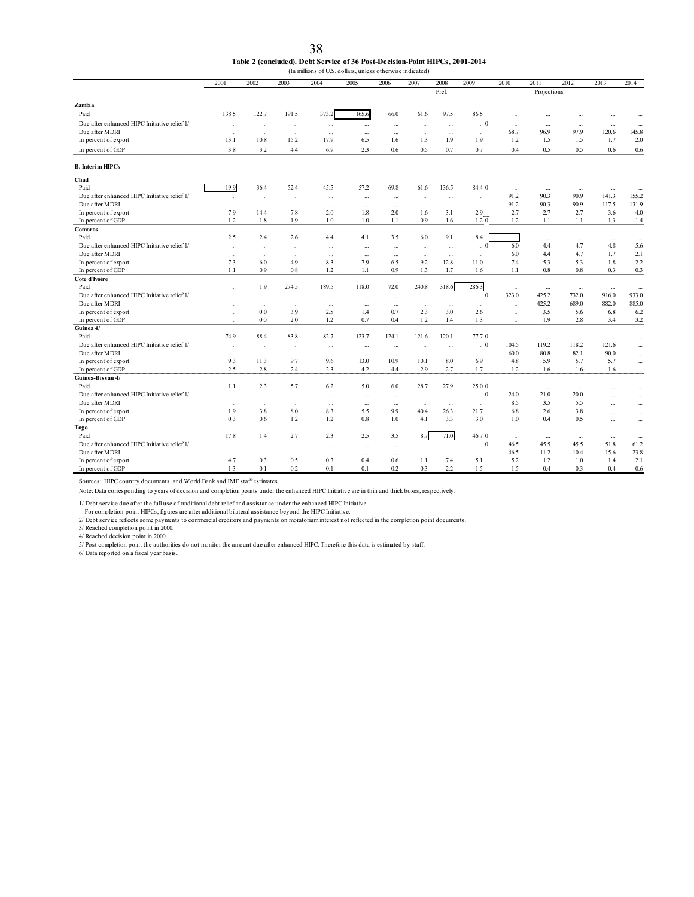**Table 2 (concluded). Debt Service of 36 Post-Decision-Point HIPCs, 2001-2014**

(In millions of U.S. dollars, unless otherwise indicated)

| | 2001 | 2002 | 2003 | 2004 | 2005 | 2006 | 2007 | 2008 | 2009 | 2010 | 2011 | 2012 | 2013 | 2014 |
|---|---|---|---|---|---|---|---|---|---|---|---|---|---|---|
| | | | | | | | | Prel. | | | Projections | | | |
| **Zambia** | | | | | | | | | | | | | | |
| Paid | 138.5 | 122.7 | 191.5 | 373.2 | 165.6 | 66.0 | 61.6 | 97.5 | 86.5 | ... | ... | ... | ... | ... |
| Due after enhanced HIPC Initiative relief 1/ | ... | ... | ... | ... | ... | ... | ... | ... | ... 0 | ... | ... | ... | ... | ... |
| Due after MDRI | ... | ... | ... | ... | ... | ... | ... | ... | ... | 68.7 | 96.9 | 97.9 | 120.6 | 145.8 |
| In percent of export | 13.1 | 10.8 | 15.2 | 17.9 | 6.5 | 1.6 | 1.3 | 1.9 | 1.9 | 1.2 | 1.5 | 1.5 | 1.7 | 2.0 |
| In percent of GDP | 3.8 | 3.2 | 4.4 | 6.9 | 2.3 | 0.6 | 0.5 | 0.7 | 0.7 | 0.4 | 0.5 | 0.5 | 0.6 | 0.6 |
| **B. Interim HIPCs** | | | | | | | | | | | | | | |
| **Chad** | | | | | | | | | | | | | | |
| Paid | 19.9 | 36.4 | 52.4 | 45.5 | 57.2 | 69.8 | 61.6 | 136.5 | 84.4 0 | ... | ... | ... | ... | ... |
| Due after enhanced HIPC Initiative relief 1/ | ... | ... | ... | ... | ... | ... | ... | ... | ... | 91.2 | 90.3 | 90.9 | 141.3 | 155.2 |
| Due after MDRI | ... | ... | ... | ... | ... | ... | ... | ... | ... | 91.2 | 90.3 | 90.9 | 117.5 | 131.9 |
| In percent of export | 7.9 | 14.4 | 7.8 | 2.0 | 1.8 | 2.0 | 1.6 | 3.1 | 2.9 | 2.7 | 2.7 | 2.7 | 3.6 | 4.0 |
| In percent of GDP | 1.2 | 1.8 | 1.9 | 1.0 | 1.0 | 1.1 | 0.9 | 1.6 | 1.2 0 | 1.2 | 1.1 | 1.1 | 1.3 | 1.4 |
| **Comoros** | | | | | | | | | | | | | | |
| Paid | 2.5 | 2.4 | 2.6 | 4.4 | 4.1 | 3.5 | 6.0 | 9.1 | 8.4 | ... | ... | ... | ... | ... |
| Due after enhanced HIPC Initiative relief 1/ | ... | ... | ... | ... | ... | ... | ... | ... | ... 0 | 6.0 | 4.4 | 4.7 | 4.8 | 5.6 |
| Due after MDRI | ... | ... | ... | ... | ... | ... | ... | ... | ... | 6.0 | 4.4 | 4.7 | 1.7 | 2.1 |
| In percent of export | 7.3 | 6.0 | 4.9 | 8.3 | 7.9 | 6.5 | 9.2 | 12.8 | 11.0 | 7.4 | 5.3 | 5.3 | 1.8 | 2.2 |
| In percent of GDP | 1.1 | 0.9 | 0.8 | 1.2 | 1.1 | 0.9 | 1.3 | 1.7 | 1.6 | 1.1 | 0.8 | 0.8 | 0.3 | 0.3 |
| **Cote d'Ivoire** | | | | | | | | | | | | | | |
| Paid | ... | 1.9 | 274.5 | 189.5 | 118.0 | 72.0 | 240.8 | 318.6 | 286.3 | ... | ... | ... | ... | ... |
| Due after enhanced HIPC Initiative relief 1/ | ... | ... | ... | ... | ... | ... | ... | ... | ... 0 | 323.0 | 425.2 | 732.0 | 916.0 | 933.0 |
| Due after MDRI | ... | ... | ... | ... | ... | ... | ... | ... | ... | ... | 425.2 | 689.0 | 882.0 | 885.0 |
| In percent of export | ... | 0.0 | 3.9 | 2.5 | 1.4 | 0.7 | 2.3 | 3.0 | 2.6 | ... | 3.5 | 5.6 | 6.8 | 6.2 |
| In percent of GDP | ... | 0.0 | 2.0 | 1.2 | 0.7 | 0.4 | 1.2 | 1.4 | 1.3 | ... | 1.9 | 2.8 | 3.4 | 3.2 |
| **Guinea 4/** | | | | | | | | | | | | | | |
| Paid | 74.9 | 88.4 | 83.8 | 82.7 | 123.7 | 124.1 | 121.6 | 120.1 | 77.7 0 | ... | ... | ... | ... | ... |
| Due after enhanced HIPC Initiative relief 1/ | ... | ... | ... | ... | ... | ... | ... | ... | ... 0 | 104.5 | 119.2 | 118.2 | 121.6 | ... |
| Due after MDRI | ... | ... | ... | ... | ... | ... | ... | ... | ... | 60.0 | 80.8 | 82.1 | 90.0 | ... |
| In percent of export | 9.3 | 11.3 | 9.7 | 9.6 | 13.0 | 10.9 | 10.1 | 8.0 | 6.9 | 4.8 | 5.9 | 5.7 | 5.7 | ... |
| In percent of GDP | 2.5 | 2.8 | 2.4 | 2.3 | 4.2 | 4.4 | 2.9 | 2.7 | 1.7 | 1.2 | 1.6 | 1.6 | 1.6 | ... |
| **Guinea-Bissau 4/** | | | | | | | | | | | | | | |
| Paid | 1.1 | 2.3 | 5.7 | 6.2 | 5.0 | 6.0 | 28.7 | 27.9 | 25.0 0 | ... | ... | ... | ... | ... |
| Due after enhanced HIPC Initiative relief 1/ | ... | ... | ... | ... | ... | ... | ... | ... | ... 0 | 24.0 | 21.0 | 20.0 | ... | ... |
| Due after MDRI | ... | ... | ... | ... | ... | ... | ... | ... | ... | 8.5 | 3.5 | 5.5 | ... | ... |
| In percent of export | 1.9 | 3.8 | 8.0 | 8.3 | 5.5 | 9.9 | 40.4 | 26.3 | 21.7 | 6.8 | 2.6 | 3.8 | ... | ... |
| In percent of GDP | 0.3 | 0.6 | 1.2 | 1.2 | 0.8 | 1.0 | 4.1 | 3.3 | 3.0 | 1.0 | 0.4 | 0.5 | ... | ... |
| **Togo** | | | | | | | | | | | | | | |
| Paid | 17.8 | 1.4 | 2.7 | 2.3 | 2.5 | 3.5 | 8.7 | 71.0 | 46.7 0 | ... | ... | ... | ... | ... |
| Due after enhanced HIPC Initiative relief 1/ | ... | ... | ... | ... | ... | ... | ... | ... | ... 0 | 46.5 | 45.5 | 45.5 | 51.8 | 61.2 |
| Due after MDRI | ... | ... | ... | ... | ... | ... | ... | ... | ... | 46.5 | 11.2 | 10.4 | 15.6 | 23.8 |
| In percent of export | 4.7 | 0.3 | 0.5 | 0.3 | 0.4 | 0.6 | 1.1 | 7.4 | 5.1 | 5.2 | 1.2 | 1.0 | 1.4 | 2.1 |
| In percent of GDP | 1.3 | 0.1 | 0.2 | 0.1 | 0.1 | 0.2 | 0.3 | 2.2 | 1.5 | 1.5 | 0.4 | 0.3 | 0.4 | 0.6 |

Sources: HIPC country documents, and World Bank and IMF staff estimates.

Note: Data corresponding to years of decision and completion points under the enhanced HIPC Initiative are in thin and thick boxes, respectively.

1/ Debt service due after the full use of traditional debt relief and assistance under the enhanced HIPC Initiative.
For completion-point HIPCs, figures are after additional bilateral assistance beyond the HIPC Initiative.

2/ Debt service reflects some payments to commercial creditors and payments on moratorium interest not reflected in the completion point documents.

3/ Reached completion point in 2000.

4/ Reached decision point in 2000.

5/ Post completion point the authorities do not monitor the amount due after enhanced HIPC. Therefore this data is estimated by staff.

6/ Data reported on a fiscal year basis.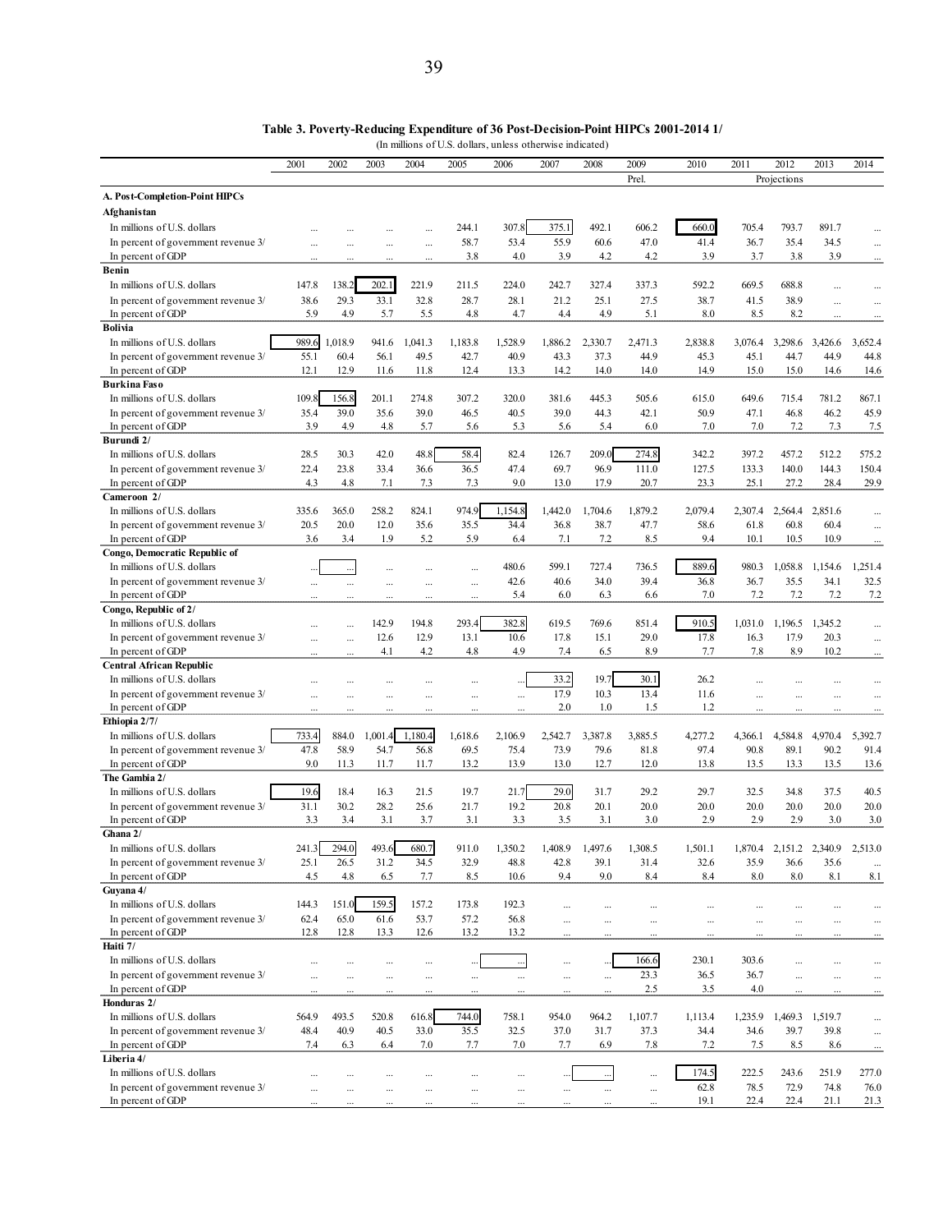**Table 3. Poverty-Reducing Expenditure of 36 Post-Decision-Point HIPCs 2001-2014 1/**

(In millions of U.S. dollars, unless otherwise indicated)

| | 2001 | 2002 | 2003 | 2004 | 2005 | 2006 | 2007 | 2008 | 2009 | 2010 | 2011 | 2012 | 2013 | 2014 |
|---|---|---|---|---|---|---|---|---|---|---|---|---|---|---|
| | | | | | | | | | Prel. | | | Projections | | |
| **A. Post-Completion-Point HIPCs** | | | | | | | | | | | | | | |
| **Afghanistan** | | | | | | | | | | | | | | |
| In millions of U.S. dollars | ... | ... | ... | ... | 244.1 | 307.8 | 375.1 | 492.1 | 606.2 | 660.0 | 705.4 | 793.7 | 891.7 | ... |
| In percent of government revenue 3/ | ... | ... | ... | ... | 58.7 | 53.4 | 55.9 | 60.6 | 47.0 | 41.4 | 36.7 | 35.4 | 34.5 | ... |
| In percent of GDP | ... | ... | ... | ... | 3.8 | 4.0 | 3.9 | 4.2 | 4.2 | 3.9 | 3.7 | 3.8 | 3.9 | ... |
| **Benin** | | | | | | | | | | | | | | |
| In millions of U.S. dollars | 147.8 | 138.2 | 202.1 | 221.9 | 211.5 | 224.0 | 242.7 | 327.4 | 337.3 | 592.2 | 669.5 | 688.8 | ... | ... |
| In percent of government revenue 3/ | 38.6 | 29.3 | 33.1 | 32.8 | 28.7 | 28.1 | 21.2 | 25.1 | 27.5 | 38.7 | 41.5 | 38.9 | ... | ... |
| In percent of GDP | 5.9 | 4.9 | 5.7 | 5.5 | 4.8 | 4.7 | 4.4 | 4.9 | 5.1 | 8.0 | 8.5 | 8.2 | ... | ... |
| **Bolivia** | | | | | | | | | | | | | | |
| In millions of U.S. dollars | 989.6 | 1,018.9 | 941.6 | 1,041.3 | 1,183.8 | 1,528.9 | 1,886.2 | 2,330.7 | 2,471.3 | 2,838.8 | 3,076.4 | 3,298.6 | 3,426.6 | 3,652.4 |
| In percent of government revenue 3/ | 55.1 | 60.4 | 56.1 | 49.5 | 42.7 | 40.9 | 43.3 | 37.3 | 44.9 | 45.3 | 45.1 | 44.7 | 44.9 | 44.8 |
| In percent of GDP | 12.1 | 12.9 | 11.6 | 11.8 | 12.4 | 13.3 | 14.2 | 14.0 | 14.0 | 14.9 | 15.0 | 15.0 | 14.6 | 14.6 |
| **Burkina Faso** | | | | | | | | | | | | | | |
| In millions of U.S. dollars | 109.8 | 156.8 | 201.1 | 274.8 | 307.2 | 320.0 | 381.6 | 445.3 | 505.6 | 615.0 | 649.6 | 715.4 | 781.2 | 867.1 |
| In percent of government revenue 3/ | 35.4 | 39.0 | 35.6 | 39.0 | 46.5 | 40.5 | 39.0 | 44.3 | 42.1 | 50.9 | 47.1 | 46.8 | 46.2 | 45.9 |
| In percent of GDP | 3.9 | 4.9 | 4.8 | 5.7 | 5.6 | 5.3 | 5.6 | 5.4 | 6.0 | 7.0 | 7.0 | 7.2 | 7.3 | 7.5 |
| **Burundi 2/** | | | | | | | | | | | | | | |
| In millions of U.S. dollars | 28.5 | 30.3 | 42.0 | 48.8 | 58.4 | 82.4 | 126.7 | 209.0 | 274.8 | 342.2 | 397.2 | 457.2 | 512.2 | 575.2 |
| In percent of government revenue 3/ | 22.4 | 23.8 | 33.4 | 36.6 | 36.5 | 47.4 | 69.7 | 96.9 | 111.0 | 127.5 | 133.3 | 140.0 | 144.3 | 150.4 |
| In percent of GDP | 4.3 | 4.8 | 7.1 | 7.3 | 7.3 | 9.0 | 13.0 | 17.9 | 20.7 | 23.3 | 25.1 | 27.2 | 28.4 | 29.9 |
| **Cameroon 2/** | | | | | | | | | | | | | | |
| In millions of U.S. dollars | 335.6 | 365.0 | 258.2 | 824.1 | 974.9 | 1,154.8 | 1,442.0 | 1,704.6 | 1,879.2 | 2,079.4 | 2,307.4 | 2,564.4 | 2,851.6 | ... |
| In percent of government revenue 3/ | 20.5 | 20.0 | 12.0 | 35.6 | 35.5 | 34.4 | 36.8 | 38.7 | 47.7 | 58.6 | 61.8 | 60.8 | 60.4 | ... |
| In percent of GDP | 3.6 | 3.4 | 1.9 | 5.2 | 5.9 | 6.4 | 7.1 | 7.2 | 8.5 | 9.4 | 10.1 | 10.5 | 10.9 | ... |
| **Congo, Democratic Republic of** | | | | | | | | | | | | | | |
| In millions of U.S. dollars | ... | ... | ... | ... | ... | 480.6 | 599.1 | 727.4 | 736.5 | 889.6 | 980.3 | 1,058.8 | 1,154.6 | 1,251.4 |
| In percent of government revenue 3/ | ... | ... | ... | ... | ... | 42.6 | 40.6 | 34.0 | 39.4 | 36.8 | 36.7 | 35.5 | 34.1 | 32.5 |
| In percent of GDP | ... | ... | ... | ... | ... | 5.4 | 6.0 | 6.3 | 6.6 | 7.0 | 7.2 | 7.2 | 7.2 | 7.2 |
| **Congo, Republic of 2/** | | | | | | | | | | | | | | |
| In millions of U.S. dollars | ... | ... | 142.9 | 194.8 | 293.4 | 382.8 | 619.5 | 769.6 | 851.4 | 910.5 | 1,031.0 | 1,196.5 | 1,345.2 | ... |
| In percent of government revenue 3/ | ... | ... | 12.6 | 12.9 | 13.1 | 10.6 | 17.8 | 15.1 | 29.0 | 17.8 | 16.3 | 17.9 | 20.3 | ... |
| In percent of GDP | ... | ... | 4.1 | 4.2 | 4.8 | 4.9 | 7.4 | 6.5 | 8.9 | 7.7 | 7.8 | 8.9 | 10.2 | ... |
| **Central African Republic** | | | | | | | | | | | | | | |
| In millions of U.S. dollars | ... | ... | ... | ... | ... | ... | 33.2 | 19.7 | 30.1 | 26.2 | ... | ... | ... | ... |
| In percent of government revenue 3/ | ... | ... | ... | ... | ... | ... | 17.9 | 10.3 | 13.4 | 11.6 | ... | ... | ... | ... |
| In percent of GDP | ... | ... | ... | ... | ... | ... | 2.0 | 1.0 | 1.5 | 1.2 | ... | ... | ... | ... |
| **Ethiopia 2/7/** | | | | | | | | | | | | | | |
| In millions of U.S. dollars | 733.4 | 884.0 | 1,001.4 | 1,180.4 | 1,618.6 | 2,106.9 | 2,542.7 | 3,387.8 | 3,885.5 | 4,277.2 | 4,366.1 | 4,584.8 | 4,970.4 | 5,392.7 |
| In percent of government revenue 3/ | 47.8 | 58.9 | 54.7 | 56.8 | 69.5 | 75.4 | 73.9 | 79.6 | 81.8 | 97.4 | 90.8 | 89.1 | 90.2 | 91.4 |
| In percent of GDP | 9.0 | 11.3 | 11.7 | 11.7 | 13.2 | 13.9 | 13.0 | 12.7 | 12.0 | 13.8 | 13.5 | 13.3 | 13.5 | 13.6 |
| **The Gambia 2/** | | | | | | | | | | | | | | |
| In millions of U.S. dollars | 19.6 | 18.4 | 16.3 | 21.5 | 19.7 | 21.7 | 29.0 | 31.7 | 29.2 | 29.7 | 32.5 | 34.8 | 37.5 | 40.5 |
| In percent of government revenue 3/ | 31.1 | 30.2 | 28.2 | 25.6 | 21.7 | 19.2 | 20.8 | 20.1 | 20.0 | 20.0 | 20.0 | 20.0 | 20.0 | 20.0 |
| In percent of GDP | 3.3 | 3.4 | 3.1 | 3.7 | 3.1 | 3.3 | 3.5 | 3.1 | 3.0 | 2.9 | 2.9 | 2.9 | 3.0 | 3.0 |
| **Ghana 2/** | | | | | | | | | | | | | | |
| In millions of U.S. dollars | 241.3 | 294.0 | 493.6 | 680.7 | 911.0 | 1,350.2 | 1,408.9 | 1,497.6 | 1,308.5 | 1,501.1 | 1,870.4 | 2,151.2 | 2,340.9 | 2,513.0 |
| In percent of government revenue 3/ | 25.1 | 26.5 | 31.2 | 34.5 | 32.9 | 48.8 | 42.8 | 39.1 | 31.4 | 32.6 | 35.9 | 36.6 | 35.6 | ... |
| In percent of GDP | 4.5 | 4.8 | 6.5 | 7.7 | 8.5 | 10.6 | 9.4 | 9.0 | 8.4 | 8.4 | 8.0 | 8.0 | 8.1 | 8.1 |
| **Guyana 4/** | | | | | | | | | | | | | | |
| In millions of U.S. dollars | 144.3 | 151.0 | 159.5 | 157.2 | 173.8 | 192.3 | ... | ... | ... | ... | ... | ... | ... | ... |
| In percent of government revenue 3/ | 62.4 | 65.0 | 61.6 | 53.7 | 57.2 | 56.8 | ... | ... | ... | ... | ... | ... | ... | ... |
| In percent of GDP | 12.8 | 12.8 | 13.3 | 12.6 | 13.2 | 13.2 | ... | ... | ... | ... | ... | ... | ... | ... |
| **Haiti 7/** | | | | | | | | | | | | | | |
| In millions of U.S. dollars | ... | ... | ... | ... | ... | ... | ... | ... | 166.6 | 230.1 | 303.6 | ... | ... | ... |
| In percent of government revenue 3/ | ... | ... | ... | ... | ... | ... | ... | ... | 23.3 | 36.5 | 36.7 | ... | ... | ... |
| In percent of GDP | ... | ... | ... | ... | ... | ... | ... | ... | 2.5 | 3.5 | 4.0 | ... | ... | ... |
| **Honduras 2/** | | | | | | | | | | | | | | |
| In millions of U.S. dollars | 564.9 | 493.5 | 520.8 | 616.8 | 744.0 | 758.1 | 954.0 | 964.2 | 1,107.7 | 1,113.4 | 1,235.9 | 1,469.3 | 1,519.7 | ... |
| In percent of government revenue 3/ | 48.4 | 40.9 | 40.5 | 33.0 | 35.5 | 32.5 | 37.0 | 31.7 | 37.3 | 34.4 | 34.6 | 39.7 | 39.8 | ... |
| In percent of GDP | 7.4 | 6.3 | 6.4 | 7.0 | 7.7 | 7.0 | 7.7 | 6.9 | 7.8 | 7.2 | 7.5 | 8.5 | 8.6 | ... |
| **Liberia 4/** | | | | | | | | | | | | | | |
| In millions of U.S. dollars | ... | ... | ... | ... | ... | ... | ... | ... | ... | 174.5 | 222.5 | 243.6 | 251.9 | 277.0 |
| In percent of government revenue 3/ | ... | ... | ... | ... | ... | ... | ... | ... | ... | 62.8 | 78.5 | 72.9 | 74.8 | 76.0 |
| In percent of GDP | ... | ... | ... | ... | ... | ... | ... | ... | ... | 19.1 | 22.4 | 22.4 | 21.1 | 21.3 |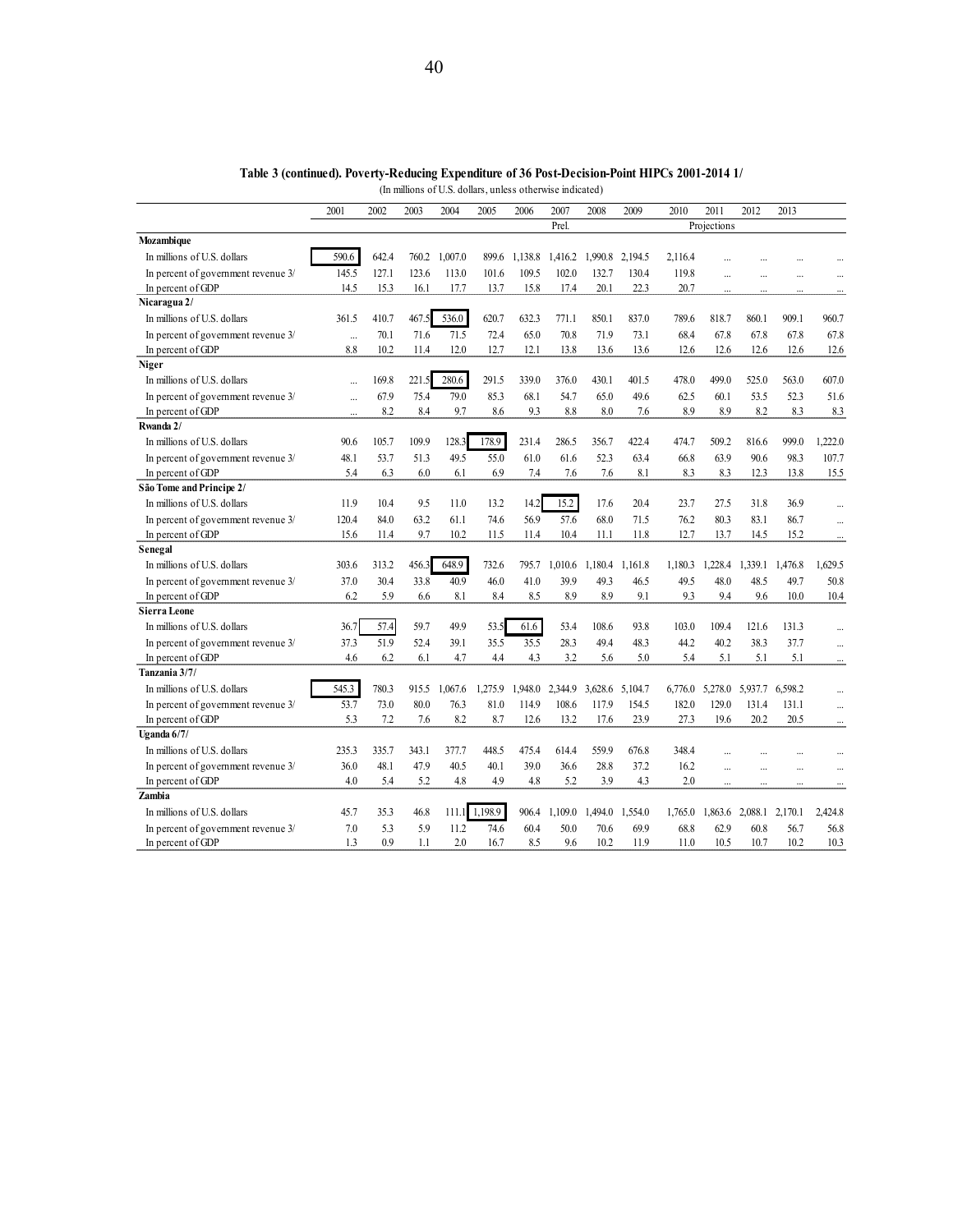**Table 3 (continued). Poverty-Reducing Expenditure of 36 Post-Decision-Point HIPCs 2001-2014 1/**

(In millions of U.S. dollars, unless otherwise indicated)

| | 2001 | 2002 | 2003 | 2004 | 2005 | 2006 | 2007 | 2008 | 2009 | 2010 | 2011 | 2012 | 2013 | |
|---|---|---|---|---|---|---|---|---|---|---|---|---|---|---|
| | | | | | | | Prel. | | | | Projections | | | |
| **Mozambique** | | | | | | | | | | | | | | |
| In millions of U.S. dollars | 590.6 | 642.4 | 760.2 | 1,007.0 | 899.6 | 1,138.8 | 1,416.2 | 1,990.8 | 2,194.5 | 2,116.4 | ... | ... | ... | ... |
| In percent of government revenue 3/ | 145.5 | 127.1 | 123.6 | 113.0 | 101.6 | 109.5 | 102.0 | 132.7 | 130.4 | 119.8 | ... | ... | ... | ... |
| In percent of GDP | 14.5 | 15.3 | 16.1 | 17.7 | 13.7 | 15.8 | 17.4 | 20.1 | 22.3 | 20.7 | ... | ... | ... | ... |
| **Nicaragua 2/** | | | | | | | | | | | | | | |
| In millions of U.S. dollars | 361.5 | 410.7 | 467.5 | 536.0 | 620.7 | 632.3 | 771.1 | 850.1 | 837.0 | 789.6 | 818.7 | 860.1 | 909.1 | 960.7 |
| In percent of government revenue 3/ | ... | 70.1 | 71.6 | 71.5 | 72.4 | 65.0 | 70.8 | 71.9 | 73.1 | 68.4 | 67.8 | 67.8 | 67.8 | 67.8 |
| In percent of GDP | 8.8 | 10.2 | 11.4 | 12.0 | 12.7 | 12.1 | 13.8 | 13.6 | 13.6 | 12.6 | 12.6 | 12.6 | 12.6 | 12.6 |
| **Niger** | | | | | | | | | | | | | | |
| In millions of U.S. dollars | ... | 169.8 | 221.5 | 280.6 | 291.5 | 339.0 | 376.0 | 430.1 | 401.5 | 478.0 | 499.0 | 525.0 | 563.0 | 607.0 |
| In percent of government revenue 3/ | ... | 67.9 | 75.4 | 79.0 | 85.3 | 68.1 | 54.7 | 65.0 | 49.6 | 62.5 | 60.1 | 53.5 | 52.3 | 51.6 |
| In percent of GDP | ... | 8.2 | 8.4 | 9.7 | 8.6 | 9.3 | 8.8 | 8.0 | 7.6 | 8.9 | 8.9 | 8.2 | 8.3 | 8.3 |
| **Rwanda 2/** | | | | | | | | | | | | | | |
| In millions of U.S. dollars | 90.6 | 105.7 | 109.9 | 128.3 | 178.9 | 231.4 | 286.5 | 356.7 | 422.4 | 474.7 | 509.2 | 816.6 | 999.0 | 1,222.0 |
| In percent of government revenue 3/ | 48.1 | 53.7 | 51.3 | 49.5 | 55.0 | 61.0 | 61.6 | 52.3 | 63.4 | 66.8 | 63.9 | 90.6 | 98.3 | 107.7 |
| In percent of GDP | 5.4 | 6.3 | 6.0 | 6.1 | 6.9 | 7.4 | 7.6 | 7.6 | 8.1 | 8.3 | 8.3 | 12.3 | 13.8 | 15.5 |
| **São Tome and Principe 2/** | | | | | | | | | | | | | | |
| In millions of U.S. dollars | 11.9 | 10.4 | 9.5 | 11.0 | 13.2 | 14.2 | 15.2 | 17.6 | 20.4 | 23.7 | 27.5 | 31.8 | 36.9 | ... |
| In percent of government revenue 3/ | 120.4 | 84.0 | 63.2 | 61.1 | 74.6 | 56.9 | 57.6 | 68.0 | 71.5 | 76.2 | 80.3 | 83.1 | 86.7 | ... |
| In percent of GDP | 15.6 | 11.4 | 9.7 | 10.2 | 11.5 | 11.4 | 10.4 | 11.1 | 11.8 | 12.7 | 13.7 | 14.5 | 15.2 | ... |
| **Senegal** | | | | | | | | | | | | | | |
| In millions of U.S. dollars | 303.6 | 313.2 | 456.3 | 648.9 | 732.6 | 795.7 | 1,010.6 | 1,180.4 | 1,161.8 | 1,180.3 | 1,228.4 | 1,339.1 | 1,476.8 | 1,629.5 |
| In percent of government revenue 3/ | 37.0 | 30.4 | 33.8 | 40.9 | 46.0 | 41.0 | 39.9 | 49.3 | 46.5 | 49.5 | 48.0 | 48.5 | 49.7 | 50.8 |
| In percent of GDP | 6.2 | 5.9 | 6.6 | 8.1 | 8.4 | 8.5 | 8.9 | 8.9 | 9.1 | 9.3 | 9.4 | 9.6 | 10.0 | 10.4 |
| **Sierra Leone** | | | | | | | | | | | | | | |
| In millions of U.S. dollars | 36.7 | 57.4 | 59.7 | 49.9 | 53.5 | 61.6 | 53.4 | 108.6 | 93.8 | 103.0 | 109.4 | 121.6 | 131.3 | ... |
| In percent of government revenue 3/ | 37.3 | 51.9 | 52.4 | 39.1 | 35.5 | 35.5 | 28.3 | 49.4 | 48.3 | 44.2 | 40.2 | 38.3 | 37.7 | ... |
| In percent of GDP | 4.6 | 6.2 | 6.1 | 4.7 | 4.4 | 4.3 | 3.2 | 5.6 | 5.0 | 5.4 | 5.1 | 5.1 | 5.1 | ... |
| **Tanzania 3/7/** | | | | | | | | | | | | | | |
| In millions of U.S. dollars | 545.3 | 780.3 | 915.5 | 1,067.6 | 1,275.9 | 1,948.0 | 2,344.9 | 3,628.6 | 5,104.7 | 6,776.0 | 5,278.0 | 5,937.7 | 6,598.2 | ... |
| In percent of government revenue 3/ | 53.7 | 73.0 | 80.0 | 76.3 | 81.0 | 114.9 | 108.6 | 117.9 | 154.5 | 182.0 | 129.0 | 131.4 | 131.1 | ... |
| In percent of GDP | 5.3 | 7.2 | 7.6 | 8.2 | 8.7 | 12.6 | 13.2 | 17.6 | 23.9 | 27.3 | 19.6 | 20.2 | 20.5 | ... |
| **Uganda 6/7/** | | | | | | | | | | | | | | |
| In millions of U.S. dollars | 235.3 | 335.7 | 343.1 | 377.7 | 448.5 | 475.4 | 614.4 | 559.9 | 676.8 | 348.4 | ... | ... | ... | ... |
| In percent of government revenue 3/ | 36.0 | 48.1 | 47.9 | 40.5 | 40.1 | 39.0 | 36.6 | 28.8 | 37.2 | 16.2 | ... | ... | ... | ... |
| In percent of GDP | 4.0 | 5.4 | 5.2 | 4.8 | 4.9 | 4.8 | 5.2 | 3.9 | 4.3 | 2.0 | ... | ... | ... | ... |
| **Zambia** | | | | | | | | | | | | | | |
| In millions of U.S. dollars | 45.7 | 35.3 | 46.8 | 111.1 | 1,198.9 | 906.4 | 1,109.0 | 1,494.0 | 1,554.0 | 1,765.0 | 1,863.6 | 2,088.1 | 2,170.1 | 2,424.8 |
| In percent of government revenue 3/ | 7.0 | 5.3 | 5.9 | 11.2 | 74.6 | 60.4 | 50.0 | 70.6 | 69.9 | 68.8 | 62.9 | 60.8 | 56.7 | 56.8 |
| In percent of GDP | 1.3 | 0.9 | 1.1 | 2.0 | 16.7 | 8.5 | 9.6 | 10.2 | 11.9 | 11.0 | 10.5 | 10.7 | 10.2 | 10.3 |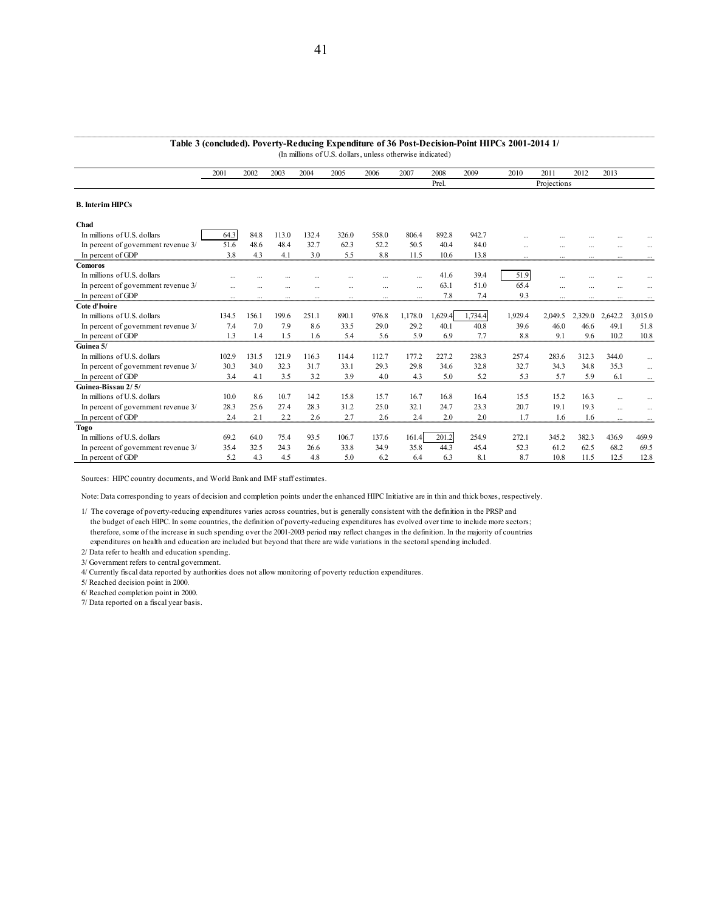**Table 3 (concluded). Poverty-Reducing Expenditure of 36 Post-Decision-Point HIPCs 2001-2014 1/**

(In millions of U.S. dollars, unless otherwise indicated)

| | 2001 | 2002 | 2003 | 2004 | 2005 | 2006 | 2007 | 2008 | 2009 | 2010 | 2011 | 2012 | 2013 | |
|---|---|---|---|---|---|---|---|---|---|---|---|---|---|---|
| | | | | | | | | Prel. | | | Projections | | | |
| **B. Interim HIPCs** | | | | | | | | | | | | | | |
| **Chad** | | | | | | | | | | | | | | |
| In millions of U.S. dollars | 64.3 | 84.8 | 113.0 | 132.4 | 326.0 | 558.0 | 806.4 | 892.8 | 942.7 | ... | ... | ... | ... | ... |
| In percent of government revenue 3/ | 51.6 | 48.6 | 48.4 | 32.7 | 62.3 | 52.2 | 50.5 | 40.4 | 84.0 | ... | ... | ... | ... | ... |
| In percent of GDP | 3.8 | 4.3 | 4.1 | 3.0 | 5.5 | 8.8 | 11.5 | 10.6 | 13.8 | ... | ... | ... | ... | ... |
| **Comoros** | | | | | | | | | | | | | | |
| In millions of U.S. dollars | ... | ... | ... | ... | ... | ... | ... | 41.6 | 39.4 | 51.9 | ... | ... | ... | ... |
| In percent of government revenue 3/ | ... | ... | ... | ... | ... | ... | ... | 63.1 | 51.0 | 65.4 | ... | ... | ... | ... |
| In percent of GDP | ... | ... | ... | ... | ... | ... | ... | 7.8 | 7.4 | 9.3 | ... | ... | ... | ... |
| **Cote d'Ivoire** | | | | | | | | | | | | | | |
| In millions of U.S. dollars | 134.5 | 156.1 | 199.6 | 251.1 | 890.1 | 976.8 | 1,178.0 | 1,629.4 | 1,734.4 | 1,929.4 | 2,049.5 | 2,329.0 | 2,642.2 | 3,015.0 |
| In percent of government revenue 3/ | 7.4 | 7.0 | 7.9 | 8.6 | 33.5 | 29.0 | 29.2 | 40.1 | 40.8 | 39.6 | 46.0 | 46.6 | 49.1 | 51.8 |
| In percent of GDP | 1.3 | 1.4 | 1.5 | 1.6 | 5.4 | 5.6 | 5.9 | 6.9 | 7.7 | 8.8 | 9.1 | 9.6 | 10.2 | 10.8 |
| **Guinea 5/** | | | | | | | | | | | | | | |
| In millions of U.S. dollars | 102.9 | 131.5 | 121.9 | 116.3 | 114.4 | 112.7 | 177.2 | 227.2 | 238.3 | 257.4 | 283.6 | 312.3 | 344.0 | ... |
| In percent of government revenue 3/ | 30.3 | 34.0 | 32.3 | 31.7 | 33.1 | 29.3 | 29.8 | 34.6 | 32.8 | 32.7 | 34.3 | 34.8 | 35.3 | ... |
| In percent of GDP | 3.4 | 4.1 | 3.5 | 3.2 | 3.9 | 4.0 | 4.3 | 5.0 | 5.2 | 5.3 | 5.7 | 5.9 | 6.1 | ... |
| **Guinea-Bissau 2/ 5/** | | | | | | | | | | | | | | |
| In millions of U.S. dollars | 10.0 | 8.6 | 10.7 | 14.2 | 15.8 | 15.7 | 16.7 | 16.8 | 16.4 | 15.5 | 15.2 | 16.3 | ... | ... |
| In percent of government revenue 3/ | 28.3 | 25.6 | 27.4 | 28.3 | 31.2 | 25.0 | 32.1 | 24.7 | 23.3 | 20.7 | 19.1 | 19.3 | ... | ... |
| In percent of GDP | 2.4 | 2.1 | 2.2 | 2.6 | 2.7 | 2.6 | 2.4 | 2.0 | 2.0 | 1.7 | 1.6 | 1.6 | ... | ... |
| **Togo** | | | | | | | | | | | | | | |
| In millions of U.S. dollars | 69.2 | 64.0 | 75.4 | 93.5 | 106.7 | 137.6 | 161.4 | 201.2 | 254.9 | 272.1 | 345.2 | 382.3 | 436.9 | 469.9 |
| In percent of government revenue 3/ | 35.4 | 32.5 | 24.3 | 26.6 | 33.8 | 34.9 | 35.8 | 44.3 | 45.4 | 52.3 | 61.2 | 62.5 | 68.2 | 69.5 |
| In percent of GDP | 5.2 | 4.3 | 4.5 | 4.8 | 5.0 | 6.2 | 6.4 | 6.3 | 8.1 | 8.7 | 10.8 | 11.5 | 12.5 | 12.8 |

Sources: HIPC country documents, and World Bank and IMF staff estimates.

Note: Data corresponding to years of decision and completion points under the enhanced HIPC Initiative are in thin and thick boxes, respectively.

1/ The coverage of poverty-reducing expenditures varies across countries, but is generally consistent with the definition in the PRSP and the budget of each HIPC. In some countries, the definition of poverty-reducing expenditures has evolved over time to include more sectors; therefore, some of the increase in such spending over the 2001-2003 period may reflect changes in the definition. In the majority of countries expenditures on health and education are included but beyond that there are wide variations in the sectoral spending included.

2/ Data refer to health and education spending.

3/ Government refers to central government.

4/ Currently fiscal data reported by authorities does not allow monitoring of poverty reduction expenditures.

5/ Reached decision point in 2000.

6/ Reached completion point in 2000.

7/ Data reported on a fiscal year basis.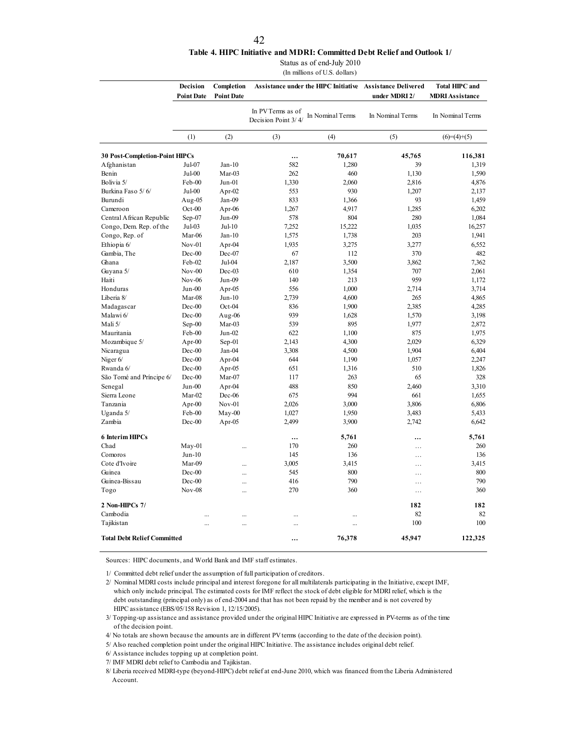**Table 4. HIPC Initiative and MDRI: Committed Debt Relief and Outlook 1/**

Status as of end-July 2010

(In millions of U.S. dollars)

| | Decision Point Date | Completion Point Date | Assistance under the HIPC Initiative | | Assistance Delivered under MDRI 2/ | Total HIPC and MDRI Assistance |
|---|---|---|---|---|---|---|
| | | | In PV Terms as of Decision Point 3/ 4/ | In Nominal Terms | In Nominal Terms | In Nominal Terms |
| | (1) | (2) | (3) | (4) | (5) | (6)=(4)+(5) |
| **30 Post-Completion-Point HIPCs** | | | **…** | **70,617** | **45,765** | **116,381** |
| Afghanistan | Jul-07 | Jan-10 | 582 | 1,280 | 39 | 1,319 |
| Benin | Jul-00 | Mar-03 | 262 | 460 | 1,130 | 1,590 |
| Bolivia 5/ | Feb-00 | Jun-01 | 1,330 | 2,060 | 2,816 | 4,876 |
| Burkina Faso 5/ 6/ | Jul-00 | Apr-02 | 553 | 930 | 1,207 | 2,137 |
| Burundi | Aug-05 | Jan-09 | 833 | 1,366 | 93 | 1,459 |
| Cameroon | Oct-00 | Apr-06 | 1,267 | 4,917 | 1,285 | 6,202 |
| Central African Republic | Sep-07 | Jun-09 | 578 | 804 | 280 | 1,084 |
| Congo, Dem. Rep. of the | Jul-03 | Jul-10 | 7,252 | 15,222 | 1,035 | 16,257 |
| Congo, Rep. of | Mar-06 | Jan-10 | 1,575 | 1,738 | 203 | 1,941 |
| Ethiopia 6/ | Nov-01 | Apr-04 | 1,935 | 3,275 | 3,277 | 6,552 |
| Gambia, The | Dec-00 | Dec-07 | 67 | 112 | 370 | 482 |
| Ghana | Feb-02 | Jul-04 | 2,187 | 3,500 | 3,862 | 7,362 |
| Guyana 5/ | Nov-00 | Dec-03 | 610 | 1,354 | 707 | 2,061 |
| Haiti | Nov-06 | Jun-09 | 140 | 213 | 959 | 1,172 |
| Honduras | Jun-00 | Apr-05 | 556 | 1,000 | 2,714 | 3,714 |
| Liberia 8/ | Mar-08 | Jun-10 | 2,739 | 4,600 | 265 | 4,865 |
| Madagascar | Dec-00 | Oct-04 | 836 | 1,900 | 2,385 | 4,285 |
| Malawi 6/ | Dec-00 | Aug-06 | 939 | 1,628 | 1,570 | 3,198 |
| Mali 5/ | Sep-00 | Mar-03 | 539 | 895 | 1,977 | 2,872 |
| Mauritania | Feb-00 | Jun-02 | 622 | 1,100 | 875 | 1,975 |
| Mozambique 5/ | Apr-00 | Sep-01 | 2,143 | 4,300 | 2,029 | 6,329 |
| Nicaragua | Dec-00 | Jan-04 | 3,308 | 4,500 | 1,904 | 6,404 |
| Niger 6/ | Dec-00 | Apr-04 | 644 | 1,190 | 1,057 | 2,247 |
| Rwanda 6/ | Dec-00 | Apr-05 | 651 | 1,316 | 510 | 1,826 |
| São Tomé and Príncipe 6/ | Dec-00 | Mar-07 | 117 | 263 | 65 | 328 |
| Senegal | Jun-00 | Apr-04 | 488 | 850 | 2,460 | 3,310 |
| Sierra Leone | Mar-02 | Dec-06 | 675 | 994 | 661 | 1,655 |
| Tanzania | Apr-00 | Nov-01 | 2,026 | 3,000 | 3,806 | 6,806 |
| Uganda 5/ | Feb-00 | May-00 | 1,027 | 1,950 | 3,483 | 5,433 |
| Zambia | Dec-00 | Apr-05 | 2,499 | 3,900 | 2,742 | 6,642 |
| **6 Interim HIPCs** | | | **…** | **5,761** | **…** | **5,761** |
| Chad | May-01 | ... | 170 | 260 | … | 260 |
| Comoros | Jun-10 | | 145 | 136 | … | 136 |
| Cote d'Ivoire | Mar-09 | ... | 3,005 | 3,415 | … | 3,415 |
| Guinea | Dec-00 | ... | 545 | 800 | … | 800 |
| Guinea-Bissau | Dec-00 | ... | 416 | 790 | … | 790 |
| Togo | Nov-08 | ... | 270 | 360 | … | 360 |
| **2 Non-HIPCs 7/** | | | | | **182** | **182** |
| Cambodia | ... | ... | ... | ... | 82 | 82 |
| Tajikistan | ... | ... | ... | ... | 100 | 100 |
| **Total Debt Relief Committed** | | | **…** | **76,378** | **45,947** | **122,325** |

Sources: HIPC documents, and World Bank and IMF staff estimates.

1/ Committed debt relief under the assumption of full participation of creditors.

2/ Nominal MDRI costs include principal and interest foregone for all multilaterals participating in the Initiative, except IMF, which only include principal. The estimated costs for IMF reflect the stock of debt eligible for MDRI relief, which is the debt outstanding (principal only) as of end-2004 and that has not been repaid by the member and is not covered by HIPC assistance (EBS/05/158 Revision 1, 12/15/2005).

3/ Topping-up assistance and assistance provided under the original HIPC Initiative are expressed in PV-terms as of the time of the decision point.

4/ No totals are shown because the amounts are in different PV terms (according to the date of the decision point).

5/ Also reached completion point under the original HIPC Initiative. The assistance includes original debt relief.

6/ Assistance includes topping up at completion point.

7/ IMF MDRI debt relief to Cambodia and Tajikistan.

8/ Liberia received MDRI-type (beyond-HIPC) debt relief at end-June 2010, which was financed from the Liberia Administered Account.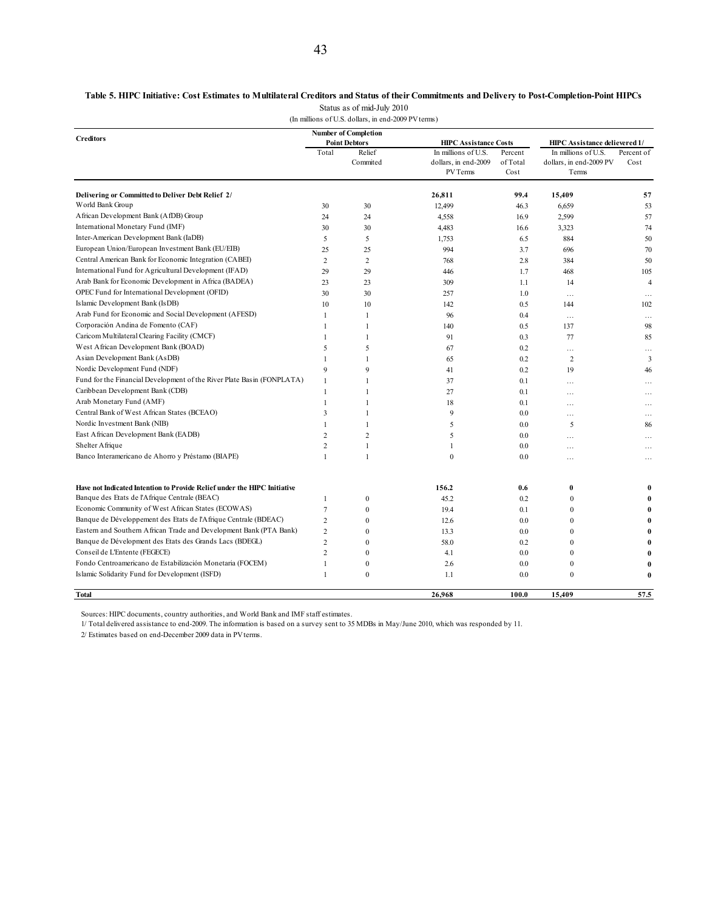**Table 5. HIPC Initiative: Cost Estimates to Multilateral Creditors and Status of their Commitments and Delivery to Post-Completion-Point HIPCs**

Status as of mid-July 2010

(In millions of U.S. dollars, in end-2009 PV terms)

| Creditors | Number of Completion Point Debtors | | HIPC Assistance Costs | | HIPC Assistance delievered 1/ | |
|---|---|---|---|---|---|---|
| | Total | Relief Commited | In millions of U.S. dollars, in end-2009 PV Terms | Percent of Total Cost | In millions of U.S. dollars, in end-2009 PV Terms | Percent of Cost |
| **Delivering or Committed to Deliver Debt Relief 2/** | | | **26,811** | **99.4** | **15,409** | **57** |
| World Bank Group | 30 | 30 | 12,499 | 46.3 | 6,659 | 53 |
| African Development Bank (AfDB) Group | 24 | 24 | 4,558 | 16.9 | 2,599 | 57 |
| International Monetary Fund (IMF) | 30 | 30 | 4,483 | 16.6 | 3,323 | 74 |
| Inter-American Development Bank (IaDB) | 5 | 5 | 1,753 | 6.5 | 884 | 50 |
| European Union/European Investment Bank (EU/EIB) | 25 | 25 | 994 | 3.7 | 696 | 70 |
| Central American Bank for Economic Integration (CABEI) | 2 | 2 | 768 | 2.8 | 384 | 50 |
| International Fund for Agricultural Development (IFAD) | 29 | 29 | 446 | 1.7 | 468 | 105 |
| Arab Bank for Economic Development in Africa (BADEA) | 23 | 23 | 309 | 1.1 | 14 | 4 |
| OPEC Fund for International Development (OFID) | 30 | 30 | 257 | 1.0 | … | … |
| Islamic Development Bank (IsDB) | 10 | 10 | 142 | 0.5 | 144 | 102 |
| Arab Fund for Economic and Social Development (AFESD) | 1 | 1 | 96 | 0.4 | … | … |
| Corporación Andina de Fomento (CAF) | 1 | 1 | 140 | 0.5 | 137 | 98 |
| Caricom Multilateral Clearing Facility (CMCF) | 1 | 1 | 91 | 0.3 | 77 | 85 |
| West African Development Bank (BOAD) | 5 | 5 | 67 | 0.2 | … | … |
| Asian Development Bank (AsDB) | 1 | 1 | 65 | 0.2 | 2 | 3 |
| Nordic Development Fund (NDF) | 9 | 9 | 41 | 0.2 | 19 | 46 |
| Fund for the Financial Development of the River Plate Basin (FONPLATA) | 1 | 1 | 37 | 0.1 | … | … |
| Caribbean Development Bank (CDB) | 1 | 1 | 27 | 0.1 | … | … |
| Arab Monetary Fund (AMF) | 1 | 1 | 18 | 0.1 | … | … |
| Central Bank of West African States (BCEAO) | 3 | 1 | 9 | 0.0 | … | … |
| Nordic Investment Bank (NIB) | 1 | 1 | 5 | 0.0 | 5 | 86 |
| East African Development Bank (EADB) | 2 | 2 | 5 | 0.0 | … | … |
| Shelter Afrique | 2 | 1 | 1 | 0.0 | … | … |
| Banco Interamericano de Ahorro y Préstamo (BIAPE) | 1 | 1 | 0 | 0.0 | … | … |
| **Have not Indicated Intention to Provide Relief under the HIPC Initiative** | | | **156.2** | **0.6** | **0** | **0** |
| Banque des Etats de l'Afrique Centrale (BEAC) | 1 | 0 | 45.2 | 0.2 | 0 | **0** |
| Economic Community of West African States (ECOWAS) | 7 | 0 | 19.4 | 0.1 | 0 | **0** |
| Banque de Développement des Etats de l'Afrique Centrale (BDEAC) | 2 | 0 | 12.6 | 0.0 | 0 | **0** |
| Eastern and Southern African Trade and Development Bank (PTA Bank) | 2 | 0 | 13.3 | 0.0 | 0 | **0** |
| Banque de Dévelopment des Etats des Grands Lacs (BDEGL) | 2 | 0 | 58.0 | 0.2 | 0 | **0** |
| Conseil de L'Entente (FEGECE) | 2 | 0 | 4.1 | 0.0 | 0 | **0** |
| Fondo Centroamericano de Estabilización Monetaria (FOCEM) | 1 | 0 | 2.6 | 0.0 | 0 | **0** |
| Islamic Solidarity Fund for Development (ISFD) | 1 | 0 | 1.1 | 0.0 | 0 | **0** |
| **Total** | | | **26,968** | **100.0** | **15,409** | **57.5** |

Sources: HIPC documents, country authorities, and World Bank and IMF staff estimates.

1/ Total delivered assistance to end-2009. The information is based on a survey sent to 35 MDBs in May/June 2010, which was responded by 11.

2/ Estimates based on end-December 2009 data in PV terms.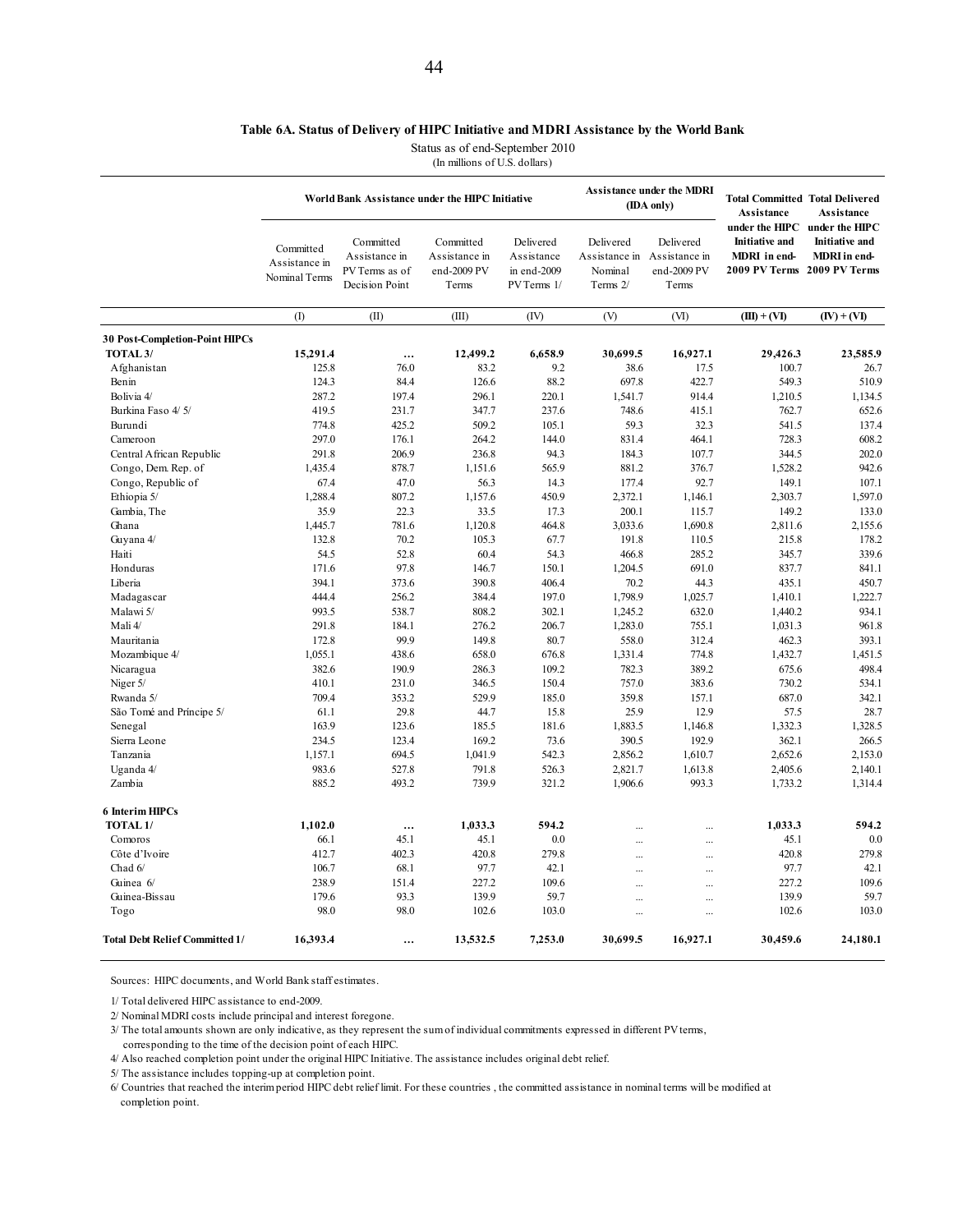## Table 6A. Status of Delivery of HIPC Initiative and MDRI Assistance by the World Bank

Status as of end-September 2010
(In millions of U.S. dollars)

| | World Bank Assistance under the HIPC Initiative | | | | Assistance under the MDRI (IDA only) | | Total Committed Assistance under the HIPC Initiative and MDRI in end-2009 PV Terms | Total Delivered Assistance under the HIPC Initiative and MDRI in end-2009 PV Terms |
|---|---|---|---|---|---|---|---|---|
| | Committed Assistance in Nominal Terms | Committed Assistance in PV Terms as of Decision Point | Committed Assistance in end-2009 PV Terms | Delivered Assistance in end-2009 PV Terms 1/ | Delivered Assistance in Nominal Terms 2/ | Delivered Assistance in end-2009 PV Terms | | |
| | (I) | (II) | (III) | (IV) | (V) | (VI) | (III) + (VI) | (IV) + (VI) |
| **30 Post-Completion-Point HIPCs** | | | | | | | | |
| **TOTAL 3/** | **15,291.4** | **…** | **12,499.2** | **6,658.9** | **30,699.5** | **16,927.1** | **29,426.3** | **23,585.9** |
| Afghanistan | 125.8 | 76.0 | 83.2 | 9.2 | 38.6 | 17.5 | 100.7 | 26.7 |
| Benin | 124.3 | 84.4 | 126.6 | 88.2 | 697.8 | 422.7 | 549.3 | 510.9 |
| Bolivia 4/ | 287.2 | 197.4 | 296.1 | 220.1 | 1,541.7 | 914.4 | 1,210.5 | 1,134.5 |
| Burkina Faso 4/ 5/ | 419.5 | 231.7 | 347.7 | 237.6 | 748.6 | 415.1 | 762.7 | 652.6 |
| Burundi | 774.8 | 425.2 | 509.2 | 105.1 | 59.3 | 32.3 | 541.5 | 137.4 |
| Cameroon | 297.0 | 176.1 | 264.2 | 144.0 | 831.4 | 464.1 | 728.3 | 608.2 |
| Central African Republic | 291.8 | 206.9 | 236.8 | 94.3 | 184.3 | 107.7 | 344.5 | 202.0 |
| Congo, Dem. Rep. of | 1,435.4 | 878.7 | 1,151.6 | 565.9 | 881.2 | 376.7 | 1,528.2 | 942.6 |
| Congo, Republic of | 67.4 | 47.0 | 56.3 | 14.3 | 177.4 | 92.7 | 149.1 | 107.1 |
| Ethiopia 5/ | 1,288.4 | 807.2 | 1,157.6 | 450.9 | 2,372.1 | 1,146.1 | 2,303.7 | 1,597.0 |
| Gambia, The | 35.9 | 22.3 | 33.5 | 17.3 | 200.1 | 115.7 | 149.2 | 133.0 |
| Ghana | 1,445.7 | 781.6 | 1,120.8 | 464.8 | 3,033.6 | 1,690.8 | 2,811.6 | 2,155.6 |
| Guyana 4/ | 132.8 | 70.2 | 105.3 | 67.7 | 191.8 | 110.5 | 215.8 | 178.2 |
| Haiti | 54.5 | 52.8 | 60.4 | 54.3 | 466.8 | 285.2 | 345.7 | 339.6 |
| Honduras | 171.6 | 97.8 | 146.7 | 150.1 | 1,204.5 | 691.0 | 837.7 | 841.1 |
| Liberia | 394.1 | 373.6 | 390.8 | 406.4 | 70.2 | 44.3 | 435.1 | 450.7 |
| Madagascar | 444.4 | 256.2 | 384.4 | 197.0 | 1,798.9 | 1,025.7 | 1,410.1 | 1,222.7 |
| Malawi 5/ | 993.5 | 538.7 | 808.2 | 302.1 | 1,245.2 | 632.0 | 1,440.2 | 934.1 |
| Mali 4/ | 291.8 | 184.1 | 276.2 | 206.7 | 1,283.0 | 755.1 | 1,031.3 | 961.8 |
| Mauritania | 172.8 | 99.9 | 149.8 | 80.7 | 558.0 | 312.4 | 462.3 | 393.1 |
| Mozambique 4/ | 1,055.1 | 438.6 | 658.0 | 676.8 | 1,331.4 | 774.8 | 1,432.7 | 1,451.5 |
| Nicaragua | 382.6 | 190.9 | 286.3 | 109.2 | 782.3 | 389.2 | 675.6 | 498.4 |
| Niger 5/ | 410.1 | 231.0 | 346.5 | 150.4 | 757.0 | 383.6 | 730.2 | 534.1 |
| Rwanda 5/ | 709.4 | 353.2 | 529.9 | 185.0 | 359.8 | 157.1 | 687.0 | 342.1 |
| São Tomé and Príncipe 5/ | 61.1 | 29.8 | 44.7 | 15.8 | 25.9 | 12.9 | 57.5 | 28.7 |
| Senegal | 163.9 | 123.6 | 185.5 | 181.6 | 1,883.5 | 1,146.8 | 1,332.3 | 1,328.5 |
| Sierra Leone | 234.5 | 123.4 | 169.2 | 73.6 | 390.5 | 192.9 | 362.1 | 266.5 |
| Tanzania | 1,157.1 | 694.5 | 1,041.9 | 542.3 | 2,856.2 | 1,610.7 | 2,652.6 | 2,153.0 |
| Uganda 4/ | 983.6 | 527.8 | 791.8 | 526.3 | 2,821.7 | 1,613.8 | 2,405.6 | 2,140.1 |
| Zambia | 885.2 | 493.2 | 739.9 | 321.2 | 1,906.6 | 993.3 | 1,733.2 | 1,314.4 |
| **6 Interim HIPCs** | | | | | | | | |
| **TOTAL 1/** | **1,102.0** | **…** | **1,033.3** | **594.2** | … | … | **1,033.3** | **594.2** |
| Comoros | 66.1 | 45.1 | 45.1 | 0.0 | … | … | 45.1 | 0.0 |
| Côte d'Ivoire | 412.7 | 402.3 | 420.8 | 279.8 | … | … | 420.8 | 279.8 |
| Chad 6/ | 106.7 | 68.1 | 97.7 | 42.1 | … | … | 97.7 | 42.1 |
| Guinea 6/ | 238.9 | 151.4 | 227.2 | 109.6 | … | … | 227.2 | 109.6 |
| Guinea-Bissau | 179.6 | 93.3 | 139.9 | 59.7 | … | … | 139.9 | 59.7 |
| Togo | 98.0 | 98.0 | 102.6 | 103.0 | … | … | 102.6 | 103.0 |
| **Total Debt Relief Committed 1/** | **16,393.4** | **…** | **13,532.5** | **7,253.0** | **30,699.5** | **16,927.1** | **30,459.6** | **24,180.1** |

Sources: HIPC documents, and World Bank staff estimates.

1/ Total delivered HIPC assistance to end-2009.

2/ Nominal MDRI costs include principal and interest foregone.

3/ The total amounts shown are only indicative, as they represent the sum of individual commitments expressed in different PV terms, corresponding to the time of the decision point of each HIPC.

4/ Also reached completion point under the original HIPC Initiative. The assistance includes original debt relief.

5/ The assistance includes topping-up at completion point.

6/ Countries that reached the interim period HIPC debt relief limit. For these countries , the committed assistance in nominal terms will be modified at completion point.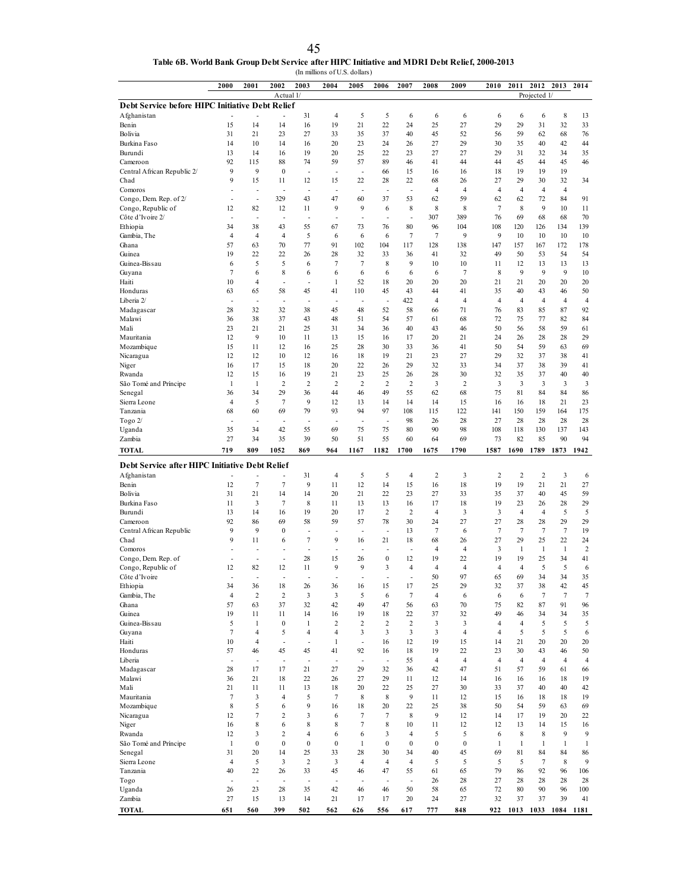**Table 6B. World Bank Group Debt Service after HIPC Initiative and MDRI Debt Relief, 2000-2013**

(In millions of U.S. dollars)

| | 2000 | 2001 | 2002 | 2003 | 2004 | 2005 | 2006 | 2007 | 2008 | 2009 | 2010 | 2011 | 2012 | 2013 | 2014 |
|---|---|---|---|---|---|---|---|---|---|---|---|---|---|---|---|
| | | | Actual 1/ | | | | | | | | | | Projected 1/ | | |
| **Debt Service before HIPC Initiative Debt Relief** | | | | | | | | | | | | | | | |
| Afghanistan | - | - | - | 31 | 4 | 5 | 5 | 6 | 6 | 6 | 6 | 6 | 6 | 8 | 13 |
| Benin | 15 | 14 | 14 | 16 | 19 | 21 | 22 | 24 | 25 | 27 | 29 | 29 | 31 | 32 | 33 |
| Bolivia | 31 | 21 | 23 | 27 | 33 | 35 | 37 | 40 | 45 | 52 | 56 | 59 | 62 | 68 | 76 |
| Burkina Faso | 14 | 10 | 14 | 16 | 20 | 23 | 24 | 26 | 27 | 29 | 30 | 35 | 40 | 42 | 44 |
| Burundi | 13 | 14 | 16 | 19 | 20 | 25 | 22 | 23 | 27 | 27 | 29 | 31 | 32 | 34 | 35 |
| Cameroon | 92 | 115 | 88 | 74 | 59 | 57 | 89 | 46 | 41 | 44 | 44 | 45 | 44 | 45 | 46 |
| Central African Republic 2/ | 9 | 9 | 0 | - | - | - | 66 | 15 | 16 | 16 | 18 | 19 | 19 | 19 | |
| Chad | 9 | 15 | 11 | 12 | 15 | 22 | 28 | 22 | 68 | 26 | 27 | 29 | 30 | 32 | 34 |
| Comoros | - | - | - | - | - | - | - | - | 4 | 4 | 4 | 4 | 4 | 4 | |
| Congo, Dem. Rep. of 2/ | - | - | 329 | 43 | 47 | 60 | 37 | 53 | 62 | 59 | 62 | 62 | 72 | 84 | 91 |
| Congo, Republic of | 12 | 82 | 12 | 11 | 9 | 9 | 6 | 8 | 8 | 8 | 7 | 8 | 9 | 10 | 11 |
| Côte d'Ivoire 2/ | - | - | - | - | - | - | - | - | 307 | 389 | 76 | 69 | 68 | 68 | 70 |
| Ethiopia | 34 | 38 | 43 | 55 | 67 | 73 | 76 | 80 | 96 | 104 | 108 | 120 | 126 | 134 | 139 |
| Gambia, The | 4 | 4 | 4 | 5 | 6 | 6 | 6 | 7 | 7 | 9 | 9 | 10 | 10 | 10 | 10 |
| Ghana | 57 | 63 | 70 | 77 | 91 | 102 | 104 | 117 | 128 | 138 | 147 | 157 | 167 | 172 | 178 |
| Guinea | 19 | 22 | 22 | 26 | 28 | 32 | 33 | 36 | 41 | 32 | 49 | 50 | 53 | 54 | 54 |
| Guinea-Bissau | 6 | 5 | 5 | 6 | 7 | 7 | 8 | 9 | 10 | 10 | 11 | 12 | 13 | 13 | 13 |
| Guyana | 7 | 6 | 8 | 6 | 6 | 6 | 6 | 6 | 6 | 7 | 8 | 9 | 9 | 9 | 10 |
| Haiti | 10 | 4 | - | - | 1 | 52 | 18 | 20 | 20 | 20 | 21 | 21 | 20 | 20 | 20 |
| Honduras | 63 | 65 | 58 | 45 | 41 | 110 | 45 | 43 | 44 | 41 | 35 | 40 | 43 | 46 | 50 |
| Liberia 2/ | - | - | - | - | - | - | - | 422 | 4 | 4 | 4 | 4 | 4 | 4 | 4 |
| Madagascar | 28 | 32 | 32 | 38 | 45 | 48 | 52 | 58 | 66 | 71 | 76 | 83 | 85 | 87 | 92 |
| Malawi | 36 | 38 | 37 | 43 | 48 | 51 | 54 | 57 | 61 | 68 | 72 | 75 | 77 | 82 | 84 |
| Mali | 23 | 21 | 21 | 25 | 31 | 34 | 36 | 40 | 43 | 46 | 50 | 56 | 58 | 59 | 61 |
| Mauritania | 12 | 9 | 10 | 11 | 13 | 15 | 16 | 17 | 20 | 21 | 24 | 26 | 28 | 28 | 29 |
| Mozambique | 15 | 11 | 12 | 16 | 25 | 28 | 30 | 33 | 36 | 41 | 50 | 54 | 59 | 63 | 69 |
| Nicaragua | 12 | 12 | 10 | 12 | 16 | 18 | 19 | 21 | 23 | 27 | 29 | 32 | 37 | 38 | 41 |
| Niger | 16 | 17 | 15 | 18 | 20 | 22 | 26 | 29 | 32 | 33 | 34 | 37 | 38 | 39 | 41 |
| Rwanda | 12 | 15 | 16 | 19 | 21 | 23 | 25 | 26 | 28 | 30 | 32 | 35 | 37 | 40 | 40 |
| São Tomé and Príncipe | 1 | 1 | 2 | 2 | 2 | 2 | 2 | 2 | 3 | 2 | 3 | 3 | 3 | 3 | 3 |
| Senegal | 36 | 34 | 29 | 36 | 44 | 46 | 49 | 55 | 62 | 68 | 75 | 81 | 84 | 84 | 86 |
| Sierra Leone | 4 | 5 | 7 | 9 | 12 | 13 | 14 | 14 | 14 | 15 | 16 | 16 | 18 | 21 | 23 |
| Tanzania | 68 | 60 | 69 | 79 | 93 | 94 | 97 | 108 | 115 | 122 | 141 | 150 | 159 | 164 | 175 |
| Togo 2/ | - | - | - | - | - | - | - | 98 | 26 | 28 | 27 | 28 | 28 | 28 | 28 |
| Uganda | 35 | 34 | 42 | 55 | 69 | 75 | 75 | 80 | 90 | 98 | 108 | 118 | 130 | 137 | 143 |
| Zambia | 27 | 34 | 35 | 39 | 50 | 51 | 55 | 60 | 64 | 69 | 73 | 82 | 85 | 90 | 94 |
| **TOTAL** | **719** | **809** | **1052** | **869** | **964** | **1167** | **1182** | **1700** | **1675** | **1790** | **1587** | **1690** | **1789** | **1873** | **1942** |
| **Debt Service after HIPC Initiative Debt Relief** | | | | | | | | | | | | | | | |
| Afghanistan | - | - | - | 31 | 4 | 5 | 5 | 4 | 2 | 3 | 2 | 2 | 2 | 3 | 6 |
| Benin | 12 | 7 | 7 | 9 | 11 | 12 | 14 | 15 | 16 | 18 | 19 | 19 | 21 | 21 | 27 |
| Bolivia | 31 | 21 | 14 | 14 | 20 | 21 | 22 | 23 | 27 | 33 | 35 | 37 | 40 | 45 | 59 |
| Burkina Faso | 11 | 3 | 7 | 8 | 11 | 13 | 13 | 16 | 17 | 18 | 19 | 23 | 26 | 28 | 29 |
| Burundi | 13 | 14 | 16 | 19 | 20 | 17 | 2 | 2 | 4 | 3 | 3 | 4 | 4 | 5 | 5 |
| Cameroon | 92 | 86 | 69 | 58 | 59 | 57 | 78 | 30 | 24 | 27 | 27 | 28 | 28 | 29 | 29 |
| Central African Republic | 9 | 9 | 0 | - | - | - | - | 13 | 7 | 6 | 7 | 7 | 7 | 7 | 19 |
| Chad | 9 | 11 | 6 | 7 | 9 | 16 | 21 | 18 | 68 | 26 | 27 | 29 | 25 | 22 | 24 |
| Comoros | - | - | - | - | - | - | - | - | 4 | 4 | 3 | 1 | 1 | 1 | 2 |
| Congo, Dem. Rep. of | - | - | - | 28 | 15 | 26 | 0 | 12 | 19 | 22 | 19 | 19 | 25 | 34 | 41 |
| Congo, Republic of | 12 | 82 | 12 | 11 | 9 | 9 | 3 | 4 | 4 | 4 | 4 | 4 | 5 | 5 | 6 |
| Côte d'Ivoire | - | - | - | - | - | - | - | - | 50 | 97 | 65 | 69 | 34 | 34 | 35 |
| Ethiopia | 34 | 36 | 18 | 26 | 36 | 16 | 15 | 17 | 25 | 29 | 32 | 37 | 38 | 42 | 45 |
| Gambia, The | 4 | 2 | 2 | 3 | 3 | 5 | 6 | 7 | 4 | 6 | 6 | 6 | 7 | 7 | 7 |
| Ghana | 57 | 63 | 37 | 32 | 42 | 49 | 47 | 56 | 63 | 70 | 75 | 82 | 87 | 91 | 96 |
| Guinea | 19 | 11 | 11 | 14 | 16 | 19 | 18 | 22 | 37 | 32 | 49 | 46 | 34 | 34 | 35 |
| Guinea-Bissau | 5 | 1 | 0 | 1 | 2 | 2 | 2 | 2 | 3 | 3 | 4 | 4 | 5 | 5 | 5 |
| Guyana | 7 | 4 | 5 | 4 | 4 | 3 | 3 | 3 | 3 | 4 | 4 | 5 | 5 | 5 | 6 |
| Haiti | 10 | 4 | - | - | 1 | - | 16 | 12 | 19 | 15 | 14 | 21 | 20 | 20 | 20 |
| Honduras | 57 | 46 | 45 | 45 | 41 | 92 | 16 | 18 | 19 | 22 | 23 | 30 | 43 | 46 | 50 |
| Liberia | - | - | - | - | - | - | - | 55 | 4 | 4 | 4 | 4 | 4 | 4 | 4 |
| Madagascar | 28 | 17 | 17 | 21 | 27 | 29 | 32 | 36 | 42 | 47 | 51 | 57 | 59 | 61 | 66 |
| Malawi | 36 | 21 | 18 | 22 | 26 | 27 | 29 | 11 | 12 | 14 | 16 | 16 | 16 | 18 | 19 |
| Mali | 21 | 11 | 11 | 13 | 18 | 20 | 22 | 25 | 27 | 30 | 33 | 37 | 40 | 40 | 42 |
| Mauritania | 7 | 3 | 4 | 5 | 7 | 8 | 8 | 9 | 11 | 12 | 15 | 16 | 18 | 18 | 19 |
| Mozambique | 8 | 5 | 6 | 9 | 16 | 18 | 20 | 22 | 25 | 38 | 50 | 54 | 59 | 63 | 69 |
| Nicaragua | 12 | 7 | 2 | 3 | 6 | 7 | 7 | 8 | 9 | 12 | 14 | 17 | 19 | 20 | 22 |
| Niger | 16 | 8 | 6 | 8 | 8 | 7 | 8 | 10 | 11 | 12 | 12 | 13 | 14 | 15 | 16 |
| Rwanda | 12 | 3 | 2 | 4 | 6 | 6 | 3 | 4 | 5 | 5 | 6 | 8 | 8 | 9 | 9 |
| São Tomé and Príncipe | 1 | 0 | 0 | 0 | 0 | 1 | 0 | 0 | 0 | 0 | 1 | 1 | 1 | 1 | 1 |
| Senegal | 31 | 20 | 14 | 25 | 33 | 28 | 30 | 34 | 40 | 45 | 69 | 81 | 84 | 84 | 86 |
| Sierra Leone | 4 | 5 | 3 | 2 | 3 | 4 | 4 | 4 | 5 | 5 | 5 | 5 | 7 | 8 | 9 |
| Tanzania | 40 | 22 | 26 | 33 | 45 | 46 | 47 | 55 | 61 | 65 | 79 | 86 | 92 | 96 | 106 |
| Togo | - | - | - | - | - | - | - | - | 26 | 28 | 27 | 28 | 28 | 28 | 28 |
| Uganda | 26 | 23 | 28 | 35 | 42 | 46 | 46 | 50 | 58 | 65 | 72 | 80 | 90 | 96 | 100 |
| Zambia | 27 | 15 | 13 | 14 | 21 | 17 | 17 | 20 | 24 | 27 | 32 | 37 | 37 | 39 | 41 |
| **TOTAL** | **651** | **560** | **399** | **502** | **562** | **626** | **556** | **617** | **777** | **848** | **922** | **1013** | **1033** | **1084** | **1181** |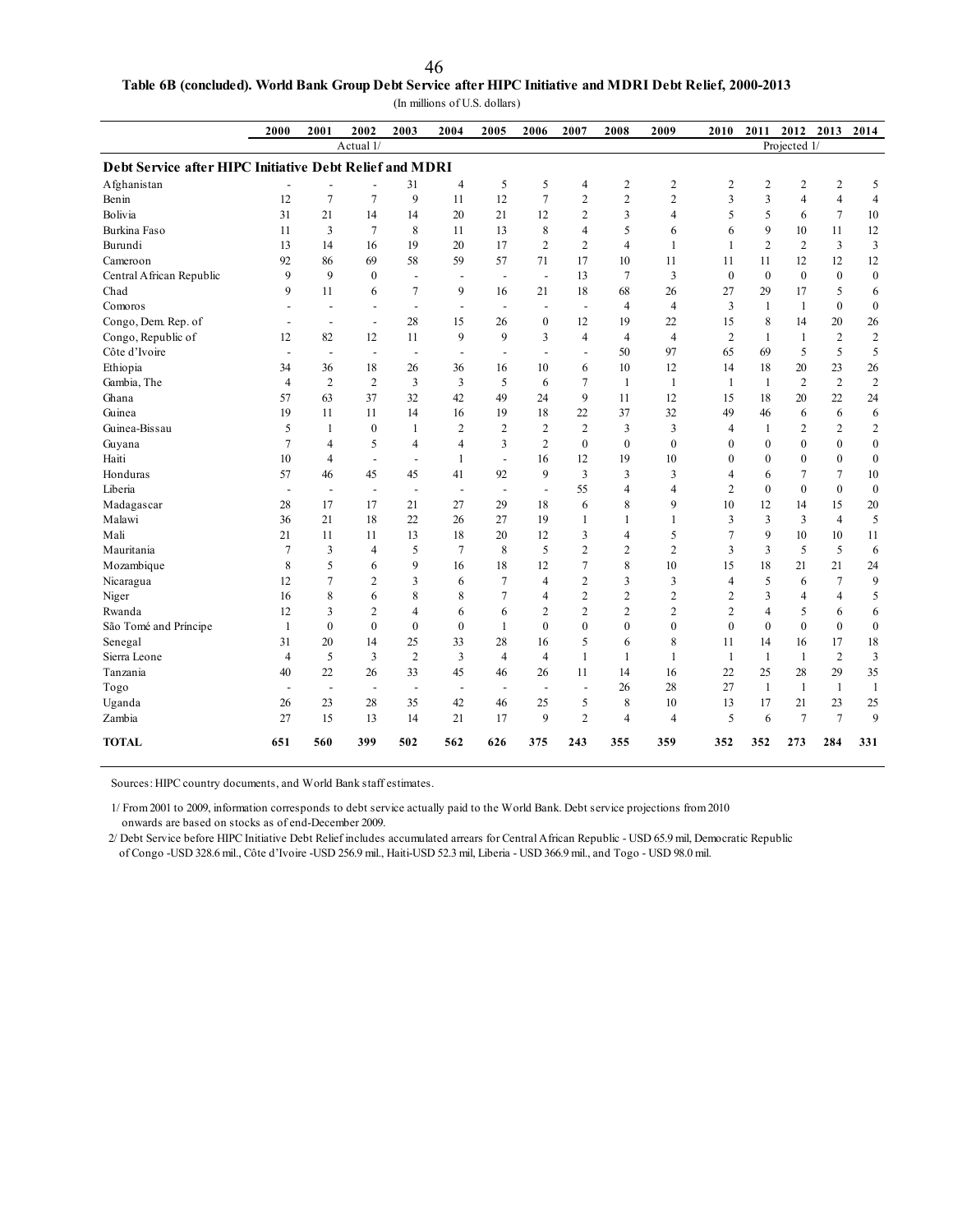**Table 6B (concluded). World Bank Group Debt Service after HIPC Initiative and MDRI Debt Relief, 2000-2013**

(In millions of U.S. dollars)

| | 2000 | 2001 | 2002 | 2003 | 2004 | 2005 | 2006 | 2007 | 2008 | 2009 | 2010 | 2011 | 2012 | 2013 | 2014 |
|---|---|---|---|---|---|---|---|---|---|---|---|---|---|---|---|
| | | | Actual 1/ | | | | | | | | | | Projected 1/ | | |
| **Debt Service after HIPC Initiative Debt Relief and MDRI** | | | | | | | | | | | | | | | |
| Afghanistan | - | - | - | 31 | 4 | 5 | 5 | 4 | 2 | 2 | 2 | 2 | 2 | 2 | 5 |
| Benin | 12 | 7 | 7 | 9 | 11 | 12 | 7 | 2 | 2 | 2 | 3 | 3 | 4 | 4 | 4 |
| Bolivia | 31 | 21 | 14 | 14 | 20 | 21 | 12 | 2 | 3 | 4 | 5 | 5 | 6 | 7 | 10 |
| Burkina Faso | 11 | 3 | 7 | 8 | 11 | 13 | 8 | 4 | 5 | 6 | 6 | 9 | 10 | 11 | 12 |
| Burundi | 13 | 14 | 16 | 19 | 20 | 17 | 2 | 2 | 4 | 1 | 1 | 2 | 2 | 3 | 3 |
| Cameroon | 92 | 86 | 69 | 58 | 59 | 57 | 71 | 17 | 10 | 11 | 11 | 11 | 12 | 12 | 12 |
| Central African Republic | 9 | 9 | 0 | - | - | - | - | 13 | 7 | 3 | 0 | 0 | 0 | 0 | 0 |
| Chad | 9 | 11 | 6 | 7 | 9 | 16 | 21 | 18 | 68 | 26 | 27 | 29 | 17 | 5 | 6 |
| Comoros | - | - | - | - | - | - | - | - | 4 | 4 | 3 | 1 | 1 | 0 | 0 |
| Congo, Dem. Rep. of | - | - | - | 28 | 15 | 26 | 0 | 12 | 19 | 22 | 15 | 8 | 14 | 20 | 26 |
| Congo, Republic of | 12 | 82 | 12 | 11 | 9 | 9 | 3 | 4 | 4 | 4 | 2 | 1 | 1 | 2 | 2 |
| Côte d'Ivoire | - | - | - | - | - | - | - | - | 50 | 97 | 65 | 69 | 5 | 5 | 5 |
| Ethiopia | 34 | 36 | 18 | 26 | 36 | 16 | 10 | 6 | 10 | 12 | 14 | 18 | 20 | 23 | 26 |
| Gambia, The | 4 | 2 | 2 | 3 | 3 | 5 | 6 | 7 | 1 | 1 | 1 | 1 | 2 | 2 | 2 |
| Ghana | 57 | 63 | 37 | 32 | 42 | 49 | 24 | 9 | 11 | 12 | 15 | 18 | 20 | 22 | 24 |
| Guinea | 19 | 11 | 11 | 14 | 16 | 19 | 18 | 22 | 37 | 32 | 49 | 46 | 6 | 6 | 6 |
| Guinea-Bissau | 5 | 1 | 0 | 1 | 2 | 2 | 2 | 2 | 3 | 3 | 4 | 1 | 2 | 2 | 2 |
| Guyana | 7 | 4 | 5 | 4 | 4 | 3 | 2 | 0 | 0 | 0 | 0 | 0 | 0 | 0 | 0 |
| Haiti | 10 | 4 | - | - | 1 | - | 16 | 12 | 19 | 10 | 0 | 0 | 0 | 0 | 0 |
| Honduras | 57 | 46 | 45 | 45 | 41 | 92 | 9 | 3 | 3 | 3 | 4 | 6 | 7 | 7 | 10 |
| Liberia | - | - | - | - | - | - | - | 55 | 4 | 4 | 2 | 0 | 0 | 0 | 0 |
| Madagascar | 28 | 17 | 17 | 21 | 27 | 29 | 18 | 6 | 8 | 9 | 10 | 12 | 14 | 15 | 20 |
| Malawi | 36 | 21 | 18 | 22 | 26 | 27 | 19 | 1 | 1 | 1 | 3 | 3 | 3 | 4 | 5 |
| Mali | 21 | 11 | 11 | 13 | 18 | 20 | 12 | 3 | 4 | 5 | 7 | 9 | 10 | 10 | 11 |
| Mauritania | 7 | 3 | 4 | 5 | 7 | 8 | 5 | 2 | 2 | 2 | 3 | 3 | 5 | 5 | 6 |
| Mozambique | 8 | 5 | 6 | 9 | 16 | 18 | 12 | 7 | 8 | 10 | 15 | 18 | 21 | 21 | 24 |
| Nicaragua | 12 | 7 | 2 | 3 | 6 | 7 | 4 | 2 | 3 | 3 | 4 | 5 | 6 | 7 | 9 |
| Niger | 16 | 8 | 6 | 8 | 8 | 7 | 4 | 2 | 2 | 2 | 2 | 3 | 4 | 4 | 5 |
| Rwanda | 12 | 3 | 2 | 4 | 6 | 6 | 2 | 2 | 2 | 2 | 2 | 4 | 5 | 6 | 6 |
| São Tomé and Príncipe | 1 | 0 | 0 | 0 | 0 | 1 | 0 | 0 | 0 | 0 | 0 | 0 | 0 | 0 | 0 |
| Senegal | 31 | 20 | 14 | 25 | 33 | 28 | 16 | 5 | 6 | 8 | 11 | 14 | 16 | 17 | 18 |
| Sierra Leone | 4 | 5 | 3 | 2 | 3 | 4 | 4 | 1 | 1 | 1 | 1 | 1 | 1 | 2 | 3 |
| Tanzania | 40 | 22 | 26 | 33 | 45 | 46 | 26 | 11 | 14 | 16 | 22 | 25 | 28 | 29 | 35 |
| Togo | - | - | - | - | - | - | - | - | 26 | 28 | 27 | 1 | 1 | 1 | 1 |
| Uganda | 26 | 23 | 28 | 35 | 42 | 46 | 25 | 5 | 8 | 10 | 13 | 17 | 21 | 23 | 25 |
| Zambia | 27 | 15 | 13 | 14 | 21 | 17 | 9 | 2 | 4 | 4 | 5 | 6 | 7 | 7 | 9 |
| **TOTAL** | **651** | **560** | **399** | **502** | **562** | **626** | **375** | **243** | **355** | **359** | **352** | **352** | **273** | **284** | **331** |

Sources: HIPC country documents, and World Bank staff estimates.

1/ From 2001 to 2009, information corresponds to debt service actually paid to the World Bank. Debt service projections from 2010 onwards are based on stocks as of end-December 2009.

2/ Debt Service before HIPC Initiative Debt Relief includes accumulated arrears for Central African Republic - USD 65.9 mil, Democratic Republic of Congo -USD 328.6 mil., Côte d'Ivoire -USD 256.9 mil., Haiti-USD 52.3 mil, Liberia - USD 366.9 mil., and Togo - USD 98.0 mil.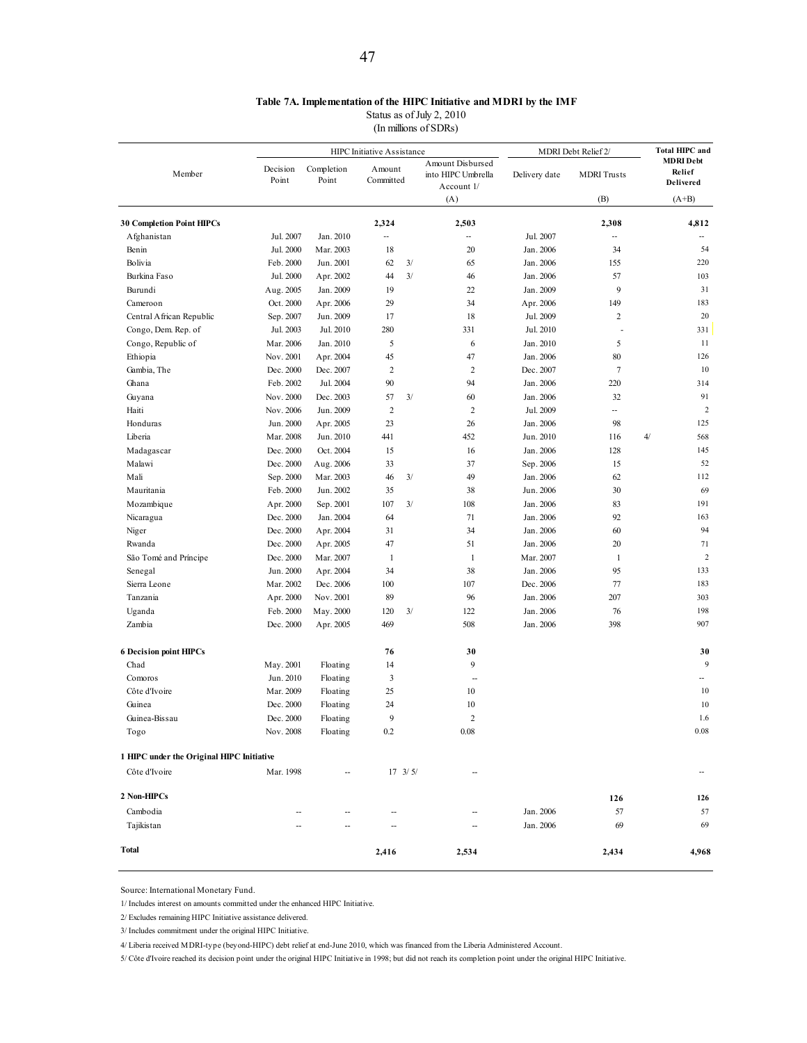**Table 7A. Implementation of the HIPC Initiative and MDRI by the IMF**

Status as of July 2, 2010

(In millions of SDRs)

| Member | HIPC Initiative Assistance | | | | MDRI Debt Relief 2/ | | Total HIPC and MDRI Debt Relief Delivered |
|---|---|---|---|---|---|---|---|
| | Decision Point | Completion Point | Amount Committed | Amount Disbursed into HIPC Umbrella Account 1/ | Delivery date | MDRI Trusts | |
| | | | | (A) | | (B) | (A+B) |
| **30 Completion Point HIPCs** | | | **2,324** | **2,503** | | **2,308** | **4,812** |
| Afghanistan | Jul. 2007 | Jan. 2010 | -- | -- | Jul. 2007 | -- | -- |
| Benin | Jul. 2000 | Mar. 2003 | 18 | 20 | Jan. 2006 | 34 | 54 |
| Bolivia | Feb. 2000 | Jun. 2001 | 62 3/ | 65 | Jan. 2006 | 155 | 220 |
| Burkina Faso | Jul. 2000 | Apr. 2002 | 44 3/ | 46 | Jan. 2006 | 57 | 103 |
| Burundi | Aug. 2005 | Jan. 2009 | 19 | 22 | Jan. 2009 | 9 | 31 |
| Cameroon | Oct. 2000 | Apr. 2006 | 29 | 34 | Apr. 2006 | 149 | 183 |
| Central African Republic | Sep. 2007 | Jun. 2009 | 17 | 18 | Jul. 2009 | 2 | 20 |
| Congo, Dem. Rep. of | Jul. 2003 | Jul. 2010 | 280 | 331 | Jul. 2010 | - | 331 |
| Congo, Republic of | Mar. 2006 | Jan. 2010 | 5 | 6 | Jan. 2010 | 5 | 11 |
| Ethiopia | Nov. 2001 | Apr. 2004 | 45 | 47 | Jan. 2006 | 80 | 126 |
| Gambia, The | Dec. 2000 | Dec. 2007 | 2 | 2 | Dec. 2007 | 7 | 10 |
| Ghana | Feb. 2002 | Jul. 2004 | 90 | 94 | Jan. 2006 | 220 | 314 |
| Guyana | Nov. 2000 | Dec. 2003 | 57 3/ | 60 | Jan. 2006 | 32 | 91 |
| Haiti | Nov. 2006 | Jun. 2009 | 2 | 2 | Jul. 2009 | -- | 2 |
| Honduras | Jun. 2000 | Apr. 2005 | 23 | 26 | Jan. 2006 | 98 | 125 |
| Liberia | Mar. 2008 | Jun. 2010 | 441 | 452 | Jun. 2010 | 116 4/ | 568 |
| Madagascar | Dec. 2000 | Oct. 2004 | 15 | 16 | Jan. 2006 | 128 | 145 |
| Malawi | Dec. 2000 | Aug. 2006 | 33 | 37 | Sep. 2006 | 15 | 52 |
| Mali | Sep. 2000 | Mar. 2003 | 46 3/ | 49 | Jan. 2006 | 62 | 112 |
| Mauritania | Feb. 2000 | Jun. 2002 | 35 | 38 | Jun. 2006 | 30 | 69 |
| Mozambique | Apr. 2000 | Sep. 2001 | 107 3/ | 108 | Jan. 2006 | 83 | 191 |
| Nicaragua | Dec. 2000 | Jan. 2004 | 64 | 71 | Jan. 2006 | 92 | 163 |
| Niger | Dec. 2000 | Apr. 2004 | 31 | 34 | Jan. 2006 | 60 | 94 |
| Rwanda | Dec. 2000 | Apr. 2005 | 47 | 51 | Jan. 2006 | 20 | 71 |
| São Tomé and Príncipe | Dec. 2000 | Mar. 2007 | 1 | 1 | Mar. 2007 | 1 | 2 |
| Senegal | Jun. 2000 | Apr. 2004 | 34 | 38 | Jan. 2006 | 95 | 133 |
| Sierra Leone | Mar. 2002 | Dec. 2006 | 100 | 107 | Dec. 2006 | 77 | 183 |
| Tanzania | Apr. 2000 | Nov. 2001 | 89 | 96 | Jan. 2006 | 207 | 303 |
| Uganda | Feb. 2000 | May. 2000 | 120 3/ | 122 | Jan. 2006 | 76 | 198 |
| Zambia | Dec. 2000 | Apr. 2005 | 469 | 508 | Jan. 2006 | 398 | 907 |
| **6 Decision point HIPCs** | | | **76** | **30** | | | **30** |
| Chad | May. 2001 | Floating | 14 | 9 | | | 9 |
| Comoros | Jun. 2010 | Floating | 3 | -- | | | -- |
| Côte d'Ivoire | Mar. 2009 | Floating | 25 | 10 | | | 10 |
| Guinea | Dec. 2000 | Floating | 24 | 10 | | | 10 |
| Guinea-Bissau | Dec. 2000 | Floating | 9 | 2 | | | 1.6 |
| Togo | Nov. 2008 | Floating | 0.2 | 0.08 | | | 0.08 |
| **1 HIPC under the Original HIPC Initiative** | | | | | | | |
| Côte d'Ivoire | Mar. 1998 | -- | 17 3/ 5/ | -- | | | -- |
| **2 Non-HIPCs** | | | | | | **126** | **126** |
| Cambodia | -- | -- | -- | -- | Jan. 2006 | 57 | 57 |
| Tajikistan | -- | -- | -- | -- | Jan. 2006 | 69 | 69 |
| **Total** | | | **2,416** | **2,534** | | **2,434** | **4,968** |

Source: International Monetary Fund.

1/ Includes interest on amounts committed under the enhanced HIPC Initiative.

2/ Excludes remaining HIPC Initiative assistance delivered.

3/ Includes commitment under the original HIPC Initiative.

4/ Liberia received MDRI-type (beyond-HIPC) debt relief at end-June 2010, which was financed from the Liberia Administered Account.

5/ Côte d'Ivoire reached its decision point under the original HIPC Initiative in 1998; but did not reach its completion point under the original HIPC Initiative.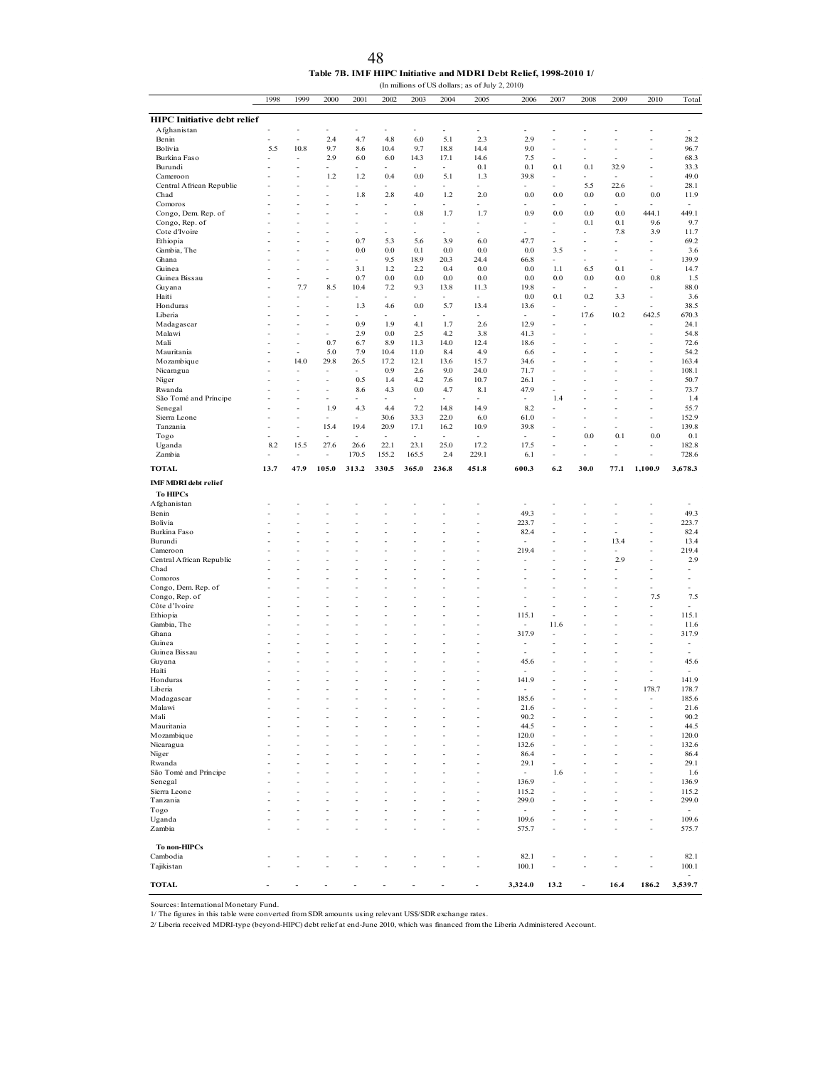**Table 7B. IMF HIPC Initiative and MDRI Debt Relief, 1998-2010 1/**

(In millions of US dollars; as of July 2, 2010)

| | 1998 | 1999 | 2000 | 2001 | 2002 | 2003 | 2004 | 2005 | 2006 | 2007 | 2008 | 2009 | 2010 | Total |
|---|---|---|---|---|---|---|---|---|---|---|---|---|---|---|
| **HIPC Initiative debt relief** | | | | | | | | | | | | | | |
| Afghanistan | - | - | - | - | - | - | - | - | - | - | - | - | - | - |
| Benin | - | - | 2.4 | 4.7 | 4.8 | 6.0 | 5.1 | 2.3 | 2.9 | - | - | - | - | 28.2 |
| Bolivia | 5.5 | 10.8 | 9.7 | 8.6 | 10.4 | 9.7 | 18.8 | 14.4 | 9.0 | - | - | - | - | 96.7 |
| Burkina Faso | - | - | 2.9 | 6.0 | 6.0 | 14.3 | 17.1 | 14.6 | 7.5 | - | - | - | - | 68.3 |
| Burundi | - | - | - | - | - | - | - | 0.1 | 0.1 | 0.1 | 0.1 | 32.9 | - | 33.3 |
| Cameroon | - | - | 1.2 | 1.2 | 0.4 | 0.0 | 5.1 | 1.3 | 39.8 | - | - | - | - | 49.0 |
| Central African Republic | - | - | - | - | - | - | - | - | - | - | 5.5 | 22.6 | - | 28.1 |
| Chad | - | - | - | 1.8 | 2.8 | 4.0 | 1.2 | 2.0 | 0.0 | 0.0 | 0.0 | 0.0 | 0.0 | 11.9 |
| Comoros | - | - | - | - | - | - | - | - | - | - | - | - | - | - |
| Congo, Dem. Rep. of | - | - | - | - | - | 0.8 | 1.7 | 1.7 | 0.9 | 0.0 | 0.0 | 0.0 | 444.1 | 449.1 |
| Congo, Rep. of | - | - | - | - | - | - | - | - | - | - | 0.1 | 0.1 | 9.6 | 9.7 |
| Cote d'Ivoire | - | - | - | - | - | - | - | - | - | - | - | 7.8 | 3.9 | 11.7 |
| Ethiopia | - | - | - | 0.7 | 5.3 | 5.6 | 3.9 | 6.0 | 47.7 | - | - | - | - | 69.2 |
| Gambia, The | - | - | - | 0.0 | 0.0 | 0.1 | 0.0 | 0.0 | 0.0 | 3.5 | - | - | - | 3.6 |
| Ghana | - | - | - | - | 9.5 | 18.9 | 20.3 | 24.4 | 66.8 | - | - | - | - | 139.9 |
| Guinea | - | - | - | 3.1 | 1.2 | 2.2 | 0.4 | 0.0 | 0.0 | 1.1 | 6.5 | 0.1 | - | 14.7 |
| Guinea Bissau | - | - | - | 0.7 | 0.0 | 0.0 | 0.0 | 0.0 | 0.0 | 0.0 | 0.0 | 0.0 | 0.8 | 1.5 |
| Guyana | - | 7.7 | 8.5 | 10.4 | 7.2 | 9.3 | 13.8 | 11.3 | 19.8 | - | - | - | - | 88.0 |
| Haiti | - | - | - | - | - | - | - | - | 0.0 | 0.1 | 0.2 | 3.3 | - | 3.6 |
| Honduras | - | - | - | 1.3 | 4.6 | 0.0 | 5.7 | 13.4 | 13.6 | - | - | - | - | 38.5 |
| Liberia | - | - | - | - | - | - | - | - | - | - | 17.6 | 10.2 | 642.5 | 670.3 |
| Madagascar | - | - | - | 0.9 | 1.9 | 4.1 | 1.7 | 2.6 | 12.9 | - | - | - | - | 24.1 |
| Malawi | - | - | - | 2.9 | 0.0 | 2.5 | 4.2 | 3.8 | 41.3 | - | - | | | 54.8 |
| Mali | - | - | 0.7 | 6.7 | 8.9 | 11.3 | 14.0 | 12.4 | 18.6 | - | - | - | - | 72.6 |
| Mauritania | - | - | 5.0 | 7.9 | 10.4 | 11.0 | 8.4 | 4.9 | 6.6 | - | - | - | - | 54.2 |
| Mozambique | - | 14.0 | 29.8 | 26.5 | 17.2 | 12.1 | 13.6 | 15.7 | 34.6 | - | - | - | - | 163.4 |
| Nicaragua | - | - | - | - | 0.9 | 2.6 | 9.0 | 24.0 | 71.7 | - | - | - | - | 108.1 |
| Niger | - | - | - | 0.5 | 1.4 | 4.2 | 7.6 | 10.7 | 26.1 | - | - | - | - | 50.7 |
| Rwanda | - | - | - | 8.6 | 4.3 | 0.0 | 4.7 | 8.1 | 47.9 | - | - | - | - | 73.7 |
| São Tomé and Príncipe | - | - | - | - | - | - | - | - | - | 1.4 | - | - | - | 1.4 |
| Senegal | - | - | 1.9 | 4.3 | 4.4 | 7.2 | 14.8 | 14.9 | 8.2 | - | - | - | - | 55.7 |
| Sierra Leone | - | - | - | - | 30.6 | 33.3 | 22.0 | 6.0 | 61.0 | - | - | - | - | 152.9 |
| Tanzania | - | - | 15.4 | 19.4 | 20.9 | 17.1 | 16.2 | 10.9 | 39.8 | - | - | - | - | 139.8 |
| Togo | - | - | - | - | - | - | - | - | - | - | 0.0 | 0.1 | 0.0 | 0.1 |
| Uganda | 8.2 | 15.5 | 27.6 | 26.6 | 22.1 | 23.1 | 25.0 | 17.2 | 17.5 | - | - | - | - | 182.8 |
| Zambia | - | - | - | 170.5 | 155.2 | 165.5 | 2.4 | 229.1 | 6.1 | - | - | - | - | 728.6 |
| **TOTAL** | **13.7** | **47.9** | **105.0** | **313.2** | **330.5** | **365.0** | **236.8** | **451.8** | **600.3** | **6.2** | **30.0** | **77.1** | **1,100.9** | **3,678.3** |
| **IMF MDRI debt relief** | | | | | | | | | | | | | | |
| **To HIPCs** | | | | | | | | | | | | | | |
| Afghanistan | - | - | - | - | - | - | - | - | - | - | - | - | - | - |
| Benin | - | - | - | - | - | - | - | - | 49.3 | - | - | - | - | 49.3 |
| Bolivia | - | - | - | - | - | - | - | - | 223.7 | - | - | - | - | 223.7 |
| Burkina Faso | - | - | - | - | - | - | - | - | 82.4 | - | - | - | - | 82.4 |
| Burundi | - | - | - | - | - | - | - | - | - | - | - | 13.4 | - | 13.4 |
| Cameroon | - | - | - | - | - | - | - | - | 219.4 | - | - | - | - | 219.4 |
| Central African Republic | - | - | - | - | - | - | - | - | - | - | - | 2.9 | - | 2.9 |
| Chad | - | - | - | - | - | - | - | - | - | - | - | - | - | - |
| Comoros | - | - | - | - | - | - | - | - | - | - | - | - | - | - |
| Congo, Dem. Rep. of | - | - | - | - | - | - | - | - | - | - | - | - | - | - |
| Congo, Rep. of | - | - | - | - | - | - | - | - | - | - | - | - | 7.5 | 7.5 |
| Côte d'Ivoire | - | - | - | - | - | - | - | - | - | - | - | - | - | - |
| Ethiopia | - | - | - | - | - | - | - | - | 115.1 | - | - | - | - | 115.1 |
| Gambia, The | - | - | - | - | - | - | - | - | - | 11.6 | - | - | - | 11.6 |
| Ghana | - | - | - | - | - | - | - | - | 317.9 | - | - | - | - | 317.9 |
| Guinea | - | - | - | - | - | - | - | - | - | - | - | - | - | - |
| Guinea Bissau | - | - | - | - | - | - | - | - | - | - | - | - | - | - |
| Guyana | - | - | - | - | - | - | - | - | 45.6 | - | - | - | - | 45.6 |
| Haiti | - | - | - | - | - | - | - | - | - | - | - | - | - | - |
| Honduras | - | - | - | - | - | - | - | - | 141.9 | - | - | - | - | 141.9 |
| Liberia | - | - | - | - | - | - | - | - | - | - | - | - | 178.7 | 178.7 |
| Madagascar | - | - | - | - | - | - | - | - | 185.6 | - | - | - | - | 185.6 |
| Malawi | - | - | - | - | - | - | - | - | 21.6 | - | - | - | - | 21.6 |
| Mali | - | - | - | - | - | - | - | - | 90.2 | - | - | - | - | 90.2 |
| Mauritania | - | - | - | - | - | - | - | - | 44.5 | - | - | - | - | 44.5 |
| Mozambique | - | - | - | - | - | - | - | - | 120.0 | - | - | - | - | 120.0 |
| Nicaragua | - | - | - | - | - | - | - | - | 132.6 | - | - | - | - | 132.6 |
| Niger | - | - | - | - | - | - | - | - | 86.4 | - | - | - | - | 86.4 |
| Rwanda | - | - | - | - | - | - | - | - | 29.1 | - | - | - | - | 29.1 |
| São Tomé and Príncipe | - | - | - | - | - | - | - | - | - | 1.6 | - | - | - | 1.6 |
| Senegal | - | - | - | - | - | - | - | - | 136.9 | - | - | - | - | 136.9 |
| Sierra Leone | - | - | - | - | - | - | - | - | 115.2 | - | - | - | - | 115.2 |
| Tanzania | - | - | - | - | - | - | - | - | 299.0 | - | - | - | - | 299.0 |
| Togo | - | - | - | - | - | - | - | - | - | - | - | - | | - |
| Uganda | - | - | - | - | - | - | - | - | 109.6 | - | - | - | - | 109.6 |
| Zambia | - | - | - | - | - | - | - | - | 575.7 | - | - | - | - | 575.7 |
| **To non-HIPCs** | | | | | | | | | | | | | | |
| Cambodia | - | - | - | - | - | - | - | - | 82.1 | - | - | - | - | 82.1 |
| Tajikistan | - | - | - | - | - | - | - | - | 100.1 | - | - | - | - | 100.1 |
| **TOTAL** | **-** | **-** | **-** | **-** | **-** | **-** | **-** | **-** | **3,324.0** | **13.2** | **-** | **16.4** | **186.2** | **3,539.7** |

Sources: International Monetary Fund.

1/ The figures in this table were converted from SDR amounts using relevant US$/SDR exchange rates.

2/ Liberia received MDRI-type (beyond-HIPC) debt relief at end-June 2010, which was financed from the Liberia Administered Account.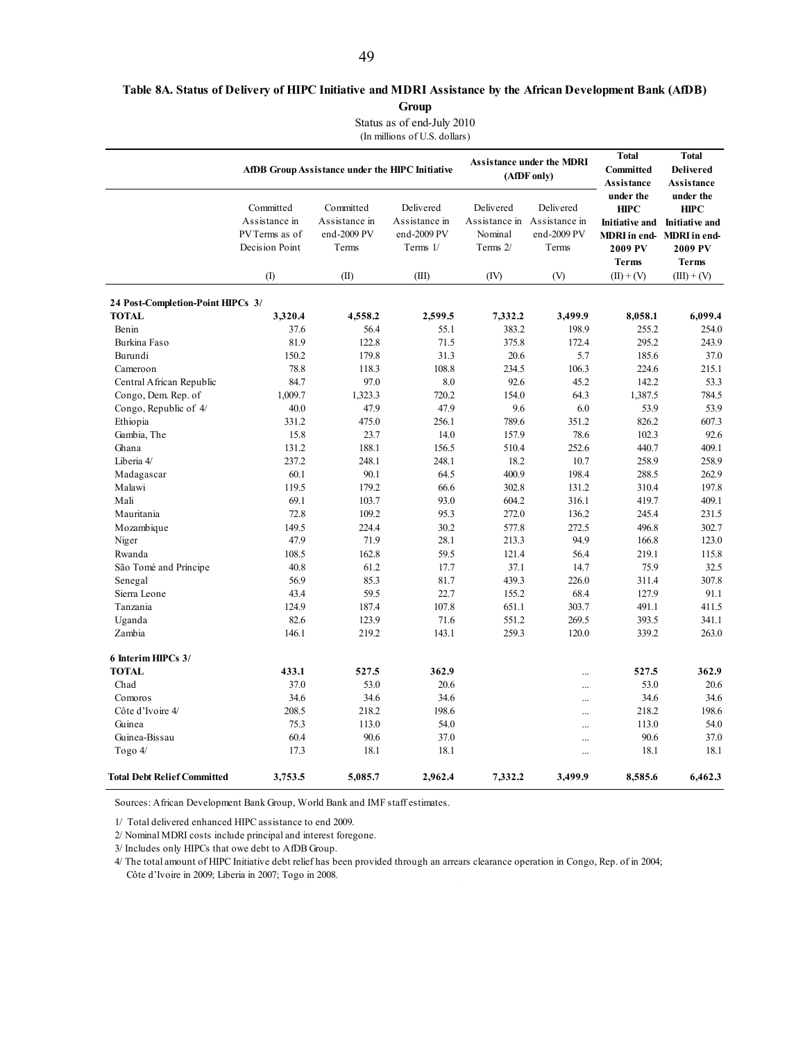**Table 8A. Status of Delivery of HIPC Initiative and MDRI Assistance by the African Development Bank (AfDB) Group**

Status as of end-July 2010
(In millions of U.S. dollars)

| | AfDB Group Assistance under the HIPC Initiative | | | Assistance under the MDRI (AfDF only) | | Total Committed Assistance under the HIPC Initiative and MDRI in end-2009 PV Terms | Total Delivered Assistance under the HIPC Initiative and MDRI in end-2009 PV Terms |
|---|---|---|---|---|---|---|---|
| | Committed Assistance in PV Terms as of Decision Point | Committed Assistance in end-2009 PV Terms | Delivered Assistance in end-2009 PV Terms 1/ | Delivered Assistance in Nominal Terms 2/ | Delivered Assistance in end-2009 PV Terms | | |
| | (I) | (II) | (III) | (IV) | (V) | (II) + (V) | (III) + (V) |
| **24 Post-Completion-Point HIPCs 3/** | | | | | | | |
| **TOTAL** | **3,320.4** | **4,558.2** | **2,599.5** | **7,332.2** | **3,499.9** | **8,058.1** | **6,099.4** |
| Benin | 37.6 | 56.4 | 55.1 | 383.2 | 198.9 | 255.2 | 254.0 |
| Burkina Faso | 81.9 | 122.8 | 71.5 | 375.8 | 172.4 | 295.2 | 243.9 |
| Burundi | 150.2 | 179.8 | 31.3 | 20.6 | 5.7 | 185.6 | 37.0 |
| Cameroon | 78.8 | 118.3 | 108.8 | 234.5 | 106.3 | 224.6 | 215.1 |
| Central African Republic | 84.7 | 97.0 | 8.0 | 92.6 | 45.2 | 142.2 | 53.3 |
| Congo, Dem. Rep. of | 1,009.7 | 1,323.3 | 720.2 | 154.0 | 64.3 | 1,387.5 | 784.5 |
| Congo, Republic of 4/ | 40.0 | 47.9 | 47.9 | 9.6 | 6.0 | 53.9 | 53.9 |
| Ethiopia | 331.2 | 475.0 | 256.1 | 789.6 | 351.2 | 826.2 | 607.3 |
| Gambia, The | 15.8 | 23.7 | 14.0 | 157.9 | 78.6 | 102.3 | 92.6 |
| Ghana | 131.2 | 188.1 | 156.5 | 510.4 | 252.6 | 440.7 | 409.1 |
| Liberia 4/ | 237.2 | 248.1 | 248.1 | 18.2 | 10.7 | 258.9 | 258.9 |
| Madagascar | 60.1 | 90.1 | 64.5 | 400.9 | 198.4 | 288.5 | 262.9 |
| Malawi | 119.5 | 179.2 | 66.6 | 302.8 | 131.2 | 310.4 | 197.8 |
| Mali | 69.1 | 103.7 | 93.0 | 604.2 | 316.1 | 419.7 | 409.1 |
| Mauritania | 72.8 | 109.2 | 95.3 | 272.0 | 136.2 | 245.4 | 231.5 |
| Mozambique | 149.5 | 224.4 | 30.2 | 577.8 | 272.5 | 496.8 | 302.7 |
| Niger | 47.9 | 71.9 | 28.1 | 213.3 | 94.9 | 166.8 | 123.0 |
| Rwanda | 108.5 | 162.8 | 59.5 | 121.4 | 56.4 | 219.1 | 115.8 |
| São Tomé and Príncipe | 40.8 | 61.2 | 17.7 | 37.1 | 14.7 | 75.9 | 32.5 |
| Senegal | 56.9 | 85.3 | 81.7 | 439.3 | 226.0 | 311.4 | 307.8 |
| Sierra Leone | 43.4 | 59.5 | 22.7 | 155.2 | 68.4 | 127.9 | 91.1 |
| Tanzania | 124.9 | 187.4 | 107.8 | 651.1 | 303.7 | 491.1 | 411.5 |
| Uganda | 82.6 | 123.9 | 71.6 | 551.2 | 269.5 | 393.5 | 341.1 |
| Zambia | 146.1 | 219.2 | 143.1 | 259.3 | 120.0 | 339.2 | 263.0 |
| **6 Interim HIPCs 3/** | | | | | | | |
| **TOTAL** | **433.1** | **527.5** | **362.9** | | ... | **527.5** | **362.9** |
| Chad | 37.0 | 53.0 | 20.6 | | ... | 53.0 | 20.6 |
| Comoros | 34.6 | 34.6 | 34.6 | | ... | 34.6 | 34.6 |
| Côte d'Ivoire 4/ | 208.5 | 218.2 | 198.6 | | ... | 218.2 | 198.6 |
| Guinea | 75.3 | 113.0 | 54.0 | | ... | 113.0 | 54.0 |
| Guinea-Bissau | 60.4 | 90.6 | 37.0 | | ... | 90.6 | 37.0 |
| Togo 4/ | 17.3 | 18.1 | 18.1 | | ... | 18.1 | 18.1 |
| **Total Debt Relief Committed** | **3,753.5** | **5,085.7** | **2,962.4** | **7,332.2** | **3,499.9** | **8,585.6** | **6,462.3** |

Sources: African Development Bank Group, World Bank and IMF staff estimates.

1/ Total delivered enhanced HIPC assistance to end 2009.

2/ Nominal MDRI costs include principal and interest foregone.

3/ Includes only HIPCs that owe debt to AfDB Group.

4/ The total amount of HIPC Initiative debt relief has been provided through an arrears clearance operation in Congo, Rep. of in 2004; Côte d'Ivoire in 2009; Liberia in 2007; Togo in 2008.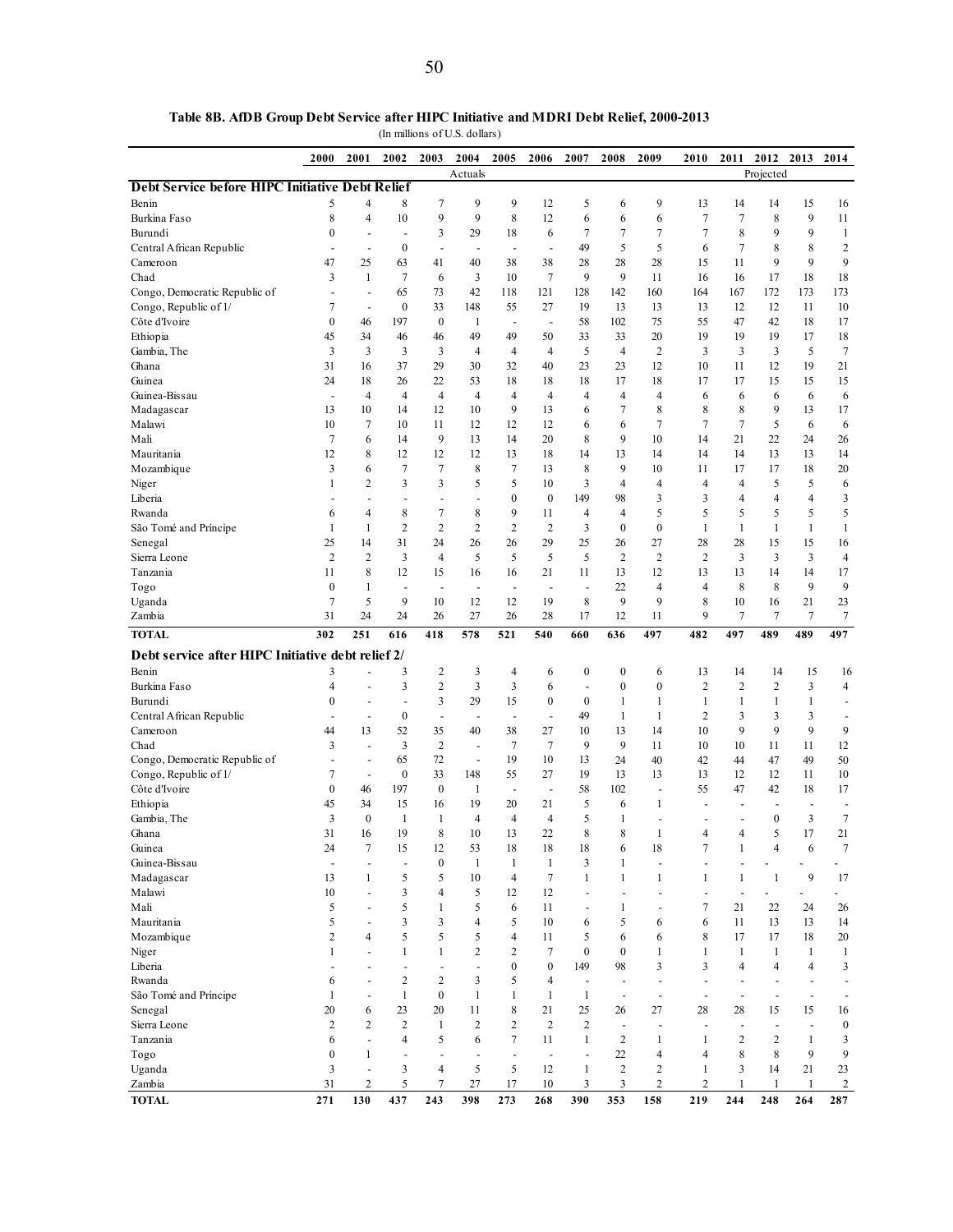**Table 8B. AfDB Group Debt Service after HIPC Initiative and MDRI Debt Relief, 2000-2013**

(In millions of U.S. dollars)

| | 2000 | 2001 | 2002 | 2003 | 2004 | 2005 | 2006 | 2007 | 2008 | 2009 | 2010 | 2011 | 2012 | 2013 | 2014 |
|---|---|---|---|---|---|---|---|---|---|---|---|---|---|---|---|
| | | | | | Actuals | | | | | | | | Projected | | |
| **Debt Service before HIPC Initiative Debt Relief** | | | | | | | | | | | | | | | |
| Benin | 5 | 4 | 8 | 7 | 9 | 9 | 12 | 5 | 6 | 9 | 13 | 14 | 14 | 15 | 16 |
| Burkina Faso | 8 | 4 | 10 | 9 | 9 | 8 | 12 | 6 | 6 | 6 | 7 | 7 | 8 | 9 | 11 |
| Burundi | 0 | - | - | 3 | 29 | 18 | 6 | 7 | 7 | 7 | 7 | 8 | 9 | 9 | 1 |
| Central African Republic | - | - | 0 | - | - | - | - | 49 | 5 | 5 | 6 | 7 | 8 | 8 | 2 |
| Cameroon | 47 | 25 | 63 | 41 | 40 | 38 | 38 | 28 | 28 | 28 | 15 | 11 | 9 | 9 | 9 |
| Chad | 3 | 1 | 7 | 6 | 3 | 10 | 7 | 9 | 9 | 11 | 16 | 16 | 17 | 18 | 18 |
| Congo, Democratic Republic of | - | - | 65 | 73 | 42 | 118 | 121 | 128 | 142 | 160 | 164 | 167 | 172 | 173 | 173 |
| Congo, Republic of 1/ | 7 | - | 0 | 33 | 148 | 55 | 27 | 19 | 13 | 13 | 13 | 12 | 12 | 11 | 10 |
| Côte d'Ivoire | 0 | 46 | 197 | 0 | 1 | - | - | 58 | 102 | 75 | 55 | 47 | 42 | 18 | 17 |
| Ethiopia | 45 | 34 | 46 | 46 | 49 | 49 | 50 | 33 | 33 | 20 | 19 | 19 | 19 | 17 | 18 |
| Gambia, The | 3 | 3 | 3 | 3 | 4 | 4 | 4 | 5 | 4 | 2 | 3 | 3 | 3 | 5 | 7 |
| Ghana | 31 | 16 | 37 | 29 | 30 | 32 | 40 | 23 | 23 | 12 | 10 | 11 | 12 | 19 | 21 |
| Guinea | 24 | 18 | 26 | 22 | 53 | 18 | 18 | 18 | 17 | 18 | 17 | 17 | 15 | 15 | 15 |
| Guinea-Bissau | - | 4 | 4 | 4 | 4 | 4 | 4 | 4 | 4 | 4 | 6 | 6 | 6 | 6 | 6 |
| Madagascar | 13 | 10 | 14 | 12 | 10 | 9 | 13 | 6 | 7 | 8 | 8 | 8 | 9 | 13 | 17 |
| Malawi | 10 | 7 | 10 | 11 | 12 | 12 | 12 | 6 | 6 | 7 | 7 | 7 | 5 | 6 | 6 |
| Mali | 7 | 6 | 14 | 9 | 13 | 14 | 20 | 8 | 9 | 10 | 14 | 21 | 22 | 24 | 26 |
| Mauritania | 12 | 8 | 12 | 12 | 12 | 13 | 18 | 14 | 13 | 14 | 14 | 14 | 13 | 13 | 14 |
| Mozambique | 3 | 6 | 7 | 7 | 8 | 7 | 13 | 8 | 9 | 10 | 11 | 17 | 17 | 18 | 20 |
| Niger | 1 | 2 | 3 | 3 | 5 | 5 | 10 | 3 | 4 | 4 | 4 | 4 | 5 | 5 | 6 |
| Liberia | - | - | - | - | - | 0 | 0 | 149 | 98 | 3 | 3 | 4 | 4 | 4 | 3 |
| Rwanda | 6 | 4 | 8 | 7 | 8 | 9 | 11 | 4 | 4 | 5 | 5 | 5 | 5 | 5 | 5 |
| São Tomé and Príncipe | 1 | 1 | 2 | 2 | 2 | 2 | 2 | 3 | 0 | 0 | 1 | 1 | 1 | 1 | 1 |
| Senegal | 25 | 14 | 31 | 24 | 26 | 26 | 29 | 25 | 26 | 27 | 28 | 28 | 15 | 15 | 16 |
| Sierra Leone | 2 | 2 | 3 | 4 | 5 | 5 | 5 | 5 | 2 | 2 | 2 | 3 | 3 | 3 | 4 |
| Tanzania | 11 | 8 | 12 | 15 | 16 | 16 | 21 | 11 | 13 | 12 | 13 | 13 | 14 | 14 | 17 |
| Togo | 0 | 1 | - | - | - | - | - | - | 22 | 4 | 4 | 8 | 8 | 9 | 9 |
| Uganda | 7 | 5 | 9 | 10 | 12 | 12 | 19 | 8 | 9 | 9 | 8 | 10 | 16 | 21 | 23 |
| Zambia | 31 | 24 | 24 | 26 | 27 | 26 | 28 | 17 | 12 | 11 | 9 | 7 | 7 | 7 | 7 |
| **TOTAL** | **302** | **251** | **616** | **418** | **578** | **521** | **540** | **660** | **636** | **497** | **482** | **497** | **489** | **489** | **497** |
| **Debt service after HIPC Initiative debt relief 2/** | | | | | | | | | | | | | | | |
| Benin | 3 | - | 3 | 2 | 3 | 4 | 6 | 0 | 0 | 6 | 13 | 14 | 14 | 15 | 16 |
| Burkina Faso | 4 | - | 3 | 2 | 3 | 3 | 6 | - | 0 | 0 | 2 | 2 | 2 | 3 | 4 |
| Burundi | 0 | - | - | 3 | 29 | 15 | 0 | 0 | 1 | 1 | 1 | 1 | 1 | 1 | - |
| Central African Republic | - | - | 0 | - | - | - | - | 49 | 1 | 1 | 2 | 3 | 3 | 3 | - |
| Cameroon | 44 | 13 | 52 | 35 | 40 | 38 | 27 | 10 | 13 | 14 | 10 | 9 | 9 | 9 | 9 |
| Chad | 3 | - | 3 | 2 | - | 7 | 7 | 9 | 9 | 11 | 10 | 10 | 11 | 11 | 12 |
| Congo, Democratic Republic of | - | - | 65 | 72 | - | 19 | 10 | 13 | 24 | 40 | 42 | 44 | 47 | 49 | 50 |
| Congo, Republic of 1/ | 7 | - | 0 | 33 | 148 | 55 | 27 | 19 | 13 | 13 | 13 | 12 | 12 | 11 | 10 |
| Côte d'Ivoire | 0 | 46 | 197 | 0 | 1 | - | - | 58 | 102 | - | 55 | 47 | 42 | 18 | 17 |
| Ethiopia | 45 | 34 | 15 | 16 | 19 | 20 | 21 | 5 | 6 | 1 | - | - | - | - | - |
| Gambia, The | 3 | 0 | 1 | 1 | 4 | 4 | 4 | 5 | 1 | - | - | - | 0 | 3 | 7 |
| Ghana | 31 | 16 | 19 | 8 | 10 | 13 | 22 | 8 | 8 | 1 | 4 | 4 | 5 | 17 | 21 |
| Guinea | 24 | 7 | 15 | 12 | 53 | 18 | 18 | 18 | 6 | 18 | 7 | 1 | 4 | 6 | 7 |
| Guinea-Bissau | - | - | - | 0 | 1 | 1 | 1 | 3 | 1 | - | - | - | - | - | - |
| Madagascar | 13 | 1 | 5 | 5 | 10 | 4 | 7 | 1 | 1 | 1 | 1 | 1 | 1 | 9 | 17 |
| Malawi | 10 | - | 3 | 4 | 5 | 12 | 12 | - | - | - | - | - | - | - | - |
| Mali | 5 | - | 5 | 1 | 5 | 6 | 11 | - | 1 | - | 7 | 21 | 22 | 24 | 26 |
| Mauritania | 5 | - | 3 | 3 | 4 | 5 | 10 | 6 | 5 | 6 | 6 | 11 | 13 | 13 | 14 |
| Mozambique | 2 | 4 | 5 | 5 | 5 | 4 | 11 | 5 | 6 | 6 | 8 | 17 | 17 | 18 | 20 |
| Niger | 1 | - | 1 | 1 | 2 | 2 | 7 | 0 | 0 | 1 | 1 | 1 | 1 | 1 | 1 |
| Liberia | - | - | - | - | - | 0 | 0 | 149 | 98 | 3 | 3 | 4 | 4 | 4 | 3 |
| Rwanda | 6 | - | 2 | 2 | 3 | 5 | 4 | - | - | - | - | - | - | - | - |
| São Tomé and Príncipe | 1 | - | 1 | 0 | 1 | 1 | 1 | 1 | - | - | - | - | - | - | - |
| Senegal | 20 | 6 | 23 | 20 | 11 | 8 | 21 | 25 | 26 | 27 | 28 | 28 | 15 | 15 | 16 |
| Sierra Leone | 2 | 2 | 2 | 1 | 2 | 2 | 2 | 2 | - | - | - | - | - | - | 0 |
| Tanzania | 6 | - | 4 | 5 | 6 | 7 | 11 | 1 | 2 | 1 | 1 | 2 | 2 | 1 | 3 |
| Togo | 0 | 1 | - | - | - | - | - | - | 22 | 4 | 4 | 8 | 8 | 9 | 9 |
| Uganda | 3 | - | 3 | 4 | 5 | 5 | 12 | 1 | 2 | 2 | 1 | 3 | 14 | 21 | 23 |
| Zambia | 31 | 2 | 5 | 7 | 27 | 17 | 10 | 3 | 3 | 2 | 2 | 1 | 1 | 1 | 2 |
| **TOTAL** | **271** | **130** | **437** | **243** | **398** | **273** | **268** | **390** | **353** | **158** | **219** | **244** | **248** | **264** | **287** |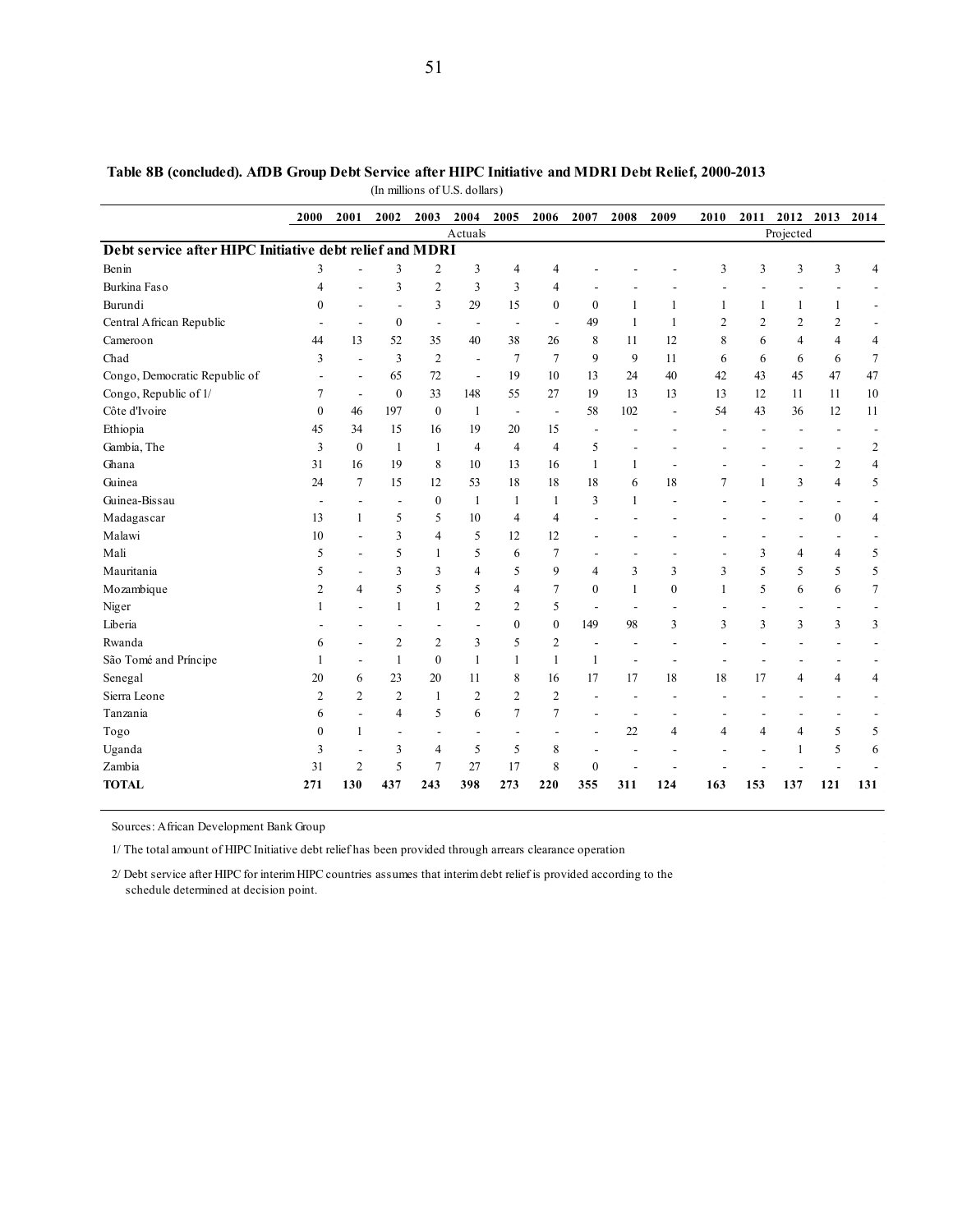**Table 8B (concluded). AfDB Group Debt Service after HIPC Initiative and MDRI Debt Relief, 2000-2013**

(In millions of U.S. dollars)

| | 2000 | 2001 | 2002 | 2003 | 2004 | 2005 | 2006 | 2007 | 2008 | 2009 | 2010 | 2011 | 2012 | 2013 | 2014 |
|---|---|---|---|---|---|---|---|---|---|---|---|---|---|---|---|
| | | | | | Actuals | | | | | | | | Projected | | |
| **Debt service after HIPC Initiative debt relief and MDRI** | | | | | | | | | | | | | | | |
| Benin | 3 | - | 3 | 2 | 3 | 4 | 4 | - | - | - | 3 | 3 | 3 | 3 | 4 |
| Burkina Faso | 4 | - | 3 | 2 | 3 | 3 | 4 | - | - | - | - | - | - | - | - |
| Burundi | 0 | - | - | 3 | 29 | 15 | 0 | 0 | 1 | 1 | 1 | 1 | 1 | 1 | - |
| Central African Republic | - | - | 0 | - | - | - | - | 49 | 1 | 1 | 2 | 2 | 2 | 2 | - |
| Cameroon | 44 | 13 | 52 | 35 | 40 | 38 | 26 | 8 | 11 | 12 | 8 | 6 | 4 | 4 | 4 |
| Chad | 3 | - | 3 | 2 | - | 7 | 7 | 9 | 9 | 11 | 6 | 6 | 6 | 6 | 7 |
| Congo, Democratic Republic of | - | - | 65 | 72 | - | 19 | 10 | 13 | 24 | 40 | 42 | 43 | 45 | 47 | 47 |
| Congo, Republic of 1/ | 7 | - | 0 | 33 | 148 | 55 | 27 | 19 | 13 | 13 | 13 | 12 | 11 | 11 | 10 |
| Côte d'Ivoire | 0 | 46 | 197 | 0 | 1 | - | - | 58 | 102 | - | 54 | 43 | 36 | 12 | 11 |
| Ethiopia | 45 | 34 | 15 | 16 | 19 | 20 | 15 | - | - | - | - | - | - | - | - |
| Gambia, The | 3 | 0 | 1 | 1 | 4 | 4 | 4 | 5 | - | - | - | - | - | - | 2 |
| Ghana | 31 | 16 | 19 | 8 | 10 | 13 | 16 | 1 | 1 | - | - | - | - | 2 | 4 |
| Guinea | 24 | 7 | 15 | 12 | 53 | 18 | 18 | 18 | 6 | 18 | 7 | 1 | 3 | 4 | 5 |
| Guinea-Bissau | - | - | - | 0 | 1 | 1 | 1 | 3 | 1 | - | - | - | - | - | - |
| Madagascar | 13 | 1 | 5 | 5 | 10 | 4 | 4 | - | - | - | - | - | - | 0 | 4 |
| Malawi | 10 | - | 3 | 4 | 5 | 12 | 12 | - | - | - | - | - | - | - | - |
| Mali | 5 | - | 5 | 1 | 5 | 6 | 7 | - | - | - | - | 3 | 4 | 4 | 5 |
| Mauritania | 5 | - | 3 | 3 | 4 | 5 | 9 | 4 | 3 | 3 | 3 | 5 | 5 | 5 | 5 |
| Mozambique | 2 | 4 | 5 | 5 | 5 | 4 | 7 | 0 | 1 | 0 | 1 | 5 | 6 | 6 | 7 |
| Niger | 1 | - | 1 | 1 | 2 | 2 | 5 | - | - | - | - | - | - | - | - |
| Liberia | - | - | - | - | - | 0 | 0 | 149 | 98 | 3 | 3 | 3 | 3 | 3 | 3 |
| Rwanda | 6 | - | 2 | 2 | 3 | 5 | 2 | - | - | - | - | - | - | - | - |
| São Tomé and Príncipe | 1 | - | 1 | 0 | 1 | 1 | 1 | 1 | - | - | - | - | - | - | - |
| Senegal | 20 | 6 | 23 | 20 | 11 | 8 | 16 | 17 | 17 | 18 | 18 | 17 | 4 | 4 | 4 |
| Sierra Leone | 2 | 2 | 2 | 1 | 2 | 2 | 2 | - | - | - | - | - | - | - | - |
| Tanzania | 6 | - | 4 | 5 | 6 | 7 | 7 | - | - | - | - | - | - | - | - |
| Togo | 0 | 1 | - | - | - | - | - | - | 22 | 4 | 4 | 4 | 4 | 5 | 5 |
| Uganda | 3 | - | 3 | 4 | 5 | 5 | 8 | - | - | - | - | - | 1 | 5 | 6 |
| Zambia | 31 | 2 | 5 | 7 | 27 | 17 | 8 | 0 | - | - | - | - | - | - | - |
| **TOTAL** | **271** | **130** | **437** | **243** | **398** | **273** | **220** | **355** | **311** | **124** | **163** | **153** | **137** | **121** | **131** |

Sources: African Development Bank Group

1/ The total amount of HIPC Initiative debt relief has been provided through arrears clearance operation

2/ Debt service after HIPC for interim HIPC countries assumes that interim debt relief is provided according to the schedule determined at decision point.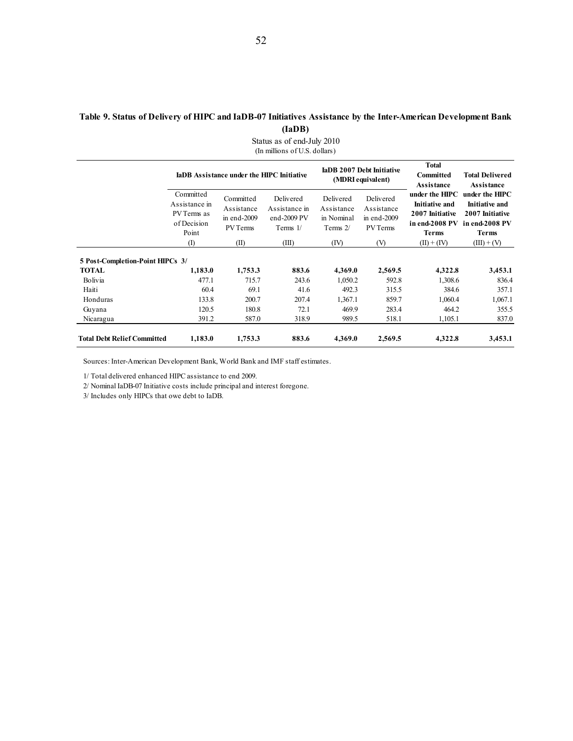**Table 9. Status of Delivery of HIPC and IaDB-07 Initiatives Assistance by the Inter-American Development Bank (IaDB)**

Status as of end-July 2010
(In millions of U.S. dollars)

| | IaDB Assistance under the HIPC Initiative | | | IaDB 2007 Debt Initiative (MDRI equivalent) | | Total Committed Assistance under the HIPC Initiative and 2007 Initiative in end-2008 PV Terms | Total Delivered Assistance under the HIPC Initiative and 2007 Initiative in end-2008 PV Terms |
|---|---|---|---|---|---|---|---|
| | Committed Assistance in PV Terms as of Decision Point | Committed Assistance in end-2009 PV Terms | Delivered Assistance in end-2009 PV Terms 1/ | Delivered Assistance in Nominal Terms 2/ | Delivered Assistance in end-2009 PV Terms | | |
| | (I) | (II) | (III) | (IV) | (V) | (II) + (IV) | (III) + (V) |
| **5 Post-Completion-Point HIPCs 3/** | | | | | | | |
| **TOTAL** | **1,183.0** | **1,753.3** | **883.6** | **4,369.0** | **2,569.5** | **4,322.8** | **3,453.1** |
| Bolivia | 477.1 | 715.7 | 243.6 | 1,050.2 | 592.8 | 1,308.6 | 836.4 |
| Haiti | 60.4 | 69.1 | 41.6 | 492.3 | 315.5 | 384.6 | 357.1 |
| Honduras | 133.8 | 200.7 | 207.4 | 1,367.1 | 859.7 | 1,060.4 | 1,067.1 |
| Guyana | 120.5 | 180.8 | 72.1 | 469.9 | 283.4 | 464.2 | 355.5 |
| Nicaragua | 391.2 | 587.0 | 318.9 | 989.5 | 518.1 | 1,105.1 | 837.0 |
| **Total Debt Relief Committed** | **1,183.0** | **1,753.3** | **883.6** | **4,369.0** | **2,569.5** | **4,322.8** | **3,453.1** |

Sources: Inter-American Development Bank, World Bank and IMF staff estimates.

1/ Total delivered enhanced HIPC assistance to end 2009.

2/ Nominal IaDB-07 Initiative costs include principal and interest foregone.

3/ Includes only HIPCs that owe debt to IaDB.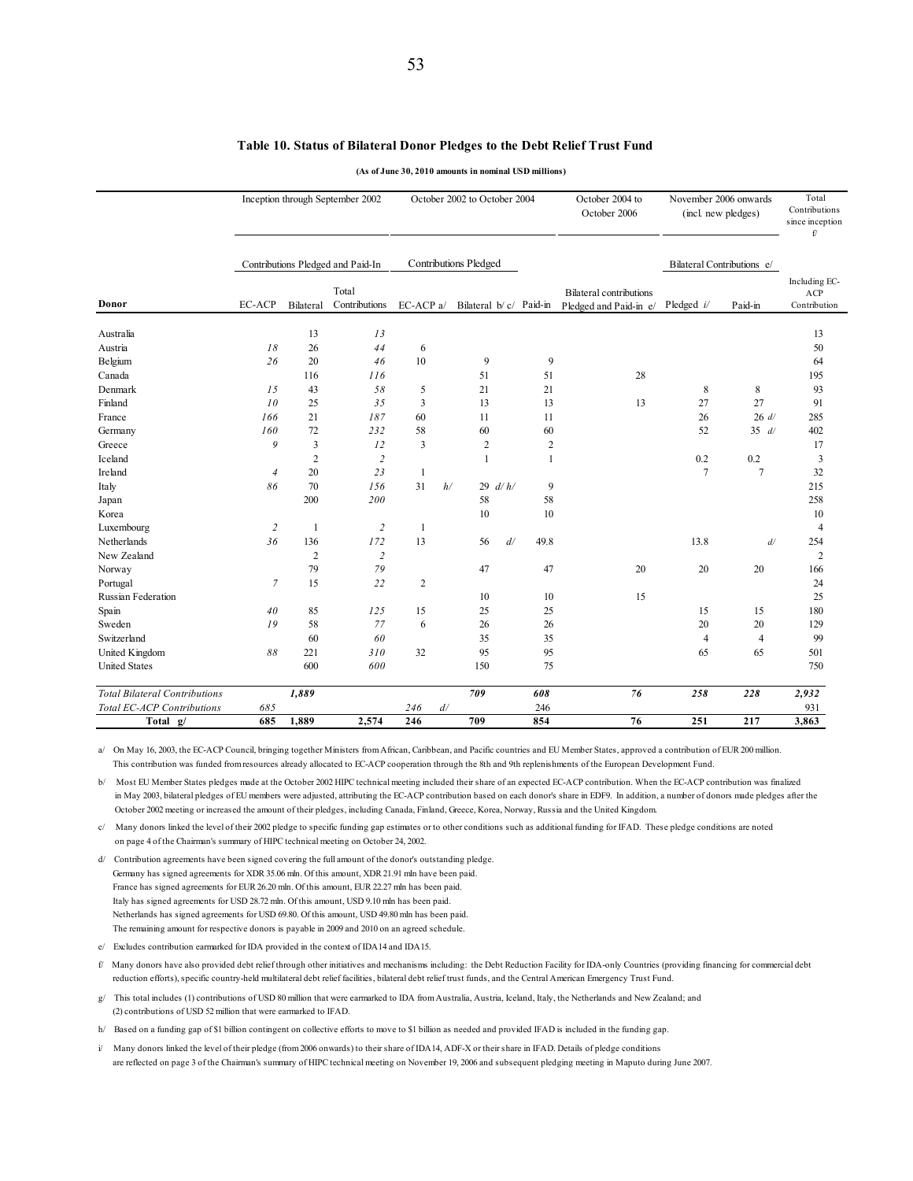### Table 10. Status of Bilateral Donor Pledges to the Debt Relief Trust Fund

**(As of June 30, 2010 amounts in nominal USD millions)**

| | Inception through September 2002 | | | October 2002 to October 2004 | | | October 2004 to October 2006 | November 2006 onwards (incl. new pledges) | | Total Contributions since inception f/ |
|---|---|---|---|---|---|---|---|---|---|---|
| | Contributions Pledged and Paid-In | | | Contributions Pledged | | | | Bilateral Contributions e/ | | |
| **Donor** | EC-ACP | Bilateral | Total Contributions | EC-ACP a/ | Bilateral b/ c/ | Paid-in | Bilateral contributions Pledged and Paid-in e/ | Pledged i/ | Paid-in | Including EC-ACP Contribution |
| Australia | | 13 | *13* | | | | | | | 13 |
| Austria | *18* | 26 | *44* | 6 | | | | | | 50 |
| Belgium | *26* | 20 | *46* | 10 | 9 | 9 | | | | 64 |
| Canada | | 116 | *116* | | 51 | 51 | 28 | | | 195 |
| Denmark | *15* | 43 | *58* | 5 | 21 | 21 | | 8 | 8 | 93 |
| Finland | *10* | 25 | *35* | 3 | 13 | 13 | 13 | 27 | 27 | 91 |
| France | *166* | 21 | *187* | 60 | 11 | 11 | | 26 | 26 d/ | 285 |
| Germany | *160* | 72 | *232* | 58 | 60 | 60 | | 52 | 35 d/ | 402 |
| Greece | *9* | 3 | *12* | 3 | 2 | 2 | | | | 17 |
| Iceland | | 2 | *2* | | 1 | 1 | | 0.2 | 0.2 | 3 |
| Ireland | *4* | 20 | *23* | 1 | | | | 7 | 7 | 32 |
| Italy | *86* | 70 | *156* | 31 h/ | 29 d/ h/ | 9 | | | | 215 |
| Japan | | 200 | *200* | | 58 | 58 | | | | 258 |
| Korea | | | | | 10 | 10 | | | | 10 |
| Luxembourg | *2* | 1 | *2* | 1 | | | | | | 4 |
| Netherlands | *36* | 136 | *172* | 13 | 56 d/ | 49.8 | | 13.8 | d/ | 254 |
| New Zealand | | 2 | *2* | | | | | | | 2 |
| Norway | | 79 | *79* | | 47 | 47 | 20 | 20 | 20 | 166 |
| Portugal | *7* | 15 | *22* | 2 | | | | | | 24 |
| Russian Federation | | | | | 10 | 10 | 15 | | | 25 |
| Spain | *40* | 85 | *125* | 15 | 25 | 25 | | 15 | 15 | 180 |
| Sweden | *19* | 58 | *77* | 6 | 26 | 26 | | 20 | 20 | 129 |
| Switzerland | | 60 | *60* | | 35 | 35 | | 4 | 4 | 99 |
| United Kingdom | *88* | 221 | *310* | 32 | 95 | 95 | | 65 | 65 | 501 |
| United States | | 600 | *600* | | 150 | 75 | | | | 750 |
| *Total Bilateral Contributions* | | ***1,889*** | | | ***709*** | ***608*** | ***76*** | ***258*** | ***228*** | ***2,932*** |
| *Total EC-ACP Contributions* | *685* | | | *246* d/ | | *246* | | | | *931* |
| **Total g/** | **685** | **1,889** | **2,574** | **246** | **709** | **854** | **76** | **251** | **217** | **3,863** |

a/ On May 16, 2003, the EC-ACP Council, bringing together Ministers from African, Caribbean, and Pacific countries and EU Member States, approved a contribution of EUR 200 million. This contribution was funded from resources already allocated to EC-ACP cooperation through the 8th and 9th replenishments of the European Development Fund.

b/ Most EU Member States pledges made at the October 2002 HIPC technical meeting included their share of an expected EC-ACP contribution. When the EC-ACP contribution was finalized in May 2003, bilateral pledges of EU members were adjusted, attributing the EC-ACP contribution based on each donor's share in EDF9. In addition, a number of donors made pledges after the October 2002 meeting or increased the amount of their pledges, including Canada, Finland, Greece, Korea, Norway, Russia and the United Kingdom.

c/ Many donors linked the level of their 2002 pledge to specific funding gap estimates or to other conditions such as additional funding for IFAD. These pledge conditions are noted on page 4 of the Chairman's summary of HIPC technical meeting on October 24, 2002.

d/ Contribution agreements have been signed covering the full amount of the donor's outstanding pledge.
Germany has signed agreements for XDR 35.06 mln. Of this amount, XDR 21.91 mln have been paid.
France has signed agreements for EUR 26.20 mln. Of this amount, EUR 22.27 mln has been paid.
Italy has signed agreements for USD 28.72 mln. Of this amount, USD 9.10 mln has been paid.
Netherlands has signed agreements for USD 69.80. Of this amount, USD 49.80 mln has been paid.
The remaining amount for respective donors is payable in 2009 and 2010 on an agreed schedule.

e/ Excludes contribution earmarked for IDA provided in the context of IDA14 and IDA15.

f/ Many donors have also provided debt relief through other initiatives and mechanisms including: the Debt Reduction Facility for IDA-only Countries (providing financing for commercial debt reduction efforts), specific country-held multilateral debt relief facilities, bilateral debt relief trust funds, and the Central American Emergency Trust Fund.

g/ This total includes (1) contributions of USD 80 million that were earmarked to IDA from Australia, Austria, Iceland, Italy, the Netherlands and New Zealand; and (2) contributions of USD 52 million that were earmarked to IFAD.

h/ Based on a funding gap of $1 billion contingent on collective efforts to move to $1 billion as needed and provided IFAD is included in the funding gap.

i/ Many donors linked the level of their pledge (from 2006 onwards) to their share of IDA14, ADF-X or their share in IFAD. Details of pledge conditions are reflected on page 3 of the Chairman's summary of HIPC technical meeting on November 19, 2006 and subsequent pledging meeting in Maputo during June 2007.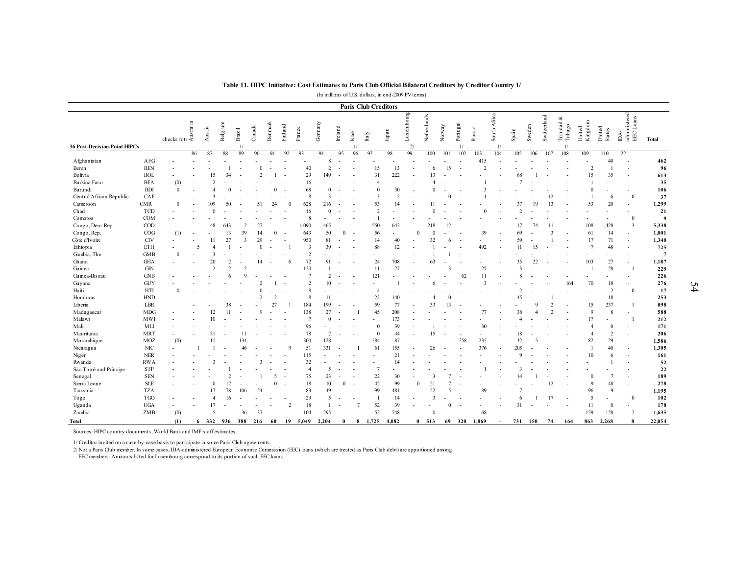**Table 11. HIPC Initiative: Cost Estimates to Paris Club Official Bilateral Creditors by Creditor Country 1/**

(In millions of U.S. dollars, in end-2009 PV terms)

| | | | Paris Club Creditors | | | | | | | | | | | | | | | | | | | | | | | | | | |
|---|---|---|---|---|---|---|---|---|---|---|---|---|---|---|---|---|---|---|---|---|---|---|---|---|---|---|---|---|---|
| 36 Post-Decision-Point HIPCs | | checks tota | Australia | Austria | Belgium | Brazil 1/ | Canada | Denmark | Finland | France | Germany | Ireland | Israel 1/ | Italy | Japan | Luxembourg 2/ | Netherlands | Norway | Portugal 1/ | Russia | South Africa 1/ | Spain | Sweden | Switzerland | Trinidad & Tobago 1/ | United Kingdom | United States | IDA-administered EEC Loans | Total |
| | | | 86 | 87 | 88 | 89 | 90 | 91 | 92 | 93 | 94 | 95 | 96 | 97 | 98 | 99 | 100 | 101 | 102 | 103 | 104 | 105 | 106 | 107 | 108 | 109 | 110 | 22 | |
| Afghanistan | AFG | - | - | - | - | - | - | - | - | - | 8 | - | - | - | - | - | - | - | - | 415 | - | - | - | - | - | - | 40 | - | 462 |
| Benin | BEN | - | - | - | 1 | - | 0 | - | - | 40 | 2 | - | - | 15 | 13 | - | 6 | 15 | - | 2 | - | - | - | - | - | 2 | 1 | - | 96 |
| Bolivia | BOL | - | - | 15 | 34 | - | 2 | 1 | - | 29 | 149 | - | - | 31 | 222 | - | 13 | - | - | - | - | 68 | 1 | - | - | 15 | 35 | - | 613 |
| Burkina Faso | BFA | (0) | - | 2 | - | - | - | - | - | 16 | - | - | - | 4 | - | - | 4 | - | - | 1 | - | 7 | - | - | - | 1 | - | - | 35 |
| Burundi | BDI | 0 | - | 4 | 0 | - | - | 0 | - | 68 | 0 | - | - | 0 | 30 | - | 0 | - | - | 3 | - | - | - | - | - | 0 | - | - | 106 |
| Central African Republic | CAF | | - | 3 | - | - | - | - | - | 8 | 3 | - | - | 3 | 2 | - | - | 0 | - | 1 | - | - | - | 12 | - | 1 | 6 | 0 | 37 |
| Cameroon | CMR | 0 | - | 109 | 50 | - | 51 | 24 | 0 | 628 | 216 | - | - | 53 | 14 | - | 11 | - | - | - | - | 37 | 19 | 13 | - | 53 | 20 | - | 1,299 |
| Chad | TCD | - | - | 0 | - | - | - | - | - | 16 | 0 | - | - | 2 | - | - | 0 | - | - | 0 | - | 2 | - | - | - | - | - | - | 21 |
| Comoros | COM | - | - | - | - | - | - | - | - | 8 | - | - | - | 1 | - | - | - | - | - | - | - | - | - | - | - | - | - | 0 | 9 |
| Congo, Dem. Rep. | COD | - | - | 48 | 643 | 2 | 27 | - | - | 1,090 | 465 | - | - | 550 | 642 | - | 218 | 12 | - | - | - | 17 | 74 | 11 | - | 108 | 1,428 | 3 | 5,338 |
| Congo, Rep. | COG | (1) | - | - | 13 | 39 | 14 | 0 | - | 643 | 50 | 0 | - | 56 | - | 0 | | | | 39 | - | 69 | - | 3 | - | 61 | 14 | - | 1,001 |
| Côte d'Ivoire | CIV | - | - | 11 | 27 | 3 | 29 | - | - | 950 | 81 | - | - | 14 | 40 | - | 32 | 6 | - | - | - | 59 | - | 1 | - | 17 | 71 | - | 1,340 |
| Ethiopia | ETH | - | 5 | 4 | 1 | - | 0 | - | 1 | 3 | 39 | - | - | 88 | 12 | - | 1 | - | - | 492 | - | 11 | 15 | - | - | 7 | 48 | - | 725 |
| Gambia, The | GMB | 0 | - | 3 | - | - | - | - | - | 2 | - | - | - | - | - | - | 1 | 1 | - | - | - | - | - | - | - | - | - | - | 7 |
| Ghana | GHA | - | - | 20 | 2 | - | 14 | - | 6 | 72 | 91 | - | - | 24 | 708 | - | 63 | - | - | - | - | 35 | 22 | - | - | 103 | 27 | - | 1,187 |
| Guinea | GIN | - | - | 2 | 2 | 2 | - | - | - | 120 | 1 | - | - | 11 | 27 | - | - | 3 | - | 27 | - | 3 | - | - | - | 1 | 28 | 1 | 229 |
| Guinea-Bissau | GNB | - | - | - | 6 | 9 | - | - | - | 7 | 2 | - | - | 121 | - | - | - | - | 62 | 11 | - | 8 | - | - | - | - | - | - | 226 |
| Guyana | GUY | - | - | - | - | - | 2 | 1 | - | 2 | 10 | - | - | - | 1 | - | 6 | - | - | 3 | - | - | - | - | 164 | 70 | 18 | - | 276 |
| Haiti | HTI | 0 | - | - | - | - | 0 | - | - | 8 | - | - | - | 4 | - | - | - | - | - | - | - | 2 | - | - | - | - | 2 | 0 | 17 |
| Honduras | HND | - | - | - | - | - | 2 | 2 | - | 8 | 11 | - | - | 22 | 140 | - | 4 | 0 | - | - | - | 45 | - | 1 | - | - | 18 | - | 253 |
| Liberia | LBR | | - | - | 38 | - | - | 27 | 1 | 184 | 199 | - | - | 59 | 77 | - | 33 | 13 | - | - | - | - | 9 | 2 | - | 15 | 237 | 1 | 898 |
| Madagascar | MDG | - | - | 12 | 11 | - | 9 | - | - | 138 | 27 | - | 1 | 45 | 208 | - | - | - | - | 77 | - | 38 | 4 | 2 | - | 9 | 8 | - | 588 |
| Malawi | MWI | - | - | 10 | - | - | - | - | - | 7 | 0 | - | - | - | 173 | - | - | - | - | - | - | 4 | - | - | - | 17 | - | 1 | 212 |
| Mali | MLI | - | - | - | - | - | - | - | - | 96 | - | - | - | 0 | 39 | - | 1 | - | - | 30 | - | - | - | - | - | 4 | 0 | - | 171 |
| Mauritania | MRT | - | - | 31 | - | 11 | - | - | - | 78 | 2 | - | - | 0 | 44 | - | 15 | - | - | - | - | 18 | - | - | - | 4 | 2 | - | 206 |
| Mozambique | MOZ | (0) | - | 11 | - | 134 | - | - | - | 300 | 128 | - | - | 284 | 87 | - | - | - | 258 | 235 | - | 32 | 5 | - | - | 82 | 29 | - | 1,586 |
| Nicaragua | NIC | - | 1 | 1 | - | 46 | - | - | 9 | 51 | 331 | - | 1 | 61 | 155 | - | 26 | - | - | 376 | - | 205 | - | - | - | 1 | 40 | - | 1,305 |
| Niger | NER | - | - | - | - | - | - | - | - | 115 | - | - | - | - | 21 | - | - | - | - | - | - | 9 | - | - | - | 10 | 6 | - | 161 |
| Rwanda | RWA | - | - | 3 | - | - | 3 | - | - | 32 | - | - | - | - | 14 | - | - | - | - | - | - | - | - | - | - | - | 1 | - | 52 |
| São Tomé and Príncipe | STP | - | - | - | 1 | - | - | - | - | 4 | 5 | - | - | 7 | - | - | - | - | - | 1 | - | 3 | - | - | - | - | - | - | 22 |
| Senegal | SEN | - | - | 2 | - | | 1 | 5 | - | 75 | 23 | - | - | 22 | 30 | - | 3 | 7 | - | - | - | 14 | 1 | - | - | 0 | 7 | - | 189 |
| Sierra Leone | SLE | - | - | 0 | 12 | - | - | 0 | - | 18 | 10 | 0 | - | 42 | 99 | 0 | 21 | 7 | - | - | - | - | - | 12 | - | 9 | 48 | - | 278 |
| Tanzania | TZA | - | - | 17 | 78 | 106 | 24 | - | - | 83 | 49 | - | - | 99 | 481 | - | 52 | 5 | - | 89 | - | 7 | - | - | - | 96 | 9 | - | 1,195 |
| Togo | TGO | - | - | 4 | 16 | - | - | - | - | 29 | 5 | - | - | 1 | 14 | - | 3 | - | - | - | - | 6 | 1 | 17 | - | 5 | - | 0 | 102 |
| Uganda | UGA | - | - | 17 | - | - | - | - | 2 | 18 | 1 | - | 7 | 52 | 39 | - | - | 0 | - | - | - | 31 | - | - | - | 11 | 0 | - | 178 |
| Zambia | ZMB | (0) | - | 5 | - | 36 | 37 | - | - | 104 | 295 | - | - | 52 | 748 | - | 0 | - | - | 68 | - | - | - | - | - | 159 | 128 | 2 | 1,635 |
| **Total** | | **(1)** | **6** | **332** | **936** | **388** | **216** | **60** | **19** | **5,049** | **2,204** | **0** | **8** | **1,725** | **4,082** | **0** | **513** | **69** | **320** | **1,869** | **-** | **731** | **150** | **74** | **164** | **863** | **2,268** | **8** | **22,054** |

Sources: HIPC country documents, World Bank and IMF staff estimates.

1/ Creditor invited on a case-by-case basis to participate in some Paris Club agreements.

2/ Not a Paris Club member. In some cases, IDA-administered European Economic Commission (EEC) loans (which are treated as Paris Club debt) are apportioned among EEC members. Amounts listed for Luxembourg correspond to its portion of such EEC loans.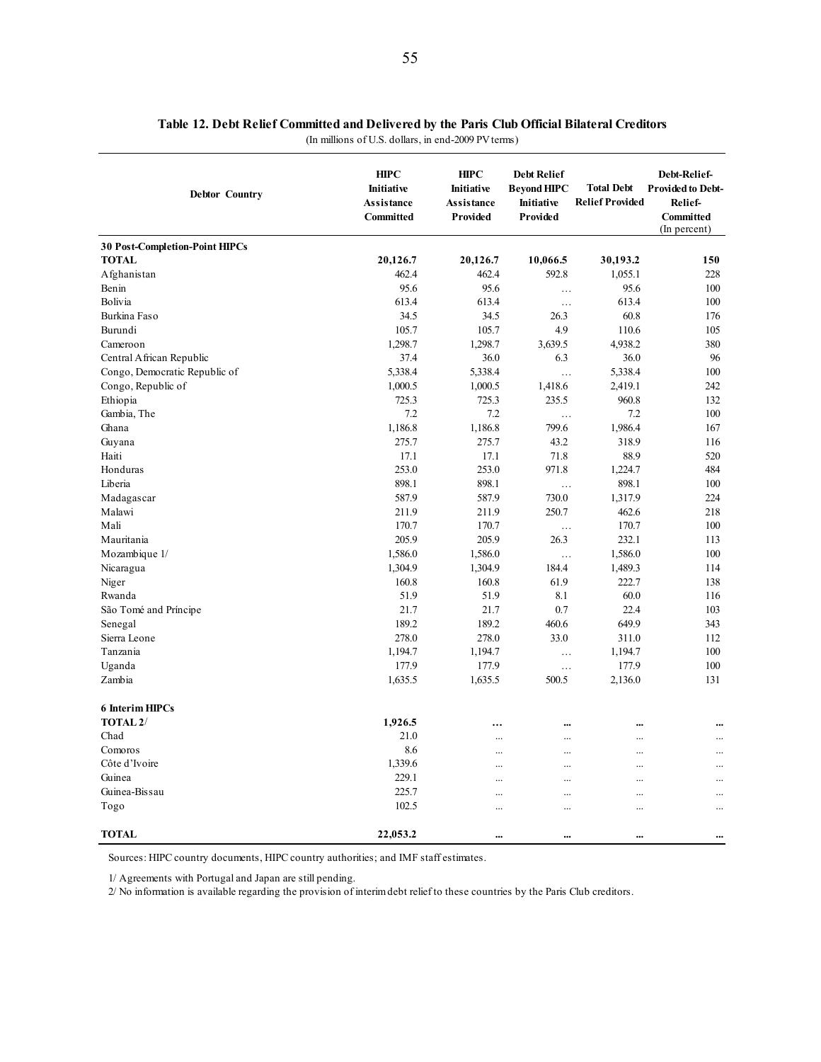**Table 12. Debt Relief Committed and Delivered by the Paris Club Official Bilateral Creditors**

(In millions of U.S. dollars, in end-2009 PV terms)

| Debtor Country | HIPC Initiative Assistance Committed | HIPC Initiative Assistance Provided | Debt Relief Beyond HIPC Initiative Provided | Total Debt Relief Provided | Debt-Relief-Provided to Debt-Relief-Committed (In percent) |
|---|---|---|---|---|---|
| **30 Post-Completion-Point HIPCs** | | | | | |
| **TOTAL** | **20,126.7** | **20,126.7** | **10,066.5** | **30,193.2** | **150** |
| Afghanistan | 462.4 | 462.4 | 592.8 | 1,055.1 | 228 |
| Benin | 95.6 | 95.6 | … | 95.6 | 100 |
| Bolivia | 613.4 | 613.4 | … | 613.4 | 100 |
| Burkina Faso | 34.5 | 34.5 | 26.3 | 60.8 | 176 |
| Burundi | 105.7 | 105.7 | 4.9 | 110.6 | 105 |
| Cameroon | 1,298.7 | 1,298.7 | 3,639.5 | 4,938.2 | 380 |
| Central African Republic | 37.4 | 36.0 | 6.3 | 36.0 | 96 |
| Congo, Democratic Republic of | 5,338.4 | 5,338.4 | … | 5,338.4 | 100 |
| Congo, Republic of | 1,000.5 | 1,000.5 | 1,418.6 | 2,419.1 | 242 |
| Ethiopia | 725.3 | 725.3 | 235.5 | 960.8 | 132 |
| Gambia, The | 7.2 | 7.2 | … | 7.2 | 100 |
| Ghana | 1,186.8 | 1,186.8 | 799.6 | 1,986.4 | 167 |
| Guyana | 275.7 | 275.7 | 43.2 | 318.9 | 116 |
| Haiti | 17.1 | 17.1 | 71.8 | 88.9 | 520 |
| Honduras | 253.0 | 253.0 | 971.8 | 1,224.7 | 484 |
| Liberia | 898.1 | 898.1 | … | 898.1 | 100 |
| Madagascar | 587.9 | 587.9 | 730.0 | 1,317.9 | 224 |
| Malawi | 211.9 | 211.9 | 250.7 | 462.6 | 218 |
| Mali | 170.7 | 170.7 | … | 170.7 | 100 |
| Mauritania | 205.9 | 205.9 | 26.3 | 232.1 | 113 |
| Mozambique 1/ | 1,586.0 | 1,586.0 | … | 1,586.0 | 100 |
| Nicaragua | 1,304.9 | 1,304.9 | 184.4 | 1,489.3 | 114 |
| Niger | 160.8 | 160.8 | 61.9 | 222.7 | 138 |
| Rwanda | 51.9 | 51.9 | 8.1 | 60.0 | 116 |
| São Tomé and Príncipe | 21.7 | 21.7 | 0.7 | 22.4 | 103 |
| Senegal | 189.2 | 189.2 | 460.6 | 649.9 | 343 |
| Sierra Leone | 278.0 | 278.0 | 33.0 | 311.0 | 112 |
| Tanzania | 1,194.7 | 1,194.7 | … | 1,194.7 | 100 |
| Uganda | 177.9 | 177.9 | … | 177.9 | 100 |
| Zambia | 1,635.5 | 1,635.5 | 500.5 | 2,136.0 | 131 |
| **6 Interim HIPCs** | | | | | |
| **TOTAL 2/** | **1,926.5** | **…** | **...** | **...** | **...** |
| Chad | 21.0 | ... | ... | ... | ... |
| Comoros | 8.6 | ... | ... | ... | ... |
| Côte d'Ivoire | 1,339.6 | ... | ... | ... | ... |
| Guinea | 229.1 | ... | ... | ... | ... |
| Guinea-Bissau | 225.7 | ... | ... | ... | ... |
| Togo | 102.5 | ... | ... | ... | ... |
| **TOTAL** | **22,053.2** | **...** | **...** | **...** | **...** |

Sources: HIPC country documents, HIPC country authorities; and IMF staff estimates.

1/ Agreements with Portugal and Japan are still pending.

2/ No information is available regarding the provision of interim debt relief to these countries by the Paris Club creditors.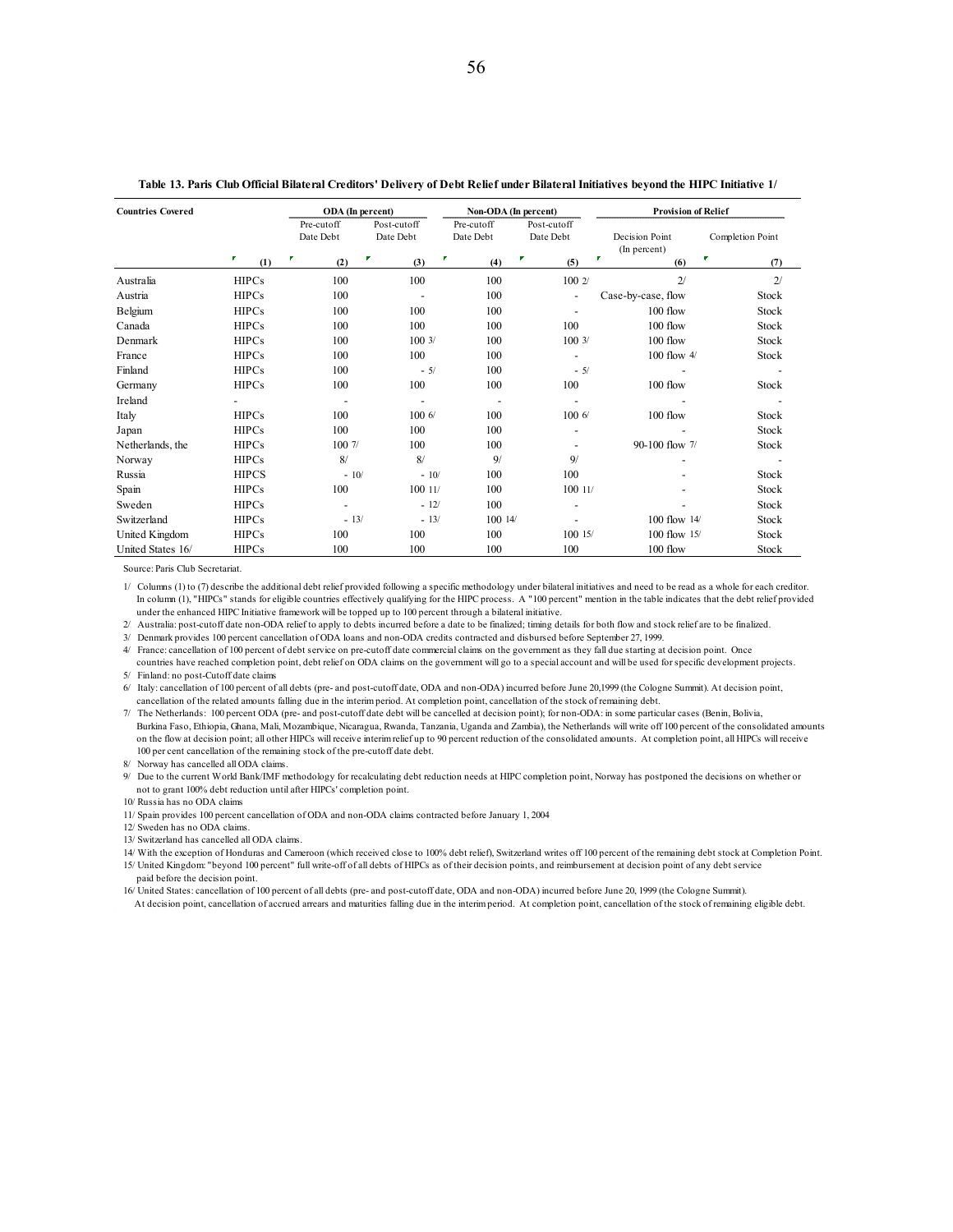**Table 13. Paris Club Official Bilateral Creditors' Delivery of Debt Relief under Bilateral Initiatives beyond the HIPC Initiative 1/**

| Countries Covered | | ODA (In percent) | | Non-ODA (In percent) | | Provision of Relief | |
|---|---|---|---|---|---|---|---|
| | | Pre-cutoff Date Debt | Post-cutoff Date Debt | Pre-cutoff Date Debt | Post-cutoff Date Debt | Decision Point (In percent) | Completion Point |
| | (1) | (2) | (3) | (4) | (5) | (6) | (7) |
| Australia | HIPCs | 100 | 100 | 100 | 100 2/ | 2/ | 2/ |
| Austria | HIPCs | 100 | - | 100 | - | Case-by-case, flow | Stock |
| Belgium | HIPCs | 100 | 100 | 100 | - | 100 flow | Stock |
| Canada | HIPCs | 100 | 100 | 100 | 100 | 100 flow | Stock |
| Denmark | HIPCs | 100 | 100 3/ | 100 | 100 3/ | 100 flow | Stock |
| France | HIPCs | 100 | 100 | 100 | - | 100 flow 4/ | Stock |
| Finland | HIPCs | 100 | - 5/ | 100 | - 5/ | - | - |
| Germany | HIPCs | 100 | 100 | 100 | 100 | 100 flow | Stock |
| Ireland | - | - | - | - | - | - | - |
| Italy | HIPCs | 100 | 100 6/ | 100 | 100 6/ | 100 flow | Stock |
| Japan | HIPCs | 100 | 100 | 100 | - | - | Stock |
| Netherlands, the | HIPCs | 100 7/ | 100 | 100 | - | 90-100 flow 7/ | Stock |
| Norway | HIPCs | 8/ | 8/ | 9/ | 9/ | - | - |
| Russia | HIPCS | - 10/ | - 10/ | 100 | 100 | - | Stock |
| Spain | HIPCs | 100 | 100 11/ | 100 | 100 11/ | - | Stock |
| Sweden | HIPCs | - | - 12/ | 100 | - | - | Stock |
| Switzerland | HIPCs | - 13/ | - 13/ | 100 14/ | - | 100 flow 14/ | Stock |
| United Kingdom | HIPCs | 100 | 100 | 100 | 100 15/ | 100 flow 15/ | Stock |
| United States 16/ | HIPCs | 100 | 100 | 100 | 100 | 100 flow | Stock |

Source: Paris Club Secretariat.

1/ Columns (1) to (7) describe the additional debt relief provided following a specific methodology under bilateral initiatives and need to be read as a whole for each creditor. In column (1), "HIPCs" stands for eligible countries effectively qualifying for the HIPC process. A "100 percent" mention in the table indicates that the debt relief provided under the enhanced HIPC Initiative framework will be topped up to 100 percent through a bilateral initiative.

2/ Australia: post-cutoff date non-ODA relief to apply to debts incurred before a date to be finalized; timing details for both flow and stock relief are to be finalized.

3/ Denmark provides 100 percent cancellation of ODA loans and non-ODA credits contracted and disbursed before September 27, 1999.

4/ France: cancellation of 100 percent of debt service on pre-cutoff date commercial claims on the government as they fall due starting at decision point. Once countries have reached completion point, debt relief on ODA claims on the government will go to a special account and will be used for specific development projects.

5/ Finland: no post-Cutoff date claims

6/ Italy: cancellation of 100 percent of all debts (pre- and post-cutoff date, ODA and non-ODA) incurred before June 20,1999 (the Cologne Summit). At decision point, cancellation of the related amounts falling due in the interim period. At completion point, cancellation of the stock of remaining debt.

7/ The Netherlands: 100 percent ODA (pre- and post-cutoff date debt will be cancelled at decision point); for non-ODA: in some particular cases (Benin, Bolivia, Burkina Faso, Ethiopia, Ghana, Mali, Mozambique, Nicaragua, Rwanda, Tanzania, Uganda and Zambia), the Netherlands will write off 100 percent of the consolidated amounts on the flow at decision point; all other HIPCs will receive interim relief up to 90 percent reduction of the consolidated amounts. At completion point, all HIPCs will receive 100 per cent cancellation of the remaining stock of the pre-cutoff date debt.

8/ Norway has cancelled all ODA claims.

9/ Due to the current World Bank/IMF methodology for recalculating debt reduction needs at HIPC completion point, Norway has postponed the decisions on whether or not to grant 100% debt reduction until after HIPCs' completion point.

10/ Russia has no ODA claims

11/ Spain provides 100 percent cancellation of ODA and non-ODA claims contracted before January 1, 2004

12/ Sweden has no ODA claims.

13/ Switzerland has cancelled all ODA claims.

14/ With the exception of Honduras and Cameroon (which received close to 100% debt relief), Switzerland writes off 100 percent of the remaining debt stock at Completion Point.

15/ United Kingdom: "beyond 100 percent" full write-off of all debts of HIPCs as of their decision points, and reimbursement at decision point of any debt service paid before the decision point.

16/ United States: cancellation of 100 percent of all debts (pre- and post-cutoff date, ODA and non-ODA) incurred before June 20, 1999 (the Cologne Summit). At decision point, cancellation of accrued arrears and maturities falling due in the interim period. At completion point, cancellation of the stock of remaining eligible debt.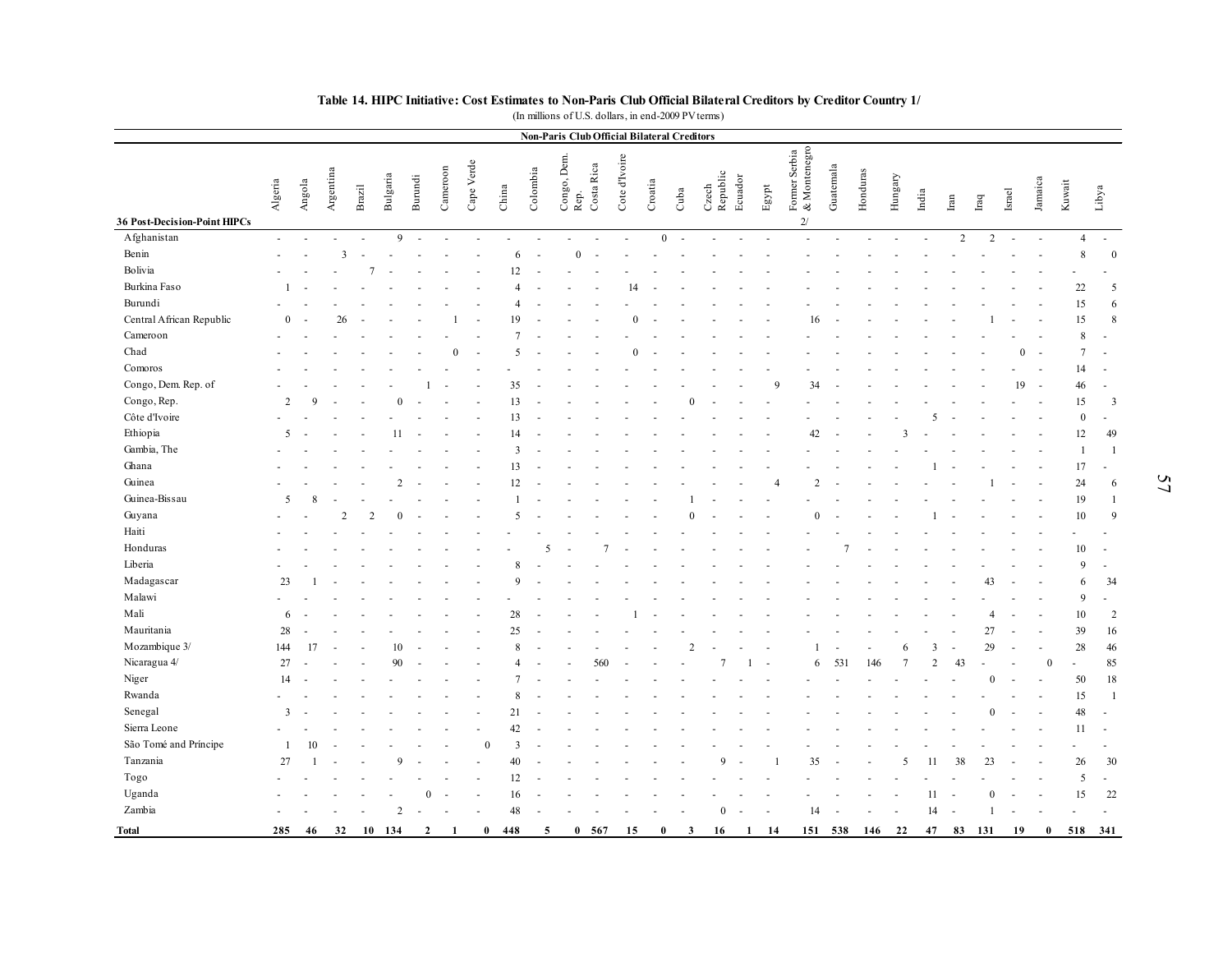**Table 14. HIPC Initiative: Cost Estimates to Non-Paris Club Official Bilateral Creditors by Creditor Country 1/**

(In millions of U.S. dollars, in end-2009 PV terms)

| | Non-Paris Club Official Bilateral Creditors | | | | | | | | | | | | | | | | | | | | | | | | | | | | |
|---|---|---|---|---|---|---|---|---|---|---|---|---|---|---|---|---|---|---|---|---|---|---|---|---|---|---|---|---|---|
| 36 Post-Decision-Point HIPCs | Algeria | Angola | Argentina | Brazil | Bulgaria | Burundi | Cameroon | Cape Verde | China | Colombia | Congo, Dem. Rep. | Costa Rica | Cote d'Ivoire | Croatia | Cuba | Czech Republic | Ecuador | Egypt | Former Serbia & Montenegro 2/ | Guatemala | Honduras | Hungary | India | Iran | Iraq | Israel | Jamaica | Kuwait | Libya |
| Afghanistan | - | - | - | - | 9 | - | - | - | - | - | - | - | - | 0 | - | - | - | - | - | - | - | - | - | 2 | 2 | - | - | 4 | - |
| Benin | - | - | 3 | - | - | - | - | - | 6 | - | 0 | - | - | - | - | - | - | - | - | - | - | - | - | - | - | - | - | 8 | 0 |
| Bolivia | - | - | - | 7 | - | - | - | - | 12 | - | - | - | - | - | - | - | - | - | - | - | - | - | - | - | - | - | - | - | - |
| Burkina Faso | 1 | - | - | - | - | - | - | - | 4 | - | - | - | 14 | - | - | - | - | - | - | - | - | - | - | - | - | - | - | 22 | 5 |
| Burundi | - | - | - | - | - | - | - | - | 4 | - | - | - | - | - | - | - | - | - | - | - | - | - | - | - | - | - | - | 15 | 6 |
| Central African Republic | 0 | - | 26 | - | - | - | 1 | - | 19 | - | - | - | 0 | - | - | - | - | - | 16 | - | - | - | - | - | 1 | - | - | 15 | 8 |
| Cameroon | - | - | - | - | - | - | - | - | 7 | - | - | - | - | - | - | - | - | - | - | - | - | - | - | - | - | - | - | 8 | - |
| Chad | - | - | - | - | - | - | 0 | - | 5 | - | - | - | 0 | - | - | - | - | - | - | - | - | - | - | - | - | 0 | - | 7 | - |
| Comoros | - | - | - | - | - | - | - | - | - | - | - | - | - | - | - | - | - | - | - | - | - | - | - | - | - | - | - | 14 | - |
| Congo, Dem. Rep. of | - | - | - | - | - | 1 | - | - | 35 | - | - | - | - | - | - | - | - | 9 | 34 | - | - | - | - | - | - | 19 | - | 46 | - |
| Congo, Rep. | 2 | 9 | - | - | 0 | - | - | - | 13 | - | - | - | - | - | 0 | - | - | - | - | - | - | - | - | - | - | - | - | 15 | 3 |
| Côte d'Ivoire | - | - | - | - | - | - | - | - | 13 | - | - | - | - | - | - | - | - | - | - | - | - | - | 5 | - | - | - | - | 0 | - |
| Ethiopia | 5 | - | - | - | 11 | - | - | - | 14 | - | - | - | - | - | - | - | - | - | 42 | - | - | 3 | - | - | - | - | - | 12 | 49 |
| Gambia, The | - | - | - | - | - | - | - | - | 3 | - | - | - | - | - | - | - | - | - | - | - | - | - | - | - | - | - | - | 1 | 1 |
| Ghana | - | - | - | - | - | - | - | - | 13 | - | - | - | - | - | - | - | - | - | - | - | - | - | 1 | - | - | - | - | 17 | - |
| Guinea | - | - | - | - | 2 | - | - | - | 12 | - | - | - | - | - | - | - | - | 4 | 2 | - | - | - | - | - | 1 | - | - | 24 | 6 |
| Guinea-Bissau | 5 | 8 | - | - | - | - | - | - | 1 | - | - | - | - | - | 1 | - | - | - | - | - | - | - | - | - | - | - | - | 19 | 1 |
| Guyana | - | - | 2 | 2 | 0 | - | - | - | 5 | - | - | - | - | - | 0 | - | - | - | 0 | - | - | - | 1 | - | - | - | - | 10 | 9 |
| Haiti | - | - | - | - | - | - | - | - | - | - | - | - | - | - | - | - | - | - | - | - | - | - | - | - | - | - | - | - | - |
| Honduras | - | - | - | - | - | - | - | - | - | 5 | - | 7 | - | - | - | - | - | - | - | 7 | - | - | - | - | - | - | - | 10 | - |
| Liberia | - | - | - | - | - | - | - | - | 8 | - | - | - | - | - | - | - | - | - | - | - | - | - | - | - | - | - | - | 9 | - |
| Madagascar | 23 | 1 | - | - | - | - | - | - | 9 | - | - | - | - | - | - | - | - | - | - | - | - | - | - | - | 43 | - | - | 6 | 34 |
| Malawi | - | - | - | - | - | - | - | - | - | - | - | - | - | - | - | - | - | - | - | - | - | - | - | - | - | - | - | 9 | - |
| Mali | 6 | - | - | - | - | - | - | - | 28 | - | - | - | 1 | - | - | - | - | - | - | - | - | - | - | - | 4 | - | - | 10 | 2 |
| Mauritania | 28 | - | - | - | - | - | - | - | 25 | - | - | - | - | - | - | - | - | - | - | - | - | - | - | - | 27 | - | - | 39 | 16 |
| Mozambique 3/ | 144 | 17 | - | - | 10 | - | - | - | 8 | - | - | - | - | - | 2 | - | - | - | 1 | - | - | 6 | 3 | - | 29 | - | - | 28 | 46 |
| Nicaragua 4/ | 27 | - | - | - | 90 | - | - | - | 4 | - | - | 560 | - | - | - | 7 | 1 | - | 6 | 531 | 146 | 7 | 2 | 43 | - | - | 0 | - | 85 |
| Niger | 14 | - | - | - | - | - | - | - | 7 | - | - | - | - | - | - | - | - | - | - | - | - | - | - | - | 0 | - | - | 50 | 18 |
| Rwanda | - | - | - | - | - | - | - | - | 8 | - | - | - | - | - | - | - | - | - | - | - | - | - | - | - | - | - | - | 15 | 1 |
| Senegal | 3 | - | - | - | - | - | - | - | 21 | - | - | - | - | - | - | - | - | - | - | - | - | - | - | - | 0 | - | - | 48 | - |
| Sierra Leone | - | - | - | - | - | - | - | - | 42 | - | - | - | - | - | - | - | - | - | - | - | - | - | - | - | - | - | - | 11 | - |
| São Tomé and Príncipe | 1 | 10 | - | - | - | - | - | 0 | 3 | - | - | - | - | - | - | - | - | - | - | - | - | - | - | - | - | - | - | - | - |
| Tanzania | 27 | 1 | - | - | 9 | - | - | - | 40 | - | - | - | - | - | - | 9 | - | 1 | 35 | - | - | 5 | 11 | 38 | 23 | - | - | 26 | 30 |
| Togo | - | - | - | - | - | - | - | - | 12 | - | - | - | - | - | - | - | - | - | - | - | - | - | - | - | - | - | - | 5 | - |
| Uganda | - | - | - | - | - | 0 | - | - | 16 | - | - | - | - | - | - | - | - | - | - | - | - | - | 11 | - | 0 | - | - | 15 | 22 |
| Zambia | - | - | - | - | 2 | - | - | - | 48 | - | - | - | - | - | - | 0 | - | - | 14 | - | - | - | 14 | - | 1 | - | - | - | - |
| **Total** | **285** | **46** | **32** | **10** | **134** | **2** | **1** | **0** | **448** | **5** | **0** | **567** | **15** | **0** | **3** | **16** | **1** | **14** | **151** | **538** | **146** | **22** | **47** | **83** | **131** | **19** | **0** | **518** | **341** |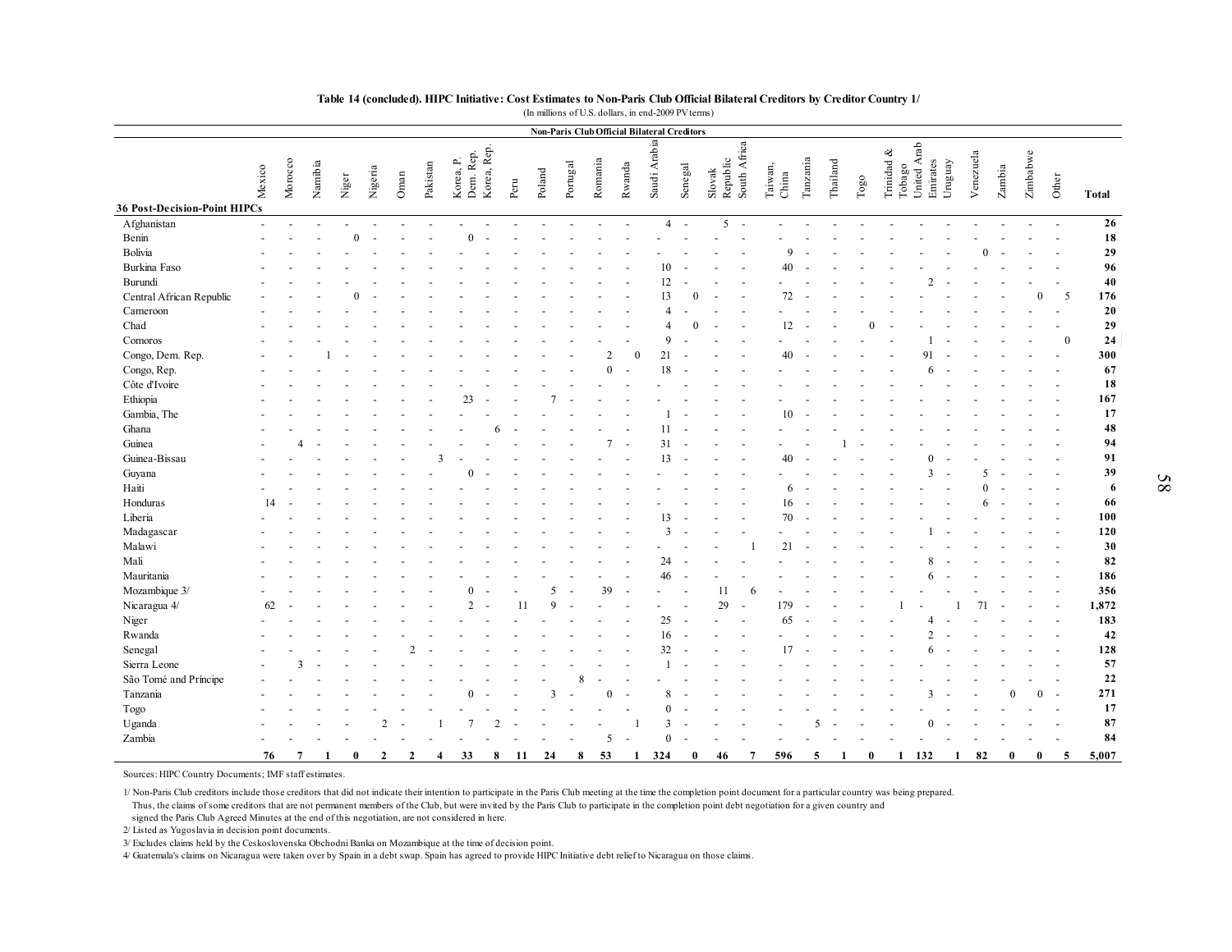**Table 14 (concluded). HIPC Initiative: Cost Estimates to Non-Paris Club Official Bilateral Creditors by Creditor Country 1/**

(In millions of U.S. dollars, in end-2009 PV terms)

| | Non-Paris Club Official Bilateral Creditors | | | | | | | | | | | | | | | | | | | | | | | | | | | | | |
|---|---|---|---|---|---|---|---|---|---|---|---|---|---|---|---|---|---|---|---|---|---|---|---|---|---|---|---|---|---|---|
| **36 Post-Decision-Point HIPCs** | Mexico | Morocco | Namibia | Niger | Nigeria | Oman | Pakistan | Korea, P. Dem. Rep. | Korea, Rep. | Peru | Poland | Portugal | Romania | Rwanda | Saudi Arabia | Senegal | Slovak Republic | South Africa | Taiwan, China | Tanzania | Thailand | Togo | Trinidad & Tobago | United Arab Emirates | Uruguay | Venezuela | Zambia | Zimbabwe | Other | **Total** |
| Afghanistan | - | - | - | - | - | - | - | - | - | - | - | - | - | - | 4 | - | 5 | - | - | - | - | - | - | - | - | - | - | - | - | **26** |
| Benin | - | - | - | 0 | - | - | - | 0 | - | - | - | - | - | - | - | - | - | - | - | - | - | - | - | - | - | - | - | - | - | **18** |
| Bolivia | - | - | - | - | - | - | - | - | - | - | - | - | - | - | - | - | - | - | 9 | - | - | - | - | - | - | 0 | - | - | - | **29** |
| Burkina Faso | - | - | - | - | - | - | - | - | - | - | - | - | - | - | 10 | - | - | - | 40 | - | - | - | - | - | - | - | - | - | - | **96** |
| Burundi | - | - | - | - | - | - | - | - | - | - | - | - | - | - | 12 | - | - | - | - | - | - | - | - | 2 | - | - | - | - | - | **40** |
| Central African Republic | - | - | - | 0 | - | - | - | - | - | - | - | - | - | - | 13 | 0 | - | - | 72 | - | - | - | - | - | - | - | - | 0 | 5 | **176** |
| Cameroon | - | - | - | - | - | - | - | - | - | - | - | - | - | - | 4 | - | - | - | - | - | - | - | - | - | - | - | - | - | - | **20** |
| Chad | - | - | - | - | - | - | - | - | - | - | - | - | - | - | 4 | 0 | - | - | 12 | - | - | 0 | - | - | - | - | - | - | - | **29** |
| Comoros | - | - | - | - | - | - | - | - | - | - | - | - | - | - | 9 | - | - | - | - | - | - | - | - | 1 | - | - | - | - | 0 | **24** |
| Congo, Dem. Rep. | - | - | 1 | - | - | - | - | - | - | - | - | - | 2 | 0 | 21 | - | - | - | 40 | - | - | - | - | 91 | - | - | - | - | - | **300** |
| Congo, Rep. | - | - | - | - | - | - | - | - | - | - | - | - | 0 | - | 18 | - | - | - | - | - | - | - | - | 6 | - | - | - | - | - | **67** |
| Côte d'Ivoire | - | - | - | - | - | - | - | - | - | - | - | - | - | - | - | - | - | - | - | - | - | - | - | - | - | - | - | - | - | **18** |
| Ethiopia | - | - | - | - | - | - | - | 23 | - | - | 7 | - | - | - | - | - | - | - | - | - | - | - | - | - | - | - | - | - | - | **167** |
| Gambia, The | - | - | - | - | - | - | - | - | - | - | - | - | - | - | 1 | - | - | - | 10 | - | - | - | - | - | - | - | - | - | - | **17** |
| Ghana | - | - | - | - | - | - | - | - | 6 | - | - | - | - | - | 11 | - | - | - | - | - | - | - | - | - | - | - | - | - | - | **48** |
| Guinea | - | 4 | - | - | - | - | - | - | - | - | - | - | 7 | - | 31 | - | - | - | - | - | 1 | - | - | - | - | - | - | - | - | **94** |
| Guinea-Bissau | - | - | - | - | - | - | 3 | - | - | - | - | - | - | - | 13 | - | - | - | 40 | - | - | - | - | 0 | - | - | - | - | - | **91** |
| Guyana | - | - | - | - | - | - | - | 0 | - | - | - | - | - | - | - | - | - | - | - | - | - | - | - | 3 | - | 5 | - | - | - | **39** |
| Haiti | - | - | - | - | - | - | - | - | - | - | - | - | - | - | - | - | - | - | 6 | - | - | - | - | - | - | 0 | - | - | - | **6** |
| Honduras | 14 | - | - | - | - | - | - | - | - | - | - | - | - | - | - | - | - | - | 16 | - | - | - | - | - | - | 6 | - | - | - | **66** |
| Liberia | - | - | - | - | - | - | - | - | - | - | - | - | - | - | 13 | - | - | - | 70 | - | - | - | - | - | - | - | - | - | - | **100** |
| Madagascar | - | - | - | - | - | - | - | - | - | - | - | - | - | - | 3 | - | - | - | - | - | - | - | - | 1 | - | - | - | - | - | **120** |
| Malawi | - | - | - | - | - | - | - | - | - | - | - | - | - | - | - | - | - | 1 | 21 | - | - | - | - | - | - | - | - | - | - | **30** |
| Mali | - | - | - | - | - | - | - | - | - | - | - | - | - | - | 24 | - | - | - | - | - | - | - | - | 8 | - | - | - | - | - | **82** |
| Mauritania | - | - | - | - | - | - | - | - | - | - | - | - | - | - | 46 | - | - | - | - | - | - | - | - | 6 | - | - | - | - | - | **186** |
| Mozambique 3/ | - | - | - | - | - | - | - | 0 | - | - | 5 | - | 39 | - | - | - | 11 | 6 | - | - | - | - | - | - | - | - | - | - | - | **356** |
| Nicaragua 4/ | 62 | - | - | - | - | - | - | 2 | - | 11 | 9 | - | - | - | - | - | 29 | - | 179 | - | - | - | 1 | - | 1 | 71 | - | - | - | **1,872** |
| Niger | - | - | - | - | - | - | - | - | - | - | - | - | - | - | 25 | - | - | - | 65 | - | - | - | - | 4 | - | - | - | - | - | **183** |
| Rwanda | - | - | - | - | - | - | - | - | - | - | - | - | - | - | 16 | - | - | - | - | - | - | - | - | 2 | - | - | - | - | - | **42** |
| Senegal | - | - | - | - | - | 2 | - | - | - | - | - | - | - | - | 32 | - | - | - | 17 | - | - | - | - | 6 | - | - | - | - | - | **128** |
| Sierra Leone | - | 3 | - | - | - | - | - | - | - | - | - | - | - | - | 1 | - | - | - | - | - | - | - | - | - | - | - | - | - | - | **57** |
| São Tomé and Príncipe | - | - | - | - | - | - | - | - | - | - | - | 8 | - | - | - | - | - | - | - | - | - | - | - | - | - | - | - | - | - | **22** |
| Tanzania | - | - | - | - | - | - | - | 0 | - | - | 3 | - | 0 | - | 8 | - | - | - | - | - | - | - | - | 3 | - | - | 0 | 0 | - | **271** |
| Togo | - | - | - | - | - | - | - | - | - | - | - | - | - | - | 0 | - | - | - | - | - | - | - | - | - | - | - | - | - | - | **17** |
| Uganda | - | - | - | - | 2 | - | 1 | 7 | 2 | - | - | - | - | 1 | 3 | - | - | - | - | 5 | - | - | - | 0 | - | - | - | - | - | **87** |
| Zambia | - | - | - | - | - | - | - | - | - | - | - | - | 5 | - | 0 | - | - | - | - | - | - | - | - | - | - | - | - | - | - | **84** |
| | **76** | **7** | **1** | **0** | **2** | **2** | **4** | **33** | **8** | **11** | **24** | **8** | **53** | **1** | **324** | **0** | **46** | **7** | **596** | **5** | **1** | **0** | **1** | **132** | **1** | **82** | **0** | **0** | **5** | **5,007** |

Sources: HIPC Country Documents; IMF staff estimates.

1/ Non-Paris Club creditors include those creditors that did not indicate their intention to participate in the Paris Club meeting at the time the completion point document for a particular country was being prepared. Thus, the claims of some creditors that are not permanent members of the Club, but were invited by the Paris Club to participate in the completion point debt negotiation for a given country and signed the Paris Club Agreed Minutes at the end of this negotiation, are not considered in here.

2/ Listed as Yugoslavia in decision point documents.

3/ Excludes claims held by the Ceskoslovenska Obchodni Banka on Mozambique at the time of decision point.

4/ Guatemala's claims on Nicaragua were taken over by Spain in a debt swap. Spain has agreed to provide HIPC Initiative debt relief to Nicaragua on those claims.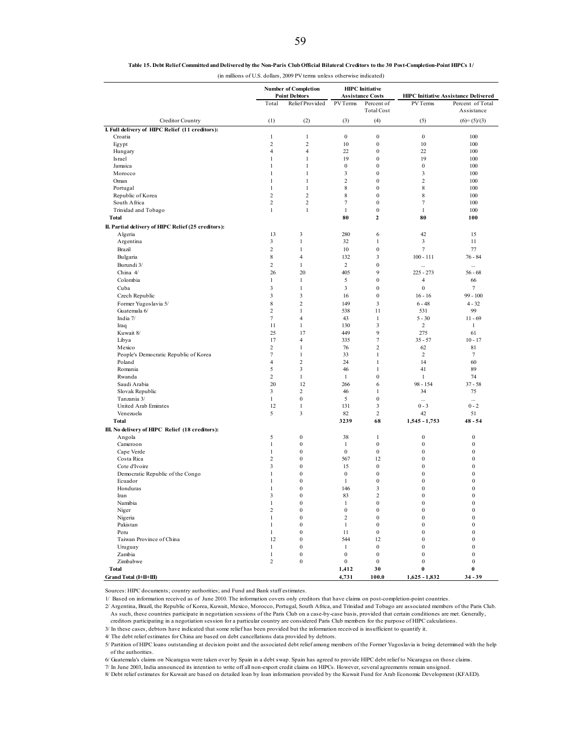**Table 15. Debt Relief Committed and Delivered by the Non-Paris Club Official Bilateral Creditors to the 30 Post-Completion-Point HIPCs 1/**

(in millions of U.S. dollars, 2009 PV terms unless otherwise indicated)

| | Number of Completion Point Debtors | | HIPC Initiative Assistance Costs | | HIPC Initiative Assistance Delivered | |
|---|---|---|---|---|---|---|
| | Total | Relief Provided | PV Terms | Percent of Total Cost | PV Terms | Percent of Total Assistance |
| Creditor Country | (1) | (2) | (3) | (4) | (5) | (6)= (5)/(3) |
| **I. Full delivery of HIPC Relief (11 creditors):** | | | | | | |
| Croatia | 1 | 1 | 0 | 0 | 0 | 100 |
| Egypt | 2 | 2 | 10 | 0 | 10 | 100 |
| Hungary | 4 | 4 | 22 | 0 | 22 | 100 |
| Israel | 1 | 1 | 19 | 0 | 19 | 100 |
| Jamaica | 1 | 1 | 0 | 0 | 0 | 100 |
| Morocco | 1 | 1 | 3 | 0 | 3 | 100 |
| Oman | 1 | 1 | 2 | 0 | 2 | 100 |
| Portugal | 1 | 1 | 8 | 0 | 8 | 100 |
| Republic of Korea | 2 | 2 | 8 | 0 | 8 | 100 |
| South Africa | 2 | 2 | 7 | 0 | 7 | 100 |
| Trinidad and Tobago | 1 | 1 | 1 | 0 | 1 | 100 |
| **Total** | | | **80** | **2** | **80** | **100** |
| **II. Partial delivery of HIPC Relief (25 creditors):** | | | | | | |
| Algeria | 13 | 3 | 280 | 6 | 42 | 15 |
| Argentina | 3 | 1 | 32 | 1 | 3 | 11 |
| Brazil | 2 | 1 | 10 | 0 | 7 | 77 |
| Bulgaria | 8 | 4 | 132 | 3 | 100 - 111 | 76 - 84 |
| Burundi 3/ | 2 | 1 | 2 | 0 | ... | ... |
| China 4/ | 26 | 20 | 405 | 9 | 225 - 273 | 56 - 68 |
| Colombia | 1 | 1 | 5 | 0 | 4 | 66 |
| Cuba | 3 | 1 | 3 | 0 | 0 | 7 |
| Czech Republic | 3 | 3 | 16 | 0 | 16 - 16 | 99 - 100 |
| Former Yugoslavia 5/ | 8 | 2 | 149 | 3 | 6 - 48 | 4 - 32 |
| Guatemala 6/ | 2 | 1 | 538 | 11 | 531 | 99 |
| India 7/ | 7 | 4 | 43 | 1 | 5 - 30 | 11 - 69 |
| Iraq | 11 | 1 | 130 | 3 | 2 | 1 |
| Kuwait 8/ | 25 | 17 | 449 | 9 | 275 | 61 |
| Libya | 17 | 4 | 335 | 7 | 35 - 57 | 10 - 17 |
| Mexico | 2 | 1 | 76 | 2 | 62 | 81 |
| People's Democratic Republic of Korea | 7 | 1 | 33 | 1 | 2 | 7 |
| Poland | 4 | 2 | 24 | 1 | 14 | 60 |
| Romania | 5 | 3 | 46 | 1 | 41 | 89 |
| Rwanda | 2 | 1 | 1 | 0 | 1 | 74 |
| Saudi Arabia | 20 | 12 | 266 | 6 | 98 - 154 | 37 - 58 |
| Slovak Republic | 3 | 2 | 46 | 1 | 34 | 75 |
| Tanzania 3/ | 1 | 0 | 5 | 0 | ... | ... |
| United Arab Emirates | 12 | 1 | 131 | 3 | 0 - 3 | 0 - 2 |
| Venezuela | 5 | 3 | 82 | 2 | 42 | 51 |
| **Total** | | | **3239** | **68** | **1,545 - 1,753** | **48 - 54** |
| **III. No delivery of HIPC Relief (18 creditors):** | | | | | | |
| Angola | 5 | 0 | 38 | 1 | 0 | 0 |
| Cameroon | 1 | 0 | 1 | 0 | 0 | 0 |
| Cape Verde | 1 | 0 | 0 | 0 | 0 | 0 |
| Costa Rica | 2 | 0 | 567 | 12 | 0 | 0 |
| Cote d'Ivoire | 3 | 0 | 15 | 0 | 0 | 0 |
| Democratic Republic of the Congo | 1 | 0 | 0 | 0 | 0 | 0 |
| Ecuador | 1 | 0 | 1 | 0 | 0 | 0 |
| Honduras | 1 | 0 | 146 | 3 | 0 | 0 |
| Iran | 3 | 0 | 83 | 2 | 0 | 0 |
| Namibia | 1 | 0 | 1 | 0 | 0 | 0 |
| Niger | 2 | 0 | 0 | 0 | 0 | 0 |
| Nigeria | 1 | 0 | 2 | 0 | 0 | 0 |
| Pakistan | 1 | 0 | 1 | 0 | 0 | 0 |
| Peru | 1 | 0 | 11 | 0 | 0 | 0 |
| Taiwan Province of China | 12 | 0 | 544 | 12 | 0 | 0 |
| Uruguay | 1 | 0 | 1 | 0 | 0 | 0 |
| Zambia | 1 | 0 | 0 | 0 | 0 | 0 |
| Zimbabwe | 2 | 0 | 0 | 0 | 0 | 0 |
| **Total** | | | **1,412** | **30** | **0** | **0** |
| **Grand Total (I+II+III)** | | | **4,731** | **100.0** | **1,625 - 1,832** | **34 - 39** |

Sources: HIPC documents; country authorities; and Fund and Bank staff estimates.

1/ Based on information received as of June 2010. The information covers only creditors that have claims on post-completion-point countries.

2/ Argentina, Brazil, the Republic of Korea, Kuwait, Mexico, Morocco, Portugal, South Africa, and Trinidad and Tobago are associated members of the Paris Club. As such, these countries participate in negotiation sessions of the Paris Club on a case-by-case basis, provided that certain conditiones are met. Generally, creditors participating in a negotiation session for a particular country are considered Paris Club members for the purpose of HIPC calculations.

3/ In these cases, debtors have indicated that some relief has been provided but the information received is insufficient to quantify it.

4/ The debt relief estimates for China are based on debt cancellations data provided by debtors.

5/ Partition of HIPC loans outstanding at decision point and the associated debt relief among members of the Former Yugoslavia is being determined with the help of the authorities.

6/ Guatemala's claims on Nicaragua were taken over by Spain in a debt swap. Spain has agreed to provide HIPC debt relief to Nicaragua on those claims.

7/ In June 2003, India announced its intention to write off all non-export credit claims on HIPCs. However, several agreements remain unsigned.

8/ Debt relief estimates for Kuwait are based on detailed loan by loan information provided by the Kuwait Fund for Arab Economic Development (KFAED).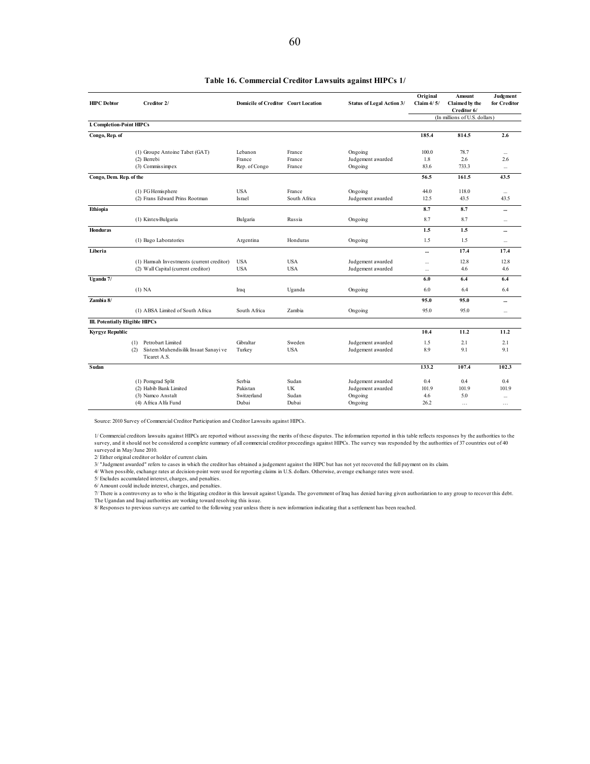### Table 16. Commercial Creditor Lawsuits against HIPCs 1/

| HIPC Debtor | Creditor 2/ | Domicile of Creditor | Court Location | Status of Legal Action 3/ | Original Claim 4/ 5/ | Amount Claimed by the Creditor 6/ | Judgment for Creditor |
|---|---|---|---|---|---|---|---|
| | | | | | (In millions of U.S. dollars) | | |
| **I. Completion-Point HIPCs** | | | | | | | |
| **Congo, Rep. of** | | | | | **185.4** | **814.5** | **2.6** |
| | (1) Groupe Antoine Tabet (GAT) | Lebanon | France | Ongoing | 100.0 | 78.7 | ... |
| | (2) Berrebi | France | France | Judgement awarded | 1.8 | 2.6 | 2.6 |
| | (3) Commissimpex | Rep. of Congo | France | Ongoing | 83.6 | 733.3 | ... |
| **Congo, Dem. Rep. of the** | | | | | **56.5** | **161.5** | **43.5** |
| | (1) FG Hemisphere | USA | France | Ongoing | 44.0 | 118.0 | ... |
| | (2) Frans Edward Prins Rootman | Israel | South Africa | Judgement awarded | 12.5 | 43.5 | 43.5 |
| **Ethiopia** | | | | | **8.7** | **8.7** | **...** |
| | (1) Kintex-Bulgaria | Bulgaria | Russia | Ongoing | 8.7 | 8.7 | ... |
| **Honduras** | | | | | **1.5** | **1.5** | **...** |
| | (1) Bago Laboratories | Argentina | Honduras | Ongoing | 1.5 | 1.5 | ... |
| **Liberia** | | | | | **...** | **17.4** | **17.4** |
| | (1) Hamsah Investments (current creditor) | USA | USA | Judgement awarded | ... | 12.8 | 12.8 |
| | (2) Wall Capital (current creditor) | USA | USA | Judgement awarded | ... | 4.6 | 4.6 |
| **Uganda 7/** | | | | | **6.0** | **6.4** | **6.4** |
| | (1) NA | Iraq | Uganda | Ongoing | 6.0 | 6.4 | 6.4 |
| **Zambia 8/** | | | | | **95.0** | **95.0** | **...** |
| | (1) ABSA Limited of South Africa | South Africa | Zambia | Ongoing | 95.0 | 95.0 | ... |
| **III. Potentially Eligible HIPCs** | | | | | | | |
| **Kyrgyz Republic** | | | | | **10.4** | **11.2** | **11.2** |
| | (1) Petrobart Limited | Gibraltar | Sweden | Judgement awarded | 1.5 | 2.1 | 2.1 |
| | (2) Sistem Muhendisilik Insaat Sanayi ve Ticaret A.S. | Turkey | USA | Judgement awarded | 8.9 | 9.1 | 9.1 |
| **Sudan** | | | | | **133.2** | **107.4** | **102.3** |
| | (1) Pomgrad Split | Serbia | Sudan | Judgement awarded | 0.4 | 0.4 | 0.4 |
| | (2) Habib Bank Limited | Pakistan | UK | Judgement awarded | 101.9 | 101.9 | 101.9 |
| | (3) Namco Anstalt | Switzerland | Sudan | Ongoing | 4.6 | 5.0 | ... |
| | (4) Africa Alfa Fund | Dubai | Dubai | Ongoing | 26.2 | … | … |

Source: 2010 Survey of Commercial Creditor Participation and Creditor Lawsuits against HIPCs.

1/ Commercial creditors lawsuits against HIPCs are reported without assessing the merits of these disputes. The information reported in this table reflects responses by the authorities to the survey, and it should not be considered a complete summary of all commercial creditor proceedings against HIPCs. The survey was responded by the authorities of 37 countries out of 40 surveyed in May/June 2010.

2/ Either original creditor or holder of current claim.

3/ "Judgment awarded" refers to cases in which the creditor has obtained a judgement against the HIPC but has not yet recovered the full payment on its claim.

4/ When possible, exchange rates at decision-point were used for reporting claims in U.S. dollars. Otherwise, average exchange rates were used.

5/ Excludes accumulated interest, charges, and penalties.

6/ Amount could include interest, charges, and penalties.

7/ There is a controversy as to who is the litigating creditor in this lawsuit against Uganda. The government of Iraq has denied having given authorization to any group to recover this debt. The Ugandan and Iraqi authorities are working toward resolving this issue.

8/ Responses to previous surveys are carried to the following year unless there is new information indicating that a settlement has been reached.